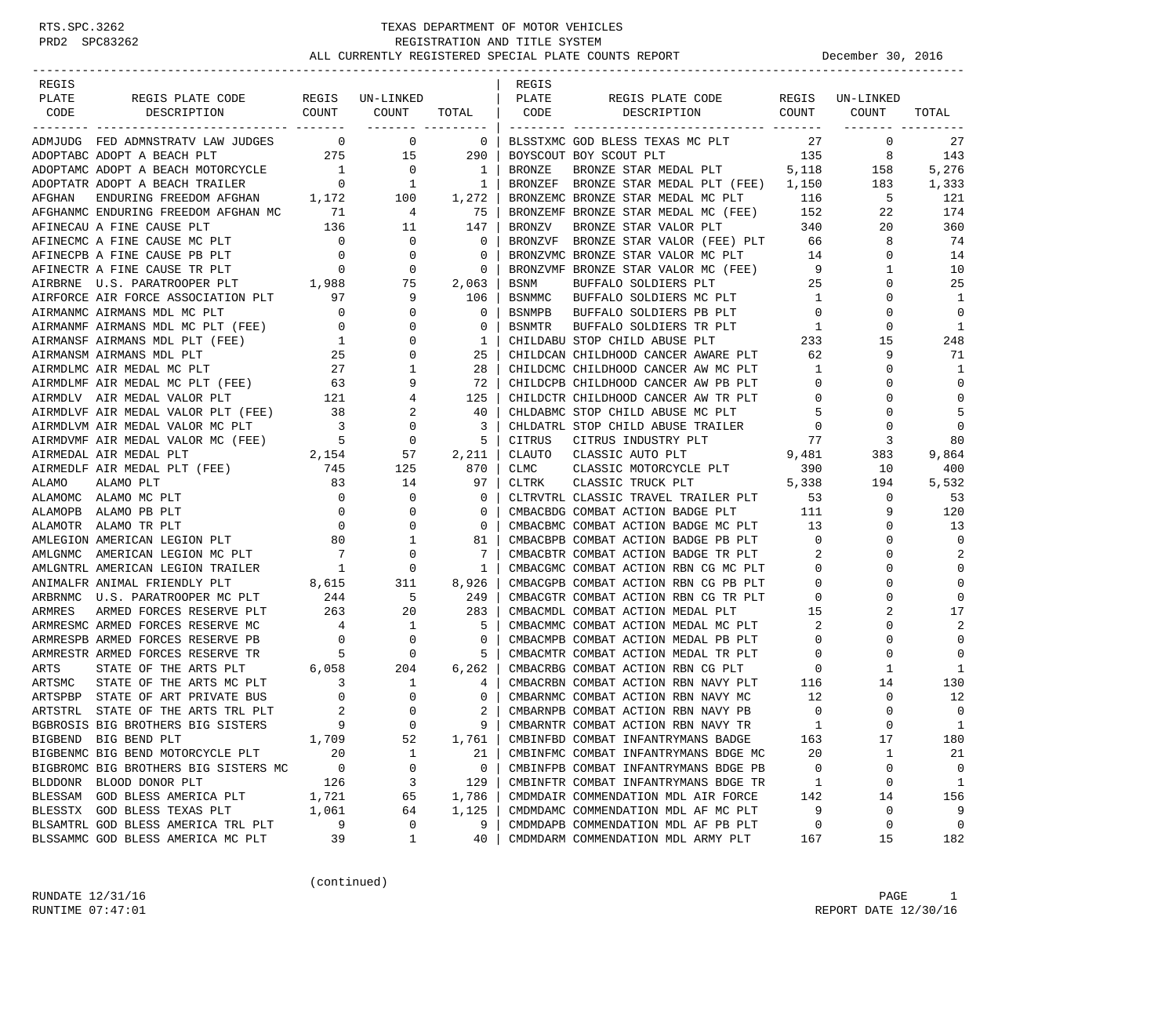# TEXAS DEPARTMENT OF MOTOR VEHICLES

## REGISTRATION AND TITLE SYSTEM

### ALL CURRENTLY REGISTERED SPECIAL PLATE COUNTS REPORT — December 30, 2016

RTS.SPC.3262
PRD2 SPC83262

| REGIS PLATE CODE | REGIS PLATE CODE DESCRIPTION | REGIS COUNT | UN-LINKED COUNT | TOTAL |
|---|---|---|---|---|
| ADMJUDG | FED ADMNSTRATV LAW JUDGES | 0 | 0 | 0 |
| ADOPTABC | ADOPT A BEACH PLT | 275 | 15 | 290 |
| ADOPTAMC | ADOPT A BEACH MOTORCYCLE | 1 | 0 | 1 |
| ADOPTATR | ADOPT A BEACH TRAILER | 0 | 1 | 1 |
| AFGHAN | ENDURING FREEDOM AFGHAN | 1,172 | 100 | 1,272 |
| AFGHANMC | ENDURING FREEDOM AFGHAN MC | 71 | 4 | 75 |
| AFINECAU | A FINE CAUSE PLT | 136 | 11 | 147 |
| AFINECMC | A FINE CAUSE MC PLT | 0 | 0 | 0 |
| AFINECPB | A FINE CAUSE PB PLT | 0 | 0 | 0 |
| AFINECTR | A FINE CAUSE TR PLT | 0 | 0 | 0 |
| AIRBRNE | U.S. PARATROOPER PLT | 1,988 | 75 | 2,063 |
| AIRFORCE | AIR FORCE ASSOCIATION PLT | 97 | 9 | 106 |
| AIRMANMC | AIRMANS MDL MC PLT | 0 | 0 | 0 |
| AIRMANMF | AIRMANS MDL MC PLT (FEE) | 0 | 0 | 0 |
| AIRMANSF | AIRMANS MDL PLT (FEE) | 1 | 0 | 1 |
| AIRMANSM | AIRMANS MDL PLT | 25 | 0 | 25 |
| AIRMDLMC | AIR MEDAL MC PLT | 27 | 1 | 28 |
| AIRMDLMF | AIR MEDAL MC PLT (FEE) | 63 | 9 | 72 |
| AIRMDLV | AIR MEDAL VALOR PLT | 121 | 4 | 125 |
| AIRMDLVF | AIR MEDAL VALOR PLT (FEE) | 38 | 2 | 40 |
| AIRMDLVM | AIR MEDAL VALOR MC PLT | 3 | 0 | 3 |
| AIRMDVMF | AIR MEDAL VALOR MC (FEE) | 5 | 0 | 5 |
| AIRMEDAL | AIR MEDAL PLT | 2,154 | 57 | 2,211 |
| AIRMEDLF | AIR MEDAL PLT (FEE) | 745 | 125 | 870 |
| ALAMO | ALAMO PLT | 83 | 14 | 97 |
| ALAMOMC | ALAMO MC PLT | 0 | 0 | 0 |
| ALAMOPB | ALAMO PB PLT | 0 | 0 | 0 |
| ALAMOTR | ALAMO TR PLT | 0 | 0 | 0 |
| AMLEGION | AMERICAN LEGION PLT | 80 | 1 | 81 |
| AMLGNMC | AMERICAN LEGION MC PLT | 7 | 0 | 7 |
| AMLGNTRL | AMERICAN LEGION TRAILER | 1 | 0 | 1 |
| ANIMALFR | ANIMAL FRIENDLY PLT | 8,615 | 311 | 8,926 |
| ARBRNMC | U.S. PARATROOPER MC PLT | 244 | 5 | 249 |
| ARMRES | ARMED FORCES RESERVE PLT | 263 | 20 | 283 |
| ARMRESMC | ARMED FORCES RESERVE MC | 4 | 1 | 5 |
| ARMRESPB | ARMED FORCES RESERVE PB | 0 | 0 | 0 |
| ARMRESTR | ARMED FORCES RESERVE TR | 5 | 0 | 5 |
| ARTS | STATE OF THE ARTS PLT | 6,058 | 204 | 6,262 |
| ARTSMC | STATE OF THE ARTS MC PLT | 3 | 1 | 4 |
| ARTSPBP | STATE OF ART PRIVATE BUS | 0 | 0 | 0 |
| ARTSTRL | STATE OF THE ARTS TRL PLT | 2 | 0 | 2 |
| BGBROSIS | BIG BROTHERS BIG SISTERS | 9 | 0 | 9 |
| BIGBEND | BIG BEND PLT | 1,709 | 52 | 1,761 |
| BIGBENMC | BIG BEND MOTORCYCLE PLT | 20 | 1 | 21 |
| BIGBROMC | BIG BROTHERS BIG SISTERS MC | 0 | 0 | 0 |
| BLDDONR | BLOOD DONOR PLT | 126 | 3 | 129 |
| BLESSAM | GOD BLESS AMERICA PLT | 1,721 | 65 | 1,786 |
| BLESSTX | GOD BLESS TEXAS PLT | 1,061 | 64 | 1,125 |
| BLSAMTRL | GOD BLESS AMERICA TRL PLT | 9 | 0 | 9 |
| BLSSAMMC | GOD BLESS AMERICA MC PLT | 39 | 1 | 40 |
| BLSSTXMC | GOD BLESS TEXAS MC PLT | 27 | 0 | 27 |
| BOYSCOUT | BOY SCOUT PLT | 135 | 8 | 143 |
| BRONZE | BRONZE STAR MEDAL PLT | 5,118 | 158 | 5,276 |
| BRONZEF | BRONZE STAR MEDAL PLT (FEE) | 1,150 | 183 | 1,333 |
| BRONZEMC | BRONZE STAR MEDAL MC PLT | 116 | 5 | 121 |
| BRONZEMF | BRONZE STAR MEDAL MC (FEE) | 152 | 22 | 174 |
| BRONZV | BRONZE STAR VALOR PLT | 340 | 20 | 360 |
| BRONZVF | BRONZE STAR VALOR (FEE) PLT | 66 | 8 | 74 |
| BRONZVMC | BRONZE STAR VALOR MC PLT | 14 | 0 | 14 |
| BRONZVMF | BRONZE STAR VALOR MC (FEE) | 9 | 1 | 10 |
| BSNM | BUFFALO SOLDIERS PLT | 25 | 0 | 25 |
| BSNMMC | BUFFALO SOLDIERS MC PLT | 1 | 0 | 1 |
| BSNMPB | BUFFALO SOLDIERS PB PLT | 0 | 0 | 0 |
| BSNMTR | BUFFALO SOLDIERS TR PLT | 1 | 0 | 1 |
| CHILDABU | STOP CHILD ABUSE PLT | 233 | 15 | 248 |
| CHILDCAN | CHILDHOOD CANCER AWARE PLT | 62 | 9 | 71 |
| CHILDCMC | CHILDHOOD CANCER AW MC PLT | 1 | 0 | 1 |
| CHILDCPB | CHILDHOOD CANCER AW PB PLT | 0 | 0 | 0 |
| CHILDCTR | CHILDHOOD CANCER AW TR PLT | 0 | 0 | 0 |
| CHLDABMC | STOP CHILD ABUSE MC PLT | 5 | 0 | 5 |
| CHLDATRL | STOP CHILD ABUSE TRAILER | 0 | 0 | 0 |
| CITRUS | CITRUS INDUSTRY PLT | 77 | 3 | 80 |
| CLAUTO | CLASSIC AUTO PLT | 9,481 | 383 | 9,864 |
| CLMC | CLASSIC MOTORCYCLE PLT | 390 | 10 | 400 |
| CLTRK | CLASSIC TRUCK PLT | 5,338 | 194 | 5,532 |
| CLTRVTRL | CLASSIC TRAVEL TRAILER PLT | 53 | 0 | 53 |
| CMBACBDG | COMBAT ACTION BADGE PLT | 111 | 9 | 120 |
| CMBACBMC | COMBAT ACTION BADGE MC PLT | 13 | 0 | 13 |
| CMBACBPB | COMBAT ACTION BADGE PB PLT | 0 | 0 | 0 |
| CMBACBTR | COMBAT ACTION BADGE TR PLT | 2 | 0 | 2 |
| CMBACGMC | COMBAT ACTION RBN CG MC PLT | 0 | 0 | 0 |
| CMBACGPB | COMBAT ACTION RBN CG PB PLT | 0 | 0 | 0 |
| CMBACGTR | COMBAT ACTION RBN CG TR PLT | 0 | 0 | 0 |
| CMBACMDL | COMBAT ACTION MEDAL PLT | 15 | 2 | 17 |
| CMBACMMC | COMBAT ACTION MEDAL MC PLT | 2 | 0 | 2 |
| CMBACMPB | COMBAT ACTION MEDAL PB PLT | 0 | 0 | 0 |
| CMBACMTR | COMBAT ACTION MEDAL TR PLT | 0 | 0 | 0 |
| CMBACRBG | COMBAT ACTION RBN CG PLT | 0 | 1 | 1 |
| CMBACRBN | COMBAT ACTION RBN NAVY PLT | 116 | 14 | 130 |
| CMBARNMC | COMBAT ACTION RBN NAVY MC | 12 | 0 | 12 |
| CMBARNPB | COMBAT ACTION RBN NAVY PB | 0 | 0 | 0 |
| CMBARNTR | COMBAT ACTION RBN NAVY TR | 1 | 0 | 1 |
| CMBINFBD | COMBAT INFANTRYMANS BADGE | 163 | 17 | 180 |
| CMBINFMC | COMBAT INFANTRYMANS BDGE MC | 20 | 1 | 21 |
| CMBINFPB | COMBAT INFANTRYMANS BDGE PB | 0 | 0 | 0 |
| CMBINFTR | COMBAT INFANTRYMANS BDGE TR | 1 | 0 | 1 |
| CMDMDAIR | COMMENDATION MDL AIR FORCE | 142 | 14 | 156 |
| CMDMDAMC | COMMENDATION MDL AF MC PLT | 9 | 0 | 9 |
| CMDMDAPB | COMMENDATION MDL AF PB PLT | 0 | 0 | 0 |
| CMDMDARM | COMMENDATION MDL ARMY PLT | 167 | 15 | 182 |

(continued)

RUNDATE 12/31/16
RUNTIME 07:47:01
REPORT DATE 12/30/16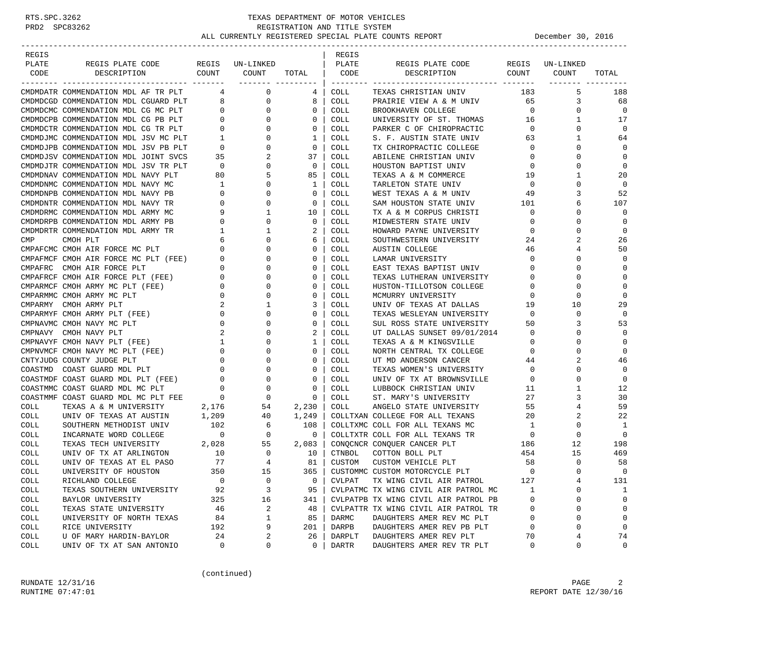TEXAS DEPARTMENT OF MOTOR VEHICLES
REGISTRATION AND TITLE SYSTEM
ALL CURRENTLY REGISTERED SPECIAL PLATE COUNTS REPORT December 30, 2016

| REGIS PLATE CODE | REGIS PLATE CODE DESCRIPTION | REGIS COUNT | UN-LINKED COUNT | TOTAL |
|---|---|---|---|---|
| CMDMDATR | COMMENDATION MDL AF TR PLT | 4 | 0 | 4 |
| CMDMDCGD | COMMENDATION MDL CGUARD PLT | 8 | 0 | 8 |
| CMDMDCMC | COMMENDATION MDL CG MC PLT | 0 | 0 | 0 |
| CMDMDCPB | COMMENDATION MDL CG PB PLT | 0 | 0 | 0 |
| CMDMDCTR | COMMENDATION MDL CG TR PLT | 0 | 0 | 0 |
| CMDMDJMC | COMMENDATION MDL JSV MC PLT | 1 | 0 | 1 |
| CMDMDJPB | COMMENDATION MDL JSV PB PLT | 0 | 0 | 0 |
| CMDMDJSV | COMMENDATION MDL JOINT SVCS | 35 | 2 | 37 |
| CMDMDJTR | COMMENDATION MDL JSV TR PLT | 0 | 0 | 0 |
| CMDMDNAV | COMMENDATION MDL NAVY PLT | 80 | 5 | 85 |
| CMDMDNMC | COMMENDATION MDL NAVY MC | 1 | 0 | 1 |
| CMDMDNPB | COMMENDATION MDL NAVY PB | 0 | 0 | 0 |
| CMDMDNTR | COMMENDATION MDL NAVY TR | 0 | 0 | 0 |
| CMDMDRMC | COMMENDATION MDL ARMY MC | 9 | 1 | 10 |
| CMDMDRPB | COMMENDATION MDL ARMY PB | 0 | 0 | 0 |
| CMDMDRTR | COMMENDATION MDL ARMY TR | 1 | 1 | 2 |
| CMP | CMOH PLT | 6 | 0 | 6 |
| CMPAFCMC | CMOH AIR FORCE MC PLT | 0 | 0 | 0 |
| CMPAFMCF | CMOH AIR FORCE MC PLT (FEE) | 0 | 0 | 0 |
| CMPAFRC | CMOH AIR FORCE PLT | 0 | 0 | 0 |
| CMPAFRCF | CMOH AIR FORCE PLT (FEE) | 0 | 0 | 0 |
| CMPARMCF | CMOH ARMY MC PLT (FEE) | 0 | 0 | 0 |
| CMPARMMC | CMOH ARMY MC PLT | 0 | 0 | 0 |
| CMPARMY | CMOH ARMY PLT | 2 | 1 | 3 |
| CMPARMYF | CMOH ARMY PLT (FEE) | 0 | 0 | 0 |
| CMPNAVMC | CMOH NAVY MC PLT | 0 | 0 | 0 |
| CMPNAVY | CMOH NAVY PLT | 2 | 0 | 2 |
| CMPNAVYF | CMOH NAVY PLT (FEE) | 1 | 0 | 1 |
| CMPNVMCF | CMOH NAVY MC PLT (FEE) | 0 | 0 | 0 |
| CNTYJUDG | COUNTY JUDGE PLT | 0 | 0 | 0 |
| COASTMD | COAST GUARD MDL PLT | 0 | 0 | 0 |
| COASTMDF | COAST GUARD MDL PLT (FEE) | 0 | 0 | 0 |
| COASTMMC | COAST GUARD MDL MC PLT | 0 | 0 | 0 |
| COASTMMF | COAST GUARD MDL MC PLT FEE | 0 | 0 | 0 |
| COLL | TEXAS A & M UNIVERSITY | 2,176 | 54 | 2,230 |
| COLL | UNIV OF TEXAS AT AUSTIN | 1,209 | 40 | 1,249 |
| COLL | SOUTHERN METHODIST UNIV | 102 | 6 | 108 |
| COLL | INCARNATE WORD COLLEGE | 0 | 0 | 0 |
| COLL | TEXAS TECH UNIVERSITY | 2,028 | 55 | 2,083 |
| COLL | UNIV OF TX AT ARLINGTON | 10 | 0 | 10 |
| COLL | UNIV OF TEXAS AT EL PASO | 77 | 4 | 81 |
| COLL | UNIVERSITY OF HOUSTON | 350 | 15 | 365 |
| COLL | RICHLAND COLLEGE | 0 | 0 | 0 |
| COLL | TEXAS SOUTHERN UNIVERSITY | 92 | 3 | 95 |
| COLL | BAYLOR UNIVERSITY | 325 | 16 | 341 |
| COLL | TEXAS STATE UNIVERSITY | 46 | 2 | 48 |
| COLL | UNIVERSITY OF NORTH TEXAS | 84 | 1 | 85 |
| COLL | RICE UNIVERSITY | 192 | 9 | 201 |
| COLL | U OF MARY HARDIN-BAYLOR | 24 | 2 | 26 |
| COLL | UNIV OF TX AT SAN ANTONIO | 0 | 0 | 0 |
| COLL | TEXAS CHRISTIAN UNIV | 183 | 5 | 188 |
| COLL | PRAIRIE VIEW A & M UNIV | 65 | 3 | 68 |
| COLL | BROOKHAVEN COLLEGE | 0 | 0 | 0 |
| COLL | UNIVERSITY OF ST. THOMAS | 16 | 1 | 17 |
| COLL | PARKER C OF CHIROPRACTIC | 0 | 0 | 0 |
| COLL | S. F. AUSTIN STATE UNIV | 63 | 1 | 64 |
| COLL | TX CHIROPRACTIC COLLEGE | 0 | 0 | 0 |
| COLL | ABILENE CHRISTIAN UNIV | 0 | 0 | 0 |
| COLL | HOUSTON BAPTIST UNIV | 0 | 0 | 0 |
| COLL | TEXAS A & M COMMERCE | 19 | 1 | 20 |
| COLL | TARLETON STATE UNIV | 0 | 0 | 0 |
| COLL | WEST TEXAS A & M UNIV | 49 | 3 | 52 |
| COLL | SAM HOUSTON STATE UNIV | 101 | 6 | 107 |
| COLL | TX A & M CORPUS CHRISTI | 0 | 0 | 0 |
| COLL | MIDWESTERN STATE UNIV | 0 | 0 | 0 |
| COLL | HOWARD PAYNE UNIVERSITY | 0 | 0 | 0 |
| COLL | SOUTHWESTERN UNIVERSITY | 24 | 2 | 26 |
| COLL | AUSTIN COLLEGE | 46 | 4 | 50 |
| COLL | LAMAR UNIVERSITY | 0 | 0 | 0 |
| COLL | EAST TEXAS BAPTIST UNIV | 0 | 0 | 0 |
| COLL | TEXAS LUTHERAN UNIVERSITY | 0 | 0 | 0 |
| COLL | HUSTON-TILLOTSON COLLEGE | 0 | 0 | 0 |
| COLL | MCMURRY UNIVERSITY | 0 | 0 | 0 |
| COLL | UNIV OF TEXAS AT DALLAS | 19 | 10 | 29 |
| COLL | TEXAS WESLEYAN UNIVERSITY | 0 | 0 | 0 |
| COLL | SUL ROSS STATE UNIVERSITY | 50 | 3 | 53 |
| COLL | UT DALLAS SUNSET 09/01/2014 | 0 | 0 | 0 |
| COLL | TEXAS A & M KINGSVILLE | 0 | 0 | 0 |
| COLL | NORTH CENTRAL TX COLLEGE | 0 | 0 | 0 |
| COLL | UT MD ANDERSON CANCER | 44 | 2 | 46 |
| COLL | TEXAS WOMEN'S UNIVERSITY | 0 | 0 | 0 |
| COLL | UNIV OF TX AT BROWNSVILLE | 0 | 0 | 0 |
| COLL | LUBBOCK CHRISTIAN UNIV | 11 | 1 | 12 |
| COLL | ST. MARY'S UNIVERSITY | 27 | 3 | 30 |
| COLL | ANGELO STATE UNIVERSITY | 55 | 4 | 59 |
| COLLTXAN | COLLEGE FOR ALL TEXANS | 20 | 2 | 22 |
| COLLTXMC | COLL FOR ALL TEXANS MC | 1 | 0 | 1 |
| COLLTXTR | COLL FOR ALL TEXANS TR | 0 | 0 | 0 |
| CONQCNCR | CONQUER CANCER PLT | 186 | 12 | 198 |
| CTNBOL | COTTON BOLL PLT | 454 | 15 | 469 |
| CUSTOM | CUSTOM VEHICLE PLT | 58 | 0 | 58 |
| CUSTOMMC | CUSTOM MOTORCYCLE PLT | 0 | 0 | 0 |
| CVLPAT | TX WING CIVIL AIR PATROL | 127 | 4 | 131 |
| CVLPATMC | TX WING CIVIL AIR PATROL MC | 1 | 0 | 1 |
| CVLPATPB | TX WING CIVIL AIR PATROL PB | 0 | 0 | 0 |
| CVLPATTR | TX WING CIVIL AIR PATROL TR | 0 | 0 | 0 |
| DARMC | DAUGHTERS AMER REV MC PLT | 0 | 0 | 0 |
| DARPB | DAUGHTERS AMER REV PB PLT | 0 | 0 | 0 |
| DARPLT | DAUGHTERS AMER REV PLT | 70 | 4 | 74 |
| DARTR | DAUGHTERS AMER REV TR PLT | 0 | 0 | 0 |

(continued)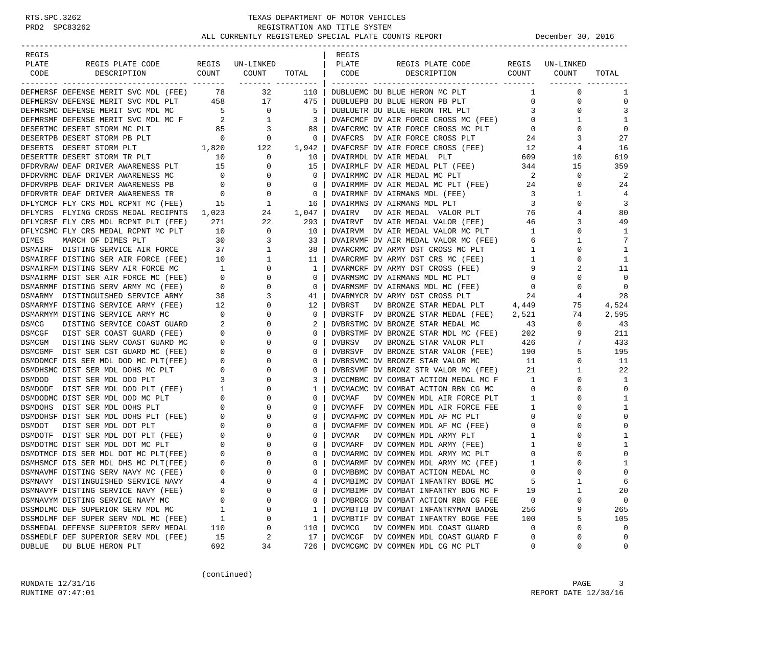# TEXAS DEPARTMENT OF MOTOR VEHICLES
## REGISTRATION AND TITLE SYSTEM
### ALL CURRENTLY REGISTERED SPECIAL PLATE COUNTS REPORT — December 30, 2016

| REGIS PLATE CODE | REGIS PLATE CODE DESCRIPTION | REGIS COUNT | UN-LINKED COUNT | TOTAL |
|---|---|---|---|---|
| DEFMERSF | DEFENSE MERIT SVC MDL (FEE) | 78 | 32 | 110 |
| DEFMERSV | DEFENSE MERIT SVC MDL PLT | 458 | 17 | 475 |
| DEFMRSMC | DEFENSE MERIT SVC MDL MC | 5 | 0 | 5 |
| DEFMRSMF | DEFENSE MERIT SVC MDL MC F | 2 | 1 | 3 |
| DESERTMC | DESERT STORM MC PLT | 85 | 3 | 88 |
| DESERTPB | DESERT STORM PB PLT | 0 | 0 | 0 |
| DESERTS | DESERT STORM PLT | 1,820 | 122 | 1,942 |
| DESERTTR | DESERT STORM TR PLT | 10 | 0 | 10 |
| DFDRVRAW | DEAF DRIVER AWARENESS PLT | 15 | 0 | 15 |
| DFDRVRMC | DEAF DRIVER AWARENESS MC | 0 | 0 | 0 |
| DFDRVRPB | DEAF DRIVER AWARENESS PB | 0 | 0 | 0 |
| DFDRVRTR | DEAF DRIVER AWARENESS TR | 0 | 0 | 0 |
| DFLYCMCF | FLY CRS MDL RCPNT MC (FEE) | 15 | 1 | 16 |
| DFLYCRS | FLYING CROSS MEDAL RECIPNTS | 1,023 | 24 | 1,047 |
| DFLYCRSF | FLY CRS MDL RCPNT PLT (FEE) | 271 | 22 | 293 |
| DFLYCSMC | FLY CRS MEDAL RCPNT MC PLT | 10 | 0 | 10 |
| DIMES | MARCH OF DIMES PLT | 30 | 3 | 33 |
| DSMAIRF | DISTING SERVICE AIR FORCE | 37 | 1 | 38 |
| DSMAIRFF | DISTING SER AIR FORCE (FEE) | 10 | 1 | 11 |
| DSMAIRFM | DISTING SERV AIR FORCE MC | 1 | 0 | 1 |
| DSMAIRMF | DIST SER AIR FORCE MC (FEE) | 0 | 0 | 0 |
| DSMARMMF | DISTING SERV ARMY MC (FEE) | 0 | 0 | 0 |
| DSMARMY | DISTINGUISHED SERVICE ARMY | 38 | 3 | 41 |
| DSMARMYF | DISTING SERVICE ARMY (FEE) | 12 | 0 | 12 |
| DSMARMYM | DISTING SERVICE ARMY MC | 0 | 0 | 0 |
| DSMCG | DISTING SERVICE COAST GUARD | 2 | 0 | 2 |
| DSMCGF | DIST SER COAST GUARD (FEE) | 0 | 0 | 0 |
| DSMCGM | DISTING SERV COAST GUARD MC | 0 | 0 | 0 |
| DSMCGMF | DIST SER CST GUARD MC (FEE) | 0 | 0 | 0 |
| DSMDDMCF | DIS SER MDL DOD MC PLT(FEE) | 0 | 0 | 0 |
| DSMDHSMC | DIST SER MDL DOHS MC PLT | 0 | 0 | 0 |
| DSMDOD | DIST SER MDL DOD PLT | 3 | 0 | 3 |
| DSMDODF | DIST SER MDL DOD PLT (FEE) | 1 | 0 | 1 |
| DSMDODMC | DIST SER MDL DOD MC PLT | 0 | 0 | 0 |
| DSMDOHS | DIST SER MDL DOHS PLT | 0 | 0 | 0 |
| DSMDOHSF | DIST SER MDL DOHS PLT (FEE) | 0 | 0 | 0 |
| DSMDOT | DIST SER MDL DOT PLT | 0 | 0 | 0 |
| DSMDOTF | DIST SER MDL DOT PLT (FEE) | 0 | 0 | 0 |
| DSMDOTMC | DIST SER MDL DOT MC PLT | 0 | 0 | 0 |
| DSMDTMCF | DIS SER MDL DOT MC PLT(FEE) | 0 | 0 | 0 |
| DSMHSMCF | DIS SER MDL DHS MC PLT(FEE) | 0 | 0 | 0 |
| DSMNAVMF | DISTING SERV NAVY MC (FEE) | 0 | 0 | 0 |
| DSMNAVY | DISTINGUISHED SERVICE NAVY | 4 | 0 | 4 |
| DSMNAVYF | DISTING SERVICE NAVY (FEE) | 0 | 0 | 0 |
| DSMNAVYM | DISTING SERVICE NAVY MC | 0 | 0 | 0 |
| DSSMDLMC | DEF SUPERIOR SERV MDL MC | 1 | 0 | 1 |
| DSSMDLMF | DEF SUPER SERV MDL MC (FEE) | 1 | 0 | 1 |
| DSSMEDAL | DEFENSE SUPERIOR SERV MEDAL | 110 | 0 | 110 |
| DSSMEDLF | DEF SUPERIOR SERV MDL (FEE) | 15 | 2 | 17 |
| DUBLUE | DU BLUE HERON PLT | 692 | 34 | 726 |
| DUBLUEMC | DU BLUE HERON MC PLT | 1 | 0 | 1 |
| DUBLUEPB | DU BLUE HERON PB PLT | 0 | 0 | 0 |
| DUBLUETR | DU BLUE HERON TRL PLT | 3 | 0 | 3 |
| DVAFCMCF | DV AIR FORCE CROSS MC (FEE) | 0 | 1 | 1 |
| DVAFCRMC | DV AIR FORCE CROSS MC PLT | 0 | 0 | 0 |
| DVAFCRS | DV AIR FORCE CROSS PLT | 24 | 3 | 27 |
| DVAFCRSF | DV AIR FORCE CROSS (FEE) | 12 | 4 | 16 |
| DVAIRMDL | DV AIR MEDAL PLT | 609 | 10 | 619 |
| DVAIRMLF | DV AIR MEDAL PLT (FEE) | 344 | 15 | 359 |
| DVAIRMMC | DV AIR MEDAL MC PLT | 2 | 0 | 2 |
| DVAIRMMF | DV AIR MEDAL MC PLT (FEE) | 24 | 0 | 24 |
| DVAIRMNF | DV AIRMANS MDL (FEE) | 3 | 1 | 4 |
| DVAIRMNS | DV AIRMANS MDL PLT | 3 | 0 | 3 |
| DVAIRV | DV AIR MEDAL VALOR PLT | 76 | 4 | 80 |
| DVAIRVF | DV AIR MEDAL VALOR (FEE) | 46 | 3 | 49 |
| DVAIRVM | DV AIR MEDAL VALOR MC PLT | 1 | 0 | 1 |
| DVAIRVMF | DV AIR MEDAL VALOR MC (FEE) | 6 | 1 | 7 |
| DVARCRMC | DV ARMY DST CROSS MC PLT | 1 | 0 | 1 |
| DVARCRMF | DV ARMY DST CRS MC (FEE) | 1 | 0 | 1 |
| DVARMCRF | DV ARMY DST CROSS (FEE) | 9 | 2 | 11 |
| DVARMSMC | DV AIRMANS MDL MC PLT | 0 | 0 | 0 |
| DVARMSMF | DV AIRMANS MDL MC (FEE) | 0 | 0 | 0 |
| DVARMYCR | DV ARMY DST CROSS PLT | 24 | 4 | 28 |
| DVBRST | DV BRONZE STAR MEDAL PLT | 4,449 | 75 | 4,524 |
| DVBRSTF | DV BRONZE STAR MEDAL (FEE) | 2,521 | 74 | 2,595 |
| DVBRSTMC | DV BRONZE STAR MEDAL MC | 43 | 0 | 43 |
| DVBRSTMF | DV BRONZE STAR MDL MC (FEE) | 202 | 9 | 211 |
| DVBRSV | DV BRONZE STAR VALOR PLT | 426 | 7 | 433 |
| DVBRSVF | DV BRONZE STAR VALOR (FEE) | 190 | 5 | 195 |
| DVBRSVMC | DV BRONZE STAR VALOR MC | 11 | 0 | 11 |
| DVBRSVMF | DV BRONZ STR VALOR MC (FEE) | 21 | 1 | 22 |
| DVCCMBMC | DV COMBAT ACTION MEDAL MC F | 1 | 0 | 1 |
| DVCMACMC | DV COMBAT ACTION RBN CG MC | 0 | 0 | 0 |
| DVCMAF | DV COMMEN MDL AIR FORCE PLT | 1 | 0 | 1 |
| DVCMAFF | DV COMMEN MDL AIR FORCE FEE | 1 | 0 | 1 |
| DVCMAFMC | DV COMMEN MDL AF MC PLT | 0 | 0 | 0 |
| DVCMAFMF | DV COMMEN MDL AF MC (FEE) | 0 | 0 | 0 |
| DVCMAR | DV COMMEN MDL ARMY PLT | 1 | 0 | 1 |
| DVCMARF | DV COMMEN MDL ARMY (FEE) | 1 | 0 | 1 |
| DVCMARMC | DV COMMEN MDL ARMY MC PLT | 0 | 0 | 0 |
| DVCMARMF | DV COMMEN MDL ARMY MC (FEE) | 1 | 0 | 1 |
| DVCMBBMC | DV COMBAT ACTION MEDAL MC | 0 | 0 | 0 |
| DVCMBIMC | DV COMBAT INFANTRY BDGE MC | 5 | 1 | 6 |
| DVCMBIMF | DV COMBAT INFANTRY BDG MC F | 19 | 1 | 20 |
| DVCMBRCG | DV COMBAT ACTION RBN CG FEE | 0 | 0 | 0 |
| DVCMBTIB | DV COMBAT INFANTRYMAN BADGE | 256 | 9 | 265 |
| DVCMBTIF | DV COMBAT INFANTRY BDGE FEE | 100 | 5 | 105 |
| DVCMCG | DV COMMEN MDL COAST GUARD | 0 | 0 | 0 |
| DVCMCGF | DV COMMEN MDL COAST GUARD F | 0 | 0 | 0 |
| DVCMCGMC | DV COMMEN MDL CG MC PLT | 0 | 0 | 0 |

(continued)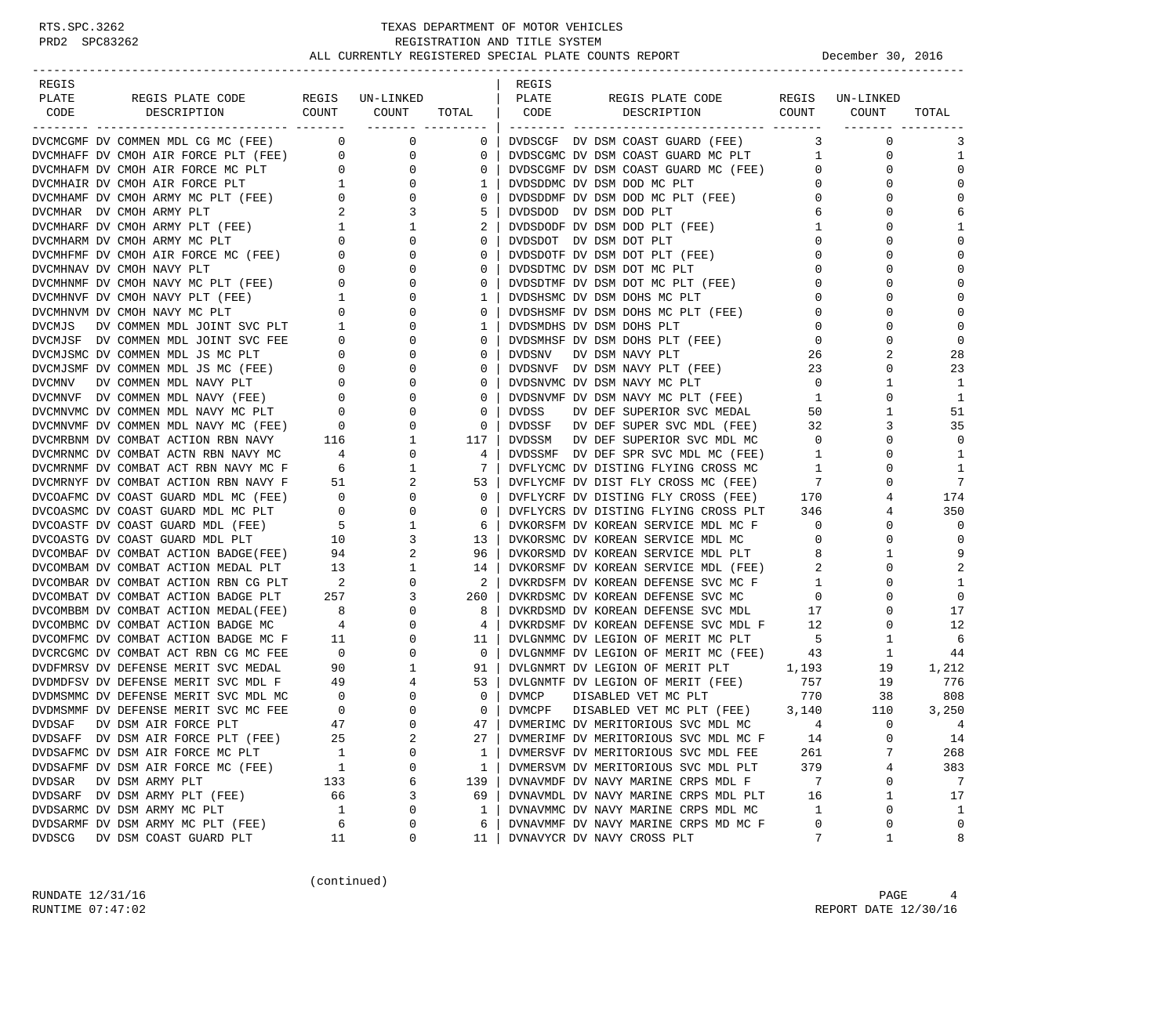TEXAS DEPARTMENT OF MOTOR VEHICLES
REGISTRATION AND TITLE SYSTEM
ALL CURRENTLY REGISTERED SPECIAL PLATE COUNTS REPORT December 30, 2016

| REGIS PLATE CODE | REGIS PLATE CODE DESCRIPTION | REGIS COUNT | UN-LINKED COUNT | TOTAL |
|---|---|---|---|---|
| DVCMCGMF | DV COMMEN MDL CG MC (FEE) | 0 | 0 | 0 |
| DVCMHAFF | DV CMOH AIR FORCE PLT (FEE) | 0 | 0 | 0 |
| DVCMHAFM | DV CMOH AIR FORCE MC PLT | 0 | 0 | 0 |
| DVCMHAIR | DV CMOH AIR FORCE PLT | 1 | 0 | 1 |
| DVCMHAMF | DV CMOH ARMY MC PLT (FEE) | 0 | 0 | 0 |
| DVCMHAR | DV CMOH ARMY PLT | 2 | 3 | 5 |
| DVCMHARF | DV CMOH ARMY PLT (FEE) | 1 | 1 | 2 |
| DVCMHARM | DV CMOH ARMY MC PLT | 0 | 0 | 0 |
| DVCMHFMF | DV CMOH AIR FORCE MC (FEE) | 0 | 0 | 0 |
| DVCMHNAV | DV CMOH NAVY PLT | 0 | 0 | 0 |
| DVCMHNMF | DV CMOH NAVY MC PLT (FEE) | 0 | 0 | 0 |
| DVCMHNVF | DV CMOH NAVY PLT (FEE) | 1 | 0 | 1 |
| DVCMHNVM | DV CMOH NAVY MC PLT | 0 | 0 | 0 |
| DVCMJS | DV COMMEN MDL JOINT SVC PLT | 1 | 0 | 1 |
| DVCMJSF | DV COMMEN MDL JOINT SVC FEE | 0 | 0 | 0 |
| DVCMJSMC | DV COMMEN MDL JS MC PLT | 0 | 0 | 0 |
| DVCMJSMF | DV COMMEN MDL JS MC (FEE) | 0 | 0 | 0 |
| DVCMNV | DV COMMEN MDL NAVY PLT | 0 | 0 | 0 |
| DVCMNVF | DV COMMEN MDL NAVY (FEE) | 0 | 0 | 0 |
| DVCMNVMC | DV COMMEN MDL NAVY MC PLT | 0 | 0 | 0 |
| DVCMNVMF | DV COMMEN MDL NAVY MC (FEE) | 0 | 0 | 0 |
| DVCMRBNM | DV COMBAT ACTION RBN NAVY | 116 | 1 | 117 |
| DVCMRNMC | DV COMBAT ACTN RBN NAVY MC | 4 | 0 | 4 |
| DVCMRNMF | DV COMBAT ACT RBN NAVY MC F | 6 | 1 | 7 |
| DVCMRNYF | DV COMBAT ACTION RBN NAVY F | 51 | 2 | 53 |
| DVCOAFMC | DV COAST GUARD MDL MC (FEE) | 0 | 0 | 0 |
| DVCOASMC | DV COAST GUARD MDL MC PLT | 0 | 0 | 0 |
| DVCOASTF | DV COAST GUARD MDL (FEE) | 5 | 1 | 6 |
| DVCOASTG | DV COAST GUARD MDL PLT | 10 | 3 | 13 |
| DVCOMBAF | DV COMBAT ACTION BADGE(FEE) | 94 | 2 | 96 |
| DVCOMBAM | DV COMBAT ACTION MEDAL PLT | 13 | 1 | 14 |
| DVCOMBAR | DV COMBAT ACTION RBN CG PLT | 2 | 0 | 2 |
| DVCOMBAT | DV COMBAT ACTION BADGE PLT | 257 | 3 | 260 |
| DVCOMBBM | DV COMBAT ACTION MEDAL(FEE) | 8 | 0 | 8 |
| DVCOMBMC | DV COMBAT ACTION BADGE MC | 4 | 0 | 4 |
| DVCOMFMC | DV COMBAT ACTION BADGE MC F | 11 | 0 | 11 |
| DVCRCGMC | DV COMBAT ACT RBN CG MC FEE | 0 | 0 | 0 |
| DVDFMRSV | DV DEFENSE MERIT SVC MEDAL | 90 | 1 | 91 |
| DVDMDFSV | DV DEFENSE MERIT SVC MDL F | 49 | 4 | 53 |
| DVDMSMMC | DV DEFENSE MERIT SVC MDL MC | 0 | 0 | 0 |
| DVDMSMMF | DV DEFENSE MERIT SVC MC FEE | 0 | 0 | 0 |
| DVDSAF | DV DSM AIR FORCE PLT | 47 | 0 | 47 |
| DVDSAFF | DV DSM AIR FORCE PLT (FEE) | 25 | 2 | 27 |
| DVDSAFMC | DV DSM AIR FORCE MC PLT | 1 | 0 | 1 |
| DVDSAFMF | DV DSM AIR FORCE MC (FEE) | 1 | 0 | 1 |
| DVDSAR | DV DSM ARMY PLT | 133 | 6 | 139 |
| DVDSARF | DV DSM ARMY PLT (FEE) | 66 | 3 | 69 |
| DVDSARMC | DV DSM ARMY MC PLT | 1 | 0 | 1 |
| DVDSARMF | DV DSM ARMY MC PLT (FEE) | 6 | 0 | 6 |
| DVDSCG | DV DSM COAST GUARD PLT | 11 | 0 | 11 |
| DVDSCGF | DV DSM COAST GUARD (FEE) | 3 | 0 | 3 |
| DVDSCGMC | DV DSM COAST GUARD MC PLT | 1 | 0 | 1 |
| DVDSCGMF | DV DSM COAST GUARD MC (FEE) | 0 | 0 | 0 |
| DVDSDDMC | DV DSM DOD MC PLT | 0 | 0 | 0 |
| DVDSDDMF | DV DSM DOD MC PLT (FEE) | 0 | 0 | 0 |
| DVDSDOD | DV DSM DOD PLT | 6 | 0 | 6 |
| DVDSDODF | DV DSM DOD PLT (FEE) | 1 | 0 | 1 |
| DVDSDOT | DV DSM DOT PLT | 0 | 0 | 0 |
| DVDSDOTF | DV DSM DOT PLT (FEE) | 0 | 0 | 0 |
| DVDSDTMC | DV DSM DOT MC PLT | 0 | 0 | 0 |
| DVDSDTMF | DV DSM DOT MC PLT (FEE) | 0 | 0 | 0 |
| DVDSHSMC | DV DSM DOHS MC PLT | 0 | 0 | 0 |
| DVDSHSMF | DV DSM DOHS MC PLT (FEE) | 0 | 0 | 0 |
| DVDSMDHS | DV DSM DOHS PLT | 0 | 0 | 0 |
| DVDSMHSF | DV DSM DOHS PLT (FEE) | 0 | 0 | 0 |
| DVDSNV | DV DSM NAVY PLT | 26 | 2 | 28 |
| DVDSNVF | DV DSM NAVY PLT (FEE) | 23 | 0 | 23 |
| DVDSNVMC | DV DSM NAVY MC PLT | 0 | 1 | 1 |
| DVDSNVMF | DV DSM NAVY MC PLT (FEE) | 1 | 0 | 1 |
| DVDSS | DV DEF SUPERIOR SVC MEDAL | 50 | 1 | 51 |
| DVDSSF | DV DEF SUPER SVC MDL (FEE) | 32 | 3 | 35 |
| DVDSSM | DV DEF SUPERIOR SVC MDL MC | 0 | 0 | 0 |
| DVDSSMF | DV DEF SPR SVC MDL MC (FEE) | 1 | 0 | 1 |
| DVFLYCMC | DV DISTING FLYING CROSS MC | 1 | 0 | 1 |
| DVFLYCMF | DV DIST FLY CROSS MC (FEE) | 7 | 0 | 7 |
| DVFLYCRF | DV DISTING FLY CROSS (FEE) | 170 | 4 | 174 |
| DVFLYCRS | DV DISTING FLYING CROSS PLT | 346 | 4 | 350 |
| DVKORSFM | DV KOREAN SERVICE MDL MC F | 0 | 0 | 0 |
| DVKORSMC | DV KOREAN SERVICE MDL MC | 0 | 0 | 0 |
| DVKORSMD | DV KOREAN SERVICE MDL PLT | 8 | 1 | 9 |
| DVKORSMF | DV KOREAN SERVICE MDL (FEE) | 2 | 0 | 2 |
| DVKRDSFM | DV KOREAN DEFENSE SVC MC F | 1 | 0 | 1 |
| DVKRDSMC | DV KOREAN DEFENSE SVC MC | 0 | 0 | 0 |
| DVKRDSMD | DV KOREAN DEFENSE SVC MDL | 17 | 0 | 17 |
| DVKRDSMF | DV KOREAN DEFENSE SVC MDL F | 12 | 0 | 12 |
| DVLGNMMC | DV LEGION OF MERIT MC PLT | 5 | 1 | 6 |
| DVLGNMMF | DV LEGION OF MERIT MC (FEE) | 43 | 1 | 44 |
| DVLGNMRT | DV LEGION OF MERIT PLT | 1,193 | 19 | 1,212 |
| DVLGNMTF | DV LEGION OF MERIT (FEE) | 757 | 19 | 776 |
| DVMCP | DISABLED VET MC PLT | 770 | 38 | 808 |
| DVMCPF | DISABLED VET MC PLT (FEE) | 3,140 | 110 | 3,250 |
| DVMERIMC | DV MERITORIOUS SVC MDL MC | 4 | 0 | 4 |
| DVMERIMF | DV MERITORIOUS SVC MDL MC F | 14 | 0 | 14 |
| DVMERSVF | DV MERITORIOUS SVC MDL FEE | 261 | 7 | 268 |
| DVMERSVM | DV MERITORIOUS SVC MDL PLT | 379 | 4 | 383 |
| DVNAVMDF | DV NAVY MARINE CRPS MDL F | 7 | 0 | 7 |
| DVNAVMDL | DV NAVY MARINE CRPS MDL PLT | 16 | 1 | 17 |
| DVNAVMMC | DV NAVY MARINE CRPS MDL MC | 1 | 0 | 1 |
| DVNAVMMF | DV NAVY MARINE CRPS MD MC F | 0 | 0 | 0 |
| DVNAVYCR | DV NAVY CROSS PLT | 7 | 1 | 8 |

(continued)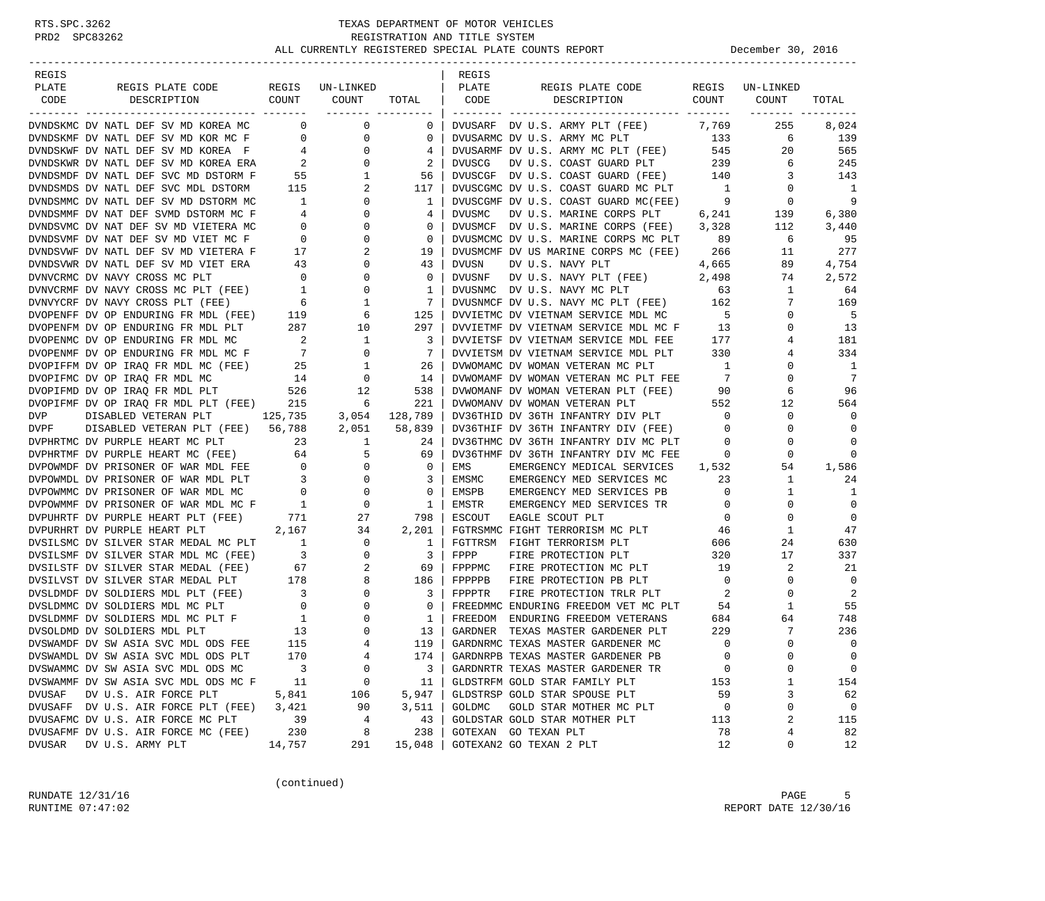# TEXAS DEPARTMENT OF MOTOR VEHICLES

## REGISTRATION AND TITLE SYSTEM

### ALL CURRENTLY REGISTERED SPECIAL PLATE COUNTS REPORT — December 30, 2016

| REGIS PLATE CODE | REGIS PLATE CODE DESCRIPTION | REGIS COUNT | UN-LINKED COUNT | TOTAL |
|---|---|---|---|---|
| DVNDSKMC | DV NATL DEF SV MD KOREA MC | 0 | 0 | 0 |
| DVNDSKMF | DV NATL DEF SV MD KOR MC F | 0 | 0 | 0 |
| DVNDSKWF | DV NATL DEF SV MD KOREA F | 4 | 0 | 4 |
| DVNDSKWR | DV NATL DEF SV MD KOREA ERA | 2 | 0 | 2 |
| DVNDSMDF | DV NATL DEF SVC MD DSTORM F | 55 | 1 | 56 |
| DVNDSMDS | DV NATL DEF SVC MDL DSTORM | 115 | 2 | 117 |
| DVNDSMMC | DV NATL DEF SV MD DSTORM MC | 1 | 0 | 1 |
| DVNDSMMF | DV NAT DEF SVMD DSTORM MC F | 4 | 0 | 4 |
| DVNDSVMC | DV NAT DEF SV MD VIETERA MC | 0 | 0 | 0 |
| DVNDSVMF | DV NAT DEF SV MD VIET MC F | 0 | 0 | 0 |
| DVNDSVWF | DV NATL DEF SV MD VIETERA F | 17 | 2 | 19 |
| DVNDSVWR | DV NATL DEF SV MD VIET ERA | 43 | 0 | 43 |
| DVNVCRMC | DV NAVY CROSS MC PLT | 0 | 0 | 0 |
| DVNVCRMF | DV NAVY CROSS MC PLT (FEE) | 1 | 0 | 1 |
| DVNVYCRF | DV NAVY CROSS PLT (FEE) | 6 | 1 | 7 |
| DVOPENFF | DV OP ENDURING FR MDL (FEE) | 119 | 6 | 125 |
| DVOPENFM | DV OP ENDURING FR MDL PLT | 287 | 10 | 297 |
| DVOPENMC | DV OP ENDURING FR MDL MC | 2 | 1 | 3 |
| DVOPENMF | DV OP ENDURING FR MDL MC F | 7 | 0 | 7 |
| DVOPIFFM | DV OP IRAQ FR MDL MC (FEE) | 25 | 1 | 26 |
| DVOPIFMC | DV OP IRAQ FR MDL MC | 14 | 0 | 14 |
| DVOPIFMD | DV OP IRAQ FR MDL PLT | 526 | 12 | 538 |
| DVOPIFMF | DV OP IRAQ FR MDL PLT (FEE) | 215 | 6 | 221 |
| DVP | DISABLED VETERAN PLT | 125,735 | 3,054 | 128,789 |
| DVPF | DISABLED VETERAN PLT (FEE) | 56,788 | 2,051 | 58,839 |
| DVPHRTMC | DV PURPLE HEART MC PLT | 23 | 1 | 24 |
| DVPHRTMF | DV PURPLE HEART MC (FEE) | 64 | 5 | 69 |
| DVPOWMDF | DV PRISONER OF WAR MDL FEE | 0 | 0 | 0 |
| DVPOWMDL | DV PRISONER OF WAR MDL PLT | 3 | 0 | 3 |
| DVPOWMMC | DV PRISONER OF WAR MDL MC | 0 | 0 | 0 |
| DVPOWMMF | DV PRISONER OF WAR MDL MC F | 1 | 0 | 1 |
| DVPUHRTF | DV PURPLE HEART PLT (FEE) | 771 | 27 | 798 |
| DVPURHRT | DV PURPLE HEART PLT | 2,167 | 34 | 2,201 |
| DVSILSMC | DV SILVER STAR MEDAL MC PLT | 1 | 0 | 1 |
| DVSILSMF | DV SILVER STAR MDL MC (FEE) | 3 | 0 | 3 |
| DVSILSTF | DV SILVER STAR MEDAL (FEE) | 67 | 2 | 69 |
| DVSILVST | DV SILVER STAR MEDAL PLT | 178 | 8 | 186 |
| DVSLDMDF | DV SOLDIERS MDL PLT (FEE) | 3 | 0 | 3 |
| DVSLDMMC | DV SOLDIERS MDL MC PLT | 0 | 0 | 0 |
| DVSLDMMF | DV SOLDIERS MDL MC PLT F | 1 | 0 | 1 |
| DVSOLDMD | DV SOLDIERS MDL PLT | 13 | 0 | 13 |
| DVSWAMDF | DV SW ASIA SVC MDL ODS FEE | 115 | 4 | 119 |
| DVSWAMDL | DV SW ASIA SVC MDL ODS PLT | 170 | 4 | 174 |
| DVSWAMMC | DV SW ASIA SVC MDL ODS MC | 3 | 0 | 3 |
| DVSWAMMF | DV SW ASIA SVC MDL ODS MC F | 11 | 0 | 11 |
| DVUSAF | DV U.S. AIR FORCE PLT | 5,841 | 106 | 5,947 |
| DVUSAFF | DV U.S. AIR FORCE PLT (FEE) | 3,421 | 90 | 3,511 |
| DVUSAFMC | DV U.S. AIR FORCE MC PLT | 39 | 4 | 43 |
| DVUSAFMF | DV U.S. AIR FORCE MC (FEE) | 230 | 8 | 238 |
| DVUSAR | DV U.S. ARMY PLT | 14,757 | 291 | 15,048 |
| DVUSARF | DV U.S. ARMY PLT (FEE) | 7,769 | 255 | 8,024 |
| DVUSARMC | DV U.S. ARMY MC PLT | 133 | 6 | 139 |
| DVUSARMF | DV U.S. ARMY MC PLT (FEE) | 545 | 20 | 565 |
| DVUSCG | DV U.S. COAST GUARD PLT | 239 | 6 | 245 |
| DVUSCGF | DV U.S. COAST GUARD (FEE) | 140 | 3 | 143 |
| DVUSCGMC | DV U.S. COAST GUARD MC PLT | 1 | 0 | 1 |
| DVUSCGMF | DV U.S. COAST GUARD MC(FEE) | 9 | 0 | 9 |
| DVUSMC | DV U.S. MARINE CORPS PLT | 6,241 | 139 | 6,380 |
| DVUSMCF | DV U.S. MARINE CORPS (FEE) | 3,328 | 112 | 3,440 |
| DVUSMCMC | DV U.S. MARINE CORPS MC PLT | 89 | 6 | 95 |
| DVUSMCMF | DV US MARINE CORPS MC (FEE) | 266 | 11 | 277 |
| DVUSN | DV U.S. NAVY PLT | 4,665 | 89 | 4,754 |
| DVUSNF | DV U.S. NAVY PLT (FEE) | 2,498 | 74 | 2,572 |
| DVUSNMC | DV U.S. NAVY MC PLT | 63 | 1 | 64 |
| DVUSNMCF | DV U.S. NAVY MC PLT (FEE) | 162 | 7 | 169 |
| DVVIETMC | DV VIETNAM SERVICE MDL MC | 5 | 0 | 5 |
| DVVIETMF | DV VIETNAM SERVICE MDL MC F | 13 | 0 | 13 |
| DVVIETSF | DV VIETNAM SERVICE MDL FEE | 177 | 4 | 181 |
| DVVIETSM | DV VIETNAM SERVICE MDL PLT | 330 | 4 | 334 |
| DVWOMAMC | DV WOMAN VETERAN MC PLT | 1 | 0 | 1 |
| DVWOMAMF | DV WOMAN VETERAN MC PLT FEE | 7 | 0 | 7 |
| DVWOMANF | DV WOMAN VETERAN PLT (FEE) | 90 | 6 | 96 |
| DVWOMANV | DV WOMAN VETERAN PLT | 552 | 12 | 564 |
| DV36THID | DV 36TH INFANTRY DIV PLT | 0 | 0 | 0 |
| DV36THIF | DV 36TH INFANTRY DIV (FEE) | 0 | 0 | 0 |
| DV36THMC | DV 36TH INFANTRY DIV MC PLT | 0 | 0 | 0 |
| DV36THMF | DV 36TH INFANTRY DIV MC FEE | 0 | 0 | 0 |
| EMS | EMERGENCY MEDICAL SERVICES | 1,532 | 54 | 1,586 |
| EMSMC | EMERGENCY MED SERVICES MC | 23 | 1 | 24 |
| EMSPB | EMERGENCY MED SERVICES PB | 0 | 1 | 1 |
| EMSTR | EMERGENCY MED SERVICES TR | 0 | 0 | 0 |
| ESCOUT | EAGLE SCOUT PLT | 0 | 0 | 0 |
| FGTRSMMC | FIGHT TERRORISM MC PLT | 46 | 1 | 47 |
| FGTTRSM | FIGHT TERRORISM PLT | 606 | 24 | 630 |
| FPPP | FIRE PROTECTION PLT | 320 | 17 | 337 |
| FPPPMC | FIRE PROTECTION MC PLT | 19 | 2 | 21 |
| FPPPPB | FIRE PROTECTION PB PLT | 0 | 0 | 0 |
| FPPPTR | FIRE PROTECTION TRLR PLT | 2 | 0 | 2 |
| FREEDMMC | ENDURING FREEDOM VET MC PLT | 54 | 1 | 55 |
| FREEDOM | ENDURING FREEDOM VETERANS | 684 | 64 | 748 |
| GARDNER | TEXAS MASTER GARDENER PLT | 229 | 7 | 236 |
| GARDNRMC | TEXAS MASTER GARDENER MC | 0 | 0 | 0 |
| GARDNRPB | TEXAS MASTER GARDENER PB | 0 | 0 | 0 |
| GARDNRTR | TEXAS MASTER GARDENER TR | 0 | 0 | 0 |
| GLDSTRFM | GOLD STAR FAMILY PLT | 153 | 1 | 154 |
| GLDSTRSP | GOLD STAR SPOUSE PLT | 59 | 3 | 62 |
| GOLDMC | GOLD STAR MOTHER MC PLT | 0 | 0 | 0 |
| GOLDSTAR | GOLD STAR MOTHER PLT | 113 | 2 | 115 |
| GOTEXAN | GO TEXAN PLT | 78 | 4 | 82 |
| GOTEXAN2 | GO TEXAN 2 PLT | 12 | 0 | 12 |

(continued)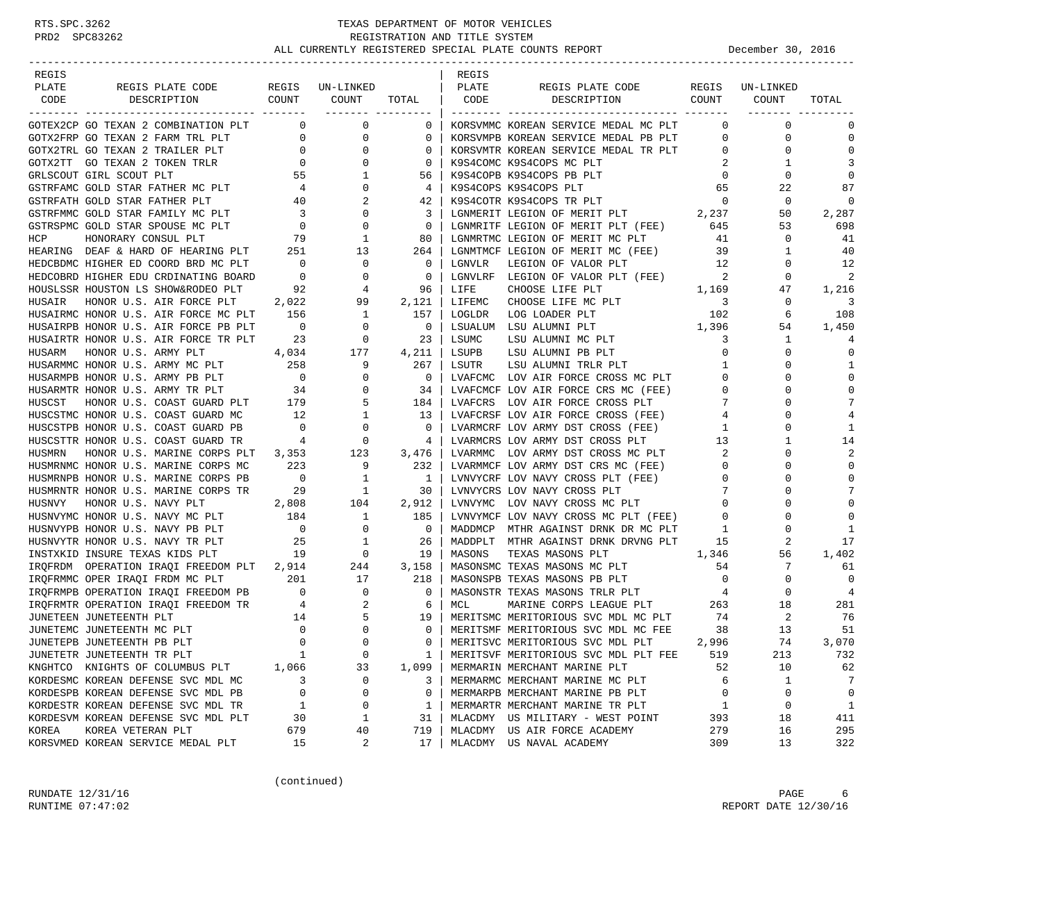# TEXAS DEPARTMENT OF MOTOR VEHICLES
## REGISTRATION AND TITLE SYSTEM
## ALL CURRENTLY REGISTERED SPECIAL PLATE COUNTS REPORT — December 30, 2016

| REGIS PLATE CODE | REGIS PLATE CODE DESCRIPTION | REGIS COUNT | UN-LINKED COUNT | TOTAL |
|---|---|---|---|---|
| GOTEX2CP | GO TEXAN 2 COMBINATION PLT | 0 | 0 | 0 |
| GOTX2FRP | GO TEXAN 2 FARM TRL PLT | 0 | 0 | 0 |
| GOTX2TRL | GO TEXAN 2 TRAILER PLT | 0 | 0 | 0 |
| GOTX2TT | GO TEXAN 2 TOKEN TRLR | 0 | 0 | 0 |
| GRLSCOUT | GIRL SCOUT PLT | 55 | 1 | 56 |
| GSTRFAMC | GOLD STAR FATHER MC PLT | 4 | 0 | 4 |
| GSTRFATH | GOLD STAR FATHER PLT | 40 | 2 | 42 |
| GSTRFMMC | GOLD STAR FAMILY MC PLT | 3 | 0 | 3 |
| GSTRSPMC | GOLD STAR SPOUSE MC PLT | 0 | 0 | 0 |
| HCP | HONORARY CONSUL PLT | 79 | 1 | 80 |
| HEARING | DEAF & HARD OF HEARING PLT | 251 | 13 | 264 |
| HEDCBDMC | HIGHER ED COORD BRD MC PLT | 0 | 0 | 0 |
| HEDCOBRD | HIGHER EDU CRDINATING BOARD | 0 | 0 | 0 |
| HOUSLSSR | HOUSTON LS SHOW&RODEO PLT | 92 | 4 | 96 |
| HUSAIR | HONOR U.S. AIR FORCE PLT | 2,022 | 99 | 2,121 |
| HUSAIRMC | HONOR U.S. AIR FORCE MC PLT | 156 | 1 | 157 |
| HUSAIRPB | HONOR U.S. AIR FORCE PB PLT | 0 | 0 | 0 |
| HUSAIRTR | HONOR U.S. AIR FORCE TR PLT | 23 | 0 | 23 |
| HUSARM | HONOR U.S. ARMY PLT | 4,034 | 177 | 4,211 |
| HUSARMMC | HONOR U.S. ARMY MC PLT | 258 | 9 | 267 |
| HUSARMPB | HONOR U.S. ARMY PB PLT | 0 | 0 | 0 |
| HUSARMTR | HONOR U.S. ARMY TR PLT | 34 | 0 | 34 |
| HUSCST | HONOR U.S. COAST GUARD PLT | 179 | 5 | 184 |
| HUSCSTMC | HONOR U.S. COAST GUARD MC | 12 | 1 | 13 |
| HUSCSTPB | HONOR U.S. COAST GUARD PB | 0 | 0 | 0 |
| HUSCSTTR | HONOR U.S. COAST GUARD TR | 4 | 0 | 4 |
| HUSMRN | HONOR U.S. MARINE CORPS PLT | 3,353 | 123 | 3,476 |
| HUSMRNMC | HONOR U.S. MARINE CORPS MC | 223 | 9 | 232 |
| HUSMRNPB | HONOR U.S. MARINE CORPS PB | 0 | 1 | 1 |
| HUSMRNTR | HONOR U.S. MARINE CORPS TR | 29 | 1 | 30 |
| HUSNVY | HONOR U.S. NAVY PLT | 2,808 | 104 | 2,912 |
| HUSNVYMC | HONOR U.S. NAVY MC PLT | 184 | 1 | 185 |
| HUSNVYPB | HONOR U.S. NAVY PB PLT | 0 | 0 | 0 |
| HUSNVYTR | HONOR U.S. NAVY TR PLT | 25 | 1 | 26 |
| INSTXKID | INSURE TEXAS KIDS PLT | 19 | 0 | 19 |
| IRQFRDM | OPERATION IRAQI FREEDOM PLT | 2,914 | 244 | 3,158 |
| IRQFRMMC | OPER IRAQI FRDM MC PLT | 201 | 17 | 218 |
| IRQFRMPB | OPERATION IRAQI FREEDOM PB | 0 | 0 | 0 |
| IRQFRMTR | OPERATION IRAQI FREEDOM TR | 4 | 2 | 6 |
| JUNETEEN | JUNETEENTH PLT | 14 | 5 | 19 |
| JUNETEMC | JUNETEENTH MC PLT | 0 | 0 | 0 |
| JUNETEPB | JUNETEENTH PB PLT | 0 | 0 | 0 |
| JUNETETR | JUNETEENTH TR PLT | 1 | 0 | 1 |
| KNGHTCO | KNIGHTS OF COLUMBUS PLT | 1,066 | 33 | 1,099 |
| KORDESMC | KOREAN DEFENSE SVC MDL MC | 3 | 0 | 3 |
| KORDESPB | KOREAN DEFENSE SVC MDL PB | 0 | 0 | 0 |
| KORDESTR | KOREAN DEFENSE SVC MDL TR | 1 | 0 | 1 |
| KORDESVM | KOREAN DEFENSE SVC MDL PLT | 30 | 1 | 31 |
| KOREA | KOREA VETERAN PLT | 679 | 40 | 719 |
| KORSVMED | KOREAN SERVICE MEDAL PLT | 15 | 2 | 17 |
| KORSVMMC | KOREAN SERVICE MEDAL MC PLT | 0 | 0 | 0 |
| KORSVMPB | KOREAN SERVICE MEDAL PB PLT | 0 | 0 | 0 |
| KORSVMTR | KOREAN SERVICE MEDAL TR PLT | 0 | 0 | 0 |
| K9S4COMC | K9S4COPS MC PLT | 2 | 1 | 3 |
| K9S4COPB | K9S4COPS PB PLT | 0 | 0 | 0 |
| K9S4COPS | K9S4COPS PLT | 65 | 22 | 87 |
| K9S4COTR | K9S4COPS TR PLT | 0 | 0 | 0 |
| LGNMERIT | LEGION OF MERIT PLT | 2,237 | 50 | 2,287 |
| LGNMRITF | LEGION OF MERIT PLT (FEE) | 645 | 53 | 698 |
| LGNMRTMC | LEGION OF MERIT MC PLT | 41 | 0 | 41 |
| LGNMTMCF | LEGION OF MERIT MC (FEE) | 39 | 1 | 40 |
| LGNVLR | LEGION OF VALOR PLT | 12 | 0 | 12 |
| LGNVLRF | LEGION OF VALOR PLT (FEE) | 2 | 0 | 2 |
| LIFE | CHOOSE LIFE PLT | 1,169 | 47 | 1,216 |
| LIFEMC | CHOOSE LIFE MC PLT | 3 | 0 | 3 |
| LOGLDR | LOG LOADER PLT | 102 | 6 | 108 |
| LSUALUM | LSU ALUMNI PLT | 1,396 | 54 | 1,450 |
| LSUMC | LSU ALUMNI MC PLT | 3 | 1 | 4 |
| LSUPB | LSU ALUMNI PB PLT | 0 | 0 | 0 |
| LSUTR | LSU ALUMNI TRLR PLT | 1 | 0 | 1 |
| LVAFCMC | LOV AIR FORCE CROSS MC PLT | 0 | 0 | 0 |
| LVAFCMCF | LOV AIR FORCE CRS MC (FEE) | 0 | 0 | 0 |
| LVAFCRS | LOV AIR FORCE CROSS PLT | 7 | 0 | 7 |
| LVAFCRSF | LOV AIR FORCE CROSS (FEE) | 4 | 0 | 4 |
| LVARMCRF | LOV ARMY DST CROSS (FEE) | 1 | 0 | 1 |
| LVARMCRS | LOV ARMY DST CROSS PLT | 13 | 1 | 14 |
| LVARMMC | LOV ARMY DST CROSS MC PLT | 2 | 0 | 2 |
| LVARMMCF | LOV ARMY DST CRS MC (FEE) | 0 | 0 | 0 |
| LVNVYCRF | LOV NAVY CROSS PLT (FEE) | 0 | 0 | 0 |
| LVNVYCRS | LOV NAVY CROSS PLT | 7 | 0 | 7 |
| LVNVYMC | LOV NAVY CROSS MC PLT | 0 | 0 | 0 |
| LVNVYMCF | LOV NAVY CROSS MC PLT (FEE) | 0 | 0 | 0 |
| MADDMCP | MTHR AGAINST DRNK DR MC PLT | 1 | 0 | 1 |
| MADDPLT | MTHR AGAINST DRNK DRVNG PLT | 15 | 2 | 17 |
| MASONS | TEXAS MASONS PLT | 1,346 | 56 | 1,402 |
| MASONSMC | TEXAS MASONS MC PLT | 54 | 7 | 61 |
| MASONSPB | TEXAS MASONS PB PLT | 0 | 0 | 0 |
| MASONSTR | TEXAS MASONS TRLR PLT | 4 | 0 | 4 |
| MCL | MARINE CORPS LEAGUE PLT | 263 | 18 | 281 |
| MERITSMC | MERITORIOUS SVC MDL MC PLT | 74 | 2 | 76 |
| MERITSMF | MERITORIOUS SVC MDL MC FEE | 38 | 13 | 51 |
| MERITSVC | MERITORIOUS SVC MDL PLT | 2,996 | 74 | 3,070 |
| MERITSVF | MERITORIOUS SVC MDL PLT FEE | 519 | 213 | 732 |
| MERMARIN | MERCHANT MARINE PLT | 52 | 10 | 62 |
| MERMARMC | MERCHANT MARINE MC PLT | 6 | 1 | 7 |
| MERMARPB | MERCHANT MARINE PB PLT | 0 | 0 | 0 |
| MERMARTR | MERCHANT MARINE TR PLT | 1 | 0 | 1 |
| MLACDMY | US MILITARY - WEST POINT | 393 | 18 | 411 |
| MLACDMY | US AIR FORCE ACADEMY | 279 | 16 | 295 |
| MLACDMY | US NAVAL ACADEMY | 309 | 13 | 322 |

(continued)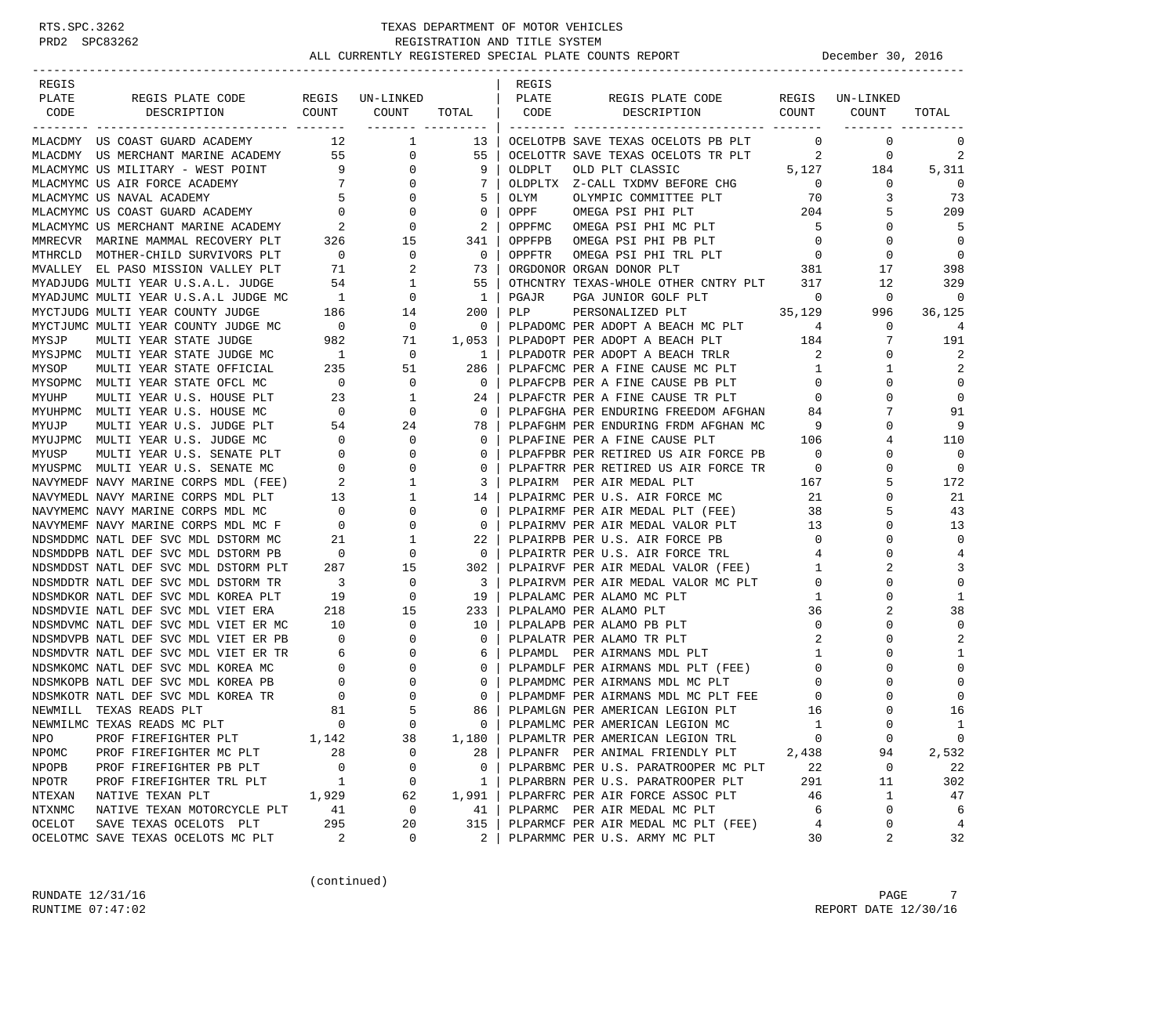# TEXAS DEPARTMENT OF MOTOR VEHICLES
## REGISTRATION AND TITLE SYSTEM
### ALL CURRENTLY REGISTERED SPECIAL PLATE COUNTS REPORT — December 30, 2016

RTS.SPC.3262
PRD2 SPC83262

| REGIS PLATE CODE | REGIS PLATE CODE DESCRIPTION | REGIS COUNT | UN-LINKED COUNT | TOTAL |
|---|---|---|---|---|
| MLACDMY | US COAST GUARD ACADEMY | 12 | 1 | 13 |
| MLACDMY | US MERCHANT MARINE ACADEMY | 55 | 0 | 55 |
| MLACMYMC | US MILITARY - WEST POINT | 9 | 0 | 9 |
| MLACMYMC | US AIR FORCE ACADEMY | 7 | 0 | 7 |
| MLACMYMC | US NAVAL ACADEMY | 5 | 0 | 5 |
| MLACMYMC | US COAST GUARD ACADEMY | 0 | 0 | 0 |
| MLACMYMC | US MERCHANT MARINE ACADEMY | 2 | 0 | 2 |
| MMRECVR | MARINE MAMMAL RECOVERY PLT | 326 | 15 | 341 |
| MTHRCLD | MOTHER-CHILD SURVIVORS PLT | 0 | 0 | 0 |
| MVALLEY | EL PASO MISSION VALLEY PLT | 71 | 2 | 73 |
| MYADJUDG | MULTI YEAR U.S.A.L. JUDGE | 54 | 1 | 55 |
| MYADJUMC | MULTI YEAR U.S.A.L JUDGE MC | 1 | 0 | 1 |
| MYCTJUDG | MULTI YEAR COUNTY JUDGE | 186 | 14 | 200 |
| MYCTJUMC | MULTI YEAR COUNTY JUDGE MC | 0 | 0 | 0 |
| MYSJP | MULTI YEAR STATE JUDGE | 982 | 71 | 1,053 |
| MYSJPMC | MULTI YEAR STATE JUDGE MC | 1 | 0 | 1 |
| MYSOP | MULTI YEAR STATE OFFICIAL | 235 | 51 | 286 |
| MYSOPMC | MULTI YEAR STATE OFCL MC | 0 | 0 | 0 |
| MYUHP | MULTI YEAR U.S. HOUSE PLT | 23 | 1 | 24 |
| MYUHPMC | MULTI YEAR U.S. HOUSE MC | 0 | 0 | 0 |
| MYUJP | MULTI YEAR U.S. JUDGE PLT | 54 | 24 | 78 |
| MYUJPMC | MULTI YEAR U.S. JUDGE MC | 0 | 0 | 0 |
| MYUSP | MULTI YEAR U.S. SENATE PLT | 0 | 0 | 0 |
| MYUSPMC | MULTI YEAR U.S. SENATE MC | 0 | 0 | 0 |
| NAVYMEDF | NAVY MARINE CORPS MDL (FEE) | 2 | 1 | 3 |
| NAVYMEDL | NAVY MARINE CORPS MDL PLT | 13 | 1 | 14 |
| NAVYMEMC | NAVY MARINE CORPS MDL MC | 0 | 0 | 0 |
| NAVYMEMF | NAVY MARINE CORPS MDL MC F | 0 | 0 | 0 |
| NDSMDDMC | NATL DEF SVC MDL DSTORM MC | 21 | 1 | 22 |
| NDSMDDPB | NATL DEF SVC MDL DSTORM PB | 0 | 0 | 0 |
| NDSMDDST | NATL DEF SVC MDL DSTORM PLT | 287 | 15 | 302 |
| NDSMDDTR | NATL DEF SVC MDL DSTORM TR | 3 | 0 | 3 |
| NDSMDKOR | NATL DEF SVC MDL KOREA PLT | 19 | 0 | 19 |
| NDSMDVIE | NATL DEF SVC MDL VIET ERA | 218 | 15 | 233 |
| NDSMDVMC | NATL DEF SVC MDL VIET ER MC | 10 | 0 | 10 |
| NDSMDVPB | NATL DEF SVC MDL VIET ER PB | 0 | 0 | 0 |
| NDSMDVTR | NATL DEF SVC MDL VIET ER TR | 6 | 0 | 6 |
| NDSMKOMC | NATL DEF SVC MDL KOREA MC | 0 | 0 | 0 |
| NDSMKOPB | NATL DEF SVC MDL KOREA PB | 0 | 0 | 0 |
| NDSMKOTR | NATL DEF SVC MDL KOREA TR | 0 | 0 | 0 |
| NEWMILL | TEXAS READS PLT | 81 | 5 | 86 |
| NEWMILMC | TEXAS READS MC PLT | 0 | 0 | 0 |
| NPO | PROF FIREFIGHTER PLT | 1,142 | 38 | 1,180 |
| NPOMC | PROF FIREFIGHTER MC PLT | 28 | 0 | 28 |
| NPOPB | PROF FIREFIGHTER PB PLT | 0 | 0 | 0 |
| NPOTR | PROF FIREFIGHTER TRL PLT | 1 | 0 | 1 |
| NTEXAN | NATIVE TEXAN PLT | 1,929 | 62 | 1,991 |
| NTXNMC | NATIVE TEXAN MOTORCYCLE PLT | 41 | 0 | 41 |
| OCELOT | SAVE TEXAS OCELOTS PLT | 295 | 20 | 315 |
| OCELOTMC | SAVE TEXAS OCELOTS MC PLT | 2 | 0 | 2 |
| OCELOTPB | SAVE TEXAS OCELOTS PB PLT | 0 | 0 | 0 |
| OCELOTTR | SAVE TEXAS OCELOTS TR PLT | 2 | 0 | 2 |
| OLDPLT | OLD PLT CLASSIC | 5,127 | 184 | 5,311 |
| OLDPLTX | Z-CALL TXDMV BEFORE CHG | 0 | 0 | 0 |
| OLYM | OLYMPIC COMMITTEE PLT | 70 | 3 | 73 |
| OPPF | OMEGA PSI PHI PLT | 204 | 5 | 209 |
| OPPFMC | OMEGA PSI PHI MC PLT | 5 | 0 | 5 |
| OPPFPB | OMEGA PSI PHI PB PLT | 0 | 0 | 0 |
| OPPFTR | OMEGA PSI PHI TRL PLT | 0 | 0 | 0 |
| ORGDONOR | ORGAN DONOR PLT | 381 | 17 | 398 |
| OTHCNTRY | TEXAS-WHOLE OTHER CNTRY PLT | 317 | 12 | 329 |
| PGAJR | PGA JUNIOR GOLF PLT | 0 | 0 | 0 |
| PLP | PERSONALIZED PLT | 35,129 | 996 | 36,125 |
| PLPADOMC | PER ADOPT A BEACH MC PLT | 4 | 0 | 4 |
| PLPADOPT | PER ADOPT A BEACH PLT | 184 | 7 | 191 |
| PLPADOTR | PER ADOPT A BEACH TRLR | 2 | 0 | 2 |
| PLPAFCMC | PER A FINE CAUSE MC PLT | 1 | 1 | 2 |
| PLPAFCPB | PER A FINE CAUSE PB PLT | 0 | 0 | 0 |
| PLPAFCTR | PER A FINE CAUSE TR PLT | 0 | 0 | 0 |
| PLPAFGHA | PER ENDURING FREEDOM AFGHAN | 84 | 7 | 91 |
| PLPAFGHM | PER ENDURING FRDM AFGHAN MC | 9 | 0 | 9 |
| PLPAFINE | PER A FINE CAUSE PLT | 106 | 4 | 110 |
| PLPAFPBR | PER RETIRED US AIR FORCE PB | 0 | 0 | 0 |
| PLPAFTRR | PER RETIRED US AIR FORCE TR | 0 | 0 | 0 |
| PLPAIRM | PER AIR MEDAL PLT | 167 | 5 | 172 |
| PLPAIRMC | PER U.S. AIR FORCE MC | 21 | 0 | 21 |
| PLPAIRMF | PER AIR MEDAL PLT (FEE) | 38 | 5 | 43 |
| PLPAIRMV | PER AIR MEDAL VALOR PLT | 13 | 0 | 13 |
| PLPAIRPB | PER U.S. AIR FORCE PB | 0 | 0 | 0 |
| PLPAIRTR | PER U.S. AIR FORCE TRL | 4 | 0 | 4 |
| PLPAIRVF | PER AIR MEDAL VALOR (FEE) | 1 | 2 | 3 |
| PLPAIRVM | PER AIR MEDAL VALOR MC PLT | 0 | 0 | 0 |
| PLPALAMC | PER ALAMO MC PLT | 1 | 0 | 1 |
| PLPALAMO | PER ALAMO PLT | 36 | 2 | 38 |
| PLPALAPB | PER ALAMO PB PLT | 0 | 0 | 0 |
| PLPALATR | PER ALAMO TR PLT | 2 | 0 | 2 |
| PLPAMDL | PER AIRMANS MDL PLT | 1 | 0 | 1 |
| PLPAMDLF | PER AIRMANS MDL PLT (FEE) | 0 | 0 | 0 |
| PLPAMDMC | PER AIRMANS MDL MC PLT | 0 | 0 | 0 |
| PLPAMDMF | PER AIRMANS MDL MC PLT FEE | 0 | 0 | 0 |
| PLPAMLGN | PER AMERICAN LEGION PLT | 16 | 0 | 16 |
| PLPAMLMC | PER AMERICAN LEGION MC | 1 | 0 | 1 |
| PLPAMLTR | PER AMERICAN LEGION TRL | 0 | 0 | 0 |
| PLPANFR | PER ANIMAL FRIENDLY PLT | 2,438 | 94 | 2,532 |
| PLPARBMC | PER U.S. PARATROOPER MC PLT | 22 | 0 | 22 |
| PLPARBRN | PER U.S. PARATROOPER PLT | 291 | 11 | 302 |
| PLPARFRC | PER AIR FORCE ASSOC PLT | 46 | 1 | 47 |
| PLPARMC | PER AIR MEDAL MC PLT | 6 | 0 | 6 |
| PLPARMCF | PER AIR MEDAL MC PLT (FEE) | 4 | 0 | 4 |
| PLPARMMC | PER U.S. ARMY MC PLT | 30 | 2 | 32 |

(continued)

RUNDATE 12/31/16
RUNTIME 07:47:02
REPORT DATE 12/30/16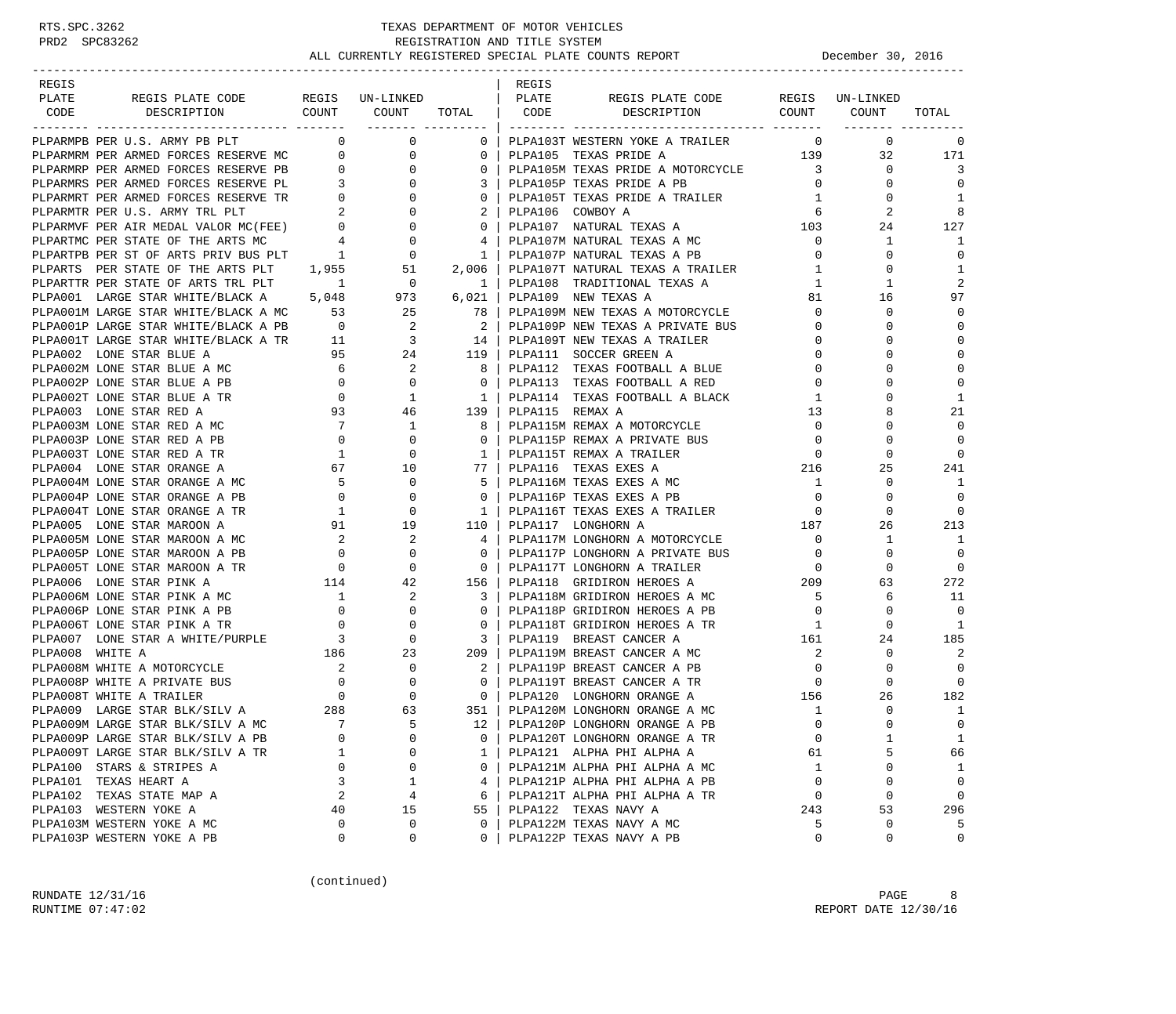# TEXAS DEPARTMENT OF MOTOR VEHICLES
## REGISTRATION AND TITLE SYSTEM
### ALL CURRENTLY REGISTERED SPECIAL PLATE COUNTS REPORT — December 30, 2016

| REGIS PLATE CODE | REGIS PLATE CODE DESCRIPTION | REGIS COUNT | UN-LINKED COUNT | TOTAL |
|---|---|---|---|---|
| PLPARMPB | PER U.S. ARMY PB PLT | 0 | 0 | 0 |
| PLPARMRM | PER ARMED FORCES RESERVE MC | 0 | 0 | 0 |
| PLPARMRP | PER ARMED FORCES RESERVE PB | 0 | 0 | 0 |
| PLPARMRS | PER ARMED FORCES RESERVE PL | 3 | 0 | 3 |
| PLPARMRT | PER ARMED FORCES RESERVE TR | 0 | 0 | 0 |
| PLPARMTR | PER U.S. ARMY TRL PLT | 2 | 0 | 2 |
| PLPARMVF | PER AIR MEDAL VALOR MC(FEE) | 0 | 0 | 0 |
| PLPARTMC | PER STATE OF THE ARTS MC | 4 | 0 | 4 |
| PLPARTPB | PER ST OF ARTS PRIV BUS PLT | 1 | 0 | 1 |
| PLPARTS | PER STATE OF THE ARTS PLT | 1,955 | 51 | 2,006 |
| PLPARTTR | PER STATE OF ARTS TRL PLT | 1 | 0 | 1 |
| PLPA001 | LARGE STAR WHITE/BLACK A | 5,048 | 973 | 6,021 |
| PLPA001M | LARGE STAR WHITE/BLACK A MC | 53 | 25 | 78 |
| PLPA001P | LARGE STAR WHITE/BLACK A PB | 0 | 2 | 2 |
| PLPA001T | LARGE STAR WHITE/BLACK A TR | 11 | 3 | 14 |
| PLPA002 | LONE STAR BLUE A | 95 | 24 | 119 |
| PLPA002M | LONE STAR BLUE A MC | 6 | 2 | 8 |
| PLPA002P | LONE STAR BLUE A PB | 0 | 0 | 0 |
| PLPA002T | LONE STAR BLUE A TR | 0 | 1 | 1 |
| PLPA003 | LONE STAR RED A | 93 | 46 | 139 |
| PLPA003M | LONE STAR RED A MC | 7 | 1 | 8 |
| PLPA003P | LONE STAR RED A PB | 0 | 0 | 0 |
| PLPA003T | LONE STAR RED A TR | 1 | 0 | 1 |
| PLPA004 | LONE STAR ORANGE A | 67 | 10 | 77 |
| PLPA004M | LONE STAR ORANGE A MC | 5 | 0 | 5 |
| PLPA004P | LONE STAR ORANGE A PB | 0 | 0 | 0 |
| PLPA004T | LONE STAR ORANGE A TR | 1 | 0 | 1 |
| PLPA005 | LONE STAR MAROON A | 91 | 19 | 110 |
| PLPA005M | LONE STAR MAROON A MC | 2 | 2 | 4 |
| PLPA005P | LONE STAR MAROON A PB | 0 | 0 | 0 |
| PLPA005T | LONE STAR MAROON A TR | 0 | 0 | 0 |
| PLPA006 | LONE STAR PINK A | 114 | 42 | 156 |
| PLPA006M | LONE STAR PINK A MC | 1 | 2 | 3 |
| PLPA006P | LONE STAR PINK A PB | 0 | 0 | 0 |
| PLPA006T | LONE STAR PINK A TR | 0 | 0 | 0 |
| PLPA007 | LONE STAR A WHITE/PURPLE | 3 | 0 | 3 |
| PLPA008 | WHITE A | 186 | 23 | 209 |
| PLPA008M | WHITE A MOTORCYCLE | 2 | 0 | 2 |
| PLPA008P | WHITE A PRIVATE BUS | 0 | 0 | 0 |
| PLPA008T | WHITE A TRAILER | 0 | 0 | 0 |
| PLPA009 | LARGE STAR BLK/SILV A | 288 | 63 | 351 |
| PLPA009M | LARGE STAR BLK/SILV A MC | 7 | 5 | 12 |
| PLPA009P | LARGE STAR BLK/SILV A PB | 0 | 0 | 0 |
| PLPA009T | LARGE STAR BLK/SILV A TR | 1 | 0 | 1 |
| PLPA100 | STARS & STRIPES A | 0 | 0 | 0 |
| PLPA101 | TEXAS HEART A | 3 | 1 | 4 |
| PLPA102 | TEXAS STATE MAP A | 2 | 4 | 6 |
| PLPA103 | WESTERN YOKE A | 40 | 15 | 55 |
| PLPA103M | WESTERN YOKE A MC | 0 | 0 | 0 |
| PLPA103P | WESTERN YOKE A PB | 0 | 0 | 0 |
| PLPA103T | WESTERN YOKE A TRAILER | 0 | 0 | 0 |
| PLPA105 | TEXAS PRIDE A | 139 | 32 | 171 |
| PLPA105M | TEXAS PRIDE A MOTORCYCLE | 3 | 0 | 3 |
| PLPA105P | TEXAS PRIDE A PB | 0 | 0 | 0 |
| PLPA105T | TEXAS PRIDE A TRAILER | 1 | 0 | 1 |
| PLPA106 | COWBOY A | 6 | 2 | 8 |
| PLPA107 | NATURAL TEXAS A | 103 | 24 | 127 |
| PLPA107M | NATURAL TEXAS A MC | 0 | 1 | 1 |
| PLPA107P | NATURAL TEXAS A PB | 0 | 0 | 0 |
| PLPA107T | NATURAL TEXAS A TRAILER | 1 | 0 | 1 |
| PLPA108 | TRADITIONAL TEXAS A | 1 | 1 | 2 |
| PLPA109 | NEW TEXAS A | 81 | 16 | 97 |
| PLPA109M | NEW TEXAS A MOTORCYCLE | 0 | 0 | 0 |
| PLPA109P | NEW TEXAS A PRIVATE BUS | 0 | 0 | 0 |
| PLPA109T | NEW TEXAS A TRAILER | 0 | 0 | 0 |
| PLPA111 | SOCCER GREEN A | 0 | 0 | 0 |
| PLPA112 | TEXAS FOOTBALL A BLUE | 0 | 0 | 0 |
| PLPA113 | TEXAS FOOTBALL A RED | 0 | 0 | 0 |
| PLPA114 | TEXAS FOOTBALL A BLACK | 1 | 0 | 1 |
| PLPA115 | REMAX A | 13 | 8 | 21 |
| PLPA115M | REMAX A MOTORCYCLE | 0 | 0 | 0 |
| PLPA115P | REMAX A PRIVATE BUS | 0 | 0 | 0 |
| PLPA115T | REMAX A TRAILER | 0 | 0 | 0 |
| PLPA116 | TEXAS EXES A | 216 | 25 | 241 |
| PLPA116M | TEXAS EXES A MC | 1 | 0 | 1 |
| PLPA116P | TEXAS EXES A PB | 0 | 0 | 0 |
| PLPA116T | TEXAS EXES A TRAILER | 0 | 0 | 0 |
| PLPA117 | LONGHORN A | 187 | 26 | 213 |
| PLPA117M | LONGHORN A MOTORCYCLE | 0 | 1 | 1 |
| PLPA117P | LONGHORN A PRIVATE BUS | 0 | 0 | 0 |
| PLPA117T | LONGHORN A TRAILER | 0 | 0 | 0 |
| PLPA118 | GRIDIRON HEROES A | 209 | 63 | 272 |
| PLPA118M | GRIDIRON HEROES A MC | 5 | 6 | 11 |
| PLPA118P | GRIDIRON HEROES A PB | 0 | 0 | 0 |
| PLPA118T | GRIDIRON HEROES A TR | 1 | 0 | 1 |
| PLPA119 | BREAST CANCER A | 161 | 24 | 185 |
| PLPA119M | BREAST CANCER A MC | 2 | 0 | 2 |
| PLPA119P | BREAST CANCER A PB | 0 | 0 | 0 |
| PLPA119T | BREAST CANCER A TR | 0 | 0 | 0 |
| PLPA120 | LONGHORN ORANGE A | 156 | 26 | 182 |
| PLPA120M | LONGHORN ORANGE A MC | 1 | 0 | 1 |
| PLPA120P | LONGHORN ORANGE A PB | 0 | 0 | 0 |
| PLPA120T | LONGHORN ORANGE A TR | 0 | 1 | 1 |
| PLPA121 | ALPHA PHI ALPHA A | 61 | 5 | 66 |
| PLPA121M | ALPHA PHI ALPHA A MC | 1 | 0 | 1 |
| PLPA121P | ALPHA PHI ALPHA A PB | 0 | 0 | 0 |
| PLPA121T | ALPHA PHI ALPHA A TR | 0 | 0 | 0 |
| PLPA122 | TEXAS NAVY A | 243 | 53 | 296 |
| PLPA122M | TEXAS NAVY A MC | 5 | 0 | 5 |
| PLPA122P | TEXAS NAVY A PB | 0 | 0 | 0 |

(continued)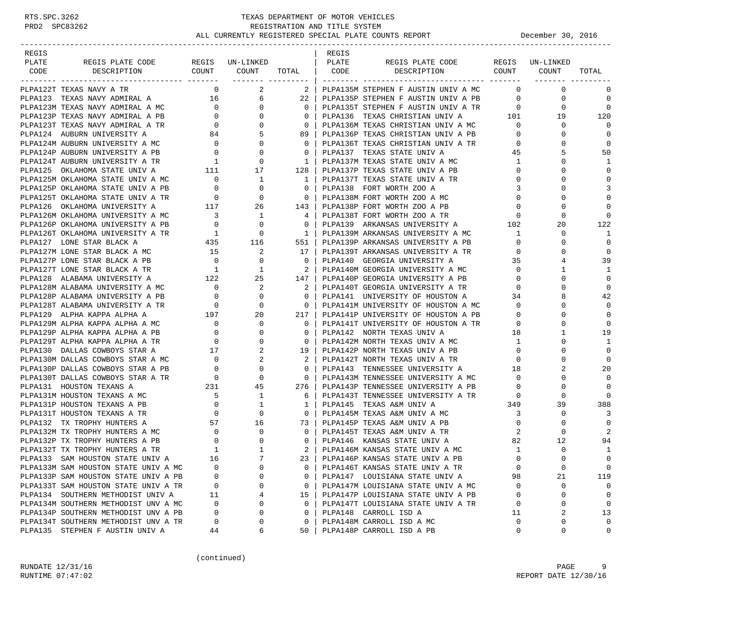RTS.SPC.3262 TEXAS DEPARTMENT OF MOTOR VEHICLES
PRD2 SPC83262 REGISTRATION AND TITLE SYSTEM
ALL CURRENTLY REGISTERED SPECIAL PLATE COUNTS REPORT December 30, 2016

| REGIS PLATE CODE | REGIS PLATE CODE DESCRIPTION | REGIS COUNT | UN-LINKED COUNT | TOTAL |
|---|---|---|---|---|
| PLPA122T | TEXAS NAVY A TR | 0 | 2 | 2 |
| PLPA123 | TEXAS NAVY ADMIRAL A | 16 | 6 | 22 |
| PLPA123M | TEXAS NAVY ADMIRAL A MC | 0 | 0 | 0 |
| PLPA123P | TEXAS NAVY ADMIRAL A PB | 0 | 0 | 0 |
| PLPA123T | TEXAS NAVY ADMIRAL A TR | 0 | 0 | 0 |
| PLPA124 | AUBURN UNIVERSITY A | 84 | 5 | 89 |
| PLPA124M | AUBURN UNIVERSITY A MC | 0 | 0 | 0 |
| PLPA124P | AUBURN UNIVERSITY A PB | 0 | 0 | 0 |
| PLPA124T | AUBURN UNIVERSITY A TR | 1 | 0 | 1 |
| PLPA125 | OKLAHOMA STATE UNIV A | 111 | 17 | 128 |
| PLPA125M | OKLAHOMA STATE UNIV A MC | 0 | 1 | 1 |
| PLPA125P | OKLAHOMA STATE UNIV A PB | 0 | 0 | 0 |
| PLPA125T | OKLAHOMA STATE UNIV A TR | 0 | 0 | 0 |
| PLPA126 | OKLAHOMA UNIVERSITY A | 117 | 26 | 143 |
| PLPA126M | OKLAHOMA UNIVERSITY A MC | 3 | 1 | 4 |
| PLPA126P | OKLAHOMA UNIVERSITY A PB | 0 | 0 | 0 |
| PLPA126T | OKLAHOMA UNIVERSITY A TR | 1 | 0 | 1 |
| PLPA127 | LONE STAR BLACK A | 435 | 116 | 551 |
| PLPA127M | LONE STAR BLACK A MC | 15 | 2 | 17 |
| PLPA127P | LONE STAR BLACK A PB | 0 | 0 | 0 |
| PLPA127T | LONE STAR BLACK A TR | 1 | 1 | 2 |
| PLPA128 | ALABAMA UNIVERSITY A | 122 | 25 | 147 |
| PLPA128M | ALABAMA UNIVERSITY A MC | 0 | 2 | 2 |
| PLPA128P | ALABAMA UNIVERSITY A PB | 0 | 0 | 0 |
| PLPA128T | ALABAMA UNIVERSITY A TR | 0 | 0 | 0 |
| PLPA129 | ALPHA KAPPA ALPHA A | 197 | 20 | 217 |
| PLPA129M | ALPHA KAPPA ALPHA A MC | 0 | 0 | 0 |
| PLPA129P | ALPHA KAPPA ALPHA A PB | 0 | 0 | 0 |
| PLPA129T | ALPHA KAPPA ALPHA A TR | 0 | 0 | 0 |
| PLPA130 | DALLAS COWBOYS STAR A | 17 | 2 | 19 |
| PLPA130M | DALLAS COWBOYS STAR A MC | 0 | 2 | 2 |
| PLPA130P | DALLAS COWBOYS STAR A PB | 0 | 0 | 0 |
| PLPA130T | DALLAS COWBOYS STAR A TR | 0 | 0 | 0 |
| PLPA131 | HOUSTON TEXANS A | 231 | 45 | 276 |
| PLPA131M | HOUSTON TEXANS A MC | 5 | 1 | 6 |
| PLPA131P | HOUSTON TEXANS A PB | 0 | 1 | 1 |
| PLPA131T | HOUSTON TEXANS A TR | 0 | 0 | 0 |
| PLPA132 | TX TROPHY HUNTERS A | 57 | 16 | 73 |
| PLPA132M | TX TROPHY HUNTERS A MC | 0 | 0 | 0 |
| PLPA132P | TX TROPHY HUNTERS A PB | 0 | 0 | 0 |
| PLPA132T | TX TROPHY HUNTERS A TR | 1 | 1 | 2 |
| PLPA133 | SAM HOUSTON STATE UNIV A | 16 | 7 | 23 |
| PLPA133M | SAM HOUSTON STATE UNIV A MC | 0 | 0 | 0 |
| PLPA133P | SAM HOUSTON STATE UNIV A PB | 0 | 0 | 0 |
| PLPA133T | SAM HOUSTON STATE UNIV A TR | 0 | 0 | 0 |
| PLPA134 | SOUTHERN METHODIST UNIV A | 11 | 4 | 15 |
| PLPA134M | SOUTHERN METHODIST UNV A MC | 0 | 0 | 0 |
| PLPA134P | SOUTHERN METHODIST UNV A PB | 0 | 0 | 0 |
| PLPA134T | SOUTHERN METHODIST UNV A TR | 0 | 0 | 0 |
| PLPA135 | STEPHEN F AUSTIN UNIV A | 44 | 6 | 50 |
| PLPA135M | STEPHEN F AUSTIN UNIV A MC | 0 | 0 | 0 |
| PLPA135P | STEPHEN F AUSTIN UNIV A PB | 0 | 0 | 0 |
| PLPA135T | STEPHEN F AUSTIN UNIV A TR | 0 | 0 | 0 |
| PLPA136 | TEXAS CHRISTIAN UNIV A | 101 | 19 | 120 |
| PLPA136M | TEXAS CHRISTIAN UNIV A MC | 0 | 0 | 0 |
| PLPA136P | TEXAS CHRISTIAN UNIV A PB | 0 | 0 | 0 |
| PLPA136T | TEXAS CHRISTIAN UNIV A TR | 0 | 0 | 0 |
| PLPA137 | TEXAS STATE UNIV A | 45 | 5 | 50 |
| PLPA137M | TEXAS STATE UNIV A MC | 1 | 0 | 1 |
| PLPA137P | TEXAS STATE UNIV A PB | 0 | 0 | 0 |
| PLPA137T | TEXAS STATE UNIV A TR | 0 | 0 | 0 |
| PLPA138 | FORT WORTH ZOO A | 3 | 0 | 3 |
| PLPA138M | FORT WORTH ZOO A MC | 0 | 0 | 0 |
| PLPA138P | FORT WORTH ZOO A PB | 0 | 0 | 0 |
| PLPA138T | FORT WORTH ZOO A TR | 0 | 0 | 0 |
| PLPA139 | ARKANSAS UNIVERSITY A | 102 | 20 | 122 |
| PLPA139M | ARKANSAS UNIVERSITY A MC | 1 | 0 | 1 |
| PLPA139P | ARKANSAS UNIVERSITY A PB | 0 | 0 | 0 |
| PLPA139T | ARKANSAS UNIVERSITY A TR | 0 | 0 | 0 |
| PLPA140 | GEORGIA UNIVERSITY A | 35 | 4 | 39 |
| PLPA140M | GEORGIA UNIVERSITY A MC | 0 | 1 | 1 |
| PLPA140P | GEORGIA UNIVERSITY A PB | 0 | 0 | 0 |
| PLPA140T | GEORGIA UNIVERSITY A TR | 0 | 0 | 0 |
| PLPA141 | UNIVERSITY OF HOUSTON A | 34 | 8 | 42 |
| PLPA141M | UNIVERSITY OF HOUSTON A MC | 0 | 0 | 0 |
| PLPA141P | UNIVERSITY OF HOUSTON A PB | 0 | 0 | 0 |
| PLPA141T | UNIVERSITY OF HOUSTON A TR | 0 | 0 | 0 |
| PLPA142 | NORTH TEXAS UNIV A | 18 | 1 | 19 |
| PLPA142M | NORTH TEXAS UNIV A MC | 1 | 0 | 1 |
| PLPA142P | NORTH TEXAS UNIV A PB | 0 | 0 | 0 |
| PLPA142T | NORTH TEXAS UNIV A TR | 0 | 0 | 0 |
| PLPA143 | TENNESSEE UNIVERSITY A | 18 | 2 | 20 |
| PLPA143M | TENNESSEE UNIVERSITY A MC | 0 | 0 | 0 |
| PLPA143P | TENNESSEE UNIVERSITY A PB | 0 | 0 | 0 |
| PLPA143T | TENNESSEE UNIVERSITY A TR | 0 | 0 | 0 |
| PLPA145 | TEXAS A&M UNIV A | 349 | 39 | 388 |
| PLPA145M | TEXAS A&M UNIV A MC | 3 | 0 | 3 |
| PLPA145P | TEXAS A&M UNIV A PB | 0 | 0 | 0 |
| PLPA145T | TEXAS A&M UNIV A TR | 2 | 0 | 2 |
| PLPA146 | KANSAS STATE UNIV A | 82 | 12 | 94 |
| PLPA146M | KANSAS STATE UNIV A MC | 1 | 0 | 1 |
| PLPA146P | KANSAS STATE UNIV A PB | 0 | 0 | 0 |
| PLPA146T | KANSAS STATE UNIV A TR | 0 | 0 | 0 |
| PLPA147 | LOUISIANA STATE UNIV A | 98 | 21 | 119 |
| PLPA147M | LOUISIANA STATE UNIV A MC | 0 | 0 | 0 |
| PLPA147P | LOUISIANA STATE UNIV A PB | 0 | 0 | 0 |
| PLPA147T | LOUISIANA STATE UNIV A TR | 0 | 0 | 0 |
| PLPA148 | CARROLL ISD A | 11 | 2 | 13 |
| PLPA148M | CARROLL ISD A MC | 0 | 0 | 0 |
| PLPA148P | CARROLL ISD A PB | 0 | 0 | 0 |

(continued)

RUNDATE 12/31/16
RUNTIME 07:47:02
REPORT DATE 12/30/16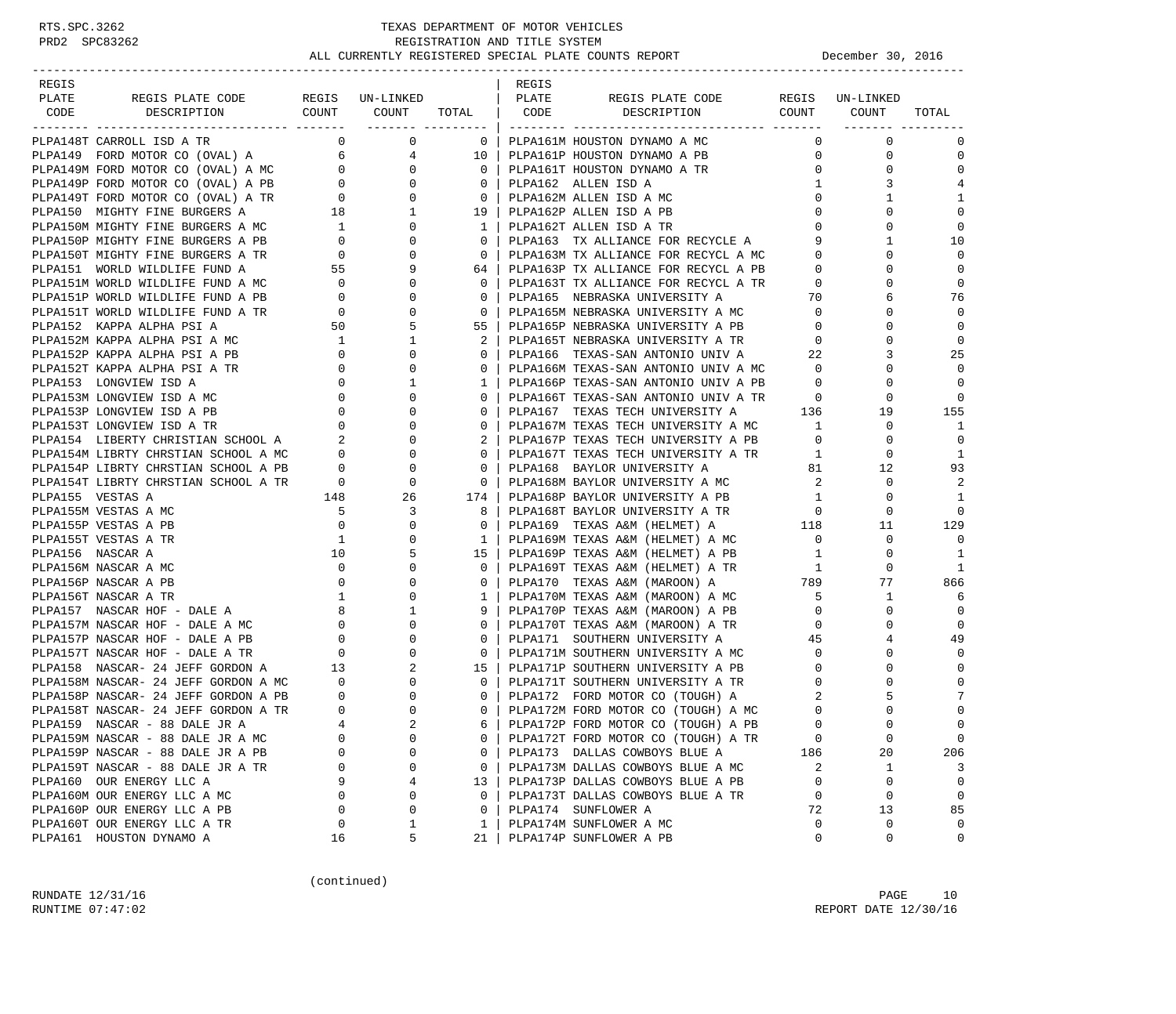# TEXAS DEPARTMENT OF MOTOR VEHICLES
## REGISTRATION AND TITLE SYSTEM
### ALL CURRENTLY REGISTERED SPECIAL PLATE COUNTS REPORT — December 30, 2016

| REGIS PLATE CODE | REGIS PLATE CODE DESCRIPTION | REGIS COUNT | UN-LINKED COUNT | TOTAL |
|---|---|---|---|---|
| PLPA148T | CARROLL ISD A TR | 0 | 0 | 0 |
| PLPA149 | FORD MOTOR CO (OVAL) A | 6 | 4 | 10 |
| PLPA149M | FORD MOTOR CO (OVAL) A MC | 0 | 0 | 0 |
| PLPA149P | FORD MOTOR CO (OVAL) A PB | 0 | 0 | 0 |
| PLPA149T | FORD MOTOR CO (OVAL) A TR | 0 | 0 | 0 |
| PLPA150 | MIGHTY FINE BURGERS A | 18 | 1 | 19 |
| PLPA150M | MIGHTY FINE BURGERS A MC | 1 | 0 | 1 |
| PLPA150P | MIGHTY FINE BURGERS A PB | 0 | 0 | 0 |
| PLPA150T | MIGHTY FINE BURGERS A TR | 0 | 0 | 0 |
| PLPA151 | WORLD WILDLIFE FUND A | 55 | 9 | 64 |
| PLPA151M | WORLD WILDLIFE FUND A MC | 0 | 0 | 0 |
| PLPA151P | WORLD WILDLIFE FUND A PB | 0 | 0 | 0 |
| PLPA151T | WORLD WILDLIFE FUND A TR | 0 | 0 | 0 |
| PLPA152 | KAPPA ALPHA PSI A | 50 | 5 | 55 |
| PLPA152M | KAPPA ALPHA PSI A MC | 1 | 1 | 2 |
| PLPA152P | KAPPA ALPHA PSI A PB | 0 | 0 | 0 |
| PLPA152T | KAPPA ALPHA PSI A TR | 0 | 0 | 0 |
| PLPA153 | LONGVIEW ISD A | 0 | 1 | 1 |
| PLPA153M | LONGVIEW ISD A MC | 0 | 0 | 0 |
| PLPA153P | LONGVIEW ISD A PB | 0 | 0 | 0 |
| PLPA153T | LONGVIEW ISD A TR | 0 | 0 | 0 |
| PLPA154 | LIBERTY CHRISTIAN SCHOOL A | 2 | 0 | 2 |
| PLPA154M | LIBRTY CHRSTIAN SCHOOL A MC | 0 | 0 | 0 |
| PLPA154P | LIBRTY CHRSTIAN SCHOOL A PB | 0 | 0 | 0 |
| PLPA154T | LIBRTY CHRSTIAN SCHOOL A TR | 0 | 0 | 0 |
| PLPA155 | VESTAS A | 148 | 26 | 174 |
| PLPA155M | VESTAS A MC | 5 | 3 | 8 |
| PLPA155P | VESTAS A PB | 0 | 0 | 0 |
| PLPA155T | VESTAS A TR | 1 | 0 | 1 |
| PLPA156 | NASCAR A | 10 | 5 | 15 |
| PLPA156M | NASCAR A MC | 0 | 0 | 0 |
| PLPA156P | NASCAR A PB | 0 | 0 | 0 |
| PLPA156T | NASCAR A TR | 1 | 0 | 1 |
| PLPA157 | NASCAR HOF - DALE A | 8 | 1 | 9 |
| PLPA157M | NASCAR HOF - DALE A MC | 0 | 0 | 0 |
| PLPA157P | NASCAR HOF - DALE A PB | 0 | 0 | 0 |
| PLPA157T | NASCAR HOF - DALE A TR | 0 | 0 | 0 |
| PLPA158 | NASCAR- 24 JEFF GORDON A | 13 | 2 | 15 |
| PLPA158M | NASCAR- 24 JEFF GORDON A MC | 0 | 0 | 0 |
| PLPA158P | NASCAR- 24 JEFF GORDON A PB | 0 | 0 | 0 |
| PLPA158T | NASCAR- 24 JEFF GORDON A TR | 0 | 0 | 0 |
| PLPA159 | NASCAR - 88 DALE JR A | 4 | 2 | 6 |
| PLPA159M | NASCAR - 88 DALE JR A MC | 0 | 0 | 0 |
| PLPA159P | NASCAR - 88 DALE JR A PB | 0 | 0 | 0 |
| PLPA159T | NASCAR - 88 DALE JR A TR | 0 | 0 | 0 |
| PLPA160 | OUR ENERGY LLC A | 9 | 4 | 13 |
| PLPA160M | OUR ENERGY LLC A MC | 0 | 0 | 0 |
| PLPA160P | OUR ENERGY LLC A PB | 0 | 0 | 0 |
| PLPA160T | OUR ENERGY LLC A TR | 0 | 1 | 1 |
| PLPA161 | HOUSTON DYNAMO A | 16 | 5 | 21 |
| PLPA161M | HOUSTON DYNAMO A MC | 0 | 0 | 0 |
| PLPA161P | HOUSTON DYNAMO A PB | 0 | 0 | 0 |
| PLPA161T | HOUSTON DYNAMO A TR | 0 | 0 | 0 |
| PLPA162 | ALLEN ISD A | 1 | 3 | 4 |
| PLPA162M | ALLEN ISD A MC | 0 | 1 | 1 |
| PLPA162P | ALLEN ISD A PB | 0 | 0 | 0 |
| PLPA162T | ALLEN ISD A TR | 0 | 0 | 0 |
| PLPA163 | TX ALLIANCE FOR RECYCLE A | 9 | 1 | 10 |
| PLPA163M | TX ALLIANCE FOR RECYCL A MC | 0 | 0 | 0 |
| PLPA163P | TX ALLIANCE FOR RECYCL A PB | 0 | 0 | 0 |
| PLPA163T | TX ALLIANCE FOR RECYCL A TR | 0 | 0 | 0 |
| PLPA165 | NEBRASKA UNIVERSITY A | 70 | 6 | 76 |
| PLPA165M | NEBRASKA UNIVERSITY A MC | 0 | 0 | 0 |
| PLPA165P | NEBRASKA UNIVERSITY A PB | 0 | 0 | 0 |
| PLPA165T | NEBRASKA UNIVERSITY A TR | 0 | 0 | 0 |
| PLPA166 | TEXAS-SAN ANTONIO UNIV A | 22 | 3 | 25 |
| PLPA166M | TEXAS-SAN ANTONIO UNIV A MC | 0 | 0 | 0 |
| PLPA166P | TEXAS-SAN ANTONIO UNIV A PB | 0 | 0 | 0 |
| PLPA166T | TEXAS-SAN ANTONIO UNIV A TR | 0 | 0 | 0 |
| PLPA167 | TEXAS TECH UNIVERSITY A | 136 | 19 | 155 |
| PLPA167M | TEXAS TECH UNIVERSITY A MC | 1 | 0 | 1 |
| PLPA167P | TEXAS TECH UNIVERSITY A PB | 0 | 0 | 0 |
| PLPA167T | TEXAS TECH UNIVERSITY A TR | 1 | 0 | 1 |
| PLPA168 | BAYLOR UNIVERSITY A | 81 | 12 | 93 |
| PLPA168M | BAYLOR UNIVERSITY A MC | 2 | 0 | 2 |
| PLPA168P | BAYLOR UNIVERSITY A PB | 1 | 0 | 1 |
| PLPA168T | BAYLOR UNIVERSITY A TR | 0 | 0 | 0 |
| PLPA169 | TEXAS A&M (HELMET) A | 118 | 11 | 129 |
| PLPA169M | TEXAS A&M (HELMET) A MC | 0 | 0 | 0 |
| PLPA169P | TEXAS A&M (HELMET) A PB | 1 | 0 | 1 |
| PLPA169T | TEXAS A&M (HELMET) A TR | 1 | 0 | 1 |
| PLPA170 | TEXAS A&M (MAROON) A | 789 | 77 | 866 |
| PLPA170M | TEXAS A&M (MAROON) A MC | 5 | 1 | 6 |
| PLPA170P | TEXAS A&M (MAROON) A PB | 0 | 0 | 0 |
| PLPA170T | TEXAS A&M (MAROON) A TR | 0 | 0 | 0 |
| PLPA171 | SOUTHERN UNIVERSITY A | 45 | 4 | 49 |
| PLPA171M | SOUTHERN UNIVERSITY A MC | 0 | 0 | 0 |
| PLPA171P | SOUTHERN UNIVERSITY A PB | 0 | 0 | 0 |
| PLPA171T | SOUTHERN UNIVERSITY A TR | 0 | 0 | 0 |
| PLPA172 | FORD MOTOR CO (TOUGH) A | 2 | 5 | 7 |
| PLPA172M | FORD MOTOR CO (TOUGH) A MC | 0 | 0 | 0 |
| PLPA172P | FORD MOTOR CO (TOUGH) A PB | 0 | 0 | 0 |
| PLPA172T | FORD MOTOR CO (TOUGH) A TR | 0 | 0 | 0 |
| PLPA173 | DALLAS COWBOYS BLUE A | 186 | 20 | 206 |
| PLPA173M | DALLAS COWBOYS BLUE A MC | 2 | 1 | 3 |
| PLPA173P | DALLAS COWBOYS BLUE A PB | 0 | 0 | 0 |
| PLPA173T | DALLAS COWBOYS BLUE A TR | 0 | 0 | 0 |
| PLPA174 | SUNFLOWER A | 72 | 13 | 85 |
| PLPA174M | SUNFLOWER A MC | 0 | 0 | 0 |
| PLPA174P | SUNFLOWER A PB | 0 | 0 | 0 |

(continued)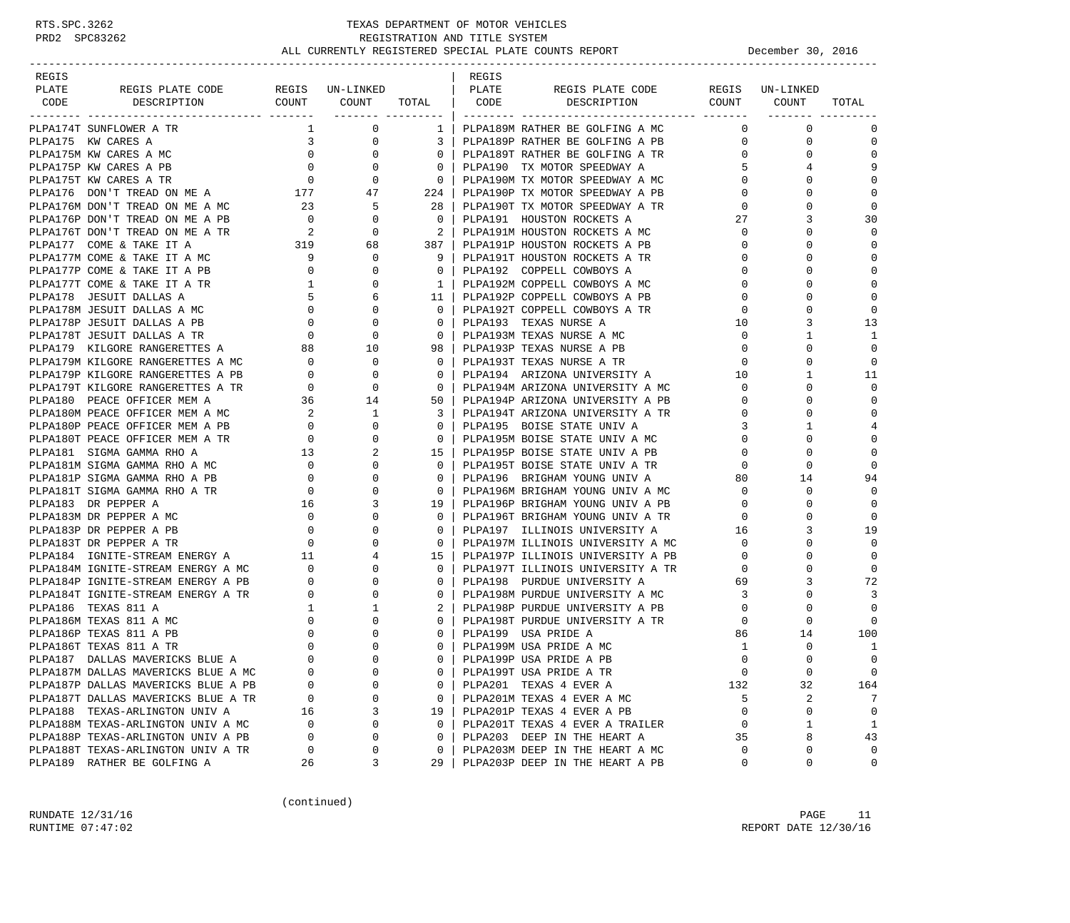TEXAS DEPARTMENT OF MOTOR VEHICLES
REGISTRATION AND TITLE SYSTEM
ALL CURRENTLY REGISTERED SPECIAL PLATE COUNTS REPORT — December 30, 2016

| REGIS PLATE CODE | REGIS PLATE CODE DESCRIPTION | REGIS COUNT | UN-LINKED COUNT | TOTAL |
|---|---|---|---|---|
| PLPA174T | SUNFLOWER A TR | 1 | 0 | 1 |
| PLPA175 | KW CARES A | 3 | 0 | 3 |
| PLPA175M | KW CARES A MC | 0 | 0 | 0 |
| PLPA175P | KW CARES A PB | 0 | 0 | 0 |
| PLPA175T | KW CARES A TR | 0 | 0 | 0 |
| PLPA176 | DON'T TREAD ON ME A | 177 | 47 | 224 |
| PLPA176M | DON'T TREAD ON ME A MC | 23 | 5 | 28 |
| PLPA176P | DON'T TREAD ON ME A PB | 0 | 0 | 0 |
| PLPA176T | DON'T TREAD ON ME A TR | 2 | 0 | 2 |
| PLPA177 | COME & TAKE IT A | 319 | 68 | 387 |
| PLPA177M | COME & TAKE IT A MC | 9 | 0 | 9 |
| PLPA177P | COME & TAKE IT A PB | 0 | 0 | 0 |
| PLPA177T | COME & TAKE IT A TR | 1 | 0 | 1 |
| PLPA178 | JESUIT DALLAS A | 5 | 6 | 11 |
| PLPA178M | JESUIT DALLAS A MC | 0 | 0 | 0 |
| PLPA178P | JESUIT DALLAS A PB | 0 | 0 | 0 |
| PLPA178T | JESUIT DALLAS A TR | 0 | 0 | 0 |
| PLPA179 | KILGORE RANGERETTES A | 88 | 10 | 98 |
| PLPA179M | KILGORE RANGERETTES A MC | 0 | 0 | 0 |
| PLPA179P | KILGORE RANGERETTES A PB | 0 | 0 | 0 |
| PLPA179T | KILGORE RANGERETTES A TR | 0 | 0 | 0 |
| PLPA180 | PEACE OFFICER MEM A | 36 | 14 | 50 |
| PLPA180M | PEACE OFFICER MEM A MC | 2 | 1 | 3 |
| PLPA180P | PEACE OFFICER MEM A PB | 0 | 0 | 0 |
| PLPA180T | PEACE OFFICER MEM A TR | 0 | 0 | 0 |
| PLPA181 | SIGMA GAMMA RHO A | 13 | 2 | 15 |
| PLPA181M | SIGMA GAMMA RHO A MC | 0 | 0 | 0 |
| PLPA181P | SIGMA GAMMA RHO A PB | 0 | 0 | 0 |
| PLPA181T | SIGMA GAMMA RHO A TR | 0 | 0 | 0 |
| PLPA183 | DR PEPPER A | 16 | 3 | 19 |
| PLPA183M | DR PEPPER A MC | 0 | 0 | 0 |
| PLPA183P | DR PEPPER A PB | 0 | 0 | 0 |
| PLPA183T | DR PEPPER A TR | 0 | 0 | 0 |
| PLPA184 | IGNITE-STREAM ENERGY A | 11 | 4 | 15 |
| PLPA184M | IGNITE-STREAM ENERGY A MC | 0 | 0 | 0 |
| PLPA184P | IGNITE-STREAM ENERGY A PB | 0 | 0 | 0 |
| PLPA184T | IGNITE-STREAM ENERGY A TR | 0 | 0 | 0 |
| PLPA186 | TEXAS 811 A | 1 | 1 | 2 |
| PLPA186M | TEXAS 811 A MC | 0 | 0 | 0 |
| PLPA186P | TEXAS 811 A PB | 0 | 0 | 0 |
| PLPA186T | TEXAS 811 A TR | 0 | 0 | 0 |
| PLPA187 | DALLAS MAVERICKS BLUE A | 0 | 0 | 0 |
| PLPA187M | DALLAS MAVERICKS BLUE A MC | 0 | 0 | 0 |
| PLPA187P | DALLAS MAVERICKS BLUE A PB | 0 | 0 | 0 |
| PLPA187T | DALLAS MAVERICKS BLUE A TR | 0 | 0 | 0 |
| PLPA188 | TEXAS-ARLINGTON UNIV A | 16 | 3 | 19 |
| PLPA188M | TEXAS-ARLINGTON UNIV A MC | 0 | 0 | 0 |
| PLPA188P | TEXAS-ARLINGTON UNIV A PB | 0 | 0 | 0 |
| PLPA188T | TEXAS-ARLINGTON UNIV A TR | 0 | 0 | 0 |
| PLPA189 | RATHER BE GOLFING A | 26 | 3 | 29 |
| PLPA189M | RATHER BE GOLFING A MC | 0 | 0 | 0 |
| PLPA189P | RATHER BE GOLFING A PB | 0 | 0 | 0 |
| PLPA189T | RATHER BE GOLFING A TR | 0 | 0 | 0 |
| PLPA190 | TX MOTOR SPEEDWAY A | 5 | 4 | 9 |
| PLPA190M | TX MOTOR SPEEDWAY A MC | 0 | 0 | 0 |
| PLPA190P | TX MOTOR SPEEDWAY A PB | 0 | 0 | 0 |
| PLPA190T | TX MOTOR SPEEDWAY A TR | 0 | 0 | 0 |
| PLPA191 | HOUSTON ROCKETS A | 27 | 3 | 30 |
| PLPA191M | HOUSTON ROCKETS A MC | 0 | 0 | 0 |
| PLPA191P | HOUSTON ROCKETS A PB | 0 | 0 | 0 |
| PLPA191T | HOUSTON ROCKETS A TR | 0 | 0 | 0 |
| PLPA192 | COPPELL COWBOYS A | 0 | 0 | 0 |
| PLPA192M | COPPELL COWBOYS A MC | 0 | 0 | 0 |
| PLPA192P | COPPELL COWBOYS A PB | 0 | 0 | 0 |
| PLPA192T | COPPELL COWBOYS A TR | 0 | 0 | 0 |
| PLPA193 | TEXAS NURSE A | 10 | 3 | 13 |
| PLPA193M | TEXAS NURSE A MC | 0 | 1 | 1 |
| PLPA193P | TEXAS NURSE A PB | 0 | 0 | 0 |
| PLPA193T | TEXAS NURSE A TR | 0 | 0 | 0 |
| PLPA194 | ARIZONA UNIVERSITY A | 10 | 1 | 11 |
| PLPA194M | ARIZONA UNIVERSITY A MC | 0 | 0 | 0 |
| PLPA194P | ARIZONA UNIVERSITY A PB | 0 | 0 | 0 |
| PLPA194T | ARIZONA UNIVERSITY A TR | 0 | 0 | 0 |
| PLPA195 | BOISE STATE UNIV A | 3 | 1 | 4 |
| PLPA195M | BOISE STATE UNIV A MC | 0 | 0 | 0 |
| PLPA195P | BOISE STATE UNIV A PB | 0 | 0 | 0 |
| PLPA195T | BOISE STATE UNIV A TR | 0 | 0 | 0 |
| PLPA196 | BRIGHAM YOUNG UNIV A | 80 | 14 | 94 |
| PLPA196M | BRIGHAM YOUNG UNIV A MC | 0 | 0 | 0 |
| PLPA196P | BRIGHAM YOUNG UNIV A PB | 0 | 0 | 0 |
| PLPA196T | BRIGHAM YOUNG UNIV A TR | 0 | 0 | 0 |
| PLPA197 | ILLINOIS UNIVERSITY A | 16 | 3 | 19 |
| PLPA197M | ILLINOIS UNIVERSITY A MC | 0 | 0 | 0 |
| PLPA197P | ILLINOIS UNIVERSITY A PB | 0 | 0 | 0 |
| PLPA197T | ILLINOIS UNIVERSITY A TR | 0 | 0 | 0 |
| PLPA198 | PURDUE UNIVERSITY A | 69 | 3 | 72 |
| PLPA198M | PURDUE UNIVERSITY A MC | 3 | 0 | 3 |
| PLPA198P | PURDUE UNIVERSITY A PB | 0 | 0 | 0 |
| PLPA198T | PURDUE UNIVERSITY A TR | 0 | 0 | 0 |
| PLPA199 | USA PRIDE A | 86 | 14 | 100 |
| PLPA199M | USA PRIDE A MC | 1 | 0 | 1 |
| PLPA199P | USA PRIDE A PB | 0 | 0 | 0 |
| PLPA199T | USA PRIDE A TR | 0 | 0 | 0 |
| PLPA201 | TEXAS 4 EVER A | 132 | 32 | 164 |
| PLPA201M | TEXAS 4 EVER A MC | 5 | 2 | 7 |
| PLPA201P | TEXAS 4 EVER A PB | 0 | 0 | 0 |
| PLPA201T | TEXAS 4 EVER A TRAILER | 0 | 1 | 1 |
| PLPA203 | DEEP IN THE HEART A | 35 | 8 | 43 |
| PLPA203M | DEEP IN THE HEART A MC | 0 | 0 | 0 |
| PLPA203P | DEEP IN THE HEART A PB | 0 | 0 | 0 |

(continued)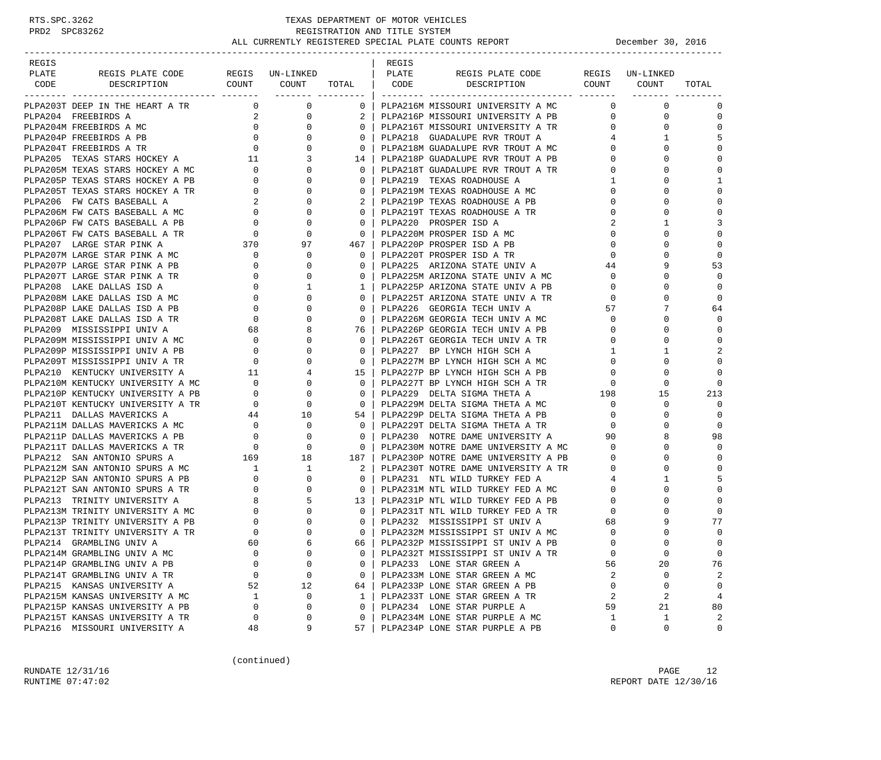# TEXAS DEPARTMENT OF MOTOR VEHICLES
## REGISTRATION AND TITLE SYSTEM
### ALL CURRENTLY REGISTERED SPECIAL PLATE COUNTS REPORT

RTS.SPC.3262
PRD2 SPC83262

December 30, 2016

| REGIS PLATE CODE | REGIS PLATE CODE DESCRIPTION | REGIS COUNT | UN-LINKED COUNT | TOTAL |
|---|---|---|---|---|
| PLPA203T | DEEP IN THE HEART A TR | 0 | 0 | 0 |
| PLPA204 | FREEBIRDS A | 2 | 0 | 2 |
| PLPA204M | FREEBIRDS A MC | 0 | 0 | 0 |
| PLPA204P | FREEBIRDS A PB | 0 | 0 | 0 |
| PLPA204T | FREEBIRDS A TR | 0 | 0 | 0 |
| PLPA205 | TEXAS STARS HOCKEY A | 11 | 3 | 14 |
| PLPA205M | TEXAS STARS HOCKEY A MC | 0 | 0 | 0 |
| PLPA205P | TEXAS STARS HOCKEY A PB | 0 | 0 | 0 |
| PLPA205T | TEXAS STARS HOCKEY A TR | 0 | 0 | 0 |
| PLPA206 | FW CATS BASEBALL A | 2 | 0 | 2 |
| PLPA206M | FW CATS BASEBALL A MC | 0 | 0 | 0 |
| PLPA206P | FW CATS BASEBALL A PB | 0 | 0 | 0 |
| PLPA206T | FW CATS BASEBALL A TR | 0 | 0 | 0 |
| PLPA207 | LARGE STAR PINK A | 370 | 97 | 467 |
| PLPA207M | LARGE STAR PINK A MC | 0 | 0 | 0 |
| PLPA207P | LARGE STAR PINK A PB | 0 | 0 | 0 |
| PLPA207T | LARGE STAR PINK A TR | 0 | 0 | 0 |
| PLPA208 | LAKE DALLAS ISD A | 0 | 1 | 1 |
| PLPA208M | LAKE DALLAS ISD A MC | 0 | 0 | 0 |
| PLPA208P | LAKE DALLAS ISD A PB | 0 | 0 | 0 |
| PLPA208T | LAKE DALLAS ISD A TR | 0 | 0 | 0 |
| PLPA209 | MISSISSIPPI UNIV A | 68 | 8 | 76 |
| PLPA209M | MISSISSIPPI UNIV A MC | 0 | 0 | 0 |
| PLPA209P | MISSISSIPPI UNIV A PB | 0 | 0 | 0 |
| PLPA209T | MISSISSIPPI UNIV A TR | 0 | 0 | 0 |
| PLPA210 | KENTUCKY UNIVERSITY A | 11 | 4 | 15 |
| PLPA210M | KENTUCKY UNIVERSITY A MC | 0 | 0 | 0 |
| PLPA210P | KENTUCKY UNIVERSITY A PB | 0 | 0 | 0 |
| PLPA210T | KENTUCKY UNIVERSITY A TR | 0 | 0 | 0 |
| PLPA211 | DALLAS MAVERICKS A | 44 | 10 | 54 |
| PLPA211M | DALLAS MAVERICKS A MC | 0 | 0 | 0 |
| PLPA211P | DALLAS MAVERICKS A PB | 0 | 0 | 0 |
| PLPA211T | DALLAS MAVERICKS A TR | 0 | 0 | 0 |
| PLPA212 | SAN ANTONIO SPURS A | 169 | 18 | 187 |
| PLPA212M | SAN ANTONIO SPURS A MC | 1 | 1 | 2 |
| PLPA212P | SAN ANTONIO SPURS A PB | 0 | 0 | 0 |
| PLPA212T | SAN ANTONIO SPURS A TR | 0 | 0 | 0 |
| PLPA213 | TRINITY UNIVERSITY A | 8 | 5 | 13 |
| PLPA213M | TRINITY UNIVERSITY A MC | 0 | 0 | 0 |
| PLPA213P | TRINITY UNIVERSITY A PB | 0 | 0 | 0 |
| PLPA213T | TRINITY UNIVERSITY A TR | 0 | 0 | 0 |
| PLPA214 | GRAMBLING UNIV A | 60 | 6 | 66 |
| PLPA214M | GRAMBLING UNIV A MC | 0 | 0 | 0 |
| PLPA214P | GRAMBLING UNIV A PB | 0 | 0 | 0 |
| PLPA214T | GRAMBLING UNIV A TR | 0 | 0 | 0 |
| PLPA215 | KANSAS UNIVERSITY A | 52 | 12 | 64 |
| PLPA215M | KANSAS UNIVERSITY A MC | 1 | 0 | 1 |
| PLPA215P | KANSAS UNIVERSITY A PB | 0 | 0 | 0 |
| PLPA215T | KANSAS UNIVERSITY A TR | 0 | 0 | 0 |
| PLPA216 | MISSOURI UNIVERSITY A | 48 | 9 | 57 |
| PLPA216M | MISSOURI UNIVERSITY A MC | 0 | 0 | 0 |
| PLPA216P | MISSOURI UNIVERSITY A PB | 0 | 0 | 0 |
| PLPA216T | MISSOURI UNIVERSITY A TR | 0 | 0 | 0 |
| PLPA218 | GUADALUPE RVR TROUT A | 4 | 1 | 5 |
| PLPA218M | GUADALUPE RVR TROUT A MC | 0 | 0 | 0 |
| PLPA218P | GUADALUPE RVR TROUT A PB | 0 | 0 | 0 |
| PLPA218T | GUADALUPE RVR TROUT A TR | 0 | 0 | 0 |
| PLPA219 | TEXAS ROADHOUSE A | 1 | 0 | 1 |
| PLPA219M | TEXAS ROADHOUSE A MC | 0 | 0 | 0 |
| PLPA219P | TEXAS ROADHOUSE A PB | 0 | 0 | 0 |
| PLPA219T | TEXAS ROADHOUSE A TR | 0 | 0 | 0 |
| PLPA220 | PROSPER ISD A | 2 | 1 | 3 |
| PLPA220M | PROSPER ISD A MC | 0 | 0 | 0 |
| PLPA220P | PROSPER ISD A PB | 0 | 0 | 0 |
| PLPA220T | PROSPER ISD A TR | 0 | 0 | 0 |
| PLPA225 | ARIZONA STATE UNIV A | 44 | 9 | 53 |
| PLPA225M | ARIZONA STATE UNIV A MC | 0 | 0 | 0 |
| PLPA225P | ARIZONA STATE UNIV A PB | 0 | 0 | 0 |
| PLPA225T | ARIZONA STATE UNIV A TR | 0 | 0 | 0 |
| PLPA226 | GEORGIA TECH UNIV A | 57 | 7 | 64 |
| PLPA226M | GEORGIA TECH UNIV A MC | 0 | 0 | 0 |
| PLPA226P | GEORGIA TECH UNIV A PB | 0 | 0 | 0 |
| PLPA226T | GEORGIA TECH UNIV A TR | 0 | 0 | 0 |
| PLPA227 | BP LYNCH HIGH SCH A | 1 | 1 | 2 |
| PLPA227M | BP LYNCH HIGH SCH A MC | 0 | 0 | 0 |
| PLPA227P | BP LYNCH HIGH SCH A PB | 0 | 0 | 0 |
| PLPA227T | BP LYNCH HIGH SCH A TR | 0 | 0 | 0 |
| PLPA229 | DELTA SIGMA THETA A | 198 | 15 | 213 |
| PLPA229M | DELTA SIGMA THETA A MC | 0 | 0 | 0 |
| PLPA229P | DELTA SIGMA THETA A PB | 0 | 0 | 0 |
| PLPA229T | DELTA SIGMA THETA A TR | 0 | 0 | 0 |
| PLPA230 | NOTRE DAME UNIVERSITY A | 90 | 8 | 98 |
| PLPA230M | NOTRE DAME UNIVERSITY A MC | 0 | 0 | 0 |
| PLPA230P | NOTRE DAME UNIVERSITY A PB | 0 | 0 | 0 |
| PLPA230T | NOTRE DAME UNIVERSITY A TR | 0 | 0 | 0 |
| PLPA231 | NTL WILD TURKEY FED A | 4 | 1 | 5 |
| PLPA231M | NTL WILD TURKEY FED A MC | 0 | 0 | 0 |
| PLPA231P | NTL WILD TURKEY FED A PB | 0 | 0 | 0 |
| PLPA231T | NTL WILD TURKEY FED A TR | 0 | 0 | 0 |
| PLPA232 | MISSISSIPPI ST UNIV A | 68 | 9 | 77 |
| PLPA232M | MISSISSIPPI ST UNIV A MC | 0 | 0 | 0 |
| PLPA232P | MISSISSIPPI ST UNIV A PB | 0 | 0 | 0 |
| PLPA232T | MISSISSIPPI ST UNIV A TR | 0 | 0 | 0 |
| PLPA233 | LONE STAR GREEN A | 56 | 20 | 76 |
| PLPA233M | LONE STAR GREEN A MC | 2 | 0 | 2 |
| PLPA233P | LONE STAR GREEN A PB | 0 | 0 | 0 |
| PLPA233T | LONE STAR GREEN A TR | 2 | 2 | 4 |
| PLPA234 | LONE STAR PURPLE A | 59 | 21 | 80 |
| PLPA234M | LONE STAR PURPLE A MC | 1 | 1 | 2 |
| PLPA234P | LONE STAR PURPLE A PB | 0 | 0 | 0 |

(continued)

RUNDATE 12/31/16
RUNTIME 07:47:02

REPORT DATE 12/30/16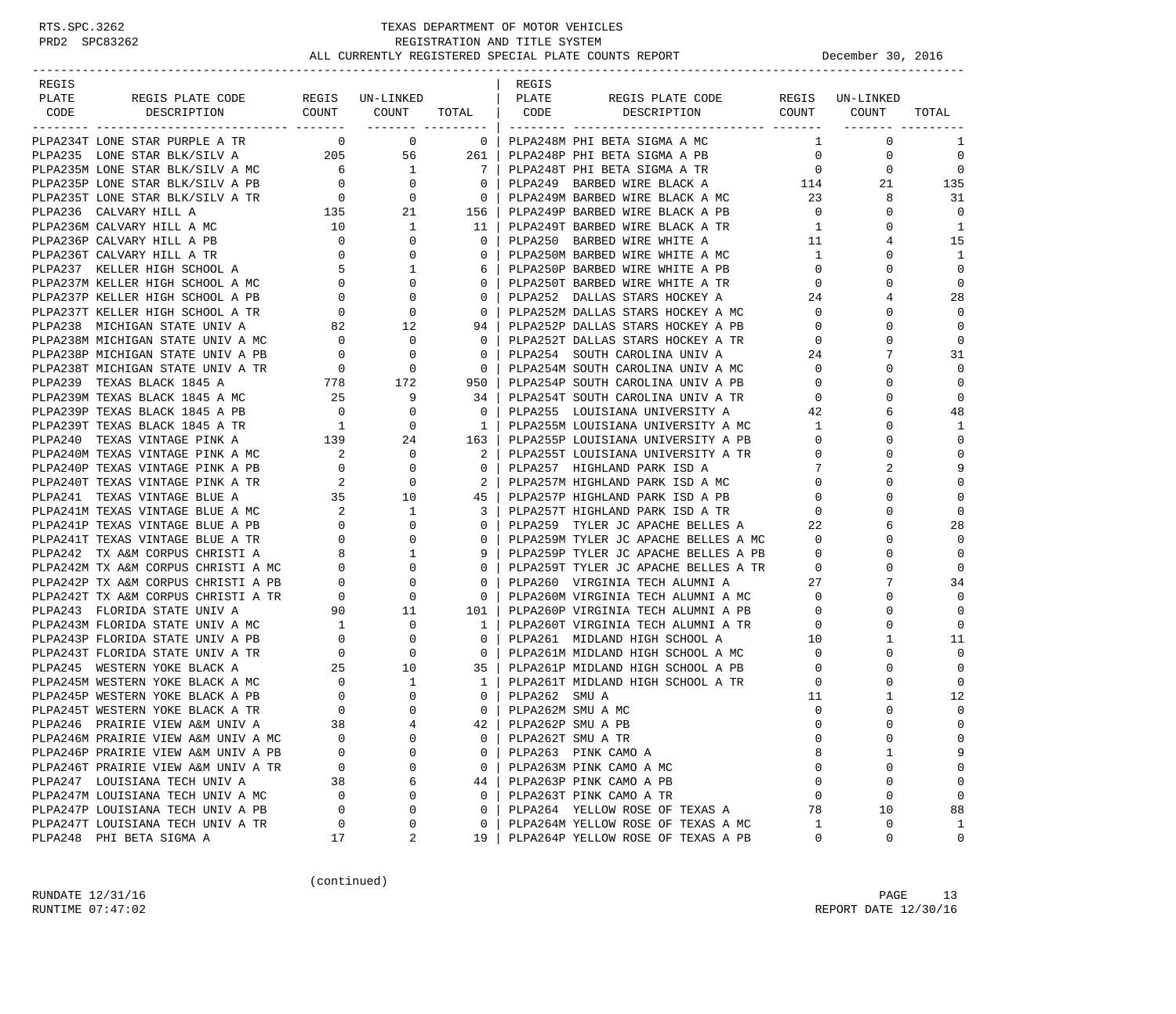TEXAS DEPARTMENT OF MOTOR VEHICLES
REGISTRATION AND TITLE SYSTEM
ALL CURRENTLY REGISTERED SPECIAL PLATE COUNTS REPORT — December 30, 2016

| REGIS PLATE CODE | REGIS PLATE CODE DESCRIPTION | REGIS COUNT | UN-LINKED COUNT | TOTAL |
|---|---|---|---|---|
| PLPA234T | LONE STAR PURPLE A TR | 0 | 0 | 0 |
| PLPA235 | LONE STAR BLK/SILV A | 205 | 56 | 261 |
| PLPA235M | LONE STAR BLK/SILV A MC | 6 | 1 | 7 |
| PLPA235P | LONE STAR BLK/SILV A PB | 0 | 0 | 0 |
| PLPA235T | LONE STAR BLK/SILV A TR | 0 | 0 | 0 |
| PLPA236 | CALVARY HILL A | 135 | 21 | 156 |
| PLPA236M | CALVARY HILL A MC | 10 | 1 | 11 |
| PLPA236P | CALVARY HILL A PB | 0 | 0 | 0 |
| PLPA236T | CALVARY HILL A TR | 0 | 0 | 0 |
| PLPA237 | KELLER HIGH SCHOOL A | 5 | 1 | 6 |
| PLPA237M | KELLER HIGH SCHOOL A MC | 0 | 0 | 0 |
| PLPA237P | KELLER HIGH SCHOOL A PB | 0 | 0 | 0 |
| PLPA237T | KELLER HIGH SCHOOL A TR | 0 | 0 | 0 |
| PLPA238 | MICHIGAN STATE UNIV A | 82 | 12 | 94 |
| PLPA238M | MICHIGAN STATE UNIV A MC | 0 | 0 | 0 |
| PLPA238P | MICHIGAN STATE UNIV A PB | 0 | 0 | 0 |
| PLPA238T | MICHIGAN STATE UNIV A TR | 0 | 0 | 0 |
| PLPA239 | TEXAS BLACK 1845 A | 778 | 172 | 950 |
| PLPA239M | TEXAS BLACK 1845 A MC | 25 | 9 | 34 |
| PLPA239P | TEXAS BLACK 1845 A PB | 0 | 0 | 0 |
| PLPA239T | TEXAS BLACK 1845 A TR | 1 | 0 | 1 |
| PLPA240 | TEXAS VINTAGE PINK A | 139 | 24 | 163 |
| PLPA240M | TEXAS VINTAGE PINK A MC | 2 | 0 | 2 |
| PLPA240P | TEXAS VINTAGE PINK A PB | 0 | 0 | 0 |
| PLPA240T | TEXAS VINTAGE PINK A TR | 2 | 0 | 2 |
| PLPA241 | TEXAS VINTAGE BLUE A | 35 | 10 | 45 |
| PLPA241M | TEXAS VINTAGE BLUE A MC | 2 | 1 | 3 |
| PLPA241P | TEXAS VINTAGE BLUE A PB | 0 | 0 | 0 |
| PLPA241T | TEXAS VINTAGE BLUE A TR | 0 | 0 | 0 |
| PLPA242 | TX A&M CORPUS CHRISTI A | 8 | 1 | 9 |
| PLPA242M | TX A&M CORPUS CHRISTI A MC | 0 | 0 | 0 |
| PLPA242P | TX A&M CORPUS CHRISTI A PB | 0 | 0 | 0 |
| PLPA242T | TX A&M CORPUS CHRISTI A TR | 0 | 0 | 0 |
| PLPA243 | FLORIDA STATE UNIV A | 90 | 11 | 101 |
| PLPA243M | FLORIDA STATE UNIV A MC | 1 | 0 | 1 |
| PLPA243P | FLORIDA STATE UNIV A PB | 0 | 0 | 0 |
| PLPA243T | FLORIDA STATE UNIV A TR | 0 | 0 | 0 |
| PLPA245 | WESTERN YOKE BLACK A | 25 | 10 | 35 |
| PLPA245M | WESTERN YOKE BLACK A MC | 0 | 1 | 1 |
| PLPA245P | WESTERN YOKE BLACK A PB | 0 | 0 | 0 |
| PLPA245T | WESTERN YOKE BLACK A TR | 0 | 0 | 0 |
| PLPA246 | PRAIRIE VIEW A&M UNIV A | 38 | 4 | 42 |
| PLPA246M | PRAIRIE VIEW A&M UNIV A MC | 0 | 0 | 0 |
| PLPA246P | PRAIRIE VIEW A&M UNIV A PB | 0 | 0 | 0 |
| PLPA246T | PRAIRIE VIEW A&M UNIV A TR | 0 | 0 | 0 |
| PLPA247 | LOUISIANA TECH UNIV A | 38 | 6 | 44 |
| PLPA247M | LOUISIANA TECH UNIV A MC | 0 | 0 | 0 |
| PLPA247P | LOUISIANA TECH UNIV A PB | 0 | 0 | 0 |
| PLPA247T | LOUISIANA TECH UNIV A TR | 0 | 0 | 0 |
| PLPA248 | PHI BETA SIGMA A | 17 | 2 | 19 |
| PLPA248M | PHI BETA SIGMA A MC | 1 | 0 | 1 |
| PLPA248P | PHI BETA SIGMA A PB | 0 | 0 | 0 |
| PLPA248T | PHI BETA SIGMA A TR | 0 | 0 | 0 |
| PLPA249 | BARBED WIRE BLACK A | 114 | 21 | 135 |
| PLPA249M | BARBED WIRE BLACK A MC | 23 | 8 | 31 |
| PLPA249P | BARBED WIRE BLACK A PB | 0 | 0 | 0 |
| PLPA249T | BARBED WIRE BLACK A TR | 1 | 0 | 1 |
| PLPA250 | BARBED WIRE WHITE A | 11 | 4 | 15 |
| PLPA250M | BARBED WIRE WHITE A MC | 1 | 0 | 1 |
| PLPA250P | BARBED WIRE WHITE A PB | 0 | 0 | 0 |
| PLPA250T | BARBED WIRE WHITE A TR | 0 | 0 | 0 |
| PLPA252 | DALLAS STARS HOCKEY A | 24 | 4 | 28 |
| PLPA252M | DALLAS STARS HOCKEY A MC | 0 | 0 | 0 |
| PLPA252P | DALLAS STARS HOCKEY A PB | 0 | 0 | 0 |
| PLPA252T | DALLAS STARS HOCKEY A TR | 0 | 0 | 0 |
| PLPA254 | SOUTH CAROLINA UNIV A | 24 | 7 | 31 |
| PLPA254M | SOUTH CAROLINA UNIV A MC | 0 | 0 | 0 |
| PLPA254P | SOUTH CAROLINA UNIV A PB | 0 | 0 | 0 |
| PLPA254T | SOUTH CAROLINA UNIV A TR | 0 | 0 | 0 |
| PLPA255 | LOUISIANA UNIVERSITY A | 42 | 6 | 48 |
| PLPA255M | LOUISIANA UNIVERSITY A MC | 1 | 0 | 1 |
| PLPA255P | LOUISIANA UNIVERSITY A PB | 0 | 0 | 0 |
| PLPA255T | LOUISIANA UNIVERSITY A TR | 0 | 0 | 0 |
| PLPA257 | HIGHLAND PARK ISD A | 7 | 2 | 9 |
| PLPA257M | HIGHLAND PARK ISD A MC | 0 | 0 | 0 |
| PLPA257P | HIGHLAND PARK ISD A PB | 0 | 0 | 0 |
| PLPA257T | HIGHLAND PARK ISD A TR | 0 | 0 | 0 |
| PLPA259 | TYLER JC APACHE BELLES A | 22 | 6 | 28 |
| PLPA259M | TYLER JC APACHE BELLES A MC | 0 | 0 | 0 |
| PLPA259P | TYLER JC APACHE BELLES A PB | 0 | 0 | 0 |
| PLPA259T | TYLER JC APACHE BELLES A TR | 0 | 0 | 0 |
| PLPA260 | VIRGINIA TECH ALUMNI A | 27 | 7 | 34 |
| PLPA260M | VIRGINIA TECH ALUMNI A MC | 0 | 0 | 0 |
| PLPA260P | VIRGINIA TECH ALUMNI A PB | 0 | 0 | 0 |
| PLPA260T | VIRGINIA TECH ALUMNI A TR | 0 | 0 | 0 |
| PLPA261 | MIDLAND HIGH SCHOOL A | 10 | 1 | 11 |
| PLPA261M | MIDLAND HIGH SCHOOL A MC | 0 | 0 | 0 |
| PLPA261P | MIDLAND HIGH SCHOOL A PB | 0 | 0 | 0 |
| PLPA261T | MIDLAND HIGH SCHOOL A TR | 0 | 0 | 0 |
| PLPA262 | SMU A | 11 | 1 | 12 |
| PLPA262M | SMU A MC | 0 | 0 | 0 |
| PLPA262P | SMU A PB | 0 | 0 | 0 |
| PLPA262T | SMU A TR | 0 | 0 | 0 |
| PLPA263 | PINK CAMO A | 8 | 1 | 9 |
| PLPA263M | PINK CAMO A MC | 0 | 0 | 0 |
| PLPA263P | PINK CAMO A PB | 0 | 0 | 0 |
| PLPA263T | PINK CAMO A TR | 0 | 0 | 0 |
| PLPA264 | YELLOW ROSE OF TEXAS A | 78 | 10 | 88 |
| PLPA264M | YELLOW ROSE OF TEXAS A MC | 1 | 0 | 1 |
| PLPA264P | YELLOW ROSE OF TEXAS A PB | 0 | 0 | 0 |

(continued)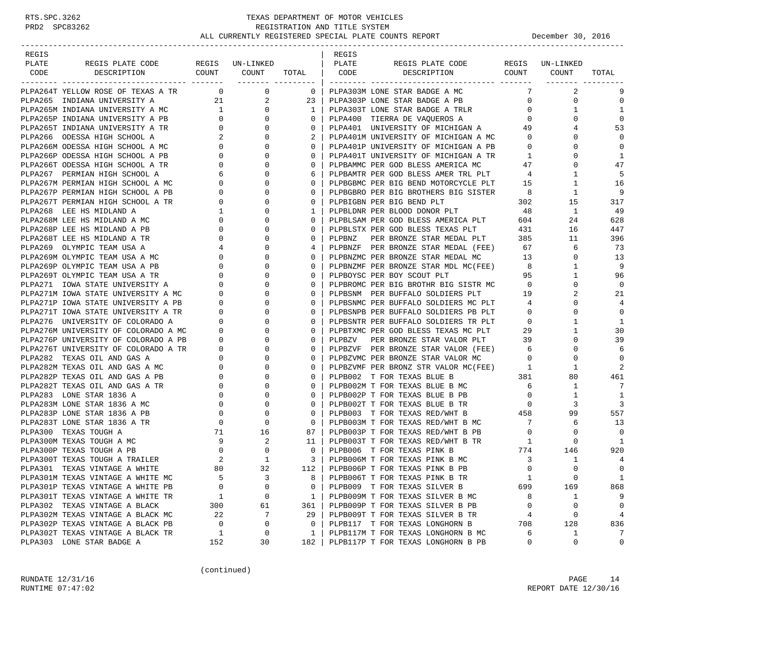# TEXAS DEPARTMENT OF MOTOR VEHICLES
## REGISTRATION AND TITLE SYSTEM
### ALL CURRENTLY REGISTERED SPECIAL PLATE COUNTS REPORT — December 30, 2016

RTS.SPC.3262
PRD2 SPC83262

| REGIS PLATE CODE | REGIS PLATE CODE DESCRIPTION | REGIS COUNT | UN-LINKED COUNT | TOTAL |
|---|---|---|---|---|
| PLPA264T | YELLOW ROSE OF TEXAS A TR | 0 | 0 | 0 |
| PLPA265 | INDIANA UNIVERSITY A | 21 | 2 | 23 |
| PLPA265M | INDIANA UNIVERSITY A MC | 1 | 0 | 1 |
| PLPA265P | INDIANA UNIVERSITY A PB | 0 | 0 | 0 |
| PLPA265T | INDIANA UNIVERSITY A TR | 0 | 0 | 0 |
| PLPA266 | ODESSA HIGH SCHOOL A | 2 | 0 | 2 |
| PLPA266M | ODESSA HIGH SCHOOL A MC | 0 | 0 | 0 |
| PLPA266P | ODESSA HIGH SCHOOL A PB | 0 | 0 | 0 |
| PLPA266T | ODESSA HIGH SCHOOL A TR | 0 | 0 | 0 |
| PLPA267 | PERMIAN HIGH SCHOOL A | 6 | 0 | 6 |
| PLPA267M | PERMIAN HIGH SCHOOL A MC | 0 | 0 | 0 |
| PLPA267P | PERMIAN HIGH SCHOOL A PB | 0 | 0 | 0 |
| PLPA267T | PERMIAN HIGH SCHOOL A TR | 0 | 0 | 0 |
| PLPA268 | LEE HS MIDLAND A | 1 | 0 | 1 |
| PLPA268M | LEE HS MIDLAND A MC | 0 | 0 | 0 |
| PLPA268P | LEE HS MIDLAND A PB | 0 | 0 | 0 |
| PLPA268T | LEE HS MIDLAND A TR | 0 | 0 | 0 |
| PLPA269 | OLYMPIC TEAM USA A | 4 | 0 | 4 |
| PLPA269M | OLYMPIC TEAM USA A MC | 0 | 0 | 0 |
| PLPA269P | OLYMPIC TEAM USA A PB | 0 | 0 | 0 |
| PLPA269T | OLYMPIC TEAM USA A TR | 0 | 0 | 0 |
| PLPA271 | IOWA STATE UNIVERSITY A | 0 | 0 | 0 |
| PLPA271M | IOWA STATE UNIVERSITY A MC | 0 | 0 | 0 |
| PLPA271P | IOWA STATE UNIVERSITY A PB | 0 | 0 | 0 |
| PLPA271T | IOWA STATE UNIVERSITY A TR | 0 | 0 | 0 |
| PLPA276 | UNIVERSITY OF COLORADO A | 0 | 0 | 0 |
| PLPA276M | UNIVERSITY OF COLORADO A MC | 0 | 0 | 0 |
| PLPA276P | UNIVERSITY OF COLORADO A PB | 0 | 0 | 0 |
| PLPA276T | UNIVERSITY OF COLORADO A TR | 0 | 0 | 0 |
| PLPA282 | TEXAS OIL AND GAS A | 0 | 0 | 0 |
| PLPA282M | TEXAS OIL AND GAS A MC | 0 | 0 | 0 |
| PLPA282P | TEXAS OIL AND GAS A PB | 0 | 0 | 0 |
| PLPA282T | TEXAS OIL AND GAS A TR | 0 | 0 | 0 |
| PLPA283 | LONE STAR 1836 A | 0 | 0 | 0 |
| PLPA283M | LONE STAR 1836 A MC | 0 | 0 | 0 |
| PLPA283P | LONE STAR 1836 A PB | 0 | 0 | 0 |
| PLPA283T | LONE STAR 1836 A TR | 0 | 0 | 0 |
| PLPA300 | TEXAS TOUGH A | 71 | 16 | 87 |
| PLPA300M | TEXAS TOUGH A MC | 9 | 2 | 11 |
| PLPA300P | TEXAS TOUGH A PB | 0 | 0 | 0 |
| PLPA300T | TEXAS TOUGH A TRAILER | 2 | 1 | 3 |
| PLPA301 | TEXAS VINTAGE A WHITE | 80 | 32 | 112 |
| PLPA301M | TEXAS VINTAGE A WHITE MC | 5 | 3 | 8 |
| PLPA301P | TEXAS VINTAGE A WHITE PB | 0 | 0 | 0 |
| PLPA301T | TEXAS VINTAGE A WHITE TR | 1 | 0 | 1 |
| PLPA302 | TEXAS VINTAGE A BLACK | 300 | 61 | 361 |
| PLPA302M | TEXAS VINTAGE A BLACK MC | 22 | 7 | 29 |
| PLPA302P | TEXAS VINTAGE A BLACK PB | 0 | 0 | 0 |
| PLPA302T | TEXAS VINTAGE A BLACK TR | 1 | 0 | 1 |
| PLPA303 | LONE STAR BADGE A | 152 | 30 | 182 |
| PLPA303M | LONE STAR BADGE A MC | 7 | 2 | 9 |
| PLPA303P | LONE STAR BADGE A PB | 0 | 0 | 0 |
| PLPA303T | LONE STAR BADGE A TRLR | 0 | 1 | 1 |
| PLPA400 | TIERRA DE VAQUEROS A | 0 | 0 | 0 |
| PLPA401 | UNIVERSITY OF MICHIGAN A | 49 | 4 | 53 |
| PLPA401M | UNIVERSITY OF MICHIGAN A MC | 0 | 0 | 0 |
| PLPA401P | UNIVERSITY OF MICHIGAN A PB | 0 | 0 | 0 |
| PLPA401T | UNIVERSITY OF MICHIGAN A TR | 1 | 0 | 1 |
| PLPBAMMC | PER GOD BLESS AMERICA MC | 47 | 0 | 47 |
| PLPBAMTR | PER GOD BLESS AMER TRL PLT | 4 | 1 | 5 |
| PLPBGBMC | PER BIG BEND MOTORCYCLE PLT | 15 | 1 | 16 |
| PLPBGBRO | PER BIG BROTHERS BIG SISTER | 8 | 1 | 9 |
| PLPBIGBN | PER BIG BEND PLT | 302 | 15 | 317 |
| PLPBLDNR | PER BLOOD DONOR PLT | 48 | 1 | 49 |
| PLPBLSAM | PER GOD BLESS AMERICA PLT | 604 | 24 | 628 |
| PLPBLSTX | PER GOD BLESS TEXAS PLT | 431 | 16 | 447 |
| PLPBNZ | PER BRONZE STAR MEDAL PLT | 385 | 11 | 396 |
| PLPBNZF | PER BRONZE STAR MEDAL (FEE) | 67 | 6 | 73 |
| PLPBNZMC | PER BRONZE STAR MEDAL MC | 13 | 0 | 13 |
| PLPBNZMF | PER BRONZE STAR MDL MC(FEE) | 8 | 1 | 9 |
| PLPBOYSC | PER BOY SCOUT PLT | 95 | 1 | 96 |
| PLPBROMC | PER BIG BROTHR BIG SISTR MC | 0 | 0 | 0 |
| PLPBSNM | PER BUFFALO SOLDIERS PLT | 19 | 2 | 21 |
| PLPBSNMC | PER BUFFALO SOLDIERS MC PLT | 4 | 0 | 4 |
| PLPBSNPB | PER BUFFALO SOLDIERS PB PLT | 0 | 0 | 0 |
| PLPBSNTR | PER BUFFALO SOLDIERS TR PLT | 0 | 1 | 1 |
| PLPBTXMC | PER GOD BLESS TEXAS MC PLT | 29 | 1 | 30 |
| PLPBZV | PER BRONZE STAR VALOR PLT | 39 | 0 | 39 |
| PLPBZVF | PER BRONZE STAR VALOR (FEE) | 6 | 0 | 6 |
| PLPBZVMC | PER BRONZE STAR VALOR MC | 0 | 0 | 0 |
| PLPBZVMF | PER BRONZ STR VALOR MC(FEE) | 1 | 1 | 2 |
| PLPB002 | T FOR TEXAS BLUE B | 381 | 80 | 461 |
| PLPB002M | T FOR TEXAS BLUE B MC | 6 | 1 | 7 |
| PLPB002P | T FOR TEXAS BLUE B PB | 0 | 1 | 1 |
| PLPB002T | T FOR TEXAS BLUE B TR | 0 | 3 | 3 |
| PLPB003 | T FOR TEXAS RED/WHT B | 458 | 99 | 557 |
| PLPB003M | T FOR TEXAS RED/WHT B MC | 7 | 6 | 13 |
| PLPB003P | T FOR TEXAS RED/WHT B PB | 0 | 0 | 0 |
| PLPB003T | T FOR TEXAS RED/WHT B TR | 1 | 0 | 1 |
| PLPB006 | T FOR TEXAS PINK B | 774 | 146 | 920 |
| PLPB006M | T FOR TEXAS PINK B MC | 3 | 1 | 4 |
| PLPB006P | T FOR TEXAS PINK B PB | 0 | 0 | 0 |
| PLPB006T | T FOR TEXAS PINK B TR | 1 | 0 | 1 |
| PLPB009 | T FOR TEXAS SILVER B | 699 | 169 | 868 |
| PLPB009M | T FOR TEXAS SILVER B MC | 8 | 1 | 9 |
| PLPB009P | T FOR TEXAS SILVER B PB | 0 | 0 | 0 |
| PLPB009T | T FOR TEXAS SILVER B TR | 4 | 0 | 4 |
| PLPB117 | T FOR TEXAS LONGHORN B | 708 | 128 | 836 |
| PLPB117M | T FOR TEXAS LONGHORN B MC | 6 | 1 | 7 |
| PLPB117P | T FOR TEXAS LONGHORN B PB | 0 | 0 | 0 |

(continued)

RUNDATE 12/31/16
RUNTIME 07:47:02
REPORT DATE 12/30/16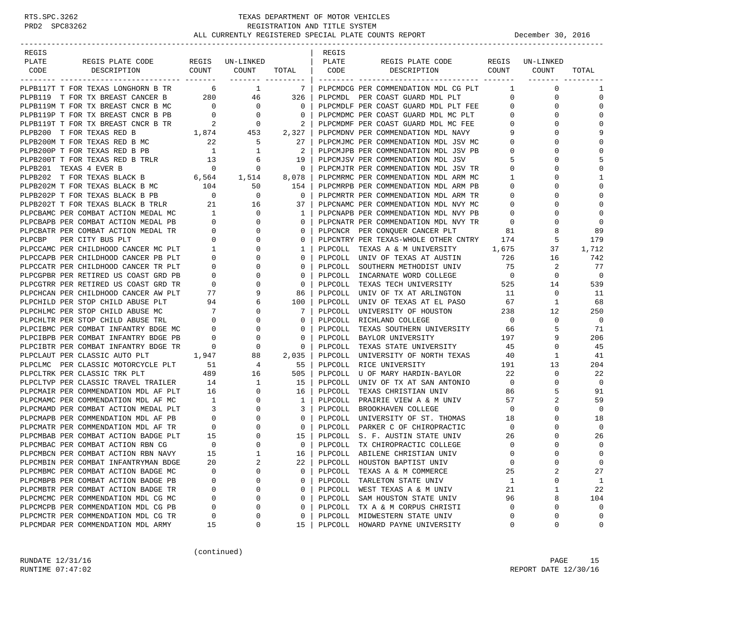# TEXAS DEPARTMENT OF MOTOR VEHICLES
## REGISTRATION AND TITLE SYSTEM
### ALL CURRENTLY REGISTERED SPECIAL PLATE COUNTS REPORT — December 30, 2016

| REGIS PLATE CODE | REGIS PLATE CODE DESCRIPTION | REGIS COUNT | UN-LINKED COUNT | TOTAL |
|---|---|---|---|---|
| PLPB117T | T FOR TEXAS LONGHORN B TR | 6 | 1 | 7 |
| PLPB119 | T FOR TX BREAST CANCER B | 280 | 46 | 326 |
| PLPB119M | T FOR TX BREAST CNCR B MC | 0 | 0 | 0 |
| PLPB119P | T FOR TX BREAST CNCR B PB | 0 | 0 | 0 |
| PLPB119T | T FOR TX BREAST CNCR B TR | 2 | 0 | 2 |
| PLPB200 | T FOR TEXAS RED B | 1,874 | 453 | 2,327 |
| PLPB200M | T FOR TEXAS RED B MC | 22 | 5 | 27 |
| PLPB200P | T FOR TEXAS RED B PB | 1 | 1 | 2 |
| PLPB200T | T FOR TEXAS RED B TRLR | 13 | 6 | 19 |
| PLPB201 | TEXAS 4 EVER B | 0 | 0 | 0 |
| PLPB202 | T FOR TEXAS BLACK B | 6,564 | 1,514 | 8,078 |
| PLPB202M | T FOR TEXAS BLACK B MC | 104 | 50 | 154 |
| PLPB202P | T FOR TEXAS BLACK B PB | 0 | 0 | 0 |
| PLPB202T | T FOR TEXAS BLACK B TRLR | 21 | 16 | 37 |
| PLPCBAMC | PER COMBAT ACTION MEDAL MC | 1 | 0 | 1 |
| PLPCBAPB | PER COMBAT ACTION MEDAL PB | 0 | 0 | 0 |
| PLPCBATR | PER COMBAT ACTION MEDAL TR | 0 | 0 | 0 |
| PLPCBP | PER CITY BUS PLT | 0 | 0 | 0 |
| PLPCCAMC | PER CHILDHOOD CANCER MC PLT | 1 | 0 | 1 |
| PLPCCAPB | PER CHILDHOOD CANCER PB PLT | 0 | 0 | 0 |
| PLPCCATR | PER CHILDHOOD CANCER TR PLT | 0 | 0 | 0 |
| PLPCGPBR | PER RETIRED US COAST GRD PB | 0 | 0 | 0 |
| PLPCGTRR | PER RETIRED US COAST GRD TR | 0 | 0 | 0 |
| PLPCHCAN | PER CHILDHOOD CANCER AW PLT | 77 | 9 | 86 |
| PLPCHILD | PER STOP CHILD ABUSE PLT | 94 | 6 | 100 |
| PLPCHLMC | PER STOP CHILD ABUSE MC | 7 | 0 | 7 |
| PLPCHLTR | PER STOP CHILD ABUSE TRL | 0 | 0 | 0 |
| PLPCIBMC | PER COMBAT INFANTRY BDGE MC | 0 | 0 | 0 |
| PLPCIBPB | PER COMBAT INFANTRY BDGE PB | 0 | 0 | 0 |
| PLPCIBTR | PER COMBAT INFANTRY BDGE TR | 0 | 0 | 0 |
| PLPCLAUT | PER CLASSIC AUTO PLT | 1,947 | 88 | 2,035 |
| PLPCLMC | PER CLASSIC MOTORCYCLE PLT | 51 | 4 | 55 |
| PLPCLTRK | PER CLASSIC TRK PLT | 489 | 16 | 505 |
| PLPCLTVP | PER CLASSIC TRAVEL TRAILER | 14 | 1 | 15 |
| PLPCMAIR | PER COMMENDATION MDL AF PLT | 16 | 0 | 16 |
| PLPCMAMC | PER COMMENDATION MDL AF MC | 1 | 0 | 1 |
| PLPCMAMD | PER COMBAT ACTION MEDAL PLT | 3 | 0 | 3 |
| PLPCMAPB | PER COMMENDATION MDL AF PB | 0 | 0 | 0 |
| PLPCMATR | PER COMMENDATION MDL AF TR | 0 | 0 | 0 |
| PLPCMBAB | PER COMBAT ACTION BADGE PLT | 15 | 0 | 15 |
| PLPCMBAC | PER COMBAT ACTION RBN CG | 0 | 0 | 0 |
| PLPCMBCN | PER COMBAT ACTION RBN NAVY | 15 | 1 | 16 |
| PLPCMBIN | PER COMBAT INFANTRYMAN BDGE | 20 | 2 | 22 |
| PLPCMBMC | PER COMBAT ACTION BADGE MC | 0 | 0 | 0 |
| PLPCMBPB | PER COMBAT ACTION BADGE PB | 0 | 0 | 0 |
| PLPCMBTR | PER COMBAT ACTION BADGE TR | 0 | 0 | 0 |
| PLPCMCMC | PER COMMENDATION MDL CG MC | 0 | 0 | 0 |
| PLPCMCPB | PER COMMENDATION MDL CG PB | 0 | 0 | 0 |
| PLPCMCTR | PER COMMENDATION MDL CG TR | 0 | 0 | 0 |
| PLPCMDAR | PER COMMENDATION MDL ARMY | 15 | 0 | 15 |
| PLPCMDCG | PER COMMENDATION MDL CG PLT | 1 | 0 | 1 |
| PLPCMDL | PER COAST GUARD MDL PLT | 0 | 0 | 0 |
| PLPCMDLF | PER COAST GUARD MDL PLT FEE | 0 | 0 | 0 |
| PLPCMDMC | PER COAST GUARD MDL MC PLT | 0 | 0 | 0 |
| PLPCMDMF | PER COAST GUARD MDL MC FEE | 0 | 0 | 0 |
| PLPCMDNV | PER COMMENDATION MDL NAVY | 9 | 0 | 9 |
| PLPCMJMC | PER COMMENDATION MDL JSV MC | 0 | 0 | 0 |
| PLPCMJPB | PER COMMENDATION MDL JSV PB | 0 | 0 | 0 |
| PLPCMJSV | PER COMMENDATION MDL JSV | 5 | 0 | 5 |
| PLPCMJTR | PER COMMENDATION MDL JSV TR | 0 | 0 | 0 |
| PLPCMRMC | PER COMMENDATION MDL ARM MC | 1 | 0 | 1 |
| PLPCMRPB | PER COMMENDATION MDL ARM PB | 0 | 0 | 0 |
| PLPCMRTR | PER COMMENDATION MDL ARM TR | 0 | 0 | 0 |
| PLPCNAMC | PER COMMENDATION MDL NVY MC | 0 | 0 | 0 |
| PLPCNAPB | PER COMMENDATION MDL NVY PB | 0 | 0 | 0 |
| PLPCNATR | PER COMMENDATION MDL NVY TR | 0 | 0 | 0 |
| PLPCNCR | PER CONQUER CANCER PLT | 81 | 8 | 89 |
| PLPCNTRY | PER TEXAS-WHOLE OTHER CNTRY | 174 | 5 | 179 |
| PLPCOLL | TEXAS A & M UNIVERSITY | 1,675 | 37 | 1,712 |
| PLPCOLL | UNIV OF TEXAS AT AUSTIN | 726 | 16 | 742 |
| PLPCOLL | SOUTHERN METHODIST UNIV | 75 | 2 | 77 |
| PLPCOLL | INCARNATE WORD COLLEGE | 0 | 0 | 0 |
| PLPCOLL | TEXAS TECH UNIVERSITY | 525 | 14 | 539 |
| PLPCOLL | UNIV OF TX AT ARLINGTON | 11 | 0 | 11 |
| PLPCOLL | UNIV OF TEXAS AT EL PASO | 67 | 1 | 68 |
| PLPCOLL | UNIVERSITY OF HOUSTON | 238 | 12 | 250 |
| PLPCOLL | RICHLAND COLLEGE | 0 | 0 | 0 |
| PLPCOLL | TEXAS SOUTHERN UNIVERSITY | 66 | 5 | 71 |
| PLPCOLL | BAYLOR UNIVERSITY | 197 | 9 | 206 |
| PLPCOLL | TEXAS STATE UNIVERSITY | 45 | 0 | 45 |
| PLPCOLL | UNIVERSITY OF NORTH TEXAS | 40 | 1 | 41 |
| PLPCOLL | RICE UNIVERSITY | 191 | 13 | 204 |
| PLPCOLL | U OF MARY HARDIN-BAYLOR | 22 | 0 | 22 |
| PLPCOLL | UNIV OF TX AT SAN ANTONIO | 0 | 0 | 0 |
| PLPCOLL | TEXAS CHRISTIAN UNIV | 86 | 5 | 91 |
| PLPCOLL | PRAIRIE VIEW A & M UNIV | 57 | 2 | 59 |
| PLPCOLL | BROOKHAVEN COLLEGE | 0 | 0 | 0 |
| PLPCOLL | UNIVERSITY OF ST. THOMAS | 18 | 0 | 18 |
| PLPCOLL | PARKER C OF CHIROPRACTIC | 0 | 0 | 0 |
| PLPCOLL | S. F. AUSTIN STATE UNIV | 26 | 0 | 26 |
| PLPCOLL | TX CHIROPRACTIC COLLEGE | 0 | 0 | 0 |
| PLPCOLL | ABILENE CHRISTIAN UNIV | 0 | 0 | 0 |
| PLPCOLL | HOUSTON BAPTIST UNIV | 0 | 0 | 0 |
| PLPCOLL | TEXAS A & M COMMERCE | 25 | 2 | 27 |
| PLPCOLL | TARLETON STATE UNIV | 1 | 0 | 1 |
| PLPCOLL | WEST TEXAS A & M UNIV | 21 | 1 | 22 |
| PLPCOLL | SAM HOUSTON STATE UNIV | 96 | 8 | 104 |
| PLPCOLL | TX A & M CORPUS CHRISTI | 0 | 0 | 0 |
| PLPCOLL | MIDWESTERN STATE UNIV | 0 | 0 | 0 |
| PLPCOLL | HOWARD PAYNE UNIVERSITY | 0 | 0 | 0 |

(continued)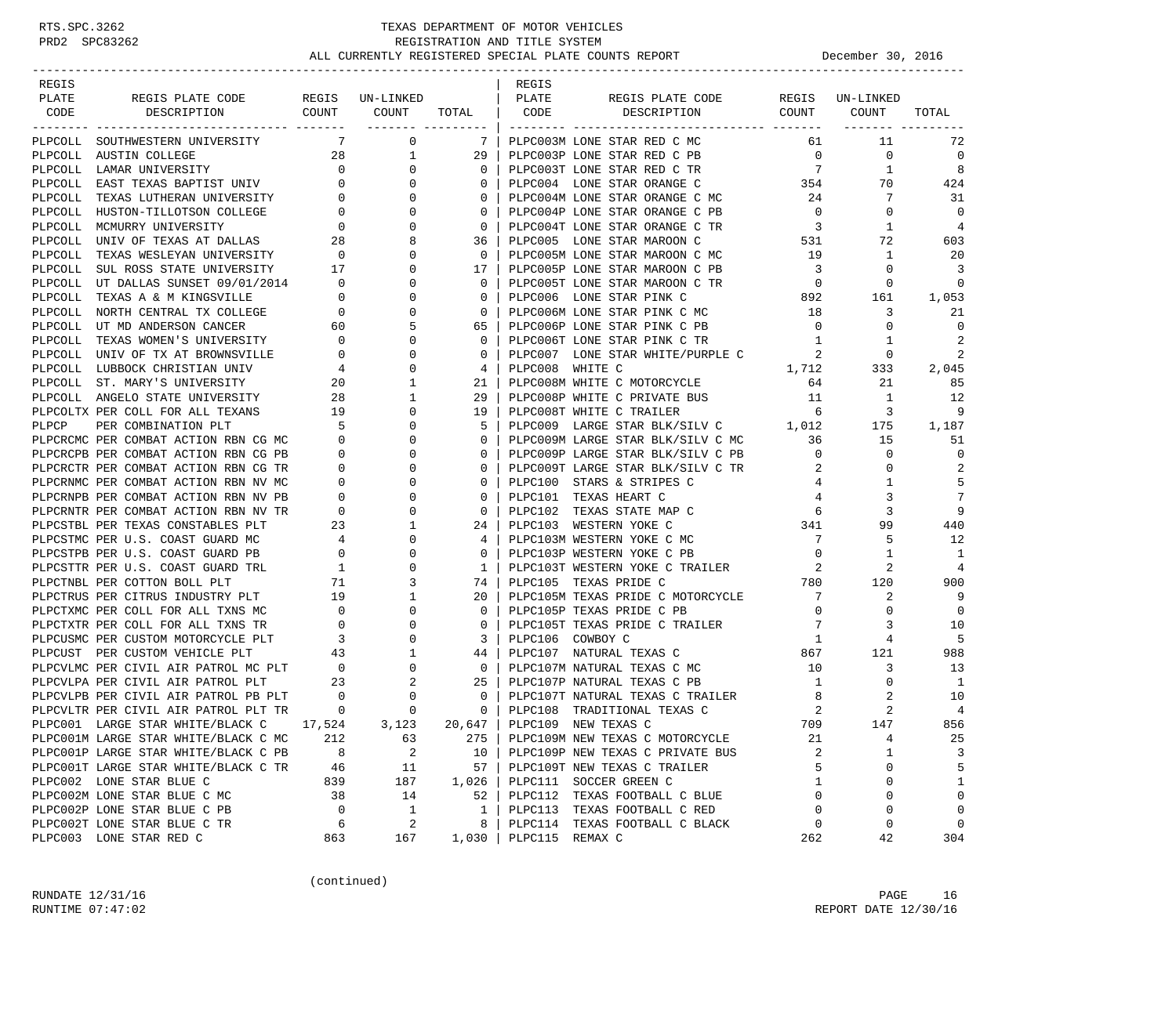RTS.SPC.3262 PRD2 SPC83262

# TEXAS DEPARTMENT OF MOTOR VEHICLES
## REGISTRATION AND TITLE SYSTEM
### ALL CURRENTLY REGISTERED SPECIAL PLATE COUNTS REPORT — December 30, 2016

| REGIS PLATE CODE | REGIS PLATE CODE DESCRIPTION | REGIS COUNT | UN-LINKED COUNT | TOTAL |
|---|---|---|---|---|
| PLPCOLL | SOUTHWESTERN UNIVERSITY | 7 | 0 | 7 |
| PLPCOLL | AUSTIN COLLEGE | 28 | 1 | 29 |
| PLPCOLL | LAMAR UNIVERSITY | 0 | 0 | 0 |
| PLPCOLL | EAST TEXAS BAPTIST UNIV | 0 | 0 | 0 |
| PLPCOLL | TEXAS LUTHERAN UNIVERSITY | 0 | 0 | 0 |
| PLPCOLL | HUSTON-TILLOTSON COLLEGE | 0 | 0 | 0 |
| PLPCOLL | MCMURRY UNIVERSITY | 0 | 0 | 0 |
| PLPCOLL | UNIV OF TEXAS AT DALLAS | 28 | 8 | 36 |
| PLPCOLL | TEXAS WESLEYAN UNIVERSITY | 0 | 0 | 0 |
| PLPCOLL | SUL ROSS STATE UNIVERSITY | 17 | 0 | 17 |
| PLPCOLL | UT DALLAS SUNSET 09/01/2014 | 0 | 0 | 0 |
| PLPCOLL | TEXAS A & M KINGSVILLE | 0 | 0 | 0 |
| PLPCOLL | NORTH CENTRAL TX COLLEGE | 0 | 0 | 0 |
| PLPCOLL | UT MD ANDERSON CANCER | 60 | 5 | 65 |
| PLPCOLL | TEXAS WOMEN'S UNIVERSITY | 0 | 0 | 0 |
| PLPCOLL | UNIV OF TX AT BROWNSVILLE | 0 | 0 | 0 |
| PLPCOLL | LUBBOCK CHRISTIAN UNIV | 4 | 0 | 4 |
| PLPCOLL | ST. MARY'S UNIVERSITY | 20 | 1 | 21 |
| PLPCOLL | ANGELO STATE UNIVERSITY | 28 | 1 | 29 |
| PLPCOLTX | PER COLL FOR ALL TEXANS | 19 | 0 | 19 |
| PLPCP | PER COMBINATION PLT | 5 | 0 | 5 |
| PLPCRCMC | PER COMBAT ACTION RBN CG MC | 0 | 0 | 0 |
| PLPCRCPB | PER COMBAT ACTION RBN CG PB | 0 | 0 | 0 |
| PLPCRCTR | PER COMBAT ACTION RBN CG TR | 0 | 0 | 0 |
| PLPCRNMC | PER COMBAT ACTION RBN NV MC | 0 | 0 | 0 |
| PLPCRNPB | PER COMBAT ACTION RBN NV PB | 0 | 0 | 0 |
| PLPCRNTR | PER COMBAT ACTION RBN NV TR | 0 | 0 | 0 |
| PLPCSTBL | PER TEXAS CONSTABLES PLT | 23 | 1 | 24 |
| PLPCSTMC | PER U.S. COAST GUARD MC | 4 | 0 | 4 |
| PLPCSTPB | PER U.S. COAST GUARD PB | 0 | 0 | 0 |
| PLPCSTTR | PER U.S. COAST GUARD TRL | 1 | 0 | 1 |
| PLPCTNBL | PER COTTON BOLL PLT | 71 | 3 | 74 |
| PLPCTRUS | PER CITRUS INDUSTRY PLT | 19 | 1 | 20 |
| PLPCTXMC | PER COLL FOR ALL TXNS MC | 0 | 0 | 0 |
| PLPCTXTR | PER COLL FOR ALL TXNS TR | 0 | 0 | 0 |
| PLPCUSMC | PER CUSTOM MOTORCYCLE PLT | 3 | 0 | 3 |
| PLPCUST | PER CUSTOM VEHICLE PLT | 43 | 1 | 44 |
| PLPCVLMC | PER CIVIL AIR PATROL MC PLT | 0 | 0 | 0 |
| PLPCVLPA | PER CIVIL AIR PATROL PLT | 23 | 2 | 25 |
| PLPCVLPB | PER CIVIL AIR PATROL PB PLT | 0 | 0 | 0 |
| PLPCVLTR | PER CIVIL AIR PATROL PLT TR | 0 | 0 | 0 |
| PLPC001 | LARGE STAR WHITE/BLACK C | 17,524 | 3,123 | 20,647 |
| PLPC001M | LARGE STAR WHITE/BLACK C MC | 212 | 63 | 275 |
| PLPC001P | LARGE STAR WHITE/BLACK C PB | 8 | 2 | 10 |
| PLPC001T | LARGE STAR WHITE/BLACK C TR | 46 | 11 | 57 |
| PLPC002 | LONE STAR BLUE C | 839 | 187 | 1,026 |
| PLPC002M | LONE STAR BLUE C MC | 38 | 14 | 52 |
| PLPC002P | LONE STAR BLUE C PB | 0 | 1 | 1 |
| PLPC002T | LONE STAR BLUE C TR | 6 | 2 | 8 |
| PLPC003 | LONE STAR RED C | 863 | 167 | 1,030 |
| PLPC003M | LONE STAR RED C MC | 61 | 11 | 72 |
| PLPC003P | LONE STAR RED C PB | 0 | 0 | 0 |
| PLPC003T | LONE STAR RED C TR | 7 | 1 | 8 |
| PLPC004 | LONE STAR ORANGE C | 354 | 70 | 424 |
| PLPC004M | LONE STAR ORANGE C MC | 24 | 7 | 31 |
| PLPC004P | LONE STAR ORANGE C PB | 0 | 0 | 0 |
| PLPC004T | LONE STAR ORANGE C TR | 3 | 1 | 4 |
| PLPC005 | LONE STAR MAROON C | 531 | 72 | 603 |
| PLPC005M | LONE STAR MAROON C MC | 19 | 1 | 20 |
| PLPC005P | LONE STAR MAROON C PB | 3 | 0 | 3 |
| PLPC005T | LONE STAR MAROON C TR | 0 | 0 | 0 |
| PLPC006 | LONE STAR PINK C | 892 | 161 | 1,053 |
| PLPC006M | LONE STAR PINK C MC | 18 | 3 | 21 |
| PLPC006P | LONE STAR PINK C PB | 0 | 0 | 0 |
| PLPC006T | LONE STAR PINK C TR | 1 | 1 | 2 |
| PLPC007 | LONE STAR WHITE/PURPLE C | 2 | 0 | 2 |
| PLPC008 | WHITE C | 1,712 | 333 | 2,045 |
| PLPC008M | WHITE C MOTORCYCLE | 64 | 21 | 85 |
| PLPC008P | WHITE C PRIVATE BUS | 11 | 1 | 12 |
| PLPC008T | WHITE C TRAILER | 6 | 3 | 9 |
| PLPC009 | LARGE STAR BLK/SILV C | 1,012 | 175 | 1,187 |
| PLPC009M | LARGE STAR BLK/SILV C MC | 36 | 15 | 51 |
| PLPC009P | LARGE STAR BLK/SILV C PB | 0 | 0 | 0 |
| PLPC009T | LARGE STAR BLK/SILV C TR | 2 | 0 | 2 |
| PLPC100 | STARS & STRIPES C | 4 | 1 | 5 |
| PLPC101 | TEXAS HEART C | 4 | 3 | 7 |
| PLPC102 | TEXAS STATE MAP C | 6 | 3 | 9 |
| PLPC103 | WESTERN YOKE C | 341 | 99 | 440 |
| PLPC103M | WESTERN YOKE C MC | 7 | 5 | 12 |
| PLPC103P | WESTERN YOKE C PB | 0 | 1 | 1 |
| PLPC103T | WESTERN YOKE C TRAILER | 2 | 2 | 4 |
| PLPC105 | TEXAS PRIDE C | 780 | 120 | 900 |
| PLPC105M | TEXAS PRIDE C MOTORCYCLE | 7 | 2 | 9 |
| PLPC105P | TEXAS PRIDE C PB | 0 | 0 | 0 |
| PLPC105T | TEXAS PRIDE C TRAILER | 7 | 3 | 10 |
| PLPC106 | COWBOY C | 1 | 4 | 5 |
| PLPC107 | NATURAL TEXAS C | 867 | 121 | 988 |
| PLPC107M | NATURAL TEXAS C MC | 10 | 3 | 13 |
| PLPC107P | NATURAL TEXAS C PB | 1 | 0 | 1 |
| PLPC107T | NATURAL TEXAS C TRAILER | 8 | 2 | 10 |
| PLPC108 | TRADITIONAL TEXAS C | 2 | 2 | 4 |
| PLPC109 | NEW TEXAS C | 709 | 147 | 856 |
| PLPC109M | NEW TEXAS C MOTORCYCLE | 21 | 4 | 25 |
| PLPC109P | NEW TEXAS C PRIVATE BUS | 2 | 1 | 3 |
| PLPC109T | NEW TEXAS C TRAILER | 5 | 0 | 5 |
| PLPC111 | SOCCER GREEN C | 1 | 0 | 1 |
| PLPC112 | TEXAS FOOTBALL C BLUE | 0 | 0 | 0 |
| PLPC113 | TEXAS FOOTBALL C RED | 0 | 0 | 0 |
| PLPC114 | TEXAS FOOTBALL C BLACK | 0 | 0 | 0 |
| PLPC115 | REMAX C | 262 | 42 | 304 |

(continued)

RUNDATE 12/31/16
RUNTIME 07:47:02

REPORT DATE 12/30/16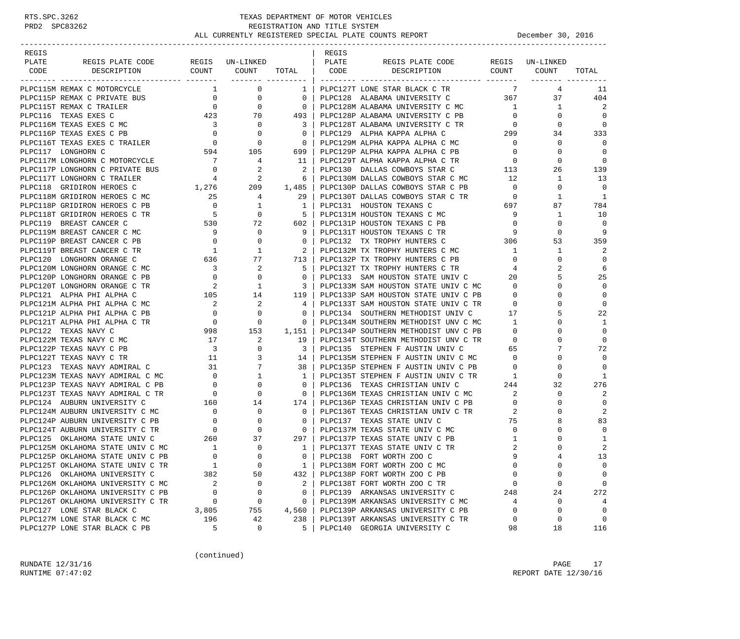RTS.SPC.3262
PRD2 SPC83262

# TEXAS DEPARTMENT OF MOTOR VEHICLES
## REGISTRATION AND TITLE SYSTEM
## ALL CURRENTLY REGISTERED SPECIAL PLATE COUNTS REPORT

December 30, 2016

| REGIS PLATE CODE | REGIS PLATE CODE DESCRIPTION | REGIS COUNT | UN-LINKED COUNT | TOTAL |
|---|---|---|---|---|
| PLPC115M | REMAX C MOTORCYCLE | 1 | 0 | 1 |
| PLPC115P | REMAX C PRIVATE BUS | 0 | 0 | 0 |
| PLPC115T | REMAX C TRAILER | 0 | 0 | 0 |
| PLPC116 | TEXAS EXES C | 423 | 70 | 493 |
| PLPC116M | TEXAS EXES C MC | 3 | 0 | 3 |
| PLPC116P | TEXAS EXES C PB | 0 | 0 | 0 |
| PLPC116T | TEXAS EXES C TRAILER | 0 | 0 | 0 |
| PLPC117 | LONGHORN C | 594 | 105 | 699 |
| PLPC117M | LONGHORN C MOTORCYCLE | 7 | 4 | 11 |
| PLPC117P | LONGHORN C PRIVATE BUS | 0 | 2 | 2 |
| PLPC117T | LONGHORN C TRAILER | 4 | 2 | 6 |
| PLPC118 | GRIDIRON HEROES C | 1,276 | 209 | 1,485 |
| PLPC118M | GRIDIRON HEROES C MC | 25 | 4 | 29 |
| PLPC118P | GRIDIRON HEROES C PB | 0 | 1 | 1 |
| PLPC118T | GRIDIRON HEROES C TR | 5 | 0 | 5 |
| PLPC119 | BREAST CANCER C | 530 | 72 | 602 |
| PLPC119M | BREAST CANCER C MC | 9 | 0 | 9 |
| PLPC119P | BREAST CANCER C PB | 0 | 0 | 0 |
| PLPC119T | BREAST CANCER C TR | 1 | 1 | 2 |
| PLPC120 | LONGHORN ORANGE C | 636 | 77 | 713 |
| PLPC120M | LONGHORN ORANGE C MC | 3 | 2 | 5 |
| PLPC120P | LONGHORN ORANGE C PB | 0 | 0 | 0 |
| PLPC120T | LONGHORN ORANGE C TR | 2 | 1 | 3 |
| PLPC121 | ALPHA PHI ALPHA C | 105 | 14 | 119 |
| PLPC121M | ALPHA PHI ALPHA C MC | 2 | 2 | 4 |
| PLPC121P | ALPHA PHI ALPHA C PB | 0 | 0 | 0 |
| PLPC121T | ALPHA PHI ALPHA C TR | 0 | 0 | 0 |
| PLPC122 | TEXAS NAVY C | 998 | 153 | 1,151 |
| PLPC122M | TEXAS NAVY C MC | 17 | 2 | 19 |
| PLPC122P | TEXAS NAVY C PB | 3 | 0 | 3 |
| PLPC122T | TEXAS NAVY C TR | 11 | 3 | 14 |
| PLPC123 | TEXAS NAVY ADMIRAL C | 31 | 7 | 38 |
| PLPC123M | TEXAS NAVY ADMIRAL C MC | 0 | 1 | 1 |
| PLPC123P | TEXAS NAVY ADMIRAL C PB | 0 | 0 | 0 |
| PLPC123T | TEXAS NAVY ADMIRAL C TR | 0 | 0 | 0 |
| PLPC124 | AUBURN UNIVERSITY C | 160 | 14 | 174 |
| PLPC124M | AUBURN UNIVERSITY C MC | 0 | 0 | 0 |
| PLPC124P | AUBURN UNIVERSITY C PB | 0 | 0 | 0 |
| PLPC124T | AUBURN UNIVERSITY C TR | 0 | 0 | 0 |
| PLPC125 | OKLAHOMA STATE UNIV C | 260 | 37 | 297 |
| PLPC125M | OKLAHOMA STATE UNIV C MC | 1 | 0 | 1 |
| PLPC125P | OKLAHOMA STATE UNIV C PB | 0 | 0 | 0 |
| PLPC125T | OKLAHOMA STATE UNIV C TR | 1 | 0 | 1 |
| PLPC126 | OKLAHOMA UNIVERSITY C | 382 | 50 | 432 |
| PLPC126M | OKLAHOMA UNIVERSITY C MC | 2 | 0 | 2 |
| PLPC126P | OKLAHOMA UNIVERSITY C PB | 0 | 0 | 0 |
| PLPC126T | OKLAHOMA UNIVERSITY C TR | 0 | 0 | 0 |
| PLPC127 | LONE STAR BLACK C | 3,805 | 755 | 4,560 |
| PLPC127M | LONE STAR BLACK C MC | 196 | 42 | 238 |
| PLPC127P | LONE STAR BLACK C PB | 5 | 0 | 5 |
| PLPC127T | LONE STAR BLACK C TR | 7 | 4 | 11 |
| PLPC128 | ALABAMA UNIVERSITY C | 367 | 37 | 404 |
| PLPC128M | ALABAMA UNIVERSITY C MC | 1 | 1 | 2 |
| PLPC128P | ALABAMA UNIVERSITY C PB | 0 | 0 | 0 |
| PLPC128T | ALABAMA UNIVERSITY C TR | 0 | 0 | 0 |
| PLPC129 | ALPHA KAPPA ALPHA C | 299 | 34 | 333 |
| PLPC129M | ALPHA KAPPA ALPHA C MC | 0 | 0 | 0 |
| PLPC129P | ALPHA KAPPA ALPHA C PB | 0 | 0 | 0 |
| PLPC129T | ALPHA KAPPA ALPHA C TR | 0 | 0 | 0 |
| PLPC130 | DALLAS COWBOYS STAR C | 113 | 26 | 139 |
| PLPC130M | DALLAS COWBOYS STAR C MC | 12 | 1 | 13 |
| PLPC130P | DALLAS COWBOYS STAR C PB | 0 | 0 | 0 |
| PLPC130T | DALLAS COWBOYS STAR C TR | 0 | 1 | 1 |
| PLPC131 | HOUSTON TEXANS C | 697 | 87 | 784 |
| PLPC131M | HOUSTON TEXANS C MC | 9 | 1 | 10 |
| PLPC131P | HOUSTON TEXANS C PB | 0 | 0 | 0 |
| PLPC131T | HOUSTON TEXANS C TR | 9 | 0 | 9 |
| PLPC132 | TX TROPHY HUNTERS C | 306 | 53 | 359 |
| PLPC132M | TX TROPHY HUNTERS C MC | 1 | 1 | 2 |
| PLPC132P | TX TROPHY HUNTERS C PB | 0 | 0 | 0 |
| PLPC132T | TX TROPHY HUNTERS C TR | 4 | 2 | 6 |
| PLPC133 | SAM HOUSTON STATE UNIV C | 20 | 5 | 25 |
| PLPC133M | SAM HOUSTON STATE UNIV C MC | 0 | 0 | 0 |
| PLPC133P | SAM HOUSTON STATE UNIV C PB | 0 | 0 | 0 |
| PLPC133T | SAM HOUSTON STATE UNIV C TR | 0 | 0 | 0 |
| PLPC134 | SOUTHERN METHODIST UNIV C | 17 | 5 | 22 |
| PLPC134M | SOUTHERN METHODIST UNV C MC | 1 | 0 | 1 |
| PLPC134P | SOUTHERN METHODIST UNV C PB | 0 | 0 | 0 |
| PLPC134T | SOUTHERN METHODIST UNV C TR | 0 | 0 | 0 |
| PLPC135 | STEPHEN F AUSTIN UNIV C | 65 | 7 | 72 |
| PLPC135M | STEPHEN F AUSTIN UNIV C MC | 0 | 0 | 0 |
| PLPC135P | STEPHEN F AUSTIN UNIV C PB | 0 | 0 | 0 |
| PLPC135T | STEPHEN F AUSTIN UNIV C TR | 1 | 0 | 1 |
| PLPC136 | TEXAS CHRISTIAN UNIV C | 244 | 32 | 276 |
| PLPC136M | TEXAS CHRISTIAN UNIV C MC | 2 | 0 | 2 |
| PLPC136P | TEXAS CHRISTIAN UNIV C PB | 0 | 0 | 0 |
| PLPC136T | TEXAS CHRISTIAN UNIV C TR | 2 | 0 | 2 |
| PLPC137 | TEXAS STATE UNIV C | 75 | 8 | 83 |
| PLPC137M | TEXAS STATE UNIV C MC | 0 | 0 | 0 |
| PLPC137P | TEXAS STATE UNIV C PB | 1 | 0 | 1 |
| PLPC137T | TEXAS STATE UNIV C TR | 2 | 0 | 2 |
| PLPC138 | FORT WORTH ZOO C | 9 | 4 | 13 |
| PLPC138M | FORT WORTH ZOO C MC | 0 | 0 | 0 |
| PLPC138P | FORT WORTH ZOO C PB | 0 | 0 | 0 |
| PLPC138T | FORT WORTH ZOO C TR | 0 | 0 | 0 |
| PLPC139 | ARKANSAS UNIVERSITY C | 248 | 24 | 272 |
| PLPC139M | ARKANSAS UNIVERSITY C MC | 4 | 0 | 4 |
| PLPC139P | ARKANSAS UNIVERSITY C PB | 0 | 0 | 0 |
| PLPC139T | ARKANSAS UNIVERSITY C TR | 0 | 0 | 0 |
| PLPC140 | GEORGIA UNIVERSITY C | 98 | 18 | 116 |

(continued)

RUNDATE 12/31/16
RUNTIME 07:47:02

REPORT DATE 12/30/16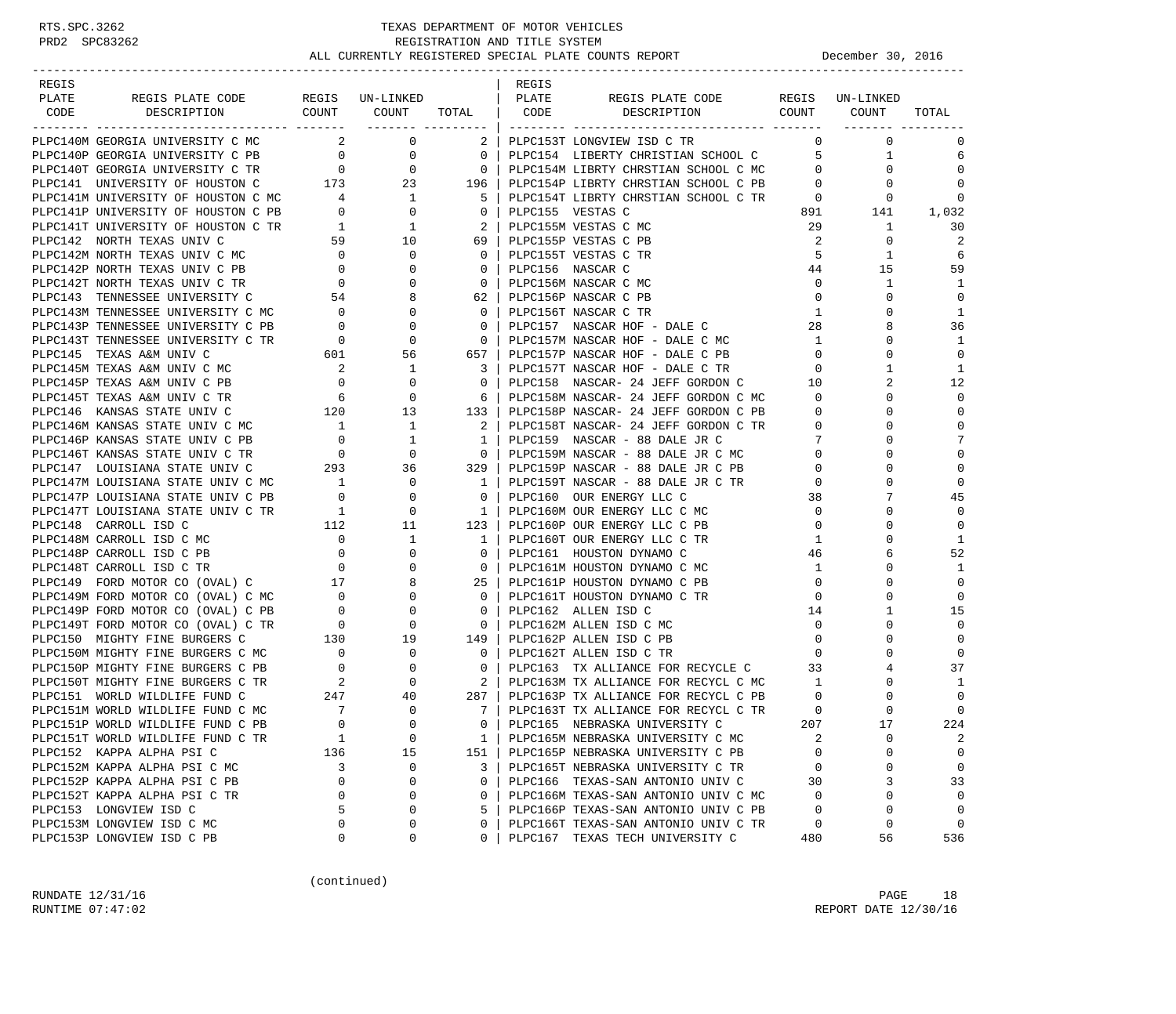# TEXAS DEPARTMENT OF MOTOR VEHICLES
## REGISTRATION AND TITLE SYSTEM
### ALL CURRENTLY REGISTERED SPECIAL PLATE COUNTS REPORT — December 30, 2016

| REGIS PLATE CODE | REGIS PLATE CODE DESCRIPTION | REGIS COUNT | UN-LINKED COUNT | TOTAL |
|---|---|---|---|---|
| PLPC140M | GEORGIA UNIVERSITY C MC | 2 | 0 | 2 |
| PLPC140P | GEORGIA UNIVERSITY C PB | 0 | 0 | 0 |
| PLPC140T | GEORGIA UNIVERSITY C TR | 0 | 0 | 0 |
| PLPC141 | UNIVERSITY OF HOUSTON C | 173 | 23 | 196 |
| PLPC141M | UNIVERSITY OF HOUSTON C MC | 4 | 1 | 5 |
| PLPC141P | UNIVERSITY OF HOUSTON C PB | 0 | 0 | 0 |
| PLPC141T | UNIVERSITY OF HOUSTON C TR | 1 | 1 | 2 |
| PLPC142 | NORTH TEXAS UNIV C | 59 | 10 | 69 |
| PLPC142M | NORTH TEXAS UNIV C MC | 0 | 0 | 0 |
| PLPC142P | NORTH TEXAS UNIV C PB | 0 | 0 | 0 |
| PLPC142T | NORTH TEXAS UNIV C TR | 0 | 0 | 0 |
| PLPC143 | TENNESSEE UNIVERSITY C | 54 | 8 | 62 |
| PLPC143M | TENNESSEE UNIVERSITY C MC | 0 | 0 | 0 |
| PLPC143P | TENNESSEE UNIVERSITY C PB | 0 | 0 | 0 |
| PLPC143T | TENNESSEE UNIVERSITY C TR | 0 | 0 | 0 |
| PLPC145 | TEXAS A&M UNIV C | 601 | 56 | 657 |
| PLPC145M | TEXAS A&M UNIV C MC | 2 | 1 | 3 |
| PLPC145P | TEXAS A&M UNIV C PB | 0 | 0 | 0 |
| PLPC145T | TEXAS A&M UNIV C TR | 6 | 0 | 6 |
| PLPC146 | KANSAS STATE UNIV C | 120 | 13 | 133 |
| PLPC146M | KANSAS STATE UNIV C MC | 1 | 1 | 2 |
| PLPC146P | KANSAS STATE UNIV C PB | 0 | 1 | 1 |
| PLPC146T | KANSAS STATE UNIV C TR | 0 | 0 | 0 |
| PLPC147 | LOUISIANA STATE UNIV C | 293 | 36 | 329 |
| PLPC147M | LOUISIANA STATE UNIV C MC | 1 | 0 | 1 |
| PLPC147P | LOUISIANA STATE UNIV C PB | 0 | 0 | 0 |
| PLPC147T | LOUISIANA STATE UNIV C TR | 1 | 0 | 1 |
| PLPC148 | CARROLL ISD C | 112 | 11 | 123 |
| PLPC148M | CARROLL ISD C MC | 0 | 1 | 1 |
| PLPC148P | CARROLL ISD C PB | 0 | 0 | 0 |
| PLPC148T | CARROLL ISD C TR | 0 | 0 | 0 |
| PLPC149 | FORD MOTOR CO (OVAL) C | 17 | 8 | 25 |
| PLPC149M | FORD MOTOR CO (OVAL) C MC | 0 | 0 | 0 |
| PLPC149P | FORD MOTOR CO (OVAL) C PB | 0 | 0 | 0 |
| PLPC149T | FORD MOTOR CO (OVAL) C TR | 0 | 0 | 0 |
| PLPC150 | MIGHTY FINE BURGERS C | 130 | 19 | 149 |
| PLPC150M | MIGHTY FINE BURGERS C MC | 0 | 0 | 0 |
| PLPC150P | MIGHTY FINE BURGERS C PB | 0 | 0 | 0 |
| PLPC150T | MIGHTY FINE BURGERS C TR | 2 | 0 | 2 |
| PLPC151 | WORLD WILDLIFE FUND C | 247 | 40 | 287 |
| PLPC151M | WORLD WILDLIFE FUND C MC | 7 | 0 | 7 |
| PLPC151P | WORLD WILDLIFE FUND C PB | 0 | 0 | 0 |
| PLPC151T | WORLD WILDLIFE FUND C TR | 1 | 0 | 1 |
| PLPC152 | KAPPA ALPHA PSI C | 136 | 15 | 151 |
| PLPC152M | KAPPA ALPHA PSI C MC | 3 | 0 | 3 |
| PLPC152P | KAPPA ALPHA PSI C PB | 0 | 0 | 0 |
| PLPC152T | KAPPA ALPHA PSI C TR | 0 | 0 | 0 |
| PLPC153 | LONGVIEW ISD C | 5 | 0 | 5 |
| PLPC153M | LONGVIEW ISD C MC | 0 | 0 | 0 |
| PLPC153P | LONGVIEW ISD C PB | 0 | 0 | 0 |
| PLPC153T | LONGVIEW ISD C TR | 0 | 0 | 0 |
| PLPC154 | LIBERTY CHRISTIAN SCHOOL C | 5 | 1 | 6 |
| PLPC154M | LIBRTY CHRSTIAN SCHOOL C MC | 0 | 0 | 0 |
| PLPC154P | LIBRTY CHRSTIAN SCHOOL C PB | 0 | 0 | 0 |
| PLPC154T | LIBRTY CHRSTIAN SCHOOL C TR | 0 | 0 | 0 |
| PLPC155 | VESTAS C | 891 | 141 | 1,032 |
| PLPC155M | VESTAS C MC | 29 | 1 | 30 |
| PLPC155P | VESTAS C PB | 2 | 0 | 2 |
| PLPC155T | VESTAS C TR | 5 | 1 | 6 |
| PLPC156 | NASCAR C | 44 | 15 | 59 |
| PLPC156M | NASCAR C MC | 0 | 1 | 1 |
| PLPC156P | NASCAR C PB | 0 | 0 | 0 |
| PLPC156T | NASCAR C TR | 1 | 0 | 1 |
| PLPC157 | NASCAR HOF - DALE C | 28 | 8 | 36 |
| PLPC157M | NASCAR HOF - DALE C MC | 1 | 0 | 1 |
| PLPC157P | NASCAR HOF - DALE C PB | 0 | 0 | 0 |
| PLPC157T | NASCAR HOF - DALE C TR | 0 | 1 | 1 |
| PLPC158 | NASCAR- 24 JEFF GORDON C | 10 | 2 | 12 |
| PLPC158M | NASCAR- 24 JEFF GORDON C MC | 0 | 0 | 0 |
| PLPC158P | NASCAR- 24 JEFF GORDON C PB | 0 | 0 | 0 |
| PLPC158T | NASCAR- 24 JEFF GORDON C TR | 0 | 0 | 0 |
| PLPC159 | NASCAR - 88 DALE JR C | 7 | 0 | 7 |
| PLPC159M | NASCAR - 88 DALE JR C MC | 0 | 0 | 0 |
| PLPC159P | NASCAR - 88 DALE JR C PB | 0 | 0 | 0 |
| PLPC159T | NASCAR - 88 DALE JR C TR | 0 | 0 | 0 |
| PLPC160 | OUR ENERGY LLC C | 38 | 7 | 45 |
| PLPC160M | OUR ENERGY LLC C MC | 0 | 0 | 0 |
| PLPC160P | OUR ENERGY LLC C PB | 0 | 0 | 0 |
| PLPC160T | OUR ENERGY LLC C TR | 1 | 0 | 1 |
| PLPC161 | HOUSTON DYNAMO C | 46 | 6 | 52 |
| PLPC161M | HOUSTON DYNAMO C MC | 1 | 0 | 1 |
| PLPC161P | HOUSTON DYNAMO C PB | 0 | 0 | 0 |
| PLPC161T | HOUSTON DYNAMO C TR | 0 | 0 | 0 |
| PLPC162 | ALLEN ISD C | 14 | 1 | 15 |
| PLPC162M | ALLEN ISD C MC | 0 | 0 | 0 |
| PLPC162P | ALLEN ISD C PB | 0 | 0 | 0 |
| PLPC162T | ALLEN ISD C TR | 0 | 0 | 0 |
| PLPC163 | TX ALLIANCE FOR RECYCLE C | 33 | 4 | 37 |
| PLPC163M | TX ALLIANCE FOR RECYCL C MC | 1 | 0 | 1 |
| PLPC163P | TX ALLIANCE FOR RECYCL C PB | 0 | 0 | 0 |
| PLPC163T | TX ALLIANCE FOR RECYCL C TR | 0 | 0 | 0 |
| PLPC165 | NEBRASKA UNIVERSITY C | 207 | 17 | 224 |
| PLPC165M | NEBRASKA UNIVERSITY C MC | 2 | 0 | 2 |
| PLPC165P | NEBRASKA UNIVERSITY C PB | 0 | 0 | 0 |
| PLPC165T | NEBRASKA UNIVERSITY C TR | 0 | 0 | 0 |
| PLPC166 | TEXAS-SAN ANTONIO UNIV C | 30 | 3 | 33 |
| PLPC166M | TEXAS-SAN ANTONIO UNIV C MC | 0 | 0 | 0 |
| PLPC166P | TEXAS-SAN ANTONIO UNIV C PB | 0 | 0 | 0 |
| PLPC166T | TEXAS-SAN ANTONIO UNIV C TR | 0 | 0 | 0 |
| PLPC167 | TEXAS TECH UNIVERSITY C | 480 | 56 | 536 |

(continued)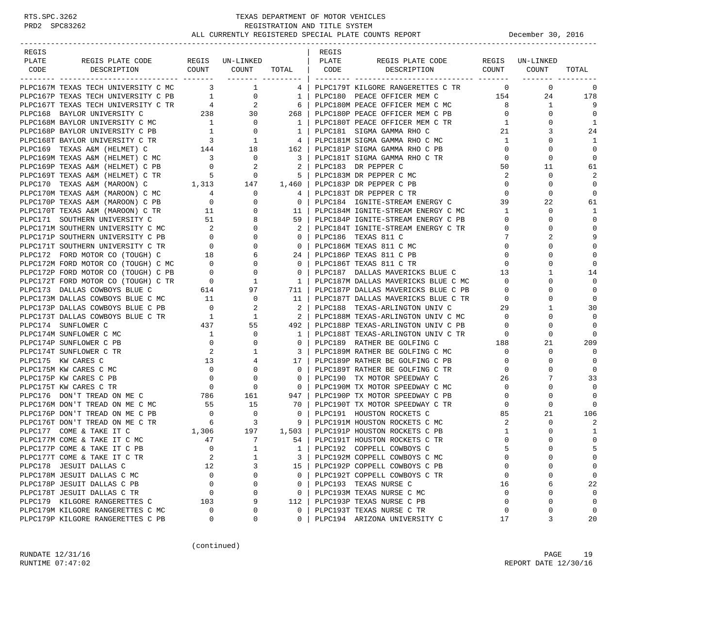TEXAS DEPARTMENT OF MOTOR VEHICLES
REGISTRATION AND TITLE SYSTEM
ALL CURRENTLY REGISTERED SPECIAL PLATE COUNTS REPORT — December 30, 2016

| REGIS PLATE CODE | REGIS PLATE CODE DESCRIPTION | REGIS COUNT | UN-LINKED COUNT | TOTAL |
|---|---|---|---|---|
| PLPC167M | TEXAS TECH UNIVERSITY C MC | 3 | 1 | 4 |
| PLPC167P | TEXAS TECH UNIVERSITY C PB | 1 | 0 | 1 |
| PLPC167T | TEXAS TECH UNIVERSITY C TR | 4 | 2 | 6 |
| PLPC168 | BAYLOR UNIVERSITY C | 238 | 30 | 268 |
| PLPC168M | BAYLOR UNIVERSITY C MC | 1 | 0 | 1 |
| PLPC168P | BAYLOR UNIVERSITY C PB | 1 | 0 | 1 |
| PLPC168T | BAYLOR UNIVERSITY C TR | 3 | 1 | 4 |
| PLPC169 | TEXAS A&M (HELMET) C | 144 | 18 | 162 |
| PLPC169M | TEXAS A&M (HELMET) C MC | 3 | 0 | 3 |
| PLPC169P | TEXAS A&M (HELMET) C PB | 0 | 2 | 2 |
| PLPC169T | TEXAS A&M (HELMET) C TR | 5 | 0 | 5 |
| PLPC170 | TEXAS A&M (MAROON) C | 1,313 | 147 | 1,460 |
| PLPC170M | TEXAS A&M (MAROON) C MC | 4 | 0 | 4 |
| PLPC170P | TEXAS A&M (MAROON) C PB | 0 | 0 | 0 |
| PLPC170T | TEXAS A&M (MAROON) C TR | 11 | 0 | 11 |
| PLPC171 | SOUTHERN UNIVERSITY C | 51 | 8 | 59 |
| PLPC171M | SOUTHERN UNIVERSITY C MC | 2 | 0 | 2 |
| PLPC171P | SOUTHERN UNIVERSITY C PB | 0 | 0 | 0 |
| PLPC171T | SOUTHERN UNIVERSITY C TR | 0 | 0 | 0 |
| PLPC172 | FORD MOTOR CO (TOUGH) C | 18 | 6 | 24 |
| PLPC172M | FORD MOTOR CO (TOUGH) C MC | 0 | 0 | 0 |
| PLPC172P | FORD MOTOR CO (TOUGH) C PB | 0 | 0 | 0 |
| PLPC172T | FORD MOTOR CO (TOUGH) C TR | 0 | 1 | 1 |
| PLPC173 | DALLAS COWBOYS BLUE C | 614 | 97 | 711 |
| PLPC173M | DALLAS COWBOYS BLUE C MC | 11 | 0 | 11 |
| PLPC173P | DALLAS COWBOYS BLUE C PB | 0 | 2 | 2 |
| PLPC173T | DALLAS COWBOYS BLUE C TR | 1 | 1 | 2 |
| PLPC174 | SUNFLOWER C | 437 | 55 | 492 |
| PLPC174M | SUNFLOWER C MC | 1 | 0 | 1 |
| PLPC174P | SUNFLOWER C PB | 0 | 0 | 0 |
| PLPC174T | SUNFLOWER C TR | 2 | 1 | 3 |
| PLPC175 | KW CARES C | 13 | 4 | 17 |
| PLPC175M | KW CARES C MC | 0 | 0 | 0 |
| PLPC175P | KW CARES C PB | 0 | 0 | 0 |
| PLPC175T | KW CARES C TR | 0 | 0 | 0 |
| PLPC176 | DON'T TREAD ON ME C | 786 | 161 | 947 |
| PLPC176M | DON'T TREAD ON ME C MC | 55 | 15 | 70 |
| PLPC176P | DON'T TREAD ON ME C PB | 0 | 0 | 0 |
| PLPC176T | DON'T TREAD ON ME C TR | 6 | 3 | 9 |
| PLPC177 | COME & TAKE IT C | 1,306 | 197 | 1,503 |
| PLPC177M | COME & TAKE IT C MC | 47 | 7 | 54 |
| PLPC177P | COME & TAKE IT C PB | 0 | 1 | 1 |
| PLPC177T | COME & TAKE IT C TR | 2 | 1 | 3 |
| PLPC178 | JESUIT DALLAS C | 12 | 3 | 15 |
| PLPC178M | JESUIT DALLAS C MC | 0 | 0 | 0 |
| PLPC178P | JESUIT DALLAS C PB | 0 | 0 | 0 |
| PLPC178T | JESUIT DALLAS C TR | 0 | 0 | 0 |
| PLPC179 | KILGORE RANGERETTES C | 103 | 9 | 112 |
| PLPC179M | KILGORE RANGERETTES C MC | 0 | 0 | 0 |
| PLPC179P | KILGORE RANGERETTES C PB | 0 | 0 | 0 |
| PLPC179T | KILGORE RANGERETTES C TR | 0 | 0 | 0 |
| PLPC180 | PEACE OFFICER MEM C | 154 | 24 | 178 |
| PLPC180M | PEACE OFFICER MEM C MC | 8 | 1 | 9 |
| PLPC180P | PEACE OFFICER MEM C PB | 0 | 0 | 0 |
| PLPC180T | PEACE OFFICER MEM C TR | 1 | 0 | 1 |
| PLPC181 | SIGMA GAMMA RHO C | 21 | 3 | 24 |
| PLPC181M | SIGMA GAMMA RHO C MC | 1 | 0 | 1 |
| PLPC181P | SIGMA GAMMA RHO C PB | 0 | 0 | 0 |
| PLPC181T | SIGMA GAMMA RHO C TR | 0 | 0 | 0 |
| PLPC183 | DR PEPPER C | 50 | 11 | 61 |
| PLPC183M | DR PEPPER C MC | 2 | 0 | 2 |
| PLPC183P | DR PEPPER C PB | 0 | 0 | 0 |
| PLPC183T | DR PEPPER C TR | 0 | 0 | 0 |
| PLPC184 | IGNITE-STREAM ENERGY C | 39 | 22 | 61 |
| PLPC184M | IGNITE-STREAM ENERGY C MC | 1 | 0 | 1 |
| PLPC184P | IGNITE-STREAM ENERGY C PB | 0 | 0 | 0 |
| PLPC184T | IGNITE-STREAM ENERGY C TR | 0 | 0 | 0 |
| PLPC186 | TEXAS 811 C | 7 | 2 | 9 |
| PLPC186M | TEXAS 811 C MC | 0 | 0 | 0 |
| PLPC186P | TEXAS 811 C PB | 0 | 0 | 0 |
| PLPC186T | TEXAS 811 C TR | 0 | 0 | 0 |
| PLPC187 | DALLAS MAVERICKS BLUE C | 13 | 1 | 14 |
| PLPC187M | DALLAS MAVERICKS BLUE C MC | 0 | 0 | 0 |
| PLPC187P | DALLAS MAVERICKS BLUE C PB | 0 | 0 | 0 |
| PLPC187T | DALLAS MAVERICKS BLUE C TR | 0 | 0 | 0 |
| PLPC188 | TEXAS-ARLINGTON UNIV C | 29 | 1 | 30 |
| PLPC188M | TEXAS-ARLINGTON UNIV C MC | 0 | 0 | 0 |
| PLPC188P | TEXAS-ARLINGTON UNIV C PB | 0 | 0 | 0 |
| PLPC188T | TEXAS-ARLINGTON UNIV C TR | 0 | 0 | 0 |
| PLPC189 | RATHER BE GOLFING C | 188 | 21 | 209 |
| PLPC189M | RATHER BE GOLFING C MC | 0 | 0 | 0 |
| PLPC189P | RATHER BE GOLFING C PB | 0 | 0 | 0 |
| PLPC189T | RATHER BE GOLFING C TR | 0 | 0 | 0 |
| PLPC190 | TX MOTOR SPEEDWAY C | 26 | 7 | 33 |
| PLPC190M | TX MOTOR SPEEDWAY C MC | 0 | 0 | 0 |
| PLPC190P | TX MOTOR SPEEDWAY C PB | 0 | 0 | 0 |
| PLPC190T | TX MOTOR SPEEDWAY C TR | 0 | 0 | 0 |
| PLPC191 | HOUSTON ROCKETS C | 85 | 21 | 106 |
| PLPC191M | HOUSTON ROCKETS C MC | 2 | 0 | 2 |
| PLPC191P | HOUSTON ROCKETS C PB | 1 | 0 | 1 |
| PLPC191T | HOUSTON ROCKETS C TR | 0 | 0 | 0 |
| PLPC192 | COPPELL COWBOYS C | 5 | 0 | 5 |
| PLPC192M | COPPELL COWBOYS C MC | 0 | 0 | 0 |
| PLPC192P | COPPELL COWBOYS C PB | 0 | 0 | 0 |
| PLPC192T | COPPELL COWBOYS C TR | 0 | 0 | 0 |
| PLPC193 | TEXAS NURSE C | 16 | 6 | 22 |
| PLPC193M | TEXAS NURSE C MC | 0 | 0 | 0 |
| PLPC193P | TEXAS NURSE C PB | 0 | 0 | 0 |
| PLPC193T | TEXAS NURSE C TR | 0 | 0 | 0 |
| PLPC194 | ARIZONA UNIVERSITY C | 17 | 3 | 20 |

(continued)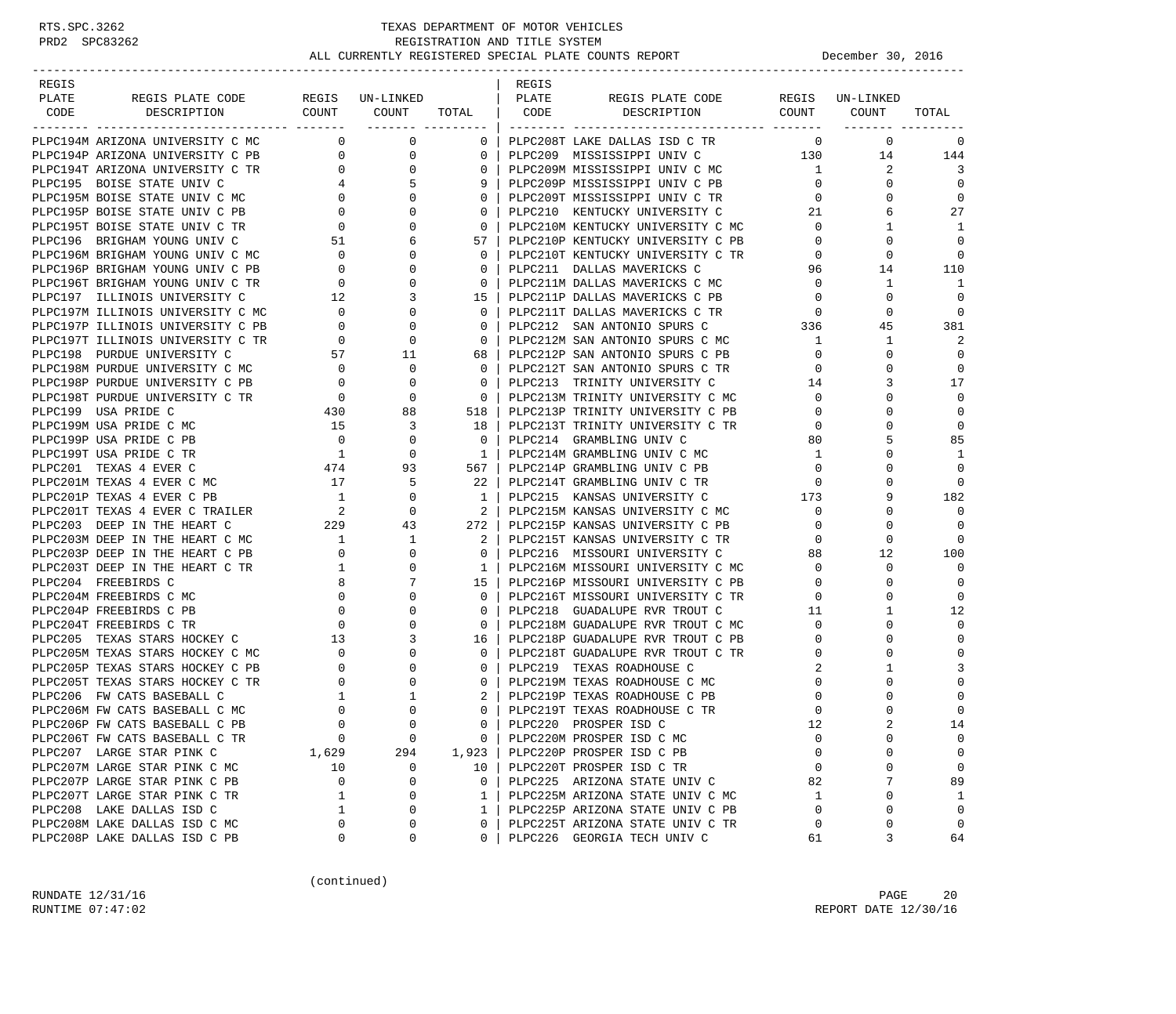RTS.SPC.3262 TEXAS DEPARTMENT OF MOTOR VEHICLES
PRD2 SPC83262 REGISTRATION AND TITLE SYSTEM
ALL CURRENTLY REGISTERED SPECIAL PLATE COUNTS REPORT December 30, 2016

| REGIS PLATE CODE | REGIS PLATE CODE DESCRIPTION | REGIS COUNT | UN-LINKED COUNT | TOTAL |
|---|---|---|---|---|
| PLPC194M | ARIZONA UNIVERSITY C MC | 0 | 0 | 0 |
| PLPC194P | ARIZONA UNIVERSITY C PB | 0 | 0 | 0 |
| PLPC194T | ARIZONA UNIVERSITY C TR | 0 | 0 | 0 |
| PLPC195 | BOISE STATE UNIV C | 4 | 5 | 9 |
| PLPC195M | BOISE STATE UNIV C MC | 0 | 0 | 0 |
| PLPC195P | BOISE STATE UNIV C PB | 0 | 0 | 0 |
| PLPC195T | BOISE STATE UNIV C TR | 0 | 0 | 0 |
| PLPC196 | BRIGHAM YOUNG UNIV C | 51 | 6 | 57 |
| PLPC196M | BRIGHAM YOUNG UNIV C MC | 0 | 0 | 0 |
| PLPC196P | BRIGHAM YOUNG UNIV C PB | 0 | 0 | 0 |
| PLPC196T | BRIGHAM YOUNG UNIV C TR | 0 | 0 | 0 |
| PLPC197 | ILLINOIS UNIVERSITY C | 12 | 3 | 15 |
| PLPC197M | ILLINOIS UNIVERSITY C MC | 0 | 0 | 0 |
| PLPC197P | ILLINOIS UNIVERSITY C PB | 0 | 0 | 0 |
| PLPC197T | ILLINOIS UNIVERSITY C TR | 0 | 0 | 0 |
| PLPC198 | PURDUE UNIVERSITY C | 57 | 11 | 68 |
| PLPC198M | PURDUE UNIVERSITY C MC | 0 | 0 | 0 |
| PLPC198P | PURDUE UNIVERSITY C PB | 0 | 0 | 0 |
| PLPC198T | PURDUE UNIVERSITY C TR | 0 | 0 | 0 |
| PLPC199 | USA PRIDE C | 430 | 88 | 518 |
| PLPC199M | USA PRIDE C MC | 15 | 3 | 18 |
| PLPC199P | USA PRIDE C PB | 0 | 0 | 0 |
| PLPC199T | USA PRIDE C TR | 1 | 0 | 1 |
| PLPC201 | TEXAS 4 EVER C | 474 | 93 | 567 |
| PLPC201M | TEXAS 4 EVER C MC | 17 | 5 | 22 |
| PLPC201P | TEXAS 4 EVER C PB | 1 | 0 | 1 |
| PLPC201T | TEXAS 4 EVER C TRAILER | 2 | 0 | 2 |
| PLPC203 | DEEP IN THE HEART C | 229 | 43 | 272 |
| PLPC203M | DEEP IN THE HEART C MC | 1 | 1 | 2 |
| PLPC203P | DEEP IN THE HEART C PB | 0 | 0 | 0 |
| PLPC203T | DEEP IN THE HEART C TR | 1 | 0 | 1 |
| PLPC204 | FREEBIRDS C | 8 | 7 | 15 |
| PLPC204M | FREEBIRDS C MC | 0 | 0 | 0 |
| PLPC204P | FREEBIRDS C PB | 0 | 0 | 0 |
| PLPC204T | FREEBIRDS C TR | 0 | 0 | 0 |
| PLPC205 | TEXAS STARS HOCKEY C | 13 | 3 | 16 |
| PLPC205M | TEXAS STARS HOCKEY C MC | 0 | 0 | 0 |
| PLPC205P | TEXAS STARS HOCKEY C PB | 0 | 0 | 0 |
| PLPC205T | TEXAS STARS HOCKEY C TR | 0 | 0 | 0 |
| PLPC206 | FW CATS BASEBALL C | 1 | 1 | 2 |
| PLPC206M | FW CATS BASEBALL C MC | 0 | 0 | 0 |
| PLPC206P | FW CATS BASEBALL C PB | 0 | 0 | 0 |
| PLPC206T | FW CATS BASEBALL C TR | 0 | 0 | 0 |
| PLPC207 | LARGE STAR PINK C | 1,629 | 294 | 1,923 |
| PLPC207M | LARGE STAR PINK C MC | 10 | 0 | 10 |
| PLPC207P | LARGE STAR PINK C PB | 0 | 0 | 0 |
| PLPC207T | LARGE STAR PINK C TR | 1 | 0 | 1 |
| PLPC208 | LAKE DALLAS ISD C | 1 | 0 | 1 |
| PLPC208M | LAKE DALLAS ISD C MC | 0 | 0 | 0 |
| PLPC208P | LAKE DALLAS ISD C PB | 0 | 0 | 0 |
| PLPC208T | LAKE DALLAS ISD C TR | 0 | 0 | 0 |
| PLPC209 | MISSISSIPPI UNIV C | 130 | 14 | 144 |
| PLPC209M | MISSISSIPPI UNIV C MC | 1 | 2 | 3 |
| PLPC209P | MISSISSIPPI UNIV C PB | 0 | 0 | 0 |
| PLPC209T | MISSISSIPPI UNIV C TR | 0 | 0 | 0 |
| PLPC210 | KENTUCKY UNIVERSITY C | 21 | 6 | 27 |
| PLPC210M | KENTUCKY UNIVERSITY C MC | 0 | 1 | 1 |
| PLPC210P | KENTUCKY UNIVERSITY C PB | 0 | 0 | 0 |
| PLPC210T | KENTUCKY UNIVERSITY C TR | 0 | 0 | 0 |
| PLPC211 | DALLAS MAVERICKS C | 96 | 14 | 110 |
| PLPC211M | DALLAS MAVERICKS C MC | 0 | 1 | 1 |
| PLPC211P | DALLAS MAVERICKS C PB | 0 | 0 | 0 |
| PLPC211T | DALLAS MAVERICKS C TR | 0 | 0 | 0 |
| PLPC212 | SAN ANTONIO SPURS C | 336 | 45 | 381 |
| PLPC212M | SAN ANTONIO SPURS C MC | 1 | 1 | 2 |
| PLPC212P | SAN ANTONIO SPURS C PB | 0 | 0 | 0 |
| PLPC212T | SAN ANTONIO SPURS C TR | 0 | 0 | 0 |
| PLPC213 | TRINITY UNIVERSITY C | 14 | 3 | 17 |
| PLPC213M | TRINITY UNIVERSITY C MC | 0 | 0 | 0 |
| PLPC213P | TRINITY UNIVERSITY C PB | 0 | 0 | 0 |
| PLPC213T | TRINITY UNIVERSITY C TR | 0 | 0 | 0 |
| PLPC214 | GRAMBLING UNIV C | 80 | 5 | 85 |
| PLPC214M | GRAMBLING UNIV C MC | 1 | 0 | 1 |
| PLPC214P | GRAMBLING UNIV C PB | 0 | 0 | 0 |
| PLPC214T | GRAMBLING UNIV C TR | 0 | 0 | 0 |
| PLPC215 | KANSAS UNIVERSITY C | 173 | 9 | 182 |
| PLPC215M | KANSAS UNIVERSITY C MC | 0 | 0 | 0 |
| PLPC215P | KANSAS UNIVERSITY C PB | 0 | 0 | 0 |
| PLPC215T | KANSAS UNIVERSITY C TR | 0 | 0 | 0 |
| PLPC216 | MISSOURI UNIVERSITY C | 88 | 12 | 100 |
| PLPC216M | MISSOURI UNIVERSITY C MC | 0 | 0 | 0 |
| PLPC216P | MISSOURI UNIVERSITY C PB | 0 | 0 | 0 |
| PLPC216T | MISSOURI UNIVERSITY C TR | 0 | 0 | 0 |
| PLPC218 | GUADALUPE RVR TROUT C | 11 | 1 | 12 |
| PLPC218M | GUADALUPE RVR TROUT C MC | 0 | 0 | 0 |
| PLPC218P | GUADALUPE RVR TROUT C PB | 0 | 0 | 0 |
| PLPC218T | GUADALUPE RVR TROUT C TR | 0 | 0 | 0 |
| PLPC219 | TEXAS ROADHOUSE C | 2 | 1 | 3 |
| PLPC219M | TEXAS ROADHOUSE C MC | 0 | 0 | 0 |
| PLPC219P | TEXAS ROADHOUSE C PB | 0 | 0 | 0 |
| PLPC219T | TEXAS ROADHOUSE C TR | 0 | 0 | 0 |
| PLPC220 | PROSPER ISD C | 12 | 2 | 14 |
| PLPC220M | PROSPER ISD C MC | 0 | 0 | 0 |
| PLPC220P | PROSPER ISD C PB | 0 | 0 | 0 |
| PLPC220T | PROSPER ISD C TR | 0 | 0 | 0 |
| PLPC225 | ARIZONA STATE UNIV C | 82 | 7 | 89 |
| PLPC225M | ARIZONA STATE UNIV C MC | 1 | 0 | 1 |
| PLPC225P | ARIZONA STATE UNIV C PB | 0 | 0 | 0 |
| PLPC225T | ARIZONA STATE UNIV C TR | 0 | 0 | 0 |
| PLPC226 | GEORGIA TECH UNIV C | 61 | 3 | 64 |

(continued)

RUNDATE 12/31/16
RUNTIME 07:47:02
REPORT DATE 12/30/16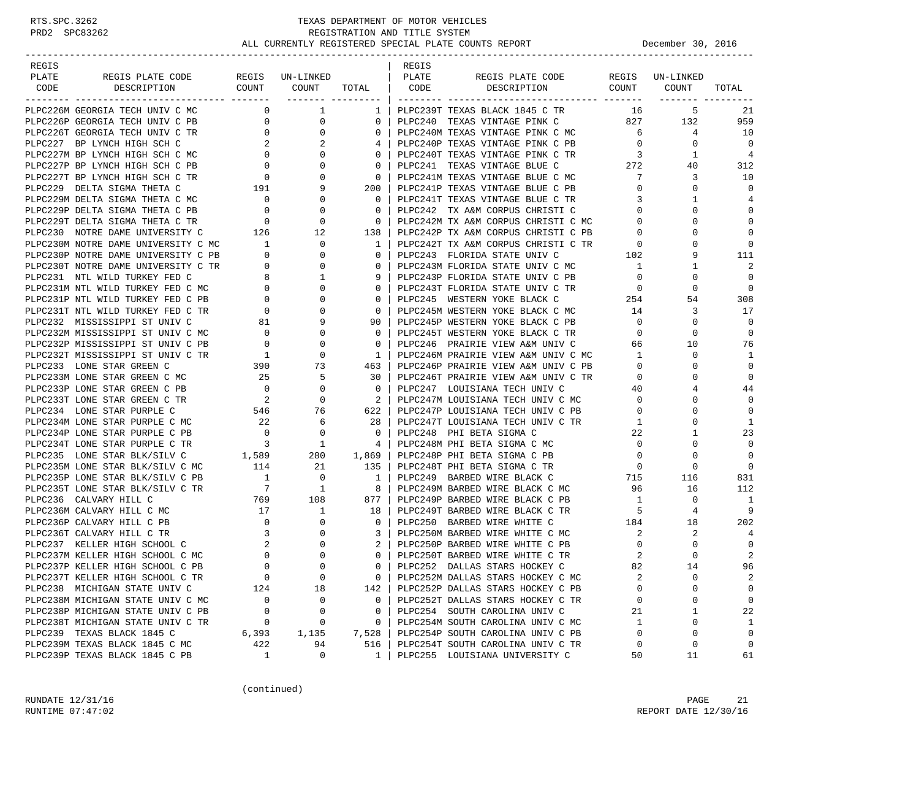TEXAS DEPARTMENT OF MOTOR VEHICLES
REGISTRATION AND TITLE SYSTEM
ALL CURRENTLY REGISTERED SPECIAL PLATE COUNTS REPORT — December 30, 2016

| REGIS PLATE CODE | REGIS PLATE CODE DESCRIPTION | REGIS COUNT | UN-LINKED COUNT | TOTAL |
|---|---|---|---|---|
| PLPC226M | GEORGIA TECH UNIV C MC | 0 | 1 | 1 |
| PLPC226P | GEORGIA TECH UNIV C PB | 0 | 0 | 0 |
| PLPC226T | GEORGIA TECH UNIV C TR | 0 | 0 | 0 |
| PLPC227 | BP LYNCH HIGH SCH C | 2 | 2 | 4 |
| PLPC227M | BP LYNCH HIGH SCH C MC | 0 | 0 | 0 |
| PLPC227P | BP LYNCH HIGH SCH C PB | 0 | 0 | 0 |
| PLPC227T | BP LYNCH HIGH SCH C TR | 0 | 0 | 0 |
| PLPC229 | DELTA SIGMA THETA C | 191 | 9 | 200 |
| PLPC229M | DELTA SIGMA THETA C MC | 0 | 0 | 0 |
| PLPC229P | DELTA SIGMA THETA C PB | 0 | 0 | 0 |
| PLPC229T | DELTA SIGMA THETA C TR | 0 | 0 | 0 |
| PLPC230 | NOTRE DAME UNIVERSITY C | 126 | 12 | 138 |
| PLPC230M | NOTRE DAME UNIVERSITY C MC | 1 | 0 | 1 |
| PLPC230P | NOTRE DAME UNIVERSITY C PB | 0 | 0 | 0 |
| PLPC230T | NOTRE DAME UNIVERSITY C TR | 0 | 0 | 0 |
| PLPC231 | NTL WILD TURKEY FED C | 8 | 1 | 9 |
| PLPC231M | NTL WILD TURKEY FED C MC | 0 | 0 | 0 |
| PLPC231P | NTL WILD TURKEY FED C PB | 0 | 0 | 0 |
| PLPC231T | NTL WILD TURKEY FED C TR | 0 | 0 | 0 |
| PLPC232 | MISSISSIPPI ST UNIV C | 81 | 9 | 90 |
| PLPC232M | MISSISSIPPI ST UNIV C MC | 0 | 0 | 0 |
| PLPC232P | MISSISSIPPI ST UNIV C PB | 0 | 0 | 0 |
| PLPC232T | MISSISSIPPI ST UNIV C TR | 1 | 0 | 1 |
| PLPC233 | LONE STAR GREEN C | 390 | 73 | 463 |
| PLPC233M | LONE STAR GREEN C MC | 25 | 5 | 30 |
| PLPC233P | LONE STAR GREEN C PB | 0 | 0 | 0 |
| PLPC233T | LONE STAR GREEN C TR | 2 | 0 | 2 |
| PLPC234 | LONE STAR PURPLE C | 546 | 76 | 622 |
| PLPC234M | LONE STAR PURPLE C MC | 22 | 6 | 28 |
| PLPC234P | LONE STAR PURPLE C PB | 0 | 0 | 0 |
| PLPC234T | LONE STAR PURPLE C TR | 3 | 1 | 4 |
| PLPC235 | LONE STAR BLK/SILV C | 1,589 | 280 | 1,869 |
| PLPC235M | LONE STAR BLK/SILV C MC | 114 | 21 | 135 |
| PLPC235P | LONE STAR BLK/SILV C PB | 1 | 0 | 1 |
| PLPC235T | LONE STAR BLK/SILV C TR | 7 | 1 | 8 |
| PLPC236 | CALVARY HILL C | 769 | 108 | 877 |
| PLPC236M | CALVARY HILL C MC | 17 | 1 | 18 |
| PLPC236P | CALVARY HILL C PB | 0 | 0 | 0 |
| PLPC236T | CALVARY HILL C TR | 3 | 0 | 3 |
| PLPC237 | KELLER HIGH SCHOOL C | 2 | 0 | 2 |
| PLPC237M | KELLER HIGH SCHOOL C MC | 0 | 0 | 0 |
| PLPC237P | KELLER HIGH SCHOOL C PB | 0 | 0 | 0 |
| PLPC237T | KELLER HIGH SCHOOL C TR | 0 | 0 | 0 |
| PLPC238 | MICHIGAN STATE UNIV C | 124 | 18 | 142 |
| PLPC238M | MICHIGAN STATE UNIV C MC | 0 | 0 | 0 |
| PLPC238P | MICHIGAN STATE UNIV C PB | 0 | 0 | 0 |
| PLPC238T | MICHIGAN STATE UNIV C TR | 0 | 0 | 0 |
| PLPC239 | TEXAS BLACK 1845 C | 6,393 | 1,135 | 7,528 |
| PLPC239M | TEXAS BLACK 1845 C MC | 422 | 94 | 516 |
| PLPC239P | TEXAS BLACK 1845 C PB | 1 | 0 | 1 |
| PLPC239T | TEXAS BLACK 1845 C TR | 16 | 5 | 21 |
| PLPC240 | TEXAS VINTAGE PINK C | 827 | 132 | 959 |
| PLPC240M | TEXAS VINTAGE PINK C MC | 6 | 4 | 10 |
| PLPC240P | TEXAS VINTAGE PINK C PB | 0 | 0 | 0 |
| PLPC240T | TEXAS VINTAGE PINK C TR | 3 | 1 | 4 |
| PLPC241 | TEXAS VINTAGE BLUE C | 272 | 40 | 312 |
| PLPC241M | TEXAS VINTAGE BLUE C MC | 7 | 3 | 10 |
| PLPC241P | TEXAS VINTAGE BLUE C PB | 0 | 0 | 0 |
| PLPC241T | TEXAS VINTAGE BLUE C TR | 3 | 1 | 4 |
| PLPC242 | TX A&M CORPUS CHRISTI C | 0 | 0 | 0 |
| PLPC242M | TX A&M CORPUS CHRISTI C MC | 0 | 0 | 0 |
| PLPC242P | TX A&M CORPUS CHRISTI C PB | 0 | 0 | 0 |
| PLPC242T | TX A&M CORPUS CHRISTI C TR | 0 | 0 | 0 |
| PLPC243 | FLORIDA STATE UNIV C | 102 | 9 | 111 |
| PLPC243M | FLORIDA STATE UNIV C MC | 1 | 1 | 2 |
| PLPC243P | FLORIDA STATE UNIV C PB | 0 | 0 | 0 |
| PLPC243T | FLORIDA STATE UNIV C TR | 0 | 0 | 0 |
| PLPC245 | WESTERN YOKE BLACK C | 254 | 54 | 308 |
| PLPC245M | WESTERN YOKE BLACK C MC | 14 | 3 | 17 |
| PLPC245P | WESTERN YOKE BLACK C PB | 0 | 0 | 0 |
| PLPC245T | WESTERN YOKE BLACK C TR | 0 | 0 | 0 |
| PLPC246 | PRAIRIE VIEW A&M UNIV C | 66 | 10 | 76 |
| PLPC246M | PRAIRIE VIEW A&M UNIV C MC | 1 | 0 | 1 |
| PLPC246P | PRAIRIE VIEW A&M UNIV C PB | 0 | 0 | 0 |
| PLPC246T | PRAIRIE VIEW A&M UNIV C TR | 0 | 0 | 0 |
| PLPC247 | LOUISIANA TECH UNIV C | 40 | 4 | 44 |
| PLPC247M | LOUISIANA TECH UNIV C MC | 0 | 0 | 0 |
| PLPC247P | LOUISIANA TECH UNIV C PB | 0 | 0 | 0 |
| PLPC247T | LOUISIANA TECH UNIV C TR | 1 | 0 | 1 |
| PLPC248 | PHI BETA SIGMA C | 22 | 1 | 23 |
| PLPC248M | PHI BETA SIGMA C MC | 0 | 0 | 0 |
| PLPC248P | PHI BETA SIGMA C PB | 0 | 0 | 0 |
| PLPC248T | PHI BETA SIGMA C TR | 0 | 0 | 0 |
| PLPC249 | BARBED WIRE BLACK C | 715 | 116 | 831 |
| PLPC249M | BARBED WIRE BLACK C MC | 96 | 16 | 112 |
| PLPC249P | BARBED WIRE BLACK C PB | 1 | 0 | 1 |
| PLPC249T | BARBED WIRE BLACK C TR | 5 | 4 | 9 |
| PLPC250 | BARBED WIRE WHITE C | 184 | 18 | 202 |
| PLPC250M | BARBED WIRE WHITE C MC | 2 | 2 | 4 |
| PLPC250P | BARBED WIRE WHITE C PB | 0 | 0 | 0 |
| PLPC250T | BARBED WIRE WHITE C TR | 2 | 0 | 2 |
| PLPC252 | DALLAS STARS HOCKEY C | 82 | 14 | 96 |
| PLPC252M | DALLAS STARS HOCKEY C MC | 2 | 0 | 2 |
| PLPC252P | DALLAS STARS HOCKEY C PB | 0 | 0 | 0 |
| PLPC252T | DALLAS STARS HOCKEY C TR | 0 | 0 | 0 |
| PLPC254 | SOUTH CAROLINA UNIV C | 21 | 1 | 22 |
| PLPC254M | SOUTH CAROLINA UNIV C MC | 1 | 0 | 1 |
| PLPC254P | SOUTH CAROLINA UNIV C PB | 0 | 0 | 0 |
| PLPC254T | SOUTH CAROLINA UNIV C TR | 0 | 0 | 0 |
| PLPC255 | LOUISIANA UNIVERSITY C | 50 | 11 | 61 |

(continued)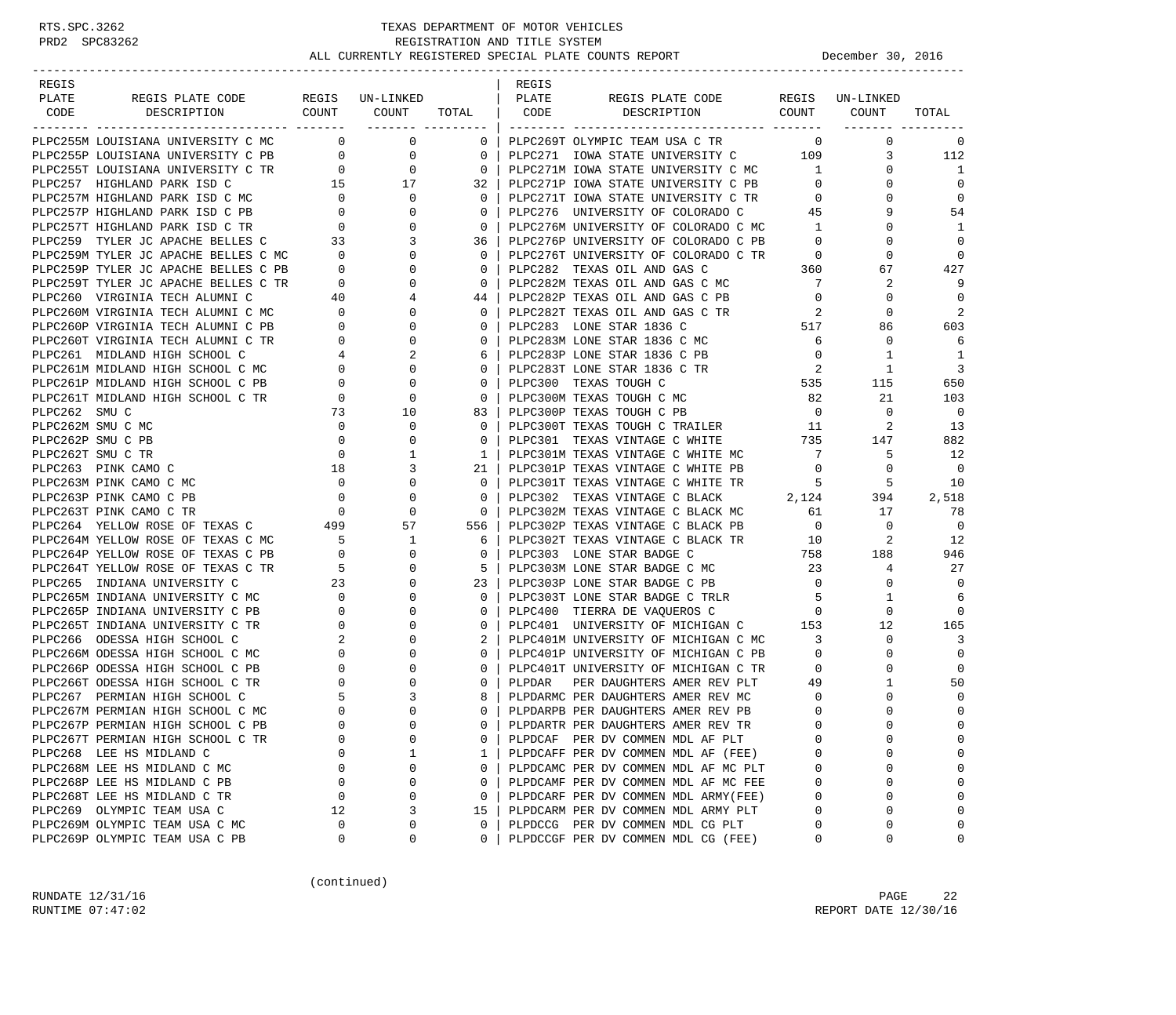RTS.SPC.3262 PRD2 SPC83262

# TEXAS DEPARTMENT OF MOTOR VEHICLES
## REGISTRATION AND TITLE SYSTEM
## ALL CURRENTLY REGISTERED SPECIAL PLATE COUNTS REPORT

December 30, 2016

| REGIS PLATE CODE | REGIS PLATE CODE DESCRIPTION | REGIS COUNT | UN-LINKED COUNT | TOTAL |
|---|---|---|---|---|
| PLPC255M | LOUISIANA UNIVERSITY C MC | 0 | 0 | 0 |
| PLPC255P | LOUISIANA UNIVERSITY C PB | 0 | 0 | 0 |
| PLPC255T | LOUISIANA UNIVERSITY C TR | 0 | 0 | 0 |
| PLPC257 | HIGHLAND PARK ISD C | 15 | 17 | 32 |
| PLPC257M | HIGHLAND PARK ISD C MC | 0 | 0 | 0 |
| PLPC257P | HIGHLAND PARK ISD C PB | 0 | 0 | 0 |
| PLPC257T | HIGHLAND PARK ISD C TR | 0 | 0 | 0 |
| PLPC259 | TYLER JC APACHE BELLES C | 33 | 3 | 36 |
| PLPC259M | TYLER JC APACHE BELLES C MC | 0 | 0 | 0 |
| PLPC259P | TYLER JC APACHE BELLES C PB | 0 | 0 | 0 |
| PLPC259T | TYLER JC APACHE BELLES C TR | 0 | 0 | 0 |
| PLPC260 | VIRGINIA TECH ALUMNI C | 40 | 4 | 44 |
| PLPC260M | VIRGINIA TECH ALUMNI C MC | 0 | 0 | 0 |
| PLPC260P | VIRGINIA TECH ALUMNI C PB | 0 | 0 | 0 |
| PLPC260T | VIRGINIA TECH ALUMNI C TR | 0 | 0 | 0 |
| PLPC261 | MIDLAND HIGH SCHOOL C | 4 | 2 | 6 |
| PLPC261M | MIDLAND HIGH SCHOOL C MC | 0 | 0 | 0 |
| PLPC261P | MIDLAND HIGH SCHOOL C PB | 0 | 0 | 0 |
| PLPC261T | MIDLAND HIGH SCHOOL C TR | 0 | 0 | 0 |
| PLPC262 | SMU C | 73 | 10 | 83 |
| PLPC262M | SMU C MC | 0 | 0 | 0 |
| PLPC262P | SMU C PB | 0 | 0 | 0 |
| PLPC262T | SMU C TR | 0 | 1 | 1 |
| PLPC263 | PINK CAMO C | 18 | 3 | 21 |
| PLPC263M | PINK CAMO C MC | 0 | 0 | 0 |
| PLPC263P | PINK CAMO C PB | 0 | 0 | 0 |
| PLPC263T | PINK CAMO C TR | 0 | 0 | 0 |
| PLPC264 | YELLOW ROSE OF TEXAS C | 499 | 57 | 556 |
| PLPC264M | YELLOW ROSE OF TEXAS C MC | 5 | 1 | 6 |
| PLPC264P | YELLOW ROSE OF TEXAS C PB | 0 | 0 | 0 |
| PLPC264T | YELLOW ROSE OF TEXAS C TR | 5 | 0 | 5 |
| PLPC265 | INDIANA UNIVERSITY C | 23 | 0 | 23 |
| PLPC265M | INDIANA UNIVERSITY C MC | 0 | 0 | 0 |
| PLPC265P | INDIANA UNIVERSITY C PB | 0 | 0 | 0 |
| PLPC265T | INDIANA UNIVERSITY C TR | 0 | 0 | 0 |
| PLPC266 | ODESSA HIGH SCHOOL C | 2 | 0 | 2 |
| PLPC266M | ODESSA HIGH SCHOOL C MC | 0 | 0 | 0 |
| PLPC266P | ODESSA HIGH SCHOOL C PB | 0 | 0 | 0 |
| PLPC266T | ODESSA HIGH SCHOOL C TR | 0 | 0 | 0 |
| PLPC267 | PERMIAN HIGH SCHOOL C | 5 | 3 | 8 |
| PLPC267M | PERMIAN HIGH SCHOOL C MC | 0 | 0 | 0 |
| PLPC267P | PERMIAN HIGH SCHOOL C PB | 0 | 0 | 0 |
| PLPC267T | PERMIAN HIGH SCHOOL C TR | 0 | 0 | 0 |
| PLPC268 | LEE HS MIDLAND C | 0 | 1 | 1 |
| PLPC268M | LEE HS MIDLAND C MC | 0 | 0 | 0 |
| PLPC268P | LEE HS MIDLAND C PB | 0 | 0 | 0 |
| PLPC268T | LEE HS MIDLAND C TR | 0 | 0 | 0 |
| PLPC269 | OLYMPIC TEAM USA C | 12 | 3 | 15 |
| PLPC269M | OLYMPIC TEAM USA C MC | 0 | 0 | 0 |
| PLPC269P | OLYMPIC TEAM USA C PB | 0 | 0 | 0 |
| PLPC269T | OLYMPIC TEAM USA C TR | 0 | 0 | 0 |
| PLPC271 | IOWA STATE UNIVERSITY C | 109 | 3 | 112 |
| PLPC271M | IOWA STATE UNIVERSITY C MC | 1 | 0 | 1 |
| PLPC271P | IOWA STATE UNIVERSITY C PB | 0 | 0 | 0 |
| PLPC271T | IOWA STATE UNIVERSITY C TR | 0 | 0 | 0 |
| PLPC276 | UNIVERSITY OF COLORADO C | 45 | 9 | 54 |
| PLPC276M | UNIVERSITY OF COLORADO C MC | 1 | 0 | 1 |
| PLPC276P | UNIVERSITY OF COLORADO C PB | 0 | 0 | 0 |
| PLPC276T | UNIVERSITY OF COLORADO C TR | 0 | 0 | 0 |
| PLPC282 | TEXAS OIL AND GAS C | 360 | 67 | 427 |
| PLPC282M | TEXAS OIL AND GAS C MC | 7 | 2 | 9 |
| PLPC282P | TEXAS OIL AND GAS C PB | 0 | 0 | 0 |
| PLPC282T | TEXAS OIL AND GAS C TR | 2 | 0 | 2 |
| PLPC283 | LONE STAR 1836 C | 517 | 86 | 603 |
| PLPC283M | LONE STAR 1836 C MC | 6 | 0 | 6 |
| PLPC283P | LONE STAR 1836 C PB | 0 | 1 | 1 |
| PLPC283T | LONE STAR 1836 C TR | 2 | 1 | 3 |
| PLPC300 | TEXAS TOUGH C | 535 | 115 | 650 |
| PLPC300M | TEXAS TOUGH C MC | 82 | 21 | 103 |
| PLPC300P | TEXAS TOUGH C PB | 0 | 0 | 0 |
| PLPC300T | TEXAS TOUGH C TRAILER | 11 | 2 | 13 |
| PLPC301 | TEXAS VINTAGE C WHITE | 735 | 147 | 882 |
| PLPC301M | TEXAS VINTAGE C WHITE MC | 7 | 5 | 12 |
| PLPC301P | TEXAS VINTAGE C WHITE PB | 0 | 0 | 0 |
| PLPC301T | TEXAS VINTAGE C WHITE TR | 5 | 5 | 10 |
| PLPC302 | TEXAS VINTAGE C BLACK | 2,124 | 394 | 2,518 |
| PLPC302M | TEXAS VINTAGE C BLACK MC | 61 | 17 | 78 |
| PLPC302P | TEXAS VINTAGE C BLACK PB | 0 | 0 | 0 |
| PLPC302T | TEXAS VINTAGE C BLACK TR | 10 | 2 | 12 |
| PLPC303 | LONE STAR BADGE C | 758 | 188 | 946 |
| PLPC303M | LONE STAR BADGE C MC | 23 | 4 | 27 |
| PLPC303P | LONE STAR BADGE C PB | 0 | 0 | 0 |
| PLPC303T | LONE STAR BADGE C TRLR | 5 | 1 | 6 |
| PLPC400 | TIERRA DE VAQUEROS C | 0 | 0 | 0 |
| PLPC401 | UNIVERSITY OF MICHIGAN C | 153 | 12 | 165 |
| PLPC401M | UNIVERSITY OF MICHIGAN C MC | 3 | 0 | 3 |
| PLPC401P | UNIVERSITY OF MICHIGAN C PB | 0 | 0 | 0 |
| PLPC401T | UNIVERSITY OF MICHIGAN C TR | 0 | 0 | 0 |
| PLPDAR | PER DAUGHTERS AMER REV PLT | 49 | 1 | 50 |
| PLPDARMC | PER DAUGHTERS AMER REV MC | 0 | 0 | 0 |
| PLPDARPB | PER DAUGHTERS AMER REV PB | 0 | 0 | 0 |
| PLPDARTR | PER DAUGHTERS AMER REV TR | 0 | 0 | 0 |
| PLPDCAF | PER DV COMMEN MDL AF PLT | 0 | 0 | 0 |
| PLPDCAFF | PER DV COMMEN MDL AF (FEE) | 0 | 0 | 0 |
| PLPDCAMC | PER DV COMMEN MDL AF MC PLT | 0 | 0 | 0 |
| PLPDCAMF | PER DV COMMEN MDL AF MC FEE | 0 | 0 | 0 |
| PLPDCARF | PER DV COMMEN MDL ARMY(FEE) | 0 | 0 | 0 |
| PLPDCARM | PER DV COMMEN MDL ARMY PLT | 0 | 0 | 0 |
| PLPDCCG | PER DV COMMEN MDL CG PLT | 0 | 0 | 0 |
| PLPDCCGF | PER DV COMMEN MDL CG (FEE) | 0 | 0 | 0 |

(continued)

RUNDATE 12/31/16
RUNTIME 07:47:02

REPORT DATE 12/30/16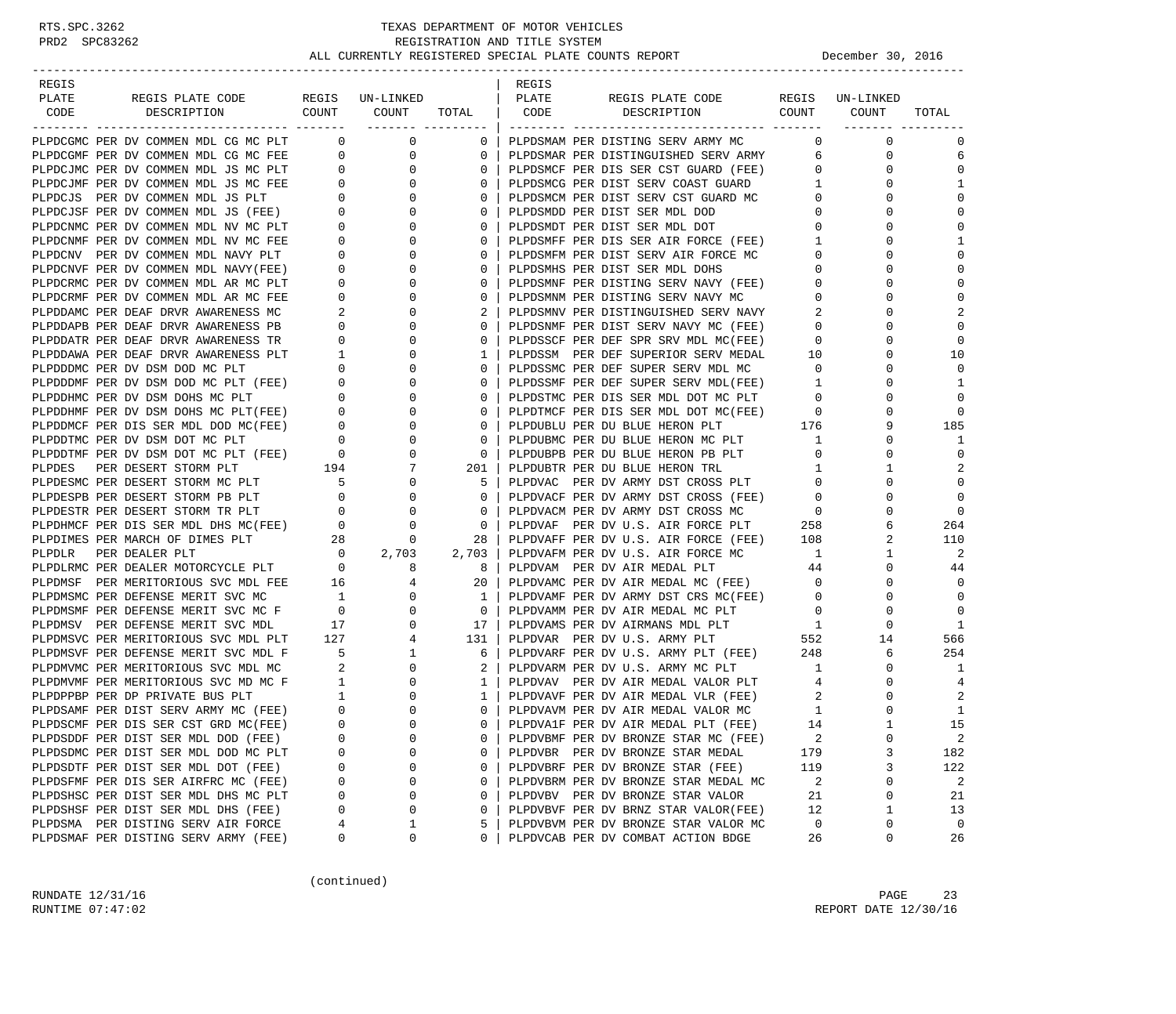TEXAS DEPARTMENT OF MOTOR VEHICLES
REGISTRATION AND TITLE SYSTEM
ALL CURRENTLY REGISTERED SPECIAL PLATE COUNTS REPORT — December 30, 2016

| REGIS PLATE CODE | REGIS PLATE CODE DESCRIPTION | REGIS COUNT | UN-LINKED COUNT | TOTAL |
|---|---|---|---|---|
| PLPDCGMC | PER DV COMMEN MDL CG MC PLT | 0 | 0 | 0 |
| PLPDCGMF | PER DV COMMEN MDL CG MC FEE | 0 | 0 | 0 |
| PLPDCJMC | PER DV COMMEN MDL JS MC PLT | 0 | 0 | 0 |
| PLPDCJMF | PER DV COMMEN MDL JS MC FEE | 0 | 0 | 0 |
| PLPDCJS | PER DV COMMEN MDL JS PLT | 0 | 0 | 0 |
| PLPDCJSF | PER DV COMMEN MDL JS (FEE) | 0 | 0 | 0 |
| PLPDCNMC | PER DV COMMEN MDL NV MC PLT | 0 | 0 | 0 |
| PLPDCNMF | PER DV COMMEN MDL NV MC FEE | 0 | 0 | 0 |
| PLPDCNV | PER DV COMMEN MDL NAVY PLT | 0 | 0 | 0 |
| PLPDCNVF | PER DV COMMEN MDL NAVY(FEE) | 0 | 0 | 0 |
| PLPDCRMC | PER DV COMMEN MDL AR MC PLT | 0 | 0 | 0 |
| PLPDCRMF | PER DV COMMEN MDL AR MC FEE | 0 | 0 | 0 |
| PLPDDAMC | PER DEAF DRVR AWARENESS MC | 2 | 0 | 2 |
| PLPDDAPB | PER DEAF DRVR AWARENESS PB | 0 | 0 | 0 |
| PLPDDATR | PER DEAF DRVR AWARENESS TR | 0 | 0 | 0 |
| PLPDDAWA | PER DEAF DRVR AWARENESS PLT | 1 | 0 | 1 |
| PLPDDDMC | PER DV DSM DOD MC PLT | 0 | 0 | 0 |
| PLPDDDMF | PER DV DSM DOD MC PLT (FEE) | 0 | 0 | 0 |
| PLPDDHMC | PER DV DSM DOHS MC PLT | 0 | 0 | 0 |
| PLPDDHMF | PER DV DSM DOHS MC PLT(FEE) | 0 | 0 | 0 |
| PLPDDMCF | PER DIS SER MDL DOD MC(FEE) | 0 | 0 | 0 |
| PLPDDTMC | PER DV DSM DOT MC PLT | 0 | 0 | 0 |
| PLPDDTMF | PER DV DSM DOT MC PLT (FEE) | 0 | 0 | 0 |
| PLPDES | PER DESERT STORM PLT | 194 | 7 | 201 |
| PLPDESMC | PER DESERT STORM MC PLT | 5 | 0 | 5 |
| PLPDESPB | PER DESERT STORM PB PLT | 0 | 0 | 0 |
| PLPDESTR | PER DESERT STORM TR PLT | 0 | 0 | 0 |
| PLPDHMCF | PER DIS SER MDL DHS MC(FEE) | 0 | 0 | 0 |
| PLPDIMES | PER MARCH OF DIMES PLT | 28 | 0 | 28 |
| PLPDLR | PER DEALER PLT | 0 | 2,703 | 2,703 |
| PLPDLRMC | PER DEALER MOTORCYCLE PLT | 0 | 8 | 8 |
| PLPDMSF | PER MERITORIOUS SVC MDL FEE | 16 | 4 | 20 |
| PLPDMSMC | PER DEFENSE MERIT SVC MC | 1 | 0 | 1 |
| PLPDMSMF | PER DEFENSE MERIT SVC MC F | 0 | 0 | 0 |
| PLPDMSV | PER DEFENSE MERIT SVC MDL | 17 | 0 | 17 |
| PLPDMSVC | PER MERITORIOUS SVC MDL PLT | 127 | 4 | 131 |
| PLPDMSVF | PER DEFENSE MERIT SVC MDL F | 5 | 1 | 6 |
| PLPDMVMC | PER MERITORIOUS SVC MDL MC | 2 | 0 | 2 |
| PLPDMVMF | PER MERITORIOUS SVC MD MC F | 1 | 0 | 1 |
| PLPDPPBP | PER DP PRIVATE BUS PLT | 1 | 0 | 1 |
| PLPDSAMF | PER DIST SERV ARMY MC (FEE) | 0 | 0 | 0 |
| PLPDSCMF | PER DIS SER CST GRD MC(FEE) | 0 | 0 | 0 |
| PLPDSDDF | PER DIST SER MDL DOD (FEE) | 0 | 0 | 0 |
| PLPDSDMC | PER DIST SER MDL DOD MC PLT | 0 | 0 | 0 |
| PLPDSDTF | PER DIST SER MDL DOT (FEE) | 0 | 0 | 0 |
| PLPDSFMF | PER DIS SER AIRFRC MC (FEE) | 0 | 0 | 0 |
| PLPDSHSC | PER DIST SER MDL DHS MC PLT | 0 | 0 | 0 |
| PLPDSHSF | PER DIST SER MDL DHS (FEE) | 0 | 0 | 0 |
| PLPDSMA | PER DISTING SERV AIR FORCE | 4 | 1 | 5 |
| PLPDSMAF | PER DISTING SERV ARMY (FEE) | 0 | 0 | 0 |
| PLPDSMAM | PER DISTING SERV ARMY MC | 0 | 0 | 0 |
| PLPDSMAR | PER DISTINGUISHED SERV ARMY | 6 | 0 | 6 |
| PLPDSMCF | PER DIS SER CST GUARD (FEE) | 0 | 0 | 0 |
| PLPDSMCG | PER DIST SERV COAST GUARD | 1 | 0 | 1 |
| PLPDSMCM | PER DIST SERV CST GUARD MC | 0 | 0 | 0 |
| PLPDSMDD | PER DIST SER MDL DOD | 0 | 0 | 0 |
| PLPDSMDT | PER DIST SER MDL DOT | 0 | 0 | 0 |
| PLPDSMFF | PER DIS SER AIR FORCE (FEE) | 1 | 0 | 1 |
| PLPDSMFM | PER DIST SERV AIR FORCE MC | 0 | 0 | 0 |
| PLPDSMHS | PER DIST SER MDL DOHS | 0 | 0 | 0 |
| PLPDSMNF | PER DISTING SERV NAVY (FEE) | 0 | 0 | 0 |
| PLPDSMNM | PER DISTING SERV NAVY MC | 0 | 0 | 0 |
| PLPDSMNV | PER DISTINGUISHED SERV NAVY | 2 | 0 | 2 |
| PLPDSNMF | PER DIST SERV NAVY MC (FEE) | 0 | 0 | 0 |
| PLPDSSCF | PER DEF SPR SRV MDL MC(FEE) | 0 | 0 | 0 |
| PLPDSSM | PER DEF SUPERIOR SERV MEDAL | 10 | 0 | 10 |
| PLPDSSMC | PER DEF SUPER SERV MDL MC | 0 | 0 | 0 |
| PLPDSSMF | PER DEF SUPER SERV MDL(FEE) | 1 | 0 | 1 |
| PLPDSTMC | PER DIS SER MDL DOT MC PLT | 0 | 0 | 0 |
| PLPDTMCF | PER DIS SER MDL DOT MC(FEE) | 0 | 0 | 0 |
| PLPDUBLU | PER DU BLUE HERON PLT | 176 | 9 | 185 |
| PLPDUBMC | PER DU BLUE HERON MC PLT | 1 | 0 | 1 |
| PLPDUBPB | PER DU BLUE HERON PB PLT | 0 | 0 | 0 |
| PLPDUBTR | PER DU BLUE HERON TRL | 1 | 1 | 2 |
| PLPDVAC | PER DV ARMY DST CROSS PLT | 0 | 0 | 0 |
| PLPDVACF | PER DV ARMY DST CROSS (FEE) | 0 | 0 | 0 |
| PLPDVACM | PER DV ARMY DST CROSS MC | 0 | 0 | 0 |
| PLPDVAF | PER DV U.S. AIR FORCE PLT | 258 | 6 | 264 |
| PLPDVAFF | PER DV U.S. AIR FORCE (FEE) | 108 | 2 | 110 |
| PLPDVAFM | PER DV U.S. AIR FORCE MC | 1 | 1 | 2 |
| PLPDVAM | PER DV AIR MEDAL PLT | 44 | 0 | 44 |
| PLPDVAMC | PER DV AIR MEDAL MC (FEE) | 0 | 0 | 0 |
| PLPDVAMF | PER DV ARMY DST CRS MC(FEE) | 0 | 0 | 0 |
| PLPDVAMM | PER DV AIR MEDAL MC PLT | 0 | 0 | 0 |
| PLPDVAMS | PER DV AIRMANS MDL PLT | 1 | 0 | 1 |
| PLPDVAR | PER DV U.S. ARMY PLT | 552 | 14 | 566 |
| PLPDVARF | PER DV U.S. ARMY PLT (FEE) | 248 | 6 | 254 |
| PLPDVARM | PER DV U.S. ARMY MC PLT | 1 | 0 | 1 |
| PLPDVAV | PER DV AIR MEDAL VALOR PLT | 4 | 0 | 4 |
| PLPDVAVF | PER DV AIR MEDAL VLR (FEE) | 2 | 0 | 2 |
| PLPDVAVM | PER DV AIR MEDAL VALOR MC | 1 | 0 | 1 |
| PLPDVA1F | PER DV AIR MEDAL PLT (FEE) | 14 | 1 | 15 |
| PLPDVBMF | PER DV BRONZE STAR MC (FEE) | 2 | 0 | 2 |
| PLPDVBR | PER DV BRONZE STAR MEDAL | 179 | 3 | 182 |
| PLPDVBRF | PER DV BRONZE STAR (FEE) | 119 | 3 | 122 |
| PLPDVBRM | PER DV BRONZE STAR MEDAL MC | 2 | 0 | 2 |
| PLPDVBV | PER DV BRONZE STAR VALOR | 21 | 0 | 21 |
| PLPDVBVF | PER DV BRNZ STAR VALOR(FEE) | 12 | 1 | 13 |
| PLPDVBVM | PER DV BRONZE STAR VALOR MC | 0 | 0 | 0 |
| PLPDVCAB | PER DV COMBAT ACTION BDGE | 26 | 0 | 26 |

(continued)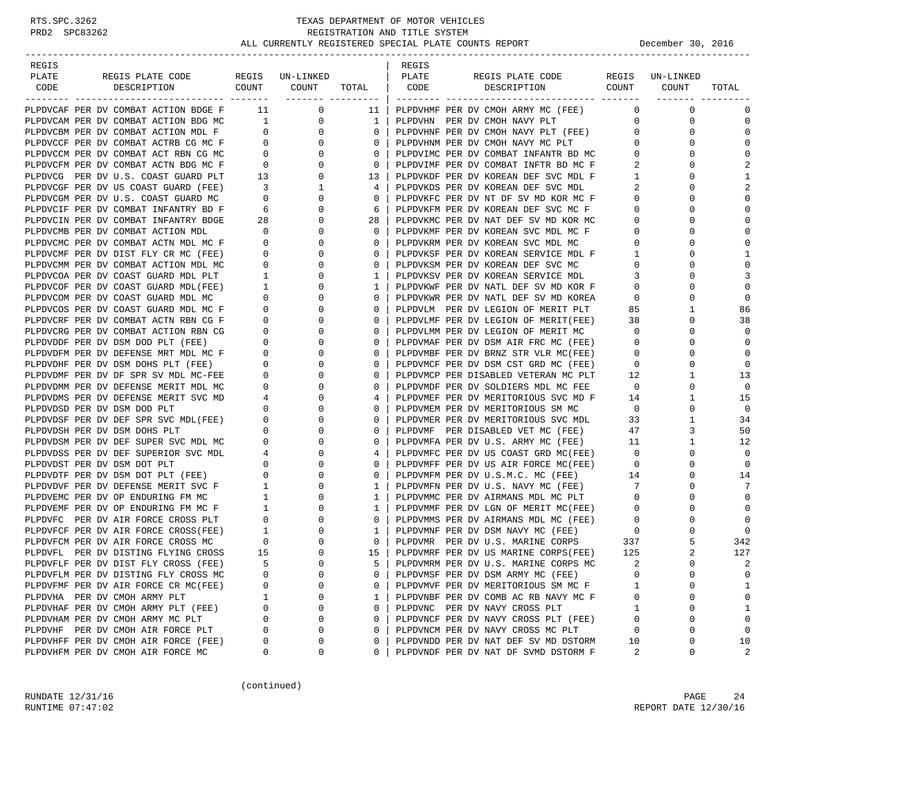TEXAS DEPARTMENT OF MOTOR VEHICLES
REGISTRATION AND TITLE SYSTEM
ALL CURRENTLY REGISTERED SPECIAL PLATE COUNTS REPORT — December 30, 2016

| REGIS PLATE CODE | REGIS PLATE CODE DESCRIPTION | REGIS COUNT | UN-LINKED COUNT | TOTAL |
|---|---|---|---|---|
| PLPDVCAF | PER DV COMBAT ACTION BDGE F | 11 | 0 | 11 |
| PLPDVCAM | PER DV COMBAT ACTION BDG MC | 1 | 0 | 1 |
| PLPDVCBM | PER DV COMBAT ACTION MDL F | 0 | 0 | 0 |
| PLPDVCCF | PER DV COMBAT ACTRB CG MC F | 0 | 0 | 0 |
| PLPDVCCM | PER DV COMBAT ACT RBN CG MC | 0 | 0 | 0 |
| PLPDVCFM | PER DV COMBAT ACTN BDG MC F | 0 | 0 | 0 |
| PLPDVCG | PER DV U.S. COAST GUARD PLT | 13 | 0 | 13 |
| PLPDVCGF | PER DV US COAST GUARD (FEE) | 3 | 1 | 4 |
| PLPDVCGM | PER DV U.S. COAST GUARD MC | 0 | 0 | 0 |
| PLPDVCIF | PER DV COMBAT INFANTRY BD F | 6 | 0 | 6 |
| PLPDVCIN | PER DV COMBAT INFANTRY BDGE | 28 | 0 | 28 |
| PLPDVCMB | PER DV COMBAT ACTION MDL | 0 | 0 | 0 |
| PLPDVCMC | PER DV COMBAT ACTN MDL MC F | 0 | 0 | 0 |
| PLPDVCMF | PER DV DIST FLY CR MC (FEE) | 0 | 0 | 0 |
| PLPDVCMM | PER DV COMBAT ACTION MDL MC | 0 | 0 | 0 |
| PLPDVCOA | PER DV COAST GUARD MDL PLT | 1 | 0 | 1 |
| PLPDVCOF | PER DV COAST GUARD MDL(FEE) | 1 | 0 | 1 |
| PLPDVCOM | PER DV COAST GUARD MDL MC | 0 | 0 | 0 |
| PLPDVCOS | PER DV COAST GUARD MDL MC F | 0 | 0 | 0 |
| PLPDVCRF | PER DV COMBAT ACTN RBN CG F | 0 | 0 | 0 |
| PLPDVCRG | PER DV COMBAT ACTION RBN CG | 0 | 0 | 0 |
| PLPDVDDF | PER DV DSM DOD PLT (FEE) | 0 | 0 | 0 |
| PLPDVDFM | PER DV DEFENSE MRT MDL MC F | 0 | 0 | 0 |
| PLPDVDHF | PER DV DSM DOHS PLT (FEE) | 0 | 0 | 0 |
| PLPDVDMF | PER DV DF SPR SV MDL MC-FEE | 0 | 0 | 0 |
| PLPDVDMM | PER DV DEFENSE MERIT MDL MC | 0 | 0 | 0 |
| PLPDVDMS | PER DV DEFENSE MERIT SVC MD | 4 | 0 | 4 |
| PLPDVDSD | PER DV DSM DOD PLT | 0 | 0 | 0 |
| PLPDVDSF | PER DV DEF SPR SVC MDL(FEE) | 0 | 0 | 0 |
| PLPDVDSH | PER DV DSM DOHS PLT | 0 | 0 | 0 |
| PLPDVDSM | PER DV DEF SUPER SVC MDL MC | 0 | 0 | 0 |
| PLPDVDSS | PER DV DEF SUPERIOR SVC MDL | 4 | 0 | 4 |
| PLPDVDST | PER DV DSM DOT PLT | 0 | 0 | 0 |
| PLPDVDTF | PER DV DSM DOT PLT (FEE) | 0 | 0 | 0 |
| PLPDVDVF | PER DV DEFENSE MERIT SVC F | 1 | 0 | 1 |
| PLPDVEMC | PER DV OP ENDURING FM MC | 1 | 0 | 1 |
| PLPDVEMF | PER DV OP ENDURING FM MC F | 1 | 0 | 1 |
| PLPDVFC | PER DV AIR FORCE CROSS PLT | 0 | 0 | 0 |
| PLPDVFCF | PER DV AIR FORCE CROSS(FEE) | 1 | 0 | 1 |
| PLPDVFCM | PER DV AIR FORCE CROSS MC | 0 | 0 | 0 |
| PLPDVFL | PER DV DISTING FLYING CROSS | 15 | 0 | 15 |
| PLPDVFLF | PER DV DIST FLY CROSS (FEE) | 5 | 0 | 5 |
| PLPDVFLM | PER DV DISTING FLY CROSS MC | 0 | 0 | 0 |
| PLPDVFMF | PER DV AIR FORCE CR MC(FEE) | 0 | 0 | 0 |
| PLPDVHA | PER DV CMOH ARMY PLT | 1 | 0 | 1 |
| PLPDVHAF | PER DV CMOH ARMY PLT (FEE) | 0 | 0 | 0 |
| PLPDVHAM | PER DV CMOH ARMY MC PLT | 0 | 0 | 0 |
| PLPDVHF | PER DV CMOH AIR FORCE PLT | 0 | 0 | 0 |
| PLPDVHFF | PER DV CMOH AIR FORCE (FEE) | 0 | 0 | 0 |
| PLPDVHFM | PER DV CMOH AIR FORCE MC | 0 | 0 | 0 |
| PLPDVHMF | PER DV CMOH ARMY MC (FEE) | 0 | 0 | 0 |
| PLPDVHN | PER DV CMOH NAVY PLT | 0 | 0 | 0 |
| PLPDVHNF | PER DV CMOH NAVY PLT (FEE) | 0 | 0 | 0 |
| PLPDVHNM | PER DV CMOH NAVY MC PLT | 0 | 0 | 0 |
| PLPDVIMC | PER DV COMBAT INFANTR BD MC | 0 | 0 | 0 |
| PLPDVIMF | PER DV COMBAT INFTR BD MC F | 2 | 0 | 2 |
| PLPDVKDF | PER DV KOREAN DEF SVC MDL F | 1 | 0 | 1 |
| PLPDVKDS | PER DV KOREAN DEF SVC MDL | 2 | 0 | 2 |
| PLPDVKFC | PER DV NT DF SV MD KOR MC F | 0 | 0 | 0 |
| PLPDVKFM | PER DV KOREAN DEF SVC MC F | 0 | 0 | 0 |
| PLPDVKMC | PER DV NAT DEF SV MD KOR MC | 0 | 0 | 0 |
| PLPDVKMF | PER DV KOREAN SVC MDL MC F | 0 | 0 | 0 |
| PLPDVKRM | PER DV KOREAN SVC MDL MC | 0 | 0 | 0 |
| PLPDVKSF | PER DV KOREAN SERVICE MDL F | 1 | 0 | 1 |
| PLPDVKSM | PER DV KOREAN DEF SVC MC | 0 | 0 | 0 |
| PLPDVKSV | PER DV KOREAN SERVICE MDL | 3 | 0 | 3 |
| PLPDVKWF | PER DV NATL DEF SV MD KOR F | 0 | 0 | 0 |
| PLPDVKWR | PER DV NATL DEF SV MD KOREA | 0 | 0 | 0 |
| PLPDVLM | PER DV LEGION OF MERIT PLT | 85 | 1 | 86 |
| PLPDVLMF | PER DV LEGION OF MERIT(FEE) | 38 | 0 | 38 |
| PLPDVLMM | PER DV LEGION OF MERIT MC | 0 | 0 | 0 |
| PLPDVMAF | PER DV DSM AIR FRC MC (FEE) | 0 | 0 | 0 |
| PLPDVMBF | PER DV BRNZ STR VLR MC(FEE) | 0 | 0 | 0 |
| PLPDVMCF | PER DV DSM CST GRD MC (FEE) | 0 | 0 | 0 |
| PLPDVMCP | PER DISABLED VETERAN MC PLT | 12 | 1 | 13 |
| PLPDVMDF | PER DV SOLDIERS MDL MC FEE | 0 | 0 | 0 |
| PLPDVMEF | PER DV MERITORIOUS SVC MD F | 14 | 1 | 15 |
| PLPDVMEM | PER DV MERITORIOUS SM MC | 0 | 0 | 0 |
| PLPDVMER | PER DV MERITORIOUS SVC MDL | 33 | 1 | 34 |
| PLPDVMF | PER DISABLED VET MC (FEE) | 47 | 3 | 50 |
| PLPDVMFA | PER DV U.S. ARMY MC (FEE) | 11 | 1 | 12 |
| PLPDVMFC | PER DV US COAST GRD MC(FEE) | 0 | 0 | 0 |
| PLPDVMFF | PER DV US AIR FORCE MC(FEE) | 0 | 0 | 0 |
| PLPDVMFM | PER DV U.S.M.C. MC (FEE) | 14 | 0 | 14 |
| PLPDVMFN | PER DV U.S. NAVY MC (FEE) | 7 | 0 | 7 |
| PLPDVMMC | PER DV AIRMANS MDL MC PLT | 0 | 0 | 0 |
| PLPDVMMF | PER DV LGN OF MERIT MC(FEE) | 0 | 0 | 0 |
| PLPDVMMS | PER DV AIRMANS MDL MC (FEE) | 0 | 0 | 0 |
| PLPDVMNF | PER DV DSM NAVY MC (FEE) | 0 | 0 | 0 |
| PLPDVMR | PER DV U.S. MARINE CORPS | 337 | 5 | 342 |
| PLPDVMRF | PER DV US MARINE CORPS(FEE) | 125 | 2 | 127 |
| PLPDVMRM | PER DV U.S. MARINE CORPS MC | 2 | 0 | 2 |
| PLPDVMSF | PER DV DSM ARMY MC (FEE) | 0 | 0 | 0 |
| PLPDVMVF | PER DV MERITORIOUS SM MC F | 1 | 0 | 1 |
| PLPDVNBF | PER DV COMB AC RB NAVY MC F | 0 | 0 | 0 |
| PLPDVNC | PER DV NAVY CROSS PLT | 1 | 0 | 1 |
| PLPDVNCF | PER DV NAVY CROSS PLT (FEE) | 0 | 0 | 0 |
| PLPDVNCM | PER DV NAVY CROSS MC PLT | 0 | 0 | 0 |
| PLPDVNDD | PER DV NAT DEF SV MD DSTORM | 10 | 0 | 10 |
| PLPDVNDF | PER DV NAT DF SVMD DSTORM F | 2 | 0 | 2 |

(continued)

RUNDATE 12/31/16
RUNTIME 07:47:02
REPORT DATE 12/30/16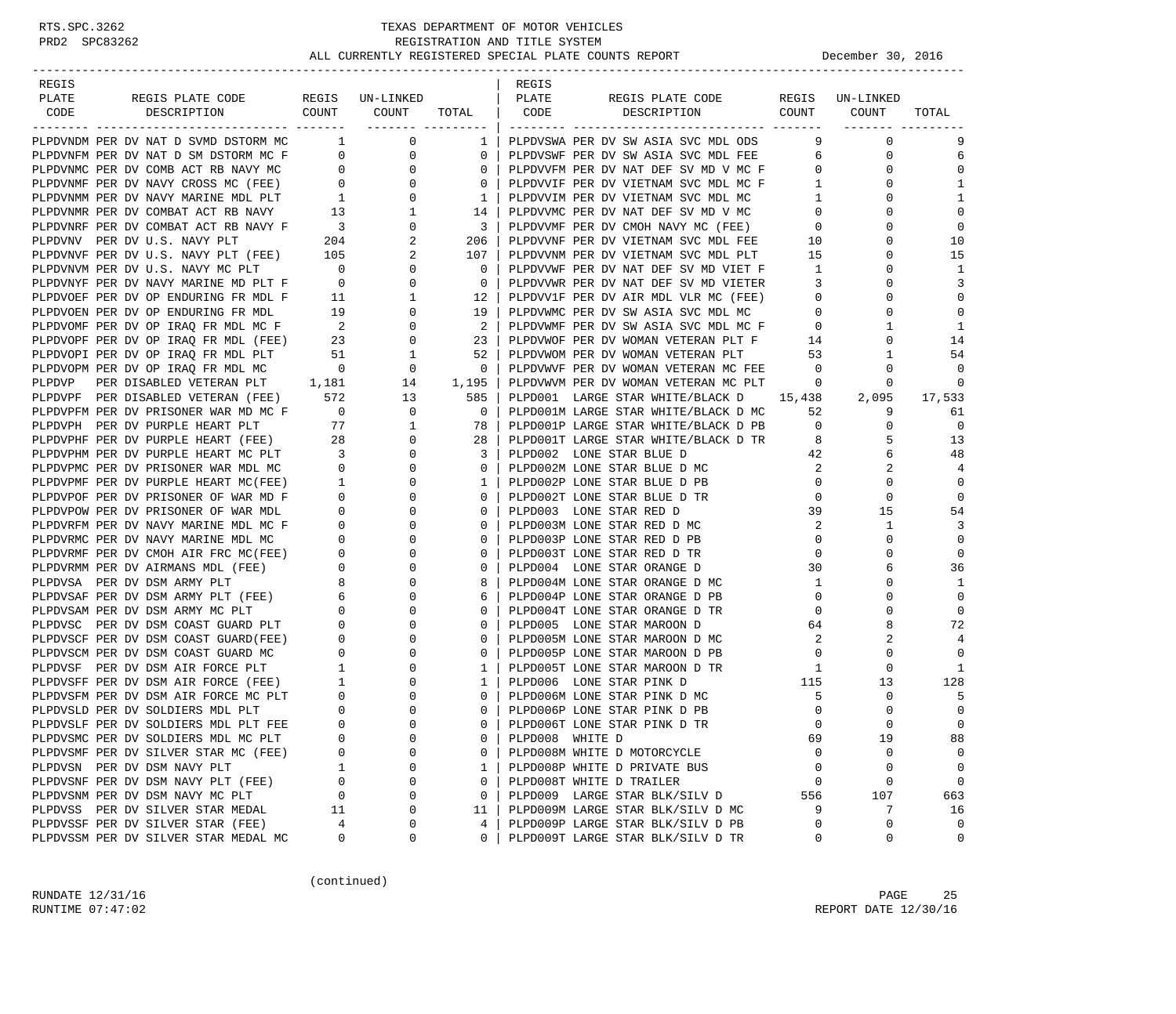# TEXAS DEPARTMENT OF MOTOR VEHICLES
## REGISTRATION AND TITLE SYSTEM
### ALL CURRENTLY REGISTERED SPECIAL PLATE COUNTS REPORT — December 30, 2016

RTS.SPC.3262
PRD2 SPC83262

| REGIS PLATE CODE | REGIS PLATE CODE DESCRIPTION | REGIS COUNT | UN-LINKED COUNT | TOTAL |
|---|---|---|---|---|
| PLPDVNDM | PER DV NAT D SVMD DSTORM MC | 1 | 0 | 1 |
| PLPDVNFM | PER DV NAT D SM DSTORM MC F | 0 | 0 | 0 |
| PLPDVNMC | PER DV COMB ACT RB NAVY MC | 0 | 0 | 0 |
| PLPDVNMF | PER DV NAVY CROSS MC (FEE) | 0 | 0 | 0 |
| PLPDVNMM | PER DV NAVY MARINE MDL PLT | 1 | 0 | 1 |
| PLPDVNMR | PER DV COMBAT ACT RB NAVY | 13 | 1 | 14 |
| PLPDVNRF | PER DV COMBAT ACT RB NAVY F | 3 | 0 | 3 |
| PLPDVNV | PER DV U.S. NAVY PLT | 204 | 2 | 206 |
| PLPDVNVF | PER DV U.S. NAVY PLT (FEE) | 105 | 2 | 107 |
| PLPDVNVM | PER DV U.S. NAVY MC PLT | 0 | 0 | 0 |
| PLPDVNYF | PER DV NAVY MARINE MD PLT F | 0 | 0 | 0 |
| PLPDVOEF | PER DV OP ENDURING FR MDL F | 11 | 1 | 12 |
| PLPDVOEN | PER DV OP ENDURING FR MDL | 19 | 0 | 19 |
| PLPDVOMF | PER DV OP IRAQ FR MDL MC F | 2 | 0 | 2 |
| PLPDVOPF | PER DV OP IRAQ FR MDL (FEE) | 23 | 0 | 23 |
| PLPDVOPI | PER DV OP IRAQ FR MDL PLT | 51 | 1 | 52 |
| PLPDVOPM | PER DV OP IRAQ FR MDL MC | 0 | 0 | 0 |
| PLPDVP | PER DISABLED VETERAN PLT | 1,181 | 14 | 1,195 |
| PLPDVPF | PER DISABLED VETERAN (FEE) | 572 | 13 | 585 |
| PLPDVPFM | PER DV PRISONER WAR MD MC F | 0 | 0 | 0 |
| PLPDVPH | PER DV PURPLE HEART PLT | 77 | 1 | 78 |
| PLPDVPHF | PER DV PURPLE HEART (FEE) | 28 | 0 | 28 |
| PLPDVPHM | PER DV PURPLE HEART MC PLT | 3 | 0 | 3 |
| PLPDVPMC | PER DV PRISONER WAR MDL MC | 0 | 0 | 0 |
| PLPDVPMF | PER DV PURPLE HEART MC(FEE) | 1 | 0 | 1 |
| PLPDVPOF | PER DV PRISONER OF WAR MD F | 0 | 0 | 0 |
| PLPDVPOW | PER DV PRISONER OF WAR MDL | 0 | 0 | 0 |
| PLPDVRFM | PER DV NAVY MARINE MDL MC F | 0 | 0 | 0 |
| PLPDVRMC | PER DV NAVY MARINE MDL MC | 0 | 0 | 0 |
| PLPDVRMF | PER DV CMOH AIR FRC MC(FEE) | 0 | 0 | 0 |
| PLPDVRMM | PER DV AIRMANS MDL (FEE) | 0 | 0 | 0 |
| PLPDVSA | PER DV DSM ARMY PLT | 8 | 0 | 8 |
| PLPDVSAF | PER DV DSM ARMY PLT (FEE) | 6 | 0 | 6 |
| PLPDVSAM | PER DV DSM ARMY MC PLT | 0 | 0 | 0 |
| PLPDVSC | PER DV DSM COAST GUARD PLT | 0 | 0 | 0 |
| PLPDVSCF | PER DV DSM COAST GUARD(FEE) | 0 | 0 | 0 |
| PLPDVSCM | PER DV DSM COAST GUARD MC | 0 | 0 | 0 |
| PLPDVSF | PER DV DSM AIR FORCE PLT | 1 | 0 | 1 |
| PLPDVSFF | PER DV DSM AIR FORCE (FEE) | 1 | 0 | 1 |
| PLPDVSFM | PER DV DSM AIR FORCE MC PLT | 0 | 0 | 0 |
| PLPDVSLD | PER DV SOLDIERS MDL PLT | 0 | 0 | 0 |
| PLPDVSLF | PER DV SOLDIERS MDL PLT FEE | 0 | 0 | 0 |
| PLPDVSMC | PER DV SOLDIERS MDL MC PLT | 0 | 0 | 0 |
| PLPDVSMF | PER DV SILVER STAR MC (FEE) | 0 | 0 | 0 |
| PLPDVSN | PER DV DSM NAVY PLT | 1 | 0 | 1 |
| PLPDVSNF | PER DV DSM NAVY PLT (FEE) | 0 | 0 | 0 |
| PLPDVSNM | PER DV DSM NAVY MC PLT | 0 | 0 | 0 |
| PLPDVSS | PER DV SILVER STAR MEDAL | 11 | 0 | 11 |
| PLPDVSSF | PER DV SILVER STAR (FEE) | 4 | 0 | 4 |
| PLPDVSSM | PER DV SILVER STAR MEDAL MC | 0 | 0 | 0 |
| PLPDVSWA | PER DV SW ASIA SVC MDL ODS | 9 | 0 | 9 |
| PLPDVSWF | PER DV SW ASIA SVC MDL FEE | 6 | 0 | 6 |
| PLPDVVFM | PER DV NAT DEF SV MD V MC F | 0 | 0 | 0 |
| PLPDVVIF | PER DV VIETNAM SVC MDL MC F | 1 | 0 | 1 |
| PLPDVVIM | PER DV VIETNAM SVC MDL MC | 1 | 0 | 1 |
| PLPDVVMC | PER DV NAT DEF SV MD V MC | 0 | 0 | 0 |
| PLPDVVMF | PER DV CMOH NAVY MC (FEE) | 0 | 0 | 0 |
| PLPDVVNF | PER DV VIETNAM SVC MDL FEE | 10 | 0 | 10 |
| PLPDVVNM | PER DV VIETNAM SVC MDL PLT | 15 | 0 | 15 |
| PLPDVVWF | PER DV NAT DEF SV MD VIET F | 1 | 0 | 1 |
| PLPDVVWR | PER DV NAT DEF SV MD VIETER | 3 | 0 | 3 |
| PLPDVV1F | PER DV AIR MDL VLR MC (FEE) | 0 | 0 | 0 |
| PLPDVWMC | PER DV SW ASIA SVC MDL MC | 0 | 0 | 0 |
| PLPDVWMF | PER DV SW ASIA SVC MDL MC F | 0 | 1 | 1 |
| PLPDVWOF | PER DV WOMAN VETERAN PLT F | 14 | 0 | 14 |
| PLPDVWOM | PER DV WOMAN VETERAN PLT | 53 | 1 | 54 |
| PLPDVWVF | PER DV WOMAN VETERAN MC FEE | 0 | 0 | 0 |
| PLPDVWVM | PER DV WOMAN VETERAN MC PLT | 0 | 0 | 0 |
| PLPD001 | LARGE STAR WHITE/BLACK D | 15,438 | 2,095 | 17,533 |
| PLPD001M | LARGE STAR WHITE/BLACK D MC | 52 | 9 | 61 |
| PLPD001P | LARGE STAR WHITE/BLACK D PB | 0 | 0 | 0 |
| PLPD001T | LARGE STAR WHITE/BLACK D TR | 8 | 5 | 13 |
| PLPD002 | LONE STAR BLUE D | 42 | 6 | 48 |
| PLPD002M | LONE STAR BLUE D MC | 2 | 2 | 4 |
| PLPD002P | LONE STAR BLUE D PB | 0 | 0 | 0 |
| PLPD002T | LONE STAR BLUE D TR | 0 | 0 | 0 |
| PLPD003 | LONE STAR RED D | 39 | 15 | 54 |
| PLPD003M | LONE STAR RED D MC | 2 | 1 | 3 |
| PLPD003P | LONE STAR RED D PB | 0 | 0 | 0 |
| PLPD003T | LONE STAR RED D TR | 0 | 0 | 0 |
| PLPD004 | LONE STAR ORANGE D | 30 | 6 | 36 |
| PLPD004M | LONE STAR ORANGE D MC | 1 | 0 | 1 |
| PLPD004P | LONE STAR ORANGE D PB | 0 | 0 | 0 |
| PLPD004T | LONE STAR ORANGE D TR | 0 | 0 | 0 |
| PLPD005 | LONE STAR MAROON D | 64 | 8 | 72 |
| PLPD005M | LONE STAR MAROON D MC | 2 | 2 | 4 |
| PLPD005P | LONE STAR MAROON D PB | 0 | 0 | 0 |
| PLPD005T | LONE STAR MAROON D TR | 1 | 0 | 1 |
| PLPD006 | LONE STAR PINK D | 115 | 13 | 128 |
| PLPD006M | LONE STAR PINK D MC | 5 | 0 | 5 |
| PLPD006P | LONE STAR PINK D PB | 0 | 0 | 0 |
| PLPD006T | LONE STAR PINK D TR | 0 | 0 | 0 |
| PLPD008 | WHITE D | 69 | 19 | 88 |
| PLPD008M | WHITE D MOTORCYCLE | 0 | 0 | 0 |
| PLPD008P | WHITE D PRIVATE BUS | 0 | 0 | 0 |
| PLPD008T | WHITE D TRAILER | 0 | 0 | 0 |
| PLPD009 | LARGE STAR BLK/SILV D | 556 | 107 | 663 |
| PLPD009M | LARGE STAR BLK/SILV D MC | 9 | 7 | 16 |
| PLPD009P | LARGE STAR BLK/SILV D PB | 0 | 0 | 0 |
| PLPD009T | LARGE STAR BLK/SILV D TR | 0 | 0 | 0 |

(continued)

RUNDATE 12/31/16
RUNTIME 07:47:02
REPORT DATE 12/30/16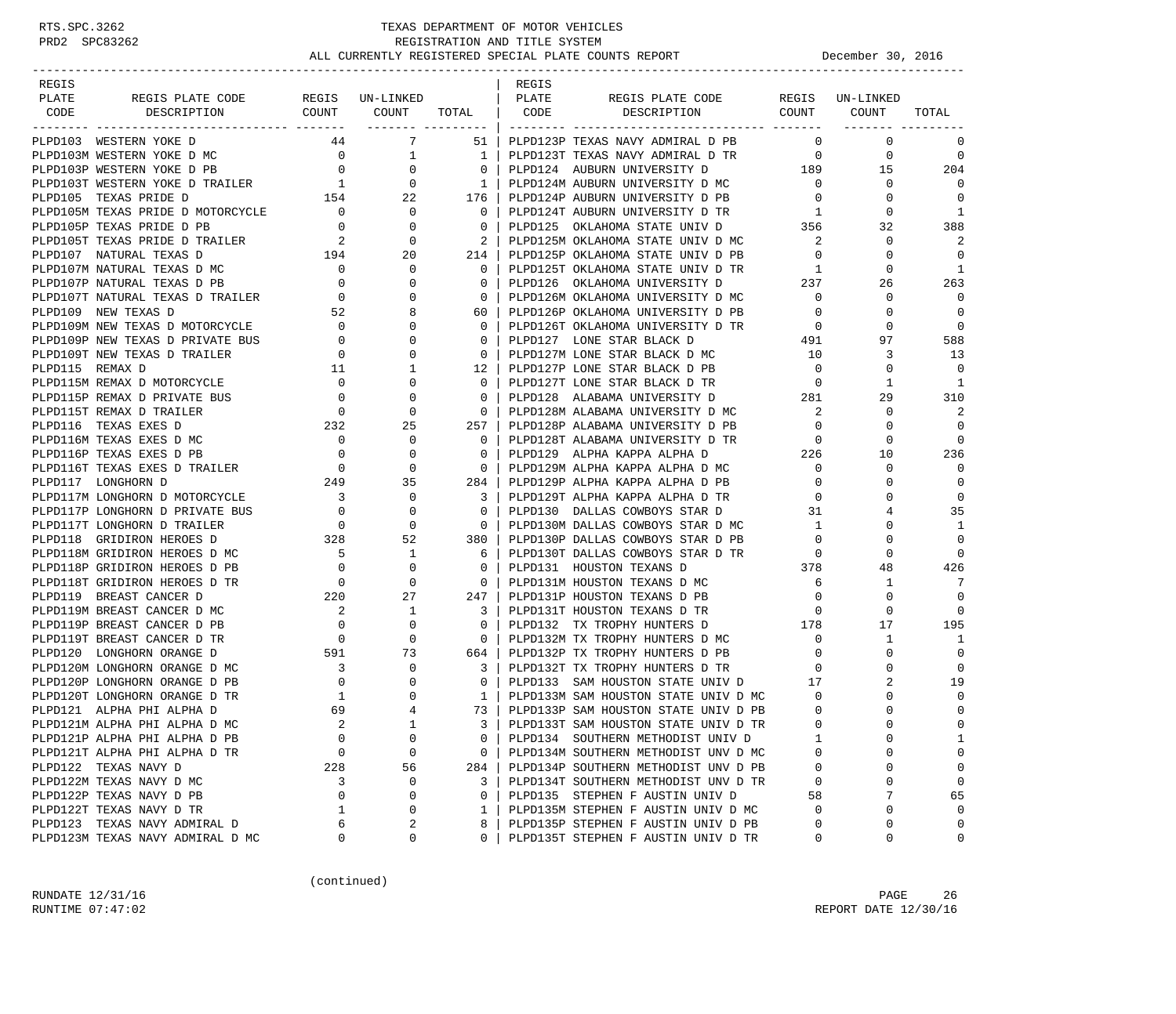TEXAS DEPARTMENT OF MOTOR VEHICLES
REGISTRATION AND TITLE SYSTEM
ALL CURRENTLY REGISTERED SPECIAL PLATE COUNTS REPORT — December 30, 2016

| REGIS PLATE CODE | REGIS PLATE CODE DESCRIPTION | REGIS COUNT | UN-LINKED COUNT | TOTAL |
|---|---|---|---|---|
| PLPD103 | WESTERN YOKE D | 44 | 7 | 51 |
| PLPD103M | WESTERN YOKE D MC | 0 | 1 | 1 |
| PLPD103P | WESTERN YOKE D PB | 0 | 0 | 0 |
| PLPD103T | WESTERN YOKE D TRAILER | 1 | 0 | 1 |
| PLPD105 | TEXAS PRIDE D | 154 | 22 | 176 |
| PLPD105M | TEXAS PRIDE D MOTORCYCLE | 0 | 0 | 0 |
| PLPD105P | TEXAS PRIDE D PB | 0 | 0 | 0 |
| PLPD105T | TEXAS PRIDE D TRAILER | 2 | 0 | 2 |
| PLPD107 | NATURAL TEXAS D | 194 | 20 | 214 |
| PLPD107M | NATURAL TEXAS D MC | 0 | 0 | 0 |
| PLPD107P | NATURAL TEXAS D PB | 0 | 0 | 0 |
| PLPD107T | NATURAL TEXAS D TRAILER | 0 | 0 | 0 |
| PLPD109 | NEW TEXAS D | 52 | 8 | 60 |
| PLPD109M | NEW TEXAS D MOTORCYCLE | 0 | 0 | 0 |
| PLPD109P | NEW TEXAS D PRIVATE BUS | 0 | 0 | 0 |
| PLPD109T | NEW TEXAS D TRAILER | 0 | 0 | 0 |
| PLPD115 | REMAX D | 11 | 1 | 12 |
| PLPD115M | REMAX D MOTORCYCLE | 0 | 0 | 0 |
| PLPD115P | REMAX D PRIVATE BUS | 0 | 0 | 0 |
| PLPD115T | REMAX D TRAILER | 0 | 0 | 0 |
| PLPD116 | TEXAS EXES D | 232 | 25 | 257 |
| PLPD116M | TEXAS EXES D MC | 0 | 0 | 0 |
| PLPD116P | TEXAS EXES D PB | 0 | 0 | 0 |
| PLPD116T | TEXAS EXES D TRAILER | 0 | 0 | 0 |
| PLPD117 | LONGHORN D | 249 | 35 | 284 |
| PLPD117M | LONGHORN D MOTORCYCLE | 3 | 0 | 3 |
| PLPD117P | LONGHORN D PRIVATE BUS | 0 | 0 | 0 |
| PLPD117T | LONGHORN D TRAILER | 0 | 0 | 0 |
| PLPD118 | GRIDIRON HEROES D | 328 | 52 | 380 |
| PLPD118M | GRIDIRON HEROES D MC | 5 | 1 | 6 |
| PLPD118P | GRIDIRON HEROES D PB | 0 | 0 | 0 |
| PLPD118T | GRIDIRON HEROES D TR | 0 | 0 | 0 |
| PLPD119 | BREAST CANCER D | 220 | 27 | 247 |
| PLPD119M | BREAST CANCER D MC | 2 | 1 | 3 |
| PLPD119P | BREAST CANCER D PB | 0 | 0 | 0 |
| PLPD119T | BREAST CANCER D TR | 0 | 0 | 0 |
| PLPD120 | LONGHORN ORANGE D | 591 | 73 | 664 |
| PLPD120M | LONGHORN ORANGE D MC | 3 | 0 | 3 |
| PLPD120P | LONGHORN ORANGE D PB | 0 | 0 | 0 |
| PLPD120T | LONGHORN ORANGE D TR | 1 | 0 | 1 |
| PLPD121 | ALPHA PHI ALPHA D | 69 | 4 | 73 |
| PLPD121M | ALPHA PHI ALPHA D MC | 2 | 1 | 3 |
| PLPD121P | ALPHA PHI ALPHA D PB | 0 | 0 | 0 |
| PLPD121T | ALPHA PHI ALPHA D TR | 0 | 0 | 0 |
| PLPD122 | TEXAS NAVY D | 228 | 56 | 284 |
| PLPD122M | TEXAS NAVY D MC | 3 | 0 | 3 |
| PLPD122P | TEXAS NAVY D PB | 0 | 0 | 0 |
| PLPD122T | TEXAS NAVY D TR | 1 | 0 | 1 |
| PLPD123 | TEXAS NAVY ADMIRAL D | 6 | 2 | 8 |
| PLPD123M | TEXAS NAVY ADMIRAL D MC | 0 | 0 | 0 |
| PLPD123P | TEXAS NAVY ADMIRAL D PB | 0 | 0 | 0 |
| PLPD123T | TEXAS NAVY ADMIRAL D TR | 0 | 0 | 0 |
| PLPD124 | AUBURN UNIVERSITY D | 189 | 15 | 204 |
| PLPD124M | AUBURN UNIVERSITY D MC | 0 | 0 | 0 |
| PLPD124P | AUBURN UNIVERSITY D PB | 0 | 0 | 0 |
| PLPD124T | AUBURN UNIVERSITY D TR | 1 | 0 | 1 |
| PLPD125 | OKLAHOMA STATE UNIV D | 356 | 32 | 388 |
| PLPD125M | OKLAHOMA STATE UNIV D MC | 2 | 0 | 2 |
| PLPD125P | OKLAHOMA STATE UNIV D PB | 0 | 0 | 0 |
| PLPD125T | OKLAHOMA STATE UNIV D TR | 1 | 0 | 1 |
| PLPD126 | OKLAHOMA UNIVERSITY D | 237 | 26 | 263 |
| PLPD126M | OKLAHOMA UNIVERSITY D MC | 0 | 0 | 0 |
| PLPD126P | OKLAHOMA UNIVERSITY D PB | 0 | 0 | 0 |
| PLPD126T | OKLAHOMA UNIVERSITY D TR | 0 | 0 | 0 |
| PLPD127 | LONE STAR BLACK D | 491 | 97 | 588 |
| PLPD127M | LONE STAR BLACK D MC | 10 | 3 | 13 |
| PLPD127P | LONE STAR BLACK D PB | 0 | 0 | 0 |
| PLPD127T | LONE STAR BLACK D TR | 0 | 1 | 1 |
| PLPD128 | ALABAMA UNIVERSITY D | 281 | 29 | 310 |
| PLPD128M | ALABAMA UNIVERSITY D MC | 2 | 0 | 2 |
| PLPD128P | ALABAMA UNIVERSITY D PB | 0 | 0 | 0 |
| PLPD128T | ALABAMA UNIVERSITY D TR | 0 | 0 | 0 |
| PLPD129 | ALPHA KAPPA ALPHA D | 226 | 10 | 236 |
| PLPD129M | ALPHA KAPPA ALPHA D MC | 0 | 0 | 0 |
| PLPD129P | ALPHA KAPPA ALPHA D PB | 0 | 0 | 0 |
| PLPD129T | ALPHA KAPPA ALPHA D TR | 0 | 0 | 0 |
| PLPD130 | DALLAS COWBOYS STAR D | 31 | 4 | 35 |
| PLPD130M | DALLAS COWBOYS STAR D MC | 1 | 0 | 1 |
| PLPD130P | DALLAS COWBOYS STAR D PB | 0 | 0 | 0 |
| PLPD130T | DALLAS COWBOYS STAR D TR | 0 | 0 | 0 |
| PLPD131 | HOUSTON TEXANS D | 378 | 48 | 426 |
| PLPD131M | HOUSTON TEXANS D MC | 6 | 1 | 7 |
| PLPD131P | HOUSTON TEXANS D PB | 0 | 0 | 0 |
| PLPD131T | HOUSTON TEXANS D TR | 0 | 0 | 0 |
| PLPD132 | TX TROPHY HUNTERS D | 178 | 17 | 195 |
| PLPD132M | TX TROPHY HUNTERS D MC | 0 | 1 | 1 |
| PLPD132P | TX TROPHY HUNTERS D PB | 0 | 0 | 0 |
| PLPD132T | TX TROPHY HUNTERS D TR | 0 | 0 | 0 |
| PLPD133 | SAM HOUSTON STATE UNIV D | 17 | 2 | 19 |
| PLPD133M | SAM HOUSTON STATE UNIV D MC | 0 | 0 | 0 |
| PLPD133P | SAM HOUSTON STATE UNIV D PB | 0 | 0 | 0 |
| PLPD133T | SAM HOUSTON STATE UNIV D TR | 0 | 0 | 0 |
| PLPD134 | SOUTHERN METHODIST UNIV D | 1 | 0 | 1 |
| PLPD134M | SOUTHERN METHODIST UNV D MC | 0 | 0 | 0 |
| PLPD134P | SOUTHERN METHODIST UNV D PB | 0 | 0 | 0 |
| PLPD134T | SOUTHERN METHODIST UNV D TR | 0 | 0 | 0 |
| PLPD135 | STEPHEN F AUSTIN UNIV D | 58 | 7 | 65 |
| PLPD135M | STEPHEN F AUSTIN UNIV D MC | 0 | 0 | 0 |
| PLPD135P | STEPHEN F AUSTIN UNIV D PB | 0 | 0 | 0 |
| PLPD135T | STEPHEN F AUSTIN UNIV D TR | 0 | 0 | 0 |

(continued)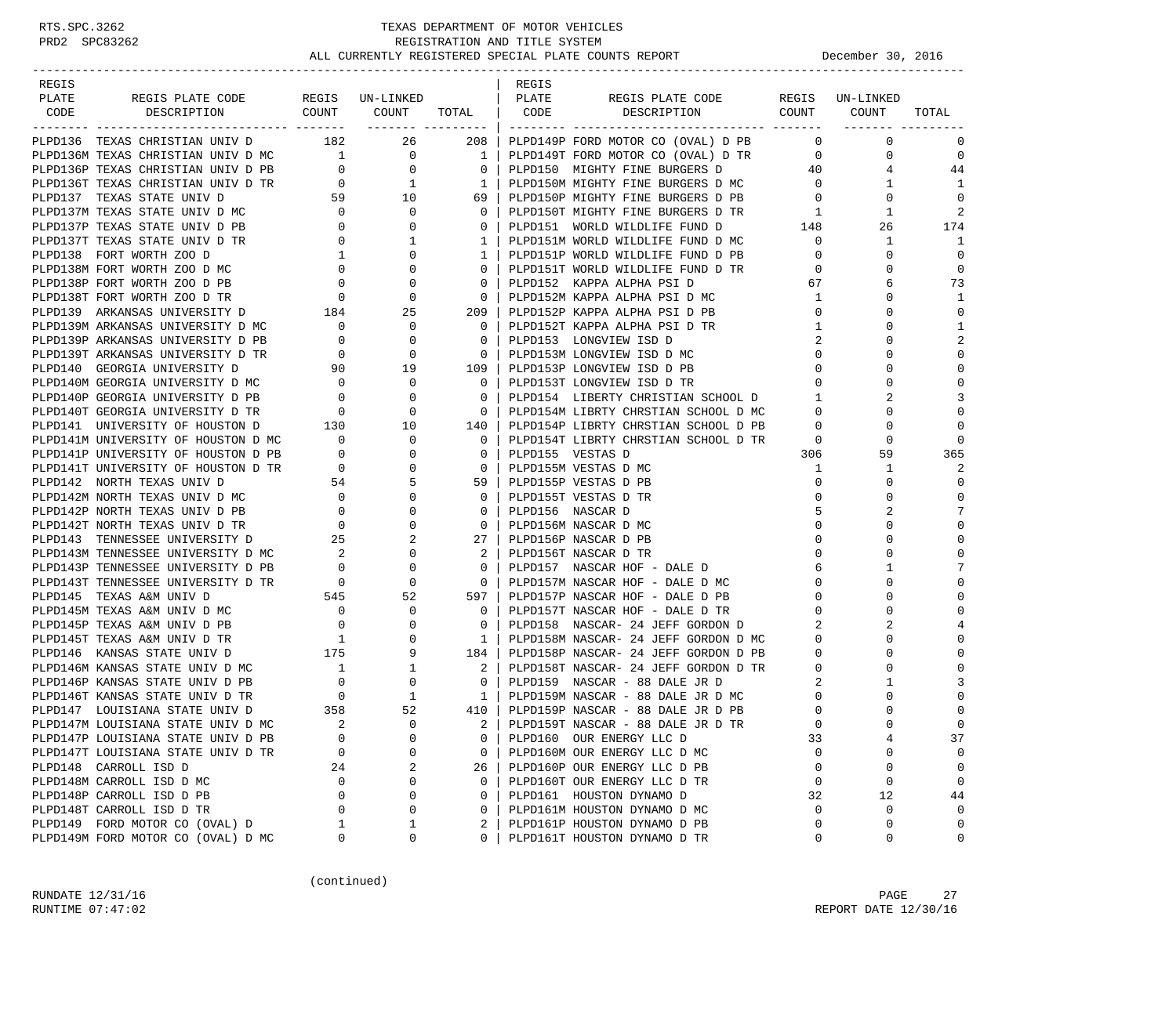TEXAS DEPARTMENT OF MOTOR VEHICLES
REGISTRATION AND TITLE SYSTEM
ALL CURRENTLY REGISTERED SPECIAL PLATE COUNTS REPORT December 30, 2016

| REGIS PLATE CODE | REGIS PLATE CODE DESCRIPTION | REGIS COUNT | UN-LINKED COUNT | TOTAL |
|---|---|---|---|---|
| PLPD136 | TEXAS CHRISTIAN UNIV D | 182 | 26 | 208 |
| PLPD136M | TEXAS CHRISTIAN UNIV D MC | 1 | 0 | 1 |
| PLPD136P | TEXAS CHRISTIAN UNIV D PB | 0 | 0 | 0 |
| PLPD136T | TEXAS CHRISTIAN UNIV D TR | 0 | 1 | 1 |
| PLPD137 | TEXAS STATE UNIV D | 59 | 10 | 69 |
| PLPD137M | TEXAS STATE UNIV D MC | 0 | 0 | 0 |
| PLPD137P | TEXAS STATE UNIV D PB | 0 | 0 | 0 |
| PLPD137T | TEXAS STATE UNIV D TR | 0 | 1 | 1 |
| PLPD138 | FORT WORTH ZOO D | 1 | 0 | 1 |
| PLPD138M | FORT WORTH ZOO D MC | 0 | 0 | 0 |
| PLPD138P | FORT WORTH ZOO D PB | 0 | 0 | 0 |
| PLPD138T | FORT WORTH ZOO D TR | 0 | 0 | 0 |
| PLPD139 | ARKANSAS UNIVERSITY D | 184 | 25 | 209 |
| PLPD139M | ARKANSAS UNIVERSITY D MC | 0 | 0 | 0 |
| PLPD139P | ARKANSAS UNIVERSITY D PB | 0 | 0 | 0 |
| PLPD139T | ARKANSAS UNIVERSITY D TR | 0 | 0 | 0 |
| PLPD140 | GEORGIA UNIVERSITY D | 90 | 19 | 109 |
| PLPD140M | GEORGIA UNIVERSITY D MC | 0 | 0 | 0 |
| PLPD140P | GEORGIA UNIVERSITY D PB | 0 | 0 | 0 |
| PLPD140T | GEORGIA UNIVERSITY D TR | 0 | 0 | 0 |
| PLPD141 | UNIVERSITY OF HOUSTON D | 130 | 10 | 140 |
| PLPD141M | UNIVERSITY OF HOUSTON D MC | 0 | 0 | 0 |
| PLPD141P | UNIVERSITY OF HOUSTON D PB | 0 | 0 | 0 |
| PLPD141T | UNIVERSITY OF HOUSTON D TR | 0 | 0 | 0 |
| PLPD142 | NORTH TEXAS UNIV D | 54 | 5 | 59 |
| PLPD142M | NORTH TEXAS UNIV D MC | 0 | 0 | 0 |
| PLPD142P | NORTH TEXAS UNIV D PB | 0 | 0 | 0 |
| PLPD142T | NORTH TEXAS UNIV D TR | 0 | 0 | 0 |
| PLPD143 | TENNESSEE UNIVERSITY D | 25 | 2 | 27 |
| PLPD143M | TENNESSEE UNIVERSITY D MC | 2 | 0 | 2 |
| PLPD143P | TENNESSEE UNIVERSITY D PB | 0 | 0 | 0 |
| PLPD143T | TENNESSEE UNIVERSITY D TR | 0 | 0 | 0 |
| PLPD145 | TEXAS A&M UNIV D | 545 | 52 | 597 |
| PLPD145M | TEXAS A&M UNIV D MC | 0 | 0 | 0 |
| PLPD145P | TEXAS A&M UNIV D PB | 0 | 0 | 0 |
| PLPD145T | TEXAS A&M UNIV D TR | 1 | 0 | 1 |
| PLPD146 | KANSAS STATE UNIV D | 175 | 9 | 184 |
| PLPD146M | KANSAS STATE UNIV D MC | 1 | 1 | 2 |
| PLPD146P | KANSAS STATE UNIV D PB | 0 | 0 | 0 |
| PLPD146T | KANSAS STATE UNIV D TR | 0 | 1 | 1 |
| PLPD147 | LOUISIANA STATE UNIV D | 358 | 52 | 410 |
| PLPD147M | LOUISIANA STATE UNIV D MC | 2 | 0 | 2 |
| PLPD147P | LOUISIANA STATE UNIV D PB | 0 | 0 | 0 |
| PLPD147T | LOUISIANA STATE UNIV D TR | 0 | 0 | 0 |
| PLPD148 | CARROLL ISD D | 24 | 2 | 26 |
| PLPD148M | CARROLL ISD D MC | 0 | 0 | 0 |
| PLPD148P | CARROLL ISD D PB | 0 | 0 | 0 |
| PLPD148T | CARROLL ISD D TR | 0 | 0 | 0 |
| PLPD149 | FORD MOTOR CO (OVAL) D | 1 | 1 | 2 |
| PLPD149M | FORD MOTOR CO (OVAL) D MC | 0 | 0 | 0 |
| PLPD149P | FORD MOTOR CO (OVAL) D PB | 0 | 0 | 0 |
| PLPD149T | FORD MOTOR CO (OVAL) D TR | 0 | 0 | 0 |
| PLPD150 | MIGHTY FINE BURGERS D | 40 | 4 | 44 |
| PLPD150M | MIGHTY FINE BURGERS D MC | 0 | 1 | 1 |
| PLPD150P | MIGHTY FINE BURGERS D PB | 0 | 0 | 0 |
| PLPD150T | MIGHTY FINE BURGERS D TR | 1 | 1 | 2 |
| PLPD151 | WORLD WILDLIFE FUND D | 148 | 26 | 174 |
| PLPD151M | WORLD WILDLIFE FUND D MC | 0 | 1 | 1 |
| PLPD151P | WORLD WILDLIFE FUND D PB | 0 | 0 | 0 |
| PLPD151T | WORLD WILDLIFE FUND D TR | 0 | 0 | 0 |
| PLPD152 | KAPPA ALPHA PSI D | 67 | 6 | 73 |
| PLPD152M | KAPPA ALPHA PSI D MC | 1 | 0 | 1 |
| PLPD152P | KAPPA ALPHA PSI D PB | 0 | 0 | 0 |
| PLPD152T | KAPPA ALPHA PSI D TR | 1 | 0 | 1 |
| PLPD153 | LONGVIEW ISD D | 2 | 0 | 2 |
| PLPD153M | LONGVIEW ISD D MC | 0 | 0 | 0 |
| PLPD153P | LONGVIEW ISD D PB | 0 | 0 | 0 |
| PLPD153T | LONGVIEW ISD D TR | 0 | 0 | 0 |
| PLPD154 | LIBERTY CHRISTIAN SCHOOL D | 1 | 2 | 3 |
| PLPD154M | LIBRTY CHRSTIAN SCHOOL D MC | 0 | 0 | 0 |
| PLPD154P | LIBRTY CHRSTIAN SCHOOL D PB | 0 | 0 | 0 |
| PLPD154T | LIBRTY CHRSTIAN SCHOOL D TR | 0 | 0 | 0 |
| PLPD155 | VESTAS D | 306 | 59 | 365 |
| PLPD155M | VESTAS D MC | 1 | 1 | 2 |
| PLPD155P | VESTAS D PB | 0 | 0 | 0 |
| PLPD155T | VESTAS D TR | 0 | 0 | 0 |
| PLPD156 | NASCAR D | 5 | 2 | 7 |
| PLPD156M | NASCAR D MC | 0 | 0 | 0 |
| PLPD156P | NASCAR D PB | 0 | 0 | 0 |
| PLPD156T | NASCAR D TR | 0 | 0 | 0 |
| PLPD157 | NASCAR HOF - DALE D | 6 | 1 | 7 |
| PLPD157M | NASCAR HOF - DALE D MC | 0 | 0 | 0 |
| PLPD157P | NASCAR HOF - DALE D PB | 0 | 0 | 0 |
| PLPD157T | NASCAR HOF - DALE D TR | 0 | 0 | 0 |
| PLPD158 | NASCAR- 24 JEFF GORDON D | 2 | 2 | 4 |
| PLPD158M | NASCAR- 24 JEFF GORDON D MC | 0 | 0 | 0 |
| PLPD158P | NASCAR- 24 JEFF GORDON D PB | 0 | 0 | 0 |
| PLPD158T | NASCAR- 24 JEFF GORDON D TR | 0 | 0 | 0 |
| PLPD159 | NASCAR - 88 DALE JR D | 2 | 1 | 3 |
| PLPD159M | NASCAR - 88 DALE JR D MC | 0 | 0 | 0 |
| PLPD159P | NASCAR - 88 DALE JR D PB | 0 | 0 | 0 |
| PLPD159T | NASCAR - 88 DALE JR D TR | 0 | 0 | 0 |
| PLPD160 | OUR ENERGY LLC D | 33 | 4 | 37 |
| PLPD160M | OUR ENERGY LLC D MC | 0 | 0 | 0 |
| PLPD160P | OUR ENERGY LLC D PB | 0 | 0 | 0 |
| PLPD160T | OUR ENERGY LLC D TR | 0 | 0 | 0 |
| PLPD161 | HOUSTON DYNAMO D | 32 | 12 | 44 |
| PLPD161M | HOUSTON DYNAMO D MC | 0 | 0 | 0 |
| PLPD161P | HOUSTON DYNAMO D PB | 0 | 0 | 0 |
| PLPD161T | HOUSTON DYNAMO D TR | 0 | 0 | 0 |

(continued)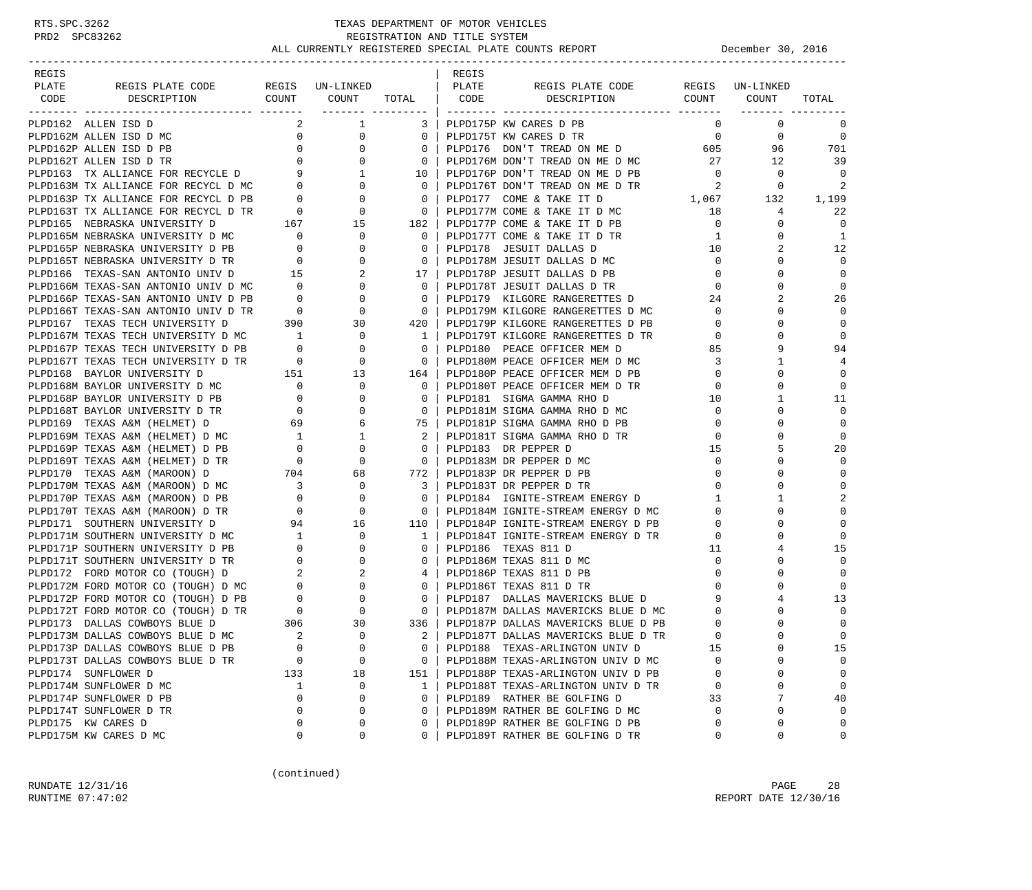TEXAS DEPARTMENT OF MOTOR VEHICLES
REGISTRATION AND TITLE SYSTEM
ALL CURRENTLY REGISTERED SPECIAL PLATE COUNTS REPORT — December 30, 2016

| REGIS PLATE CODE | REGIS PLATE CODE DESCRIPTION | REGIS COUNT | UN-LINKED COUNT | TOTAL |
|---|---|---|---|---|
| PLPD162 | ALLEN ISD D | 2 | 1 | 3 |
| PLPD162M | ALLEN ISD D MC | 0 | 0 | 0 |
| PLPD162P | ALLEN ISD D PB | 0 | 0 | 0 |
| PLPD162T | ALLEN ISD D TR | 0 | 0 | 0 |
| PLPD163 | TX ALLIANCE FOR RECYCLE D | 9 | 1 | 10 |
| PLPD163M | TX ALLIANCE FOR RECYCL D MC | 0 | 0 | 0 |
| PLPD163P | TX ALLIANCE FOR RECYCL D PB | 0 | 0 | 0 |
| PLPD163T | TX ALLIANCE FOR RECYCL D TR | 0 | 0 | 0 |
| PLPD165 | NEBRASKA UNIVERSITY D | 167 | 15 | 182 |
| PLPD165M | NEBRASKA UNIVERSITY D MC | 0 | 0 | 0 |
| PLPD165P | NEBRASKA UNIVERSITY D PB | 0 | 0 | 0 |
| PLPD165T | NEBRASKA UNIVERSITY D TR | 0 | 0 | 0 |
| PLPD166 | TEXAS-SAN ANTONIO UNIV D | 15 | 2 | 17 |
| PLPD166M | TEXAS-SAN ANTONIO UNIV D MC | 0 | 0 | 0 |
| PLPD166P | TEXAS-SAN ANTONIO UNIV D PB | 0 | 0 | 0 |
| PLPD166T | TEXAS-SAN ANTONIO UNIV D TR | 0 | 0 | 0 |
| PLPD167 | TEXAS TECH UNIVERSITY D | 390 | 30 | 420 |
| PLPD167M | TEXAS TECH UNIVERSITY D MC | 1 | 0 | 1 |
| PLPD167P | TEXAS TECH UNIVERSITY D PB | 0 | 0 | 0 |
| PLPD167T | TEXAS TECH UNIVERSITY D TR | 0 | 0 | 0 |
| PLPD168 | BAYLOR UNIVERSITY D | 151 | 13 | 164 |
| PLPD168M | BAYLOR UNIVERSITY D MC | 0 | 0 | 0 |
| PLPD168P | BAYLOR UNIVERSITY D PB | 0 | 0 | 0 |
| PLPD168T | BAYLOR UNIVERSITY D TR | 0 | 0 | 0 |
| PLPD169 | TEXAS A&M (HELMET) D | 69 | 6 | 75 |
| PLPD169M | TEXAS A&M (HELMET) D MC | 1 | 1 | 2 |
| PLPD169P | TEXAS A&M (HELMET) D PB | 0 | 0 | 0 |
| PLPD169T | TEXAS A&M (HELMET) D TR | 0 | 0 | 0 |
| PLPD170 | TEXAS A&M (MAROON) D | 704 | 68 | 772 |
| PLPD170M | TEXAS A&M (MAROON) D MC | 3 | 0 | 3 |
| PLPD170P | TEXAS A&M (MAROON) D PB | 0 | 0 | 0 |
| PLPD170T | TEXAS A&M (MAROON) D TR | 0 | 0 | 0 |
| PLPD171 | SOUTHERN UNIVERSITY D | 94 | 16 | 110 |
| PLPD171M | SOUTHERN UNIVERSITY D MC | 1 | 0 | 1 |
| PLPD171P | SOUTHERN UNIVERSITY D PB | 0 | 0 | 0 |
| PLPD171T | SOUTHERN UNIVERSITY D TR | 0 | 0 | 0 |
| PLPD172 | FORD MOTOR CO (TOUGH) D | 2 | 2 | 4 |
| PLPD172M | FORD MOTOR CO (TOUGH) D MC | 0 | 0 | 0 |
| PLPD172P | FORD MOTOR CO (TOUGH) D PB | 0 | 0 | 0 |
| PLPD172T | FORD MOTOR CO (TOUGH) D TR | 0 | 0 | 0 |
| PLPD173 | DALLAS COWBOYS BLUE D | 306 | 30 | 336 |
| PLPD173M | DALLAS COWBOYS BLUE D MC | 2 | 0 | 2 |
| PLPD173P | DALLAS COWBOYS BLUE D PB | 0 | 0 | 0 |
| PLPD173T | DALLAS COWBOYS BLUE D TR | 0 | 0 | 0 |
| PLPD174 | SUNFLOWER D | 133 | 18 | 151 |
| PLPD174M | SUNFLOWER D MC | 1 | 0 | 1 |
| PLPD174P | SUNFLOWER D PB | 0 | 0 | 0 |
| PLPD174T | SUNFLOWER D TR | 0 | 0 | 0 |
| PLPD175 | KW CARES D | 0 | 0 | 0 |
| PLPD175M | KW CARES D MC | 0 | 0 | 0 |
| PLPD175P | KW CARES D PB | 0 | 0 | 0 |
| PLPD175T | KW CARES D TR | 0 | 0 | 0 |
| PLPD176 | DON'T TREAD ON ME D | 605 | 96 | 701 |
| PLPD176M | DON'T TREAD ON ME D MC | 27 | 12 | 39 |
| PLPD176P | DON'T TREAD ON ME D PB | 0 | 0 | 0 |
| PLPD176T | DON'T TREAD ON ME D TR | 2 | 0 | 2 |
| PLPD177 | COME & TAKE IT D | 1,067 | 132 | 1,199 |
| PLPD177M | COME & TAKE IT D MC | 18 | 4 | 22 |
| PLPD177P | COME & TAKE IT D PB | 0 | 0 | 0 |
| PLPD177T | COME & TAKE IT D TR | 1 | 0 | 1 |
| PLPD178 | JESUIT DALLAS D | 10 | 2 | 12 |
| PLPD178M | JESUIT DALLAS D MC | 0 | 0 | 0 |
| PLPD178P | JESUIT DALLAS D PB | 0 | 0 | 0 |
| PLPD178T | JESUIT DALLAS D TR | 0 | 0 | 0 |
| PLPD179 | KILGORE RANGERETTES D | 24 | 2 | 26 |
| PLPD179M | KILGORE RANGERETTES D MC | 0 | 0 | 0 |
| PLPD179P | KILGORE RANGERETTES D PB | 0 | 0 | 0 |
| PLPD179T | KILGORE RANGERETTES D TR | 0 | 0 | 0 |
| PLPD180 | PEACE OFFICER MEM D | 85 | 9 | 94 |
| PLPD180M | PEACE OFFICER MEM D MC | 3 | 1 | 4 |
| PLPD180P | PEACE OFFICER MEM D PB | 0 | 0 | 0 |
| PLPD180T | PEACE OFFICER MEM D TR | 0 | 0 | 0 |
| PLPD181 | SIGMA GAMMA RHO D | 10 | 1 | 11 |
| PLPD181M | SIGMA GAMMA RHO D MC | 0 | 0 | 0 |
| PLPD181P | SIGMA GAMMA RHO D PB | 0 | 0 | 0 |
| PLPD181T | SIGMA GAMMA RHO D TR | 0 | 0 | 0 |
| PLPD183 | DR PEPPER D | 15 | 5 | 20 |
| PLPD183M | DR PEPPER D MC | 0 | 0 | 0 |
| PLPD183P | DR PEPPER D PB | 0 | 0 | 0 |
| PLPD183T | DR PEPPER D TR | 0 | 0 | 0 |
| PLPD184 | IGNITE-STREAM ENERGY D | 1 | 1 | 2 |
| PLPD184M | IGNITE-STREAM ENERGY D MC | 0 | 0 | 0 |
| PLPD184P | IGNITE-STREAM ENERGY D PB | 0 | 0 | 0 |
| PLPD184T | IGNITE-STREAM ENERGY D TR | 0 | 0 | 0 |
| PLPD186 | TEXAS 811 D | 11 | 4 | 15 |
| PLPD186M | TEXAS 811 D MC | 0 | 0 | 0 |
| PLPD186P | TEXAS 811 D PB | 0 | 0 | 0 |
| PLPD186T | TEXAS 811 D TR | 0 | 0 | 0 |
| PLPD187 | DALLAS MAVERICKS BLUE D | 9 | 4 | 13 |
| PLPD187M | DALLAS MAVERICKS BLUE D MC | 0 | 0 | 0 |
| PLPD187P | DALLAS MAVERICKS BLUE D PB | 0 | 0 | 0 |
| PLPD187T | DALLAS MAVERICKS BLUE D TR | 0 | 0 | 0 |
| PLPD188 | TEXAS-ARLINGTON UNIV D | 15 | 0 | 15 |
| PLPD188M | TEXAS-ARLINGTON UNIV D MC | 0 | 0 | 0 |
| PLPD188P | TEXAS-ARLINGTON UNIV D PB | 0 | 0 | 0 |
| PLPD188T | TEXAS-ARLINGTON UNIV D TR | 0 | 0 | 0 |
| PLPD189 | RATHER BE GOLFING D | 33 | 7 | 40 |
| PLPD189M | RATHER BE GOLFING D MC | 0 | 0 | 0 |
| PLPD189P | RATHER BE GOLFING D PB | 0 | 0 | 0 |
| PLPD189T | RATHER BE GOLFING D TR | 0 | 0 | 0 |

(continued)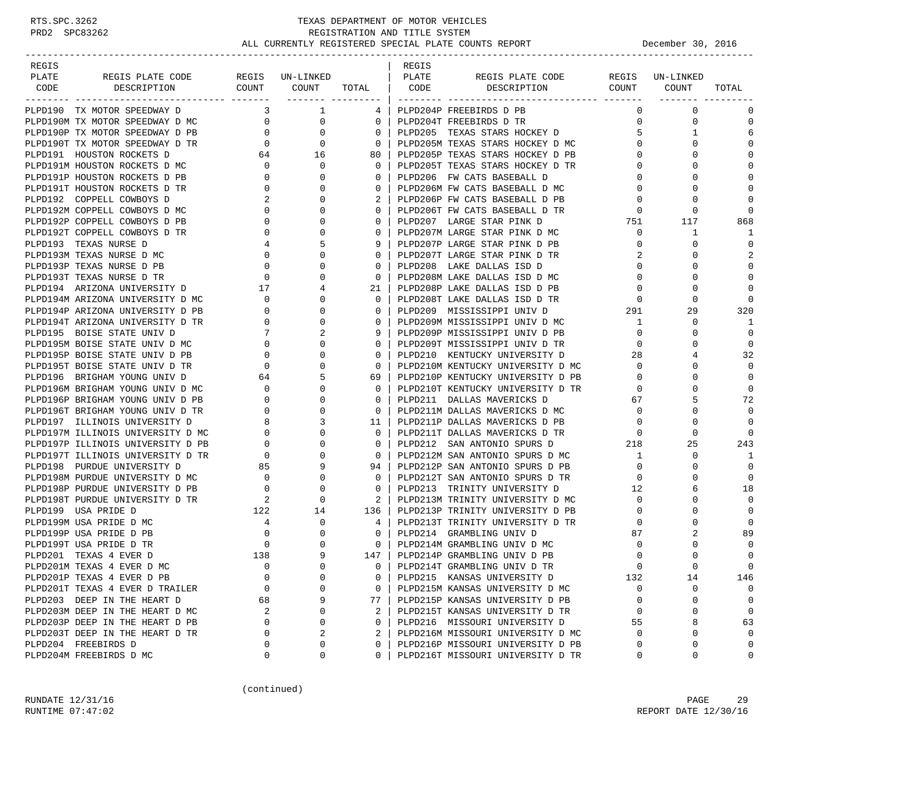TEXAS DEPARTMENT OF MOTOR VEHICLES
REGISTRATION AND TITLE SYSTEM
ALL CURRENTLY REGISTERED SPECIAL PLATE COUNTS REPORT — December 30, 2016

| REGIS PLATE CODE | REGIS PLATE CODE DESCRIPTION | REGIS COUNT | UN-LINKED COUNT | TOTAL |
|---|---|---|---|---|
| PLPD190 | TX MOTOR SPEEDWAY D | 3 | 1 | 4 |
| PLPD190M | TX MOTOR SPEEDWAY D MC | 0 | 0 | 0 |
| PLPD190P | TX MOTOR SPEEDWAY D PB | 0 | 0 | 0 |
| PLPD190T | TX MOTOR SPEEDWAY D TR | 0 | 0 | 0 |
| PLPD191 | HOUSTON ROCKETS D | 64 | 16 | 80 |
| PLPD191M | HOUSTON ROCKETS D MC | 0 | 0 | 0 |
| PLPD191P | HOUSTON ROCKETS D PB | 0 | 0 | 0 |
| PLPD191T | HOUSTON ROCKETS D TR | 0 | 0 | 0 |
| PLPD192 | COPPELL COWBOYS D | 2 | 0 | 2 |
| PLPD192M | COPPELL COWBOYS D MC | 0 | 0 | 0 |
| PLPD192P | COPPELL COWBOYS D PB | 0 | 0 | 0 |
| PLPD192T | COPPELL COWBOYS D TR | 0 | 0 | 0 |
| PLPD193 | TEXAS NURSE D | 4 | 5 | 9 |
| PLPD193M | TEXAS NURSE D MC | 0 | 0 | 0 |
| PLPD193P | TEXAS NURSE D PB | 0 | 0 | 0 |
| PLPD193T | TEXAS NURSE D TR | 0 | 0 | 0 |
| PLPD194 | ARIZONA UNIVERSITY D | 17 | 4 | 21 |
| PLPD194M | ARIZONA UNIVERSITY D MC | 0 | 0 | 0 |
| PLPD194P | ARIZONA UNIVERSITY D PB | 0 | 0 | 0 |
| PLPD194T | ARIZONA UNIVERSITY D TR | 0 | 0 | 0 |
| PLPD195 | BOISE STATE UNIV D | 7 | 2 | 9 |
| PLPD195M | BOISE STATE UNIV D MC | 0 | 0 | 0 |
| PLPD195P | BOISE STATE UNIV D PB | 0 | 0 | 0 |
| PLPD195T | BOISE STATE UNIV D TR | 0 | 0 | 0 |
| PLPD196 | BRIGHAM YOUNG UNIV D | 64 | 5 | 69 |
| PLPD196M | BRIGHAM YOUNG UNIV D MC | 0 | 0 | 0 |
| PLPD196P | BRIGHAM YOUNG UNIV D PB | 0 | 0 | 0 |
| PLPD196T | BRIGHAM YOUNG UNIV D TR | 0 | 0 | 0 |
| PLPD197 | ILLINOIS UNIVERSITY D | 8 | 3 | 11 |
| PLPD197M | ILLINOIS UNIVERSITY D MC | 0 | 0 | 0 |
| PLPD197P | ILLINOIS UNIVERSITY D PB | 0 | 0 | 0 |
| PLPD197T | ILLINOIS UNIVERSITY D TR | 0 | 0 | 0 |
| PLPD198 | PURDUE UNIVERSITY D | 85 | 9 | 94 |
| PLPD198M | PURDUE UNIVERSITY D MC | 0 | 0 | 0 |
| PLPD198P | PURDUE UNIVERSITY D PB | 0 | 0 | 0 |
| PLPD198T | PURDUE UNIVERSITY D TR | 2 | 0 | 2 |
| PLPD199 | USA PRIDE D | 122 | 14 | 136 |
| PLPD199M | USA PRIDE D MC | 4 | 0 | 4 |
| PLPD199P | USA PRIDE D PB | 0 | 0 | 0 |
| PLPD199T | USA PRIDE D TR | 0 | 0 | 0 |
| PLPD201 | TEXAS 4 EVER D | 138 | 9 | 147 |
| PLPD201M | TEXAS 4 EVER D MC | 0 | 0 | 0 |
| PLPD201P | TEXAS 4 EVER D PB | 0 | 0 | 0 |
| PLPD201T | TEXAS 4 EVER D TRAILER | 0 | 0 | 0 |
| PLPD203 | DEEP IN THE HEART D | 68 | 9 | 77 |
| PLPD203M | DEEP IN THE HEART D MC | 2 | 0 | 2 |
| PLPD203P | DEEP IN THE HEART D PB | 0 | 0 | 0 |
| PLPD203T | DEEP IN THE HEART D TR | 0 | 2 | 2 |
| PLPD204 | FREEBIRDS D | 0 | 0 | 0 |
| PLPD204M | FREEBIRDS D MC | 0 | 0 | 0 |
| PLPD204P | FREEBIRDS D PB | 0 | 0 | 0 |
| PLPD204T | FREEBIRDS D TR | 0 | 0 | 0 |
| PLPD205 | TEXAS STARS HOCKEY D | 5 | 1 | 6 |
| PLPD205M | TEXAS STARS HOCKEY D MC | 0 | 0 | 0 |
| PLPD205P | TEXAS STARS HOCKEY D PB | 0 | 0 | 0 |
| PLPD205T | TEXAS STARS HOCKEY D TR | 0 | 0 | 0 |
| PLPD206 | FW CATS BASEBALL D | 0 | 0 | 0 |
| PLPD206M | FW CATS BASEBALL D MC | 0 | 0 | 0 |
| PLPD206P | FW CATS BASEBALL D PB | 0 | 0 | 0 |
| PLPD206T | FW CATS BASEBALL D TR | 0 | 0 | 0 |
| PLPD207 | LARGE STAR PINK D | 751 | 117 | 868 |
| PLPD207M | LARGE STAR PINK D MC | 0 | 1 | 1 |
| PLPD207P | LARGE STAR PINK D PB | 0 | 0 | 0 |
| PLPD207T | LARGE STAR PINK D TR | 2 | 0 | 2 |
| PLPD208 | LAKE DALLAS ISD D | 0 | 0 | 0 |
| PLPD208M | LAKE DALLAS ISD D MC | 0 | 0 | 0 |
| PLPD208P | LAKE DALLAS ISD D PB | 0 | 0 | 0 |
| PLPD208T | LAKE DALLAS ISD D TR | 0 | 0 | 0 |
| PLPD209 | MISSISSIPPI UNIV D | 291 | 29 | 320 |
| PLPD209M | MISSISSIPPI UNIV D MC | 1 | 0 | 1 |
| PLPD209P | MISSISSIPPI UNIV D PB | 0 | 0 | 0 |
| PLPD209T | MISSISSIPPI UNIV D TR | 0 | 0 | 0 |
| PLPD210 | KENTUCKY UNIVERSITY D | 28 | 4 | 32 |
| PLPD210M | KENTUCKY UNIVERSITY D MC | 0 | 0 | 0 |
| PLPD210P | KENTUCKY UNIVERSITY D PB | 0 | 0 | 0 |
| PLPD210T | KENTUCKY UNIVERSITY D TR | 0 | 0 | 0 |
| PLPD211 | DALLAS MAVERICKS D | 67 | 5 | 72 |
| PLPD211M | DALLAS MAVERICKS D MC | 0 | 0 | 0 |
| PLPD211P | DALLAS MAVERICKS D PB | 0 | 0 | 0 |
| PLPD211T | DALLAS MAVERICKS D TR | 0 | 0 | 0 |
| PLPD212 | SAN ANTONIO SPURS D | 218 | 25 | 243 |
| PLPD212M | SAN ANTONIO SPURS D MC | 1 | 0 | 1 |
| PLPD212P | SAN ANTONIO SPURS D PB | 0 | 0 | 0 |
| PLPD212T | SAN ANTONIO SPURS D TR | 0 | 0 | 0 |
| PLPD213 | TRINITY UNIVERSITY D | 12 | 6 | 18 |
| PLPD213M | TRINITY UNIVERSITY D MC | 0 | 0 | 0 |
| PLPD213P | TRINITY UNIVERSITY D PB | 0 | 0 | 0 |
| PLPD213T | TRINITY UNIVERSITY D TR | 0 | 0 | 0 |
| PLPD214 | GRAMBLING UNIV D | 87 | 2 | 89 |
| PLPD214M | GRAMBLING UNIV D MC | 0 | 0 | 0 |
| PLPD214P | GRAMBLING UNIV D PB | 0 | 0 | 0 |
| PLPD214T | GRAMBLING UNIV D TR | 0 | 0 | 0 |
| PLPD215 | KANSAS UNIVERSITY D | 132 | 14 | 146 |
| PLPD215M | KANSAS UNIVERSITY D MC | 0 | 0 | 0 |
| PLPD215P | KANSAS UNIVERSITY D PB | 0 | 0 | 0 |
| PLPD215T | KANSAS UNIVERSITY D TR | 0 | 0 | 0 |
| PLPD216 | MISSOURI UNIVERSITY D | 55 | 8 | 63 |
| PLPD216M | MISSOURI UNIVERSITY D MC | 0 | 0 | 0 |
| PLPD216P | MISSOURI UNIVERSITY D PB | 0 | 0 | 0 |
| PLPD216T | MISSOURI UNIVERSITY D TR | 0 | 0 | 0 |

(continued)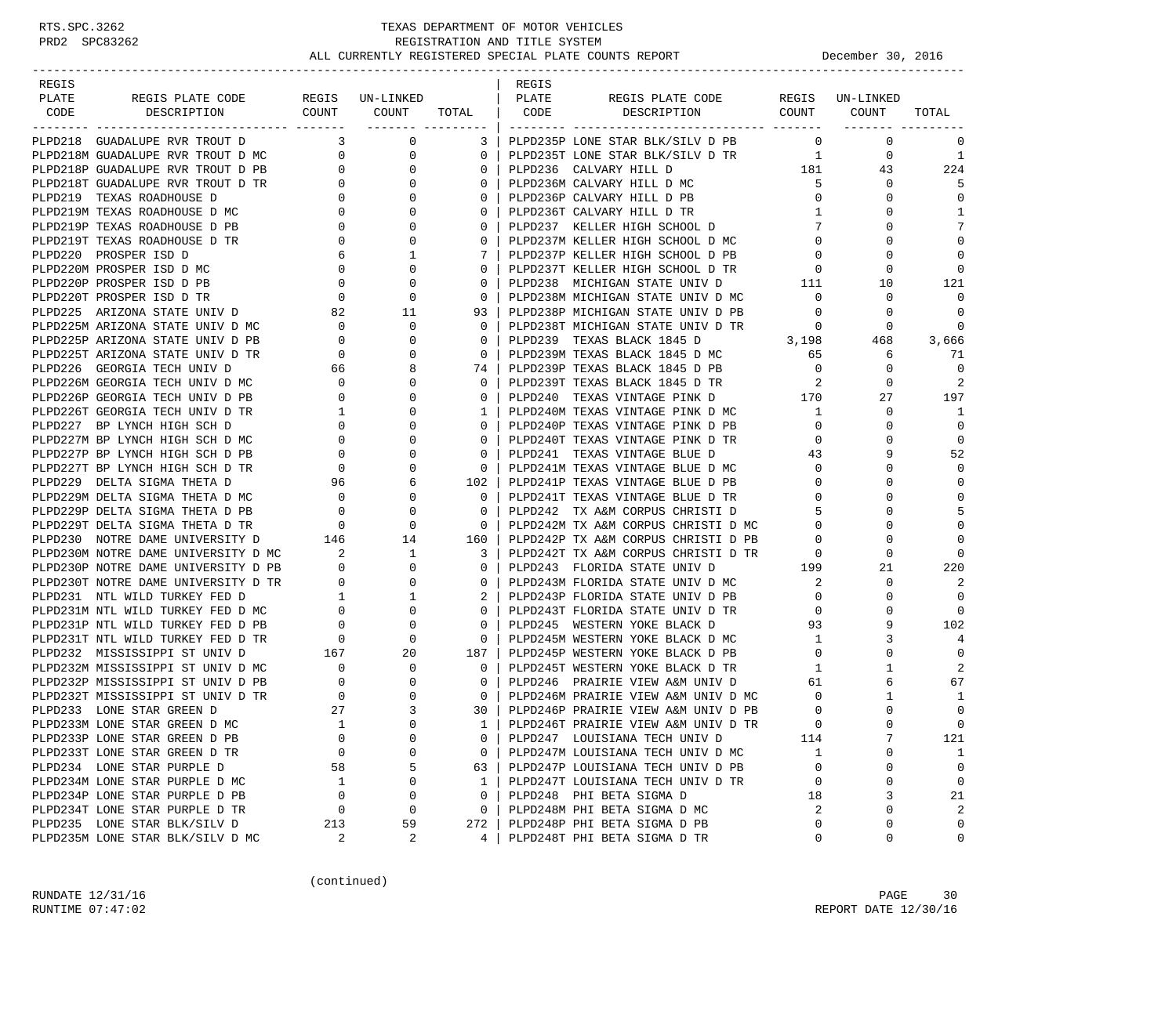TEXAS DEPARTMENT OF MOTOR VEHICLES
REGISTRATION AND TITLE SYSTEM
ALL CURRENTLY REGISTERED SPECIAL PLATE COUNTS REPORT — December 30, 2016

| REGIS PLATE CODE | REGIS PLATE CODE DESCRIPTION | REGIS COUNT | UN-LINKED COUNT | TOTAL |
|---|---|---|---|---|
| PLPD218 | GUADALUPE RVR TROUT D | 3 | 0 | 3 |
| PLPD218M | GUADALUPE RVR TROUT D MC | 0 | 0 | 0 |
| PLPD218P | GUADALUPE RVR TROUT D PB | 0 | 0 | 0 |
| PLPD218T | GUADALUPE RVR TROUT D TR | 0 | 0 | 0 |
| PLPD219 | TEXAS ROADHOUSE D | 0 | 0 | 0 |
| PLPD219M | TEXAS ROADHOUSE D MC | 0 | 0 | 0 |
| PLPD219P | TEXAS ROADHOUSE D PB | 0 | 0 | 0 |
| PLPD219T | TEXAS ROADHOUSE D TR | 0 | 0 | 0 |
| PLPD220 | PROSPER ISD D | 6 | 1 | 7 |
| PLPD220M | PROSPER ISD D MC | 0 | 0 | 0 |
| PLPD220P | PROSPER ISD D PB | 0 | 0 | 0 |
| PLPD220T | PROSPER ISD D TR | 0 | 0 | 0 |
| PLPD225 | ARIZONA STATE UNIV D | 82 | 11 | 93 |
| PLPD225M | ARIZONA STATE UNIV D MC | 0 | 0 | 0 |
| PLPD225P | ARIZONA STATE UNIV D PB | 0 | 0 | 0 |
| PLPD225T | ARIZONA STATE UNIV D TR | 0 | 0 | 0 |
| PLPD226 | GEORGIA TECH UNIV D | 66 | 8 | 74 |
| PLPD226M | GEORGIA TECH UNIV D MC | 0 | 0 | 0 |
| PLPD226P | GEORGIA TECH UNIV D PB | 0 | 0 | 0 |
| PLPD226T | GEORGIA TECH UNIV D TR | 1 | 0 | 1 |
| PLPD227 | BP LYNCH HIGH SCH D | 0 | 0 | 0 |
| PLPD227M | BP LYNCH HIGH SCH D MC | 0 | 0 | 0 |
| PLPD227P | BP LYNCH HIGH SCH D PB | 0 | 0 | 0 |
| PLPD227T | BP LYNCH HIGH SCH D TR | 0 | 0 | 0 |
| PLPD229 | DELTA SIGMA THETA D | 96 | 6 | 102 |
| PLPD229M | DELTA SIGMA THETA D MC | 0 | 0 | 0 |
| PLPD229P | DELTA SIGMA THETA D PB | 0 | 0 | 0 |
| PLPD229T | DELTA SIGMA THETA D TR | 0 | 0 | 0 |
| PLPD230 | NOTRE DAME UNIVERSITY D | 146 | 14 | 160 |
| PLPD230M | NOTRE DAME UNIVERSITY D MC | 2 | 1 | 3 |
| PLPD230P | NOTRE DAME UNIVERSITY D PB | 0 | 0 | 0 |
| PLPD230T | NOTRE DAME UNIVERSITY D TR | 0 | 0 | 0 |
| PLPD231 | NTL WILD TURKEY FED D | 1 | 1 | 2 |
| PLPD231M | NTL WILD TURKEY FED D MC | 0 | 0 | 0 |
| PLPD231P | NTL WILD TURKEY FED D PB | 0 | 0 | 0 |
| PLPD231T | NTL WILD TURKEY FED D TR | 0 | 0 | 0 |
| PLPD232 | MISSISSIPPI ST UNIV D | 167 | 20 | 187 |
| PLPD232M | MISSISSIPPI ST UNIV D MC | 0 | 0 | 0 |
| PLPD232P | MISSISSIPPI ST UNIV D PB | 0 | 0 | 0 |
| PLPD232T | MISSISSIPPI ST UNIV D TR | 0 | 0 | 0 |
| PLPD233 | LONE STAR GREEN D | 27 | 3 | 30 |
| PLPD233M | LONE STAR GREEN D MC | 1 | 0 | 1 |
| PLPD233P | LONE STAR GREEN D PB | 0 | 0 | 0 |
| PLPD233T | LONE STAR GREEN D TR | 0 | 0 | 0 |
| PLPD234 | LONE STAR PURPLE D | 58 | 5 | 63 |
| PLPD234M | LONE STAR PURPLE D MC | 1 | 0 | 1 |
| PLPD234P | LONE STAR PURPLE D PB | 0 | 0 | 0 |
| PLPD234T | LONE STAR PURPLE D TR | 0 | 0 | 0 |
| PLPD235 | LONE STAR BLK/SILV D | 213 | 59 | 272 |
| PLPD235M | LONE STAR BLK/SILV D MC | 2 | 2 | 4 |
| PLPD235P | LONE STAR BLK/SILV D PB | 0 | 0 | 0 |
| PLPD235T | LONE STAR BLK/SILV D TR | 1 | 0 | 1 |
| PLPD236 | CALVARY HILL D | 181 | 43 | 224 |
| PLPD236M | CALVARY HILL D MC | 5 | 0 | 5 |
| PLPD236P | CALVARY HILL D PB | 0 | 0 | 0 |
| PLPD236T | CALVARY HILL D TR | 1 | 0 | 1 |
| PLPD237 | KELLER HIGH SCHOOL D | 7 | 0 | 7 |
| PLPD237M | KELLER HIGH SCHOOL D MC | 0 | 0 | 0 |
| PLPD237P | KELLER HIGH SCHOOL D PB | 0 | 0 | 0 |
| PLPD237T | KELLER HIGH SCHOOL D TR | 0 | 0 | 0 |
| PLPD238 | MICHIGAN STATE UNIV D | 111 | 10 | 121 |
| PLPD238M | MICHIGAN STATE UNIV D MC | 0 | 0 | 0 |
| PLPD238P | MICHIGAN STATE UNIV D PB | 0 | 0 | 0 |
| PLPD238T | MICHIGAN STATE UNIV D TR | 0 | 0 | 0 |
| PLPD239 | TEXAS BLACK 1845 D | 3,198 | 468 | 3,666 |
| PLPD239M | TEXAS BLACK 1845 D MC | 65 | 6 | 71 |
| PLPD239P | TEXAS BLACK 1845 D PB | 0 | 0 | 0 |
| PLPD239T | TEXAS BLACK 1845 D TR | 2 | 0 | 2 |
| PLPD240 | TEXAS VINTAGE PINK D | 170 | 27 | 197 |
| PLPD240M | TEXAS VINTAGE PINK D MC | 1 | 0 | 1 |
| PLPD240P | TEXAS VINTAGE PINK D PB | 0 | 0 | 0 |
| PLPD240T | TEXAS VINTAGE PINK D TR | 0 | 0 | 0 |
| PLPD241 | TEXAS VINTAGE BLUE D | 43 | 9 | 52 |
| PLPD241M | TEXAS VINTAGE BLUE D MC | 0 | 0 | 0 |
| PLPD241P | TEXAS VINTAGE BLUE D PB | 0 | 0 | 0 |
| PLPD241T | TEXAS VINTAGE BLUE D TR | 0 | 0 | 0 |
| PLPD242 | TX A&M CORPUS CHRISTI D | 5 | 0 | 5 |
| PLPD242M | TX A&M CORPUS CHRISTI D MC | 0 | 0 | 0 |
| PLPD242P | TX A&M CORPUS CHRISTI D PB | 0 | 0 | 0 |
| PLPD242T | TX A&M CORPUS CHRISTI D TR | 0 | 0 | 0 |
| PLPD243 | FLORIDA STATE UNIV D | 199 | 21 | 220 |
| PLPD243M | FLORIDA STATE UNIV D MC | 2 | 0 | 2 |
| PLPD243P | FLORIDA STATE UNIV D PB | 0 | 0 | 0 |
| PLPD243T | FLORIDA STATE UNIV D TR | 0 | 0 | 0 |
| PLPD245 | WESTERN YOKE BLACK D | 93 | 9 | 102 |
| PLPD245M | WESTERN YOKE BLACK D MC | 1 | 3 | 4 |
| PLPD245P | WESTERN YOKE BLACK D PB | 0 | 0 | 0 |
| PLPD245T | WESTERN YOKE BLACK D TR | 1 | 1 | 2 |
| PLPD246 | PRAIRIE VIEW A&M UNIV D | 61 | 6 | 67 |
| PLPD246M | PRAIRIE VIEW A&M UNIV D MC | 0 | 1 | 1 |
| PLPD246P | PRAIRIE VIEW A&M UNIV D PB | 0 | 0 | 0 |
| PLPD246T | PRAIRIE VIEW A&M UNIV D TR | 0 | 0 | 0 |
| PLPD247 | LOUISIANA TECH UNIV D | 114 | 7 | 121 |
| PLPD247M | LOUISIANA TECH UNIV D MC | 1 | 0 | 1 |
| PLPD247P | LOUISIANA TECH UNIV D PB | 0 | 0 | 0 |
| PLPD247T | LOUISIANA TECH UNIV D TR | 0 | 0 | 0 |
| PLPD248 | PHI BETA SIGMA D | 18 | 3 | 21 |
| PLPD248M | PHI BETA SIGMA D MC | 2 | 0 | 2 |
| PLPD248P | PHI BETA SIGMA D PB | 0 | 0 | 0 |
| PLPD248T | PHI BETA SIGMA D TR | 0 | 0 | 0 |

(continued)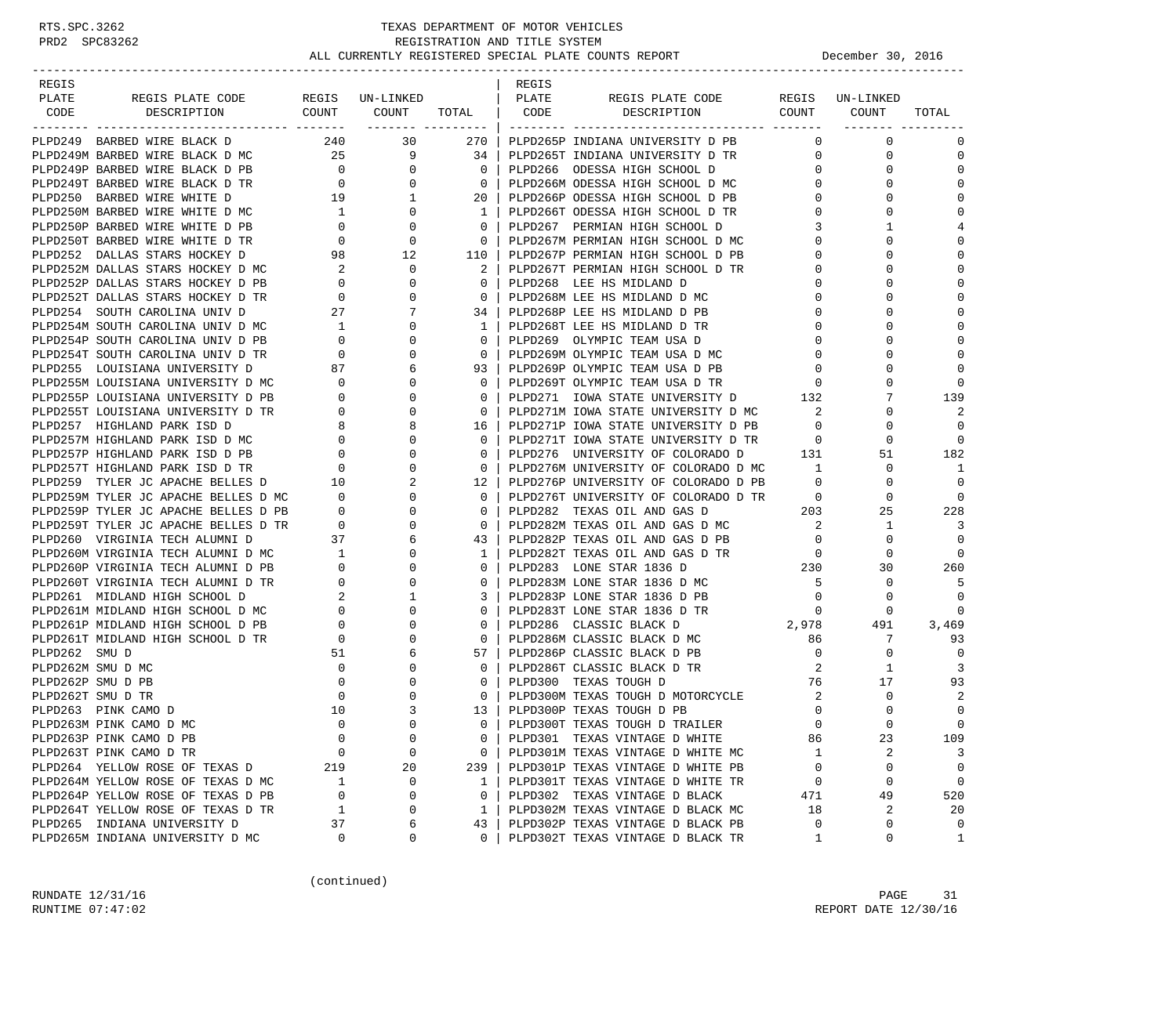# TEXAS DEPARTMENT OF MOTOR VEHICLES
## REGISTRATION AND TITLE SYSTEM
### ALL CURRENTLY REGISTERED SPECIAL PLATE COUNTS REPORT

RTS.SPC.3262
PRD2 SPC83262

December 30, 2016

| REGIS PLATE CODE | REGIS PLATE CODE DESCRIPTION | REGIS COUNT | UN-LINKED COUNT | TOTAL |
|---|---|---|---|---|
| PLPD249 | BARBED WIRE BLACK D | 240 | 30 | 270 |
| PLPD249M | BARBED WIRE BLACK D MC | 25 | 9 | 34 |
| PLPD249P | BARBED WIRE BLACK D PB | 0 | 0 | 0 |
| PLPD249T | BARBED WIRE BLACK D TR | 0 | 0 | 0 |
| PLPD250 | BARBED WIRE WHITE D | 19 | 1 | 20 |
| PLPD250M | BARBED WIRE WHITE D MC | 1 | 0 | 1 |
| PLPD250P | BARBED WIRE WHITE D PB | 0 | 0 | 0 |
| PLPD250T | BARBED WIRE WHITE D TR | 0 | 0 | 0 |
| PLPD252 | DALLAS STARS HOCKEY D | 98 | 12 | 110 |
| PLPD252M | DALLAS STARS HOCKEY D MC | 2 | 0 | 2 |
| PLPD252P | DALLAS STARS HOCKEY D PB | 0 | 0 | 0 |
| PLPD252T | DALLAS STARS HOCKEY D TR | 0 | 0 | 0 |
| PLPD254 | SOUTH CAROLINA UNIV D | 27 | 7 | 34 |
| PLPD254M | SOUTH CAROLINA UNIV D MC | 1 | 0 | 1 |
| PLPD254P | SOUTH CAROLINA UNIV D PB | 0 | 0 | 0 |
| PLPD254T | SOUTH CAROLINA UNIV D TR | 0 | 0 | 0 |
| PLPD255 | LOUISIANA UNIVERSITY D | 87 | 6 | 93 |
| PLPD255M | LOUISIANA UNIVERSITY D MC | 0 | 0 | 0 |
| PLPD255P | LOUISIANA UNIVERSITY D PB | 0 | 0 | 0 |
| PLPD255T | LOUISIANA UNIVERSITY D TR | 0 | 0 | 0 |
| PLPD257 | HIGHLAND PARK ISD D | 8 | 8 | 16 |
| PLPD257M | HIGHLAND PARK ISD D MC | 0 | 0 | 0 |
| PLPD257P | HIGHLAND PARK ISD D PB | 0 | 0 | 0 |
| PLPD257T | HIGHLAND PARK ISD D TR | 0 | 0 | 0 |
| PLPD259 | TYLER JC APACHE BELLES D | 10 | 2 | 12 |
| PLPD259M | TYLER JC APACHE BELLES D MC | 0 | 0 | 0 |
| PLPD259P | TYLER JC APACHE BELLES D PB | 0 | 0 | 0 |
| PLPD259T | TYLER JC APACHE BELLES D TR | 0 | 0 | 0 |
| PLPD260 | VIRGINIA TECH ALUMNI D | 37 | 6 | 43 |
| PLPD260M | VIRGINIA TECH ALUMNI D MC | 1 | 0 | 1 |
| PLPD260P | VIRGINIA TECH ALUMNI D PB | 0 | 0 | 0 |
| PLPD260T | VIRGINIA TECH ALUMNI D TR | 0 | 0 | 0 |
| PLPD261 | MIDLAND HIGH SCHOOL D | 2 | 1 | 3 |
| PLPD261M | MIDLAND HIGH SCHOOL D MC | 0 | 0 | 0 |
| PLPD261P | MIDLAND HIGH SCHOOL D PB | 0 | 0 | 0 |
| PLPD261T | MIDLAND HIGH SCHOOL D TR | 0 | 0 | 0 |
| PLPD262 | SMU D | 51 | 6 | 57 |
| PLPD262M | SMU D MC | 0 | 0 | 0 |
| PLPD262P | SMU D PB | 0 | 0 | 0 |
| PLPD262T | SMU D TR | 0 | 0 | 0 |
| PLPD263 | PINK CAMO D | 10 | 3 | 13 |
| PLPD263M | PINK CAMO D MC | 0 | 0 | 0 |
| PLPD263P | PINK CAMO D PB | 0 | 0 | 0 |
| PLPD263T | PINK CAMO D TR | 0 | 0 | 0 |
| PLPD264 | YELLOW ROSE OF TEXAS D | 219 | 20 | 239 |
| PLPD264M | YELLOW ROSE OF TEXAS D MC | 1 | 0 | 1 |
| PLPD264P | YELLOW ROSE OF TEXAS D PB | 0 | 0 | 0 |
| PLPD264T | YELLOW ROSE OF TEXAS D TR | 1 | 0 | 1 |
| PLPD265 | INDIANA UNIVERSITY D | 37 | 6 | 43 |
| PLPD265M | INDIANA UNIVERSITY D MC | 0 | 0 | 0 |
| PLPD265P | INDIANA UNIVERSITY D PB | 0 | 0 | 0 |
| PLPD265T | INDIANA UNIVERSITY D TR | 0 | 0 | 0 |
| PLPD266 | ODESSA HIGH SCHOOL D | 0 | 0 | 0 |
| PLPD266M | ODESSA HIGH SCHOOL D MC | 0 | 0 | 0 |
| PLPD266P | ODESSA HIGH SCHOOL D PB | 0 | 0 | 0 |
| PLPD266T | ODESSA HIGH SCHOOL D TR | 0 | 0 | 0 |
| PLPD267 | PERMIAN HIGH SCHOOL D | 3 | 1 | 4 |
| PLPD267M | PERMIAN HIGH SCHOOL D MC | 0 | 0 | 0 |
| PLPD267P | PERMIAN HIGH SCHOOL D PB | 0 | 0 | 0 |
| PLPD267T | PERMIAN HIGH SCHOOL D TR | 0 | 0 | 0 |
| PLPD268 | LEE HS MIDLAND D | 0 | 0 | 0 |
| PLPD268M | LEE HS MIDLAND D MC | 0 | 0 | 0 |
| PLPD268P | LEE HS MIDLAND D PB | 0 | 0 | 0 |
| PLPD268T | LEE HS MIDLAND D TR | 0 | 0 | 0 |
| PLPD269 | OLYMPIC TEAM USA D | 0 | 0 | 0 |
| PLPD269M | OLYMPIC TEAM USA D MC | 0 | 0 | 0 |
| PLPD269P | OLYMPIC TEAM USA D PB | 0 | 0 | 0 |
| PLPD269T | OLYMPIC TEAM USA D TR | 0 | 0 | 0 |
| PLPD271 | IOWA STATE UNIVERSITY D | 132 | 7 | 139 |
| PLPD271M | IOWA STATE UNIVERSITY D MC | 2 | 0 | 2 |
| PLPD271P | IOWA STATE UNIVERSITY D PB | 0 | 0 | 0 |
| PLPD271T | IOWA STATE UNIVERSITY D TR | 0 | 0 | 0 |
| PLPD276 | UNIVERSITY OF COLORADO D | 131 | 51 | 182 |
| PLPD276M | UNIVERSITY OF COLORADO D MC | 1 | 0 | 1 |
| PLPD276P | UNIVERSITY OF COLORADO D PB | 0 | 0 | 0 |
| PLPD276T | UNIVERSITY OF COLORADO D TR | 0 | 0 | 0 |
| PLPD282 | TEXAS OIL AND GAS D | 203 | 25 | 228 |
| PLPD282M | TEXAS OIL AND GAS D MC | 2 | 1 | 3 |
| PLPD282P | TEXAS OIL AND GAS D PB | 0 | 0 | 0 |
| PLPD282T | TEXAS OIL AND GAS D TR | 0 | 0 | 0 |
| PLPD283 | LONE STAR 1836 D | 230 | 30 | 260 |
| PLPD283M | LONE STAR 1836 D MC | 5 | 0 | 5 |
| PLPD283P | LONE STAR 1836 D PB | 0 | 0 | 0 |
| PLPD283T | LONE STAR 1836 D TR | 0 | 0 | 0 |
| PLPD286 | CLASSIC BLACK D | 2,978 | 491 | 3,469 |
| PLPD286M | CLASSIC BLACK D MC | 86 | 7 | 93 |
| PLPD286P | CLASSIC BLACK D PB | 0 | 0 | 0 |
| PLPD286T | CLASSIC BLACK D TR | 2 | 1 | 3 |
| PLPD300 | TEXAS TOUGH D | 76 | 17 | 93 |
| PLPD300M | TEXAS TOUGH D MOTORCYCLE | 2 | 0 | 2 |
| PLPD300P | TEXAS TOUGH D PB | 0 | 0 | 0 |
| PLPD300T | TEXAS TOUGH D TRAILER | 0 | 0 | 0 |
| PLPD301 | TEXAS VINTAGE D WHITE | 86 | 23 | 109 |
| PLPD301M | TEXAS VINTAGE D WHITE MC | 1 | 2 | 3 |
| PLPD301P | TEXAS VINTAGE D WHITE PB | 0 | 0 | 0 |
| PLPD301T | TEXAS VINTAGE D WHITE TR | 0 | 0 | 0 |
| PLPD302 | TEXAS VINTAGE D BLACK | 471 | 49 | 520 |
| PLPD302M | TEXAS VINTAGE D BLACK MC | 18 | 2 | 20 |
| PLPD302P | TEXAS VINTAGE D BLACK PB | 0 | 0 | 0 |
| PLPD302T | TEXAS VINTAGE D BLACK TR | 1 | 0 | 1 |

(continued)

RUNDATE 12/31/16
RUNTIME 07:47:02

REPORT DATE 12/30/16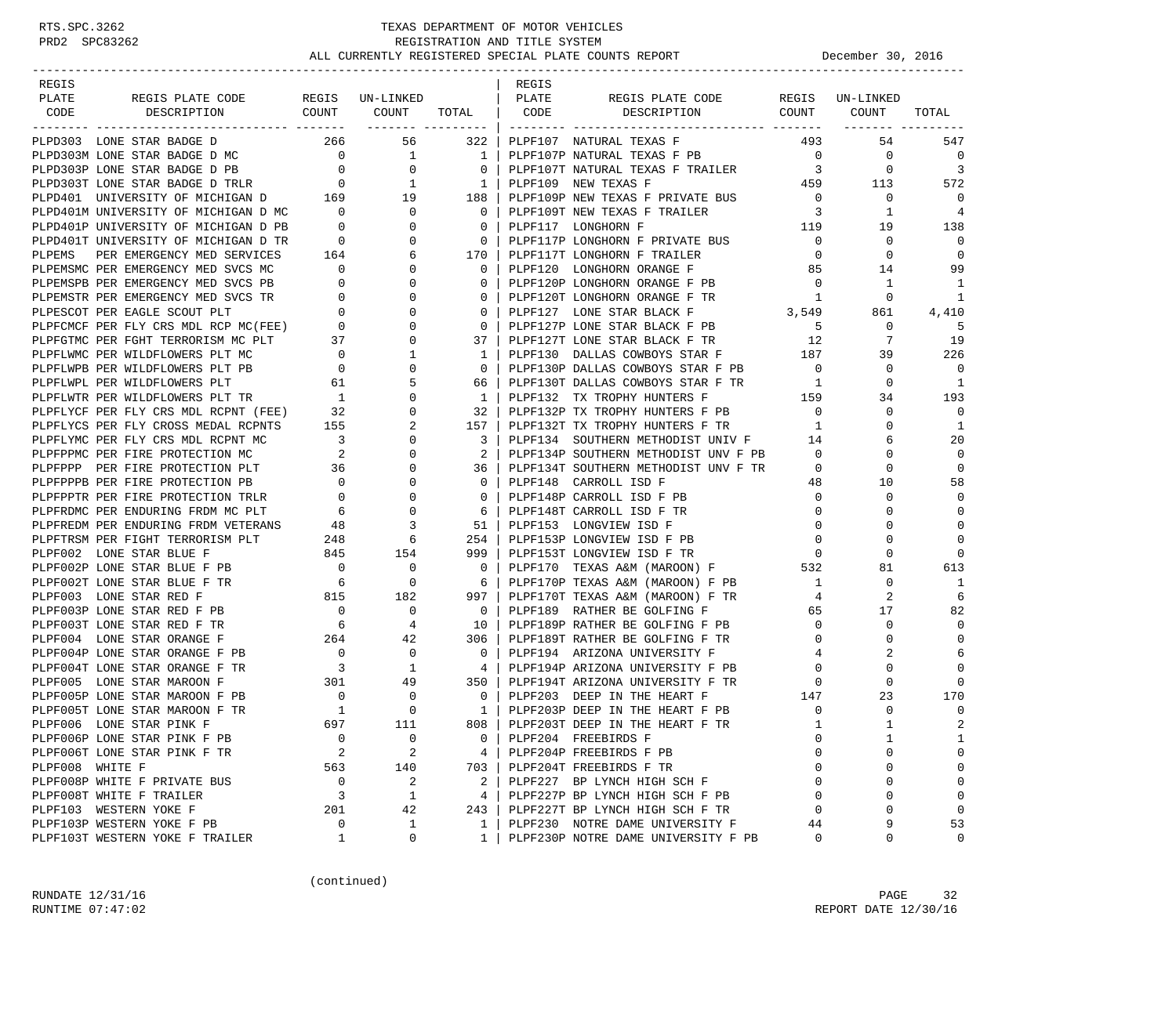# TEXAS DEPARTMENT OF MOTOR VEHICLES
## REGISTRATION AND TITLE SYSTEM
### ALL CURRENTLY REGISTERED SPECIAL PLATE COUNTS REPORT

December 30, 2016

| REGIS PLATE CODE | REGIS PLATE CODE DESCRIPTION | REGIS COUNT | UN-LINKED COUNT | TOTAL |
|---|---|---|---|---|
| PLPD303 | LONE STAR BADGE D | 266 | 56 | 322 |
| PLPD303M | LONE STAR BADGE D MC | 0 | 1 | 1 |
| PLPD303P | LONE STAR BADGE D PB | 0 | 0 | 0 |
| PLPD303T | LONE STAR BADGE D TRLR | 0 | 1 | 1 |
| PLPD401 | UNIVERSITY OF MICHIGAN D | 169 | 19 | 188 |
| PLPD401M | UNIVERSITY OF MICHIGAN D MC | 0 | 0 | 0 |
| PLPD401P | UNIVERSITY OF MICHIGAN D PB | 0 | 0 | 0 |
| PLPD401T | UNIVERSITY OF MICHIGAN D TR | 0 | 0 | 0 |
| PLPEMS | PER EMERGENCY MED SERVICES | 164 | 6 | 170 |
| PLPEMSMC | PER EMERGENCY MED SVCS MC | 0 | 0 | 0 |
| PLPEMSPB | PER EMERGENCY MED SVCS PB | 0 | 0 | 0 |
| PLPEMSTR | PER EMERGENCY MED SVCS TR | 0 | 0 | 0 |
| PLPESCOT | PER EAGLE SCOUT PLT | 0 | 0 | 0 |
| PLPFCMCF | PER FLY CRS MDL RCP MC(FEE) | 0 | 0 | 0 |
| PLPFGTMC | PER FGHT TERRORISM MC PLT | 37 | 0 | 37 |
| PLPFLWMC | PER WILDFLOWERS PLT MC | 0 | 1 | 1 |
| PLPFLWPB | PER WILDFLOWERS PLT PB | 0 | 0 | 0 |
| PLPFLWPL | PER WILDFLOWERS PLT | 61 | 5 | 66 |
| PLPFLWTR | PER WILDFLOWERS PLT TR | 1 | 0 | 1 |
| PLPFLYCF | PER FLY CRS MDL RCPNT (FEE) | 32 | 0 | 32 |
| PLPFLYCS | PER FLY CROSS MEDAL RCPNTS | 155 | 2 | 157 |
| PLPFLYMC | PER FLY CRS MDL RCPNT MC | 3 | 0 | 3 |
| PLPFPPMC | PER FIRE PROTECTION MC | 2 | 0 | 2 |
| PLPFPPP | PER FIRE PROTECTION PLT | 36 | 0 | 36 |
| PLPFPPPB | PER FIRE PROTECTION PB | 0 | 0 | 0 |
| PLPFPPTR | PER FIRE PROTECTION TRLR | 0 | 0 | 0 |
| PLPFRDMC | PER ENDURING FRDM MC PLT | 6 | 0 | 6 |
| PLPFREDM | PER ENDURING FRDM VETERANS | 48 | 3 | 51 |
| PLPFTRSM | PER FIGHT TERRORISM PLT | 248 | 6 | 254 |
| PLPF002 | LONE STAR BLUE F | 845 | 154 | 999 |
| PLPF002P | LONE STAR BLUE F PB | 0 | 0 | 0 |
| PLPF002T | LONE STAR BLUE F TR | 6 | 0 | 6 |
| PLPF003 | LONE STAR RED F | 815 | 182 | 997 |
| PLPF003P | LONE STAR RED F PB | 0 | 0 | 0 |
| PLPF003T | LONE STAR RED F TR | 6 | 4 | 10 |
| PLPF004 | LONE STAR ORANGE F | 264 | 42 | 306 |
| PLPF004P | LONE STAR ORANGE F PB | 0 | 0 | 0 |
| PLPF004T | LONE STAR ORANGE F TR | 3 | 1 | 4 |
| PLPF005 | LONE STAR MAROON F | 301 | 49 | 350 |
| PLPF005P | LONE STAR MAROON F PB | 0 | 0 | 0 |
| PLPF005T | LONE STAR MAROON F TR | 1 | 0 | 1 |
| PLPF006 | LONE STAR PINK F | 697 | 111 | 808 |
| PLPF006P | LONE STAR PINK F PB | 0 | 0 | 0 |
| PLPF006T | LONE STAR PINK F TR | 2 | 2 | 4 |
| PLPF008 | WHITE F | 563 | 140 | 703 |
| PLPF008P | WHITE F PRIVATE BUS | 0 | 2 | 2 |
| PLPF008T | WHITE F TRAILER | 3 | 1 | 4 |
| PLPF103 | WESTERN YOKE F | 201 | 42 | 243 |
| PLPF103P | WESTERN YOKE F PB | 0 | 1 | 1 |
| PLPF103T | WESTERN YOKE F TRAILER | 1 | 0 | 1 |
| PLPF107 | NATURAL TEXAS F | 493 | 54 | 547 |
| PLPF107P | NATURAL TEXAS F PB | 0 | 0 | 0 |
| PLPF107T | NATURAL TEXAS F TRAILER | 3 | 0 | 3 |
| PLPF109 | NEW TEXAS F | 459 | 113 | 572 |
| PLPF109P | NEW TEXAS F PRIVATE BUS | 0 | 0 | 0 |
| PLPF109T | NEW TEXAS F TRAILER | 3 | 1 | 4 |
| PLPF117 | LONGHORN F | 119 | 19 | 138 |
| PLPF117P | LONGHORN F PRIVATE BUS | 0 | 0 | 0 |
| PLPF117T | LONGHORN F TRAILER | 0 | 0 | 0 |
| PLPF120 | LONGHORN ORANGE F | 85 | 14 | 99 |
| PLPF120P | LONGHORN ORANGE F PB | 0 | 1 | 1 |
| PLPF120T | LONGHORN ORANGE F TR | 1 | 0 | 1 |
| PLPF127 | LONE STAR BLACK F | 3,549 | 861 | 4,410 |
| PLPF127P | LONE STAR BLACK F PB | 5 | 0 | 5 |
| PLPF127T | LONE STAR BLACK F TR | 12 | 7 | 19 |
| PLPF130 | DALLAS COWBOYS STAR F | 187 | 39 | 226 |
| PLPF130P | DALLAS COWBOYS STAR F PB | 0 | 0 | 0 |
| PLPF130T | DALLAS COWBOYS STAR F TR | 1 | 0 | 1 |
| PLPF132 | TX TROPHY HUNTERS F | 159 | 34 | 193 |
| PLPF132P | TX TROPHY HUNTERS F PB | 0 | 0 | 0 |
| PLPF132T | TX TROPHY HUNTERS F TR | 1 | 0 | 1 |
| PLPF134 | SOUTHERN METHODIST UNIV F | 14 | 6 | 20 |
| PLPF134P | SOUTHERN METHODIST UNV F PB | 0 | 0 | 0 |
| PLPF134T | SOUTHERN METHODIST UNV F TR | 0 | 0 | 0 |
| PLPF148 | CARROLL ISD F | 48 | 10 | 58 |
| PLPF148P | CARROLL ISD F PB | 0 | 0 | 0 |
| PLPF148T | CARROLL ISD F TR | 0 | 0 | 0 |
| PLPF153 | LONGVIEW ISD F | 0 | 0 | 0 |
| PLPF153P | LONGVIEW ISD F PB | 0 | 0 | 0 |
| PLPF153T | LONGVIEW ISD F TR | 0 | 0 | 0 |
| PLPF170 | TEXAS A&M (MAROON) F | 532 | 81 | 613 |
| PLPF170P | TEXAS A&M (MAROON) F PB | 1 | 0 | 1 |
| PLPF170T | TEXAS A&M (MAROON) F TR | 4 | 2 | 6 |
| PLPF189 | RATHER BE GOLFING F | 65 | 17 | 82 |
| PLPF189P | RATHER BE GOLFING F PB | 0 | 0 | 0 |
| PLPF189T | RATHER BE GOLFING F TR | 0 | 0 | 0 |
| PLPF194 | ARIZONA UNIVERSITY F | 4 | 2 | 6 |
| PLPF194P | ARIZONA UNIVERSITY F PB | 0 | 0 | 0 |
| PLPF194T | ARIZONA UNIVERSITY F TR | 0 | 0 | 0 |
| PLPF203 | DEEP IN THE HEART F | 147 | 23 | 170 |
| PLPF203P | DEEP IN THE HEART F PB | 0 | 0 | 0 |
| PLPF203T | DEEP IN THE HEART F TR | 1 | 1 | 2 |
| PLPF204 | FREEBIRDS F | 0 | 1 | 1 |
| PLPF204P | FREEBIRDS F PB | 0 | 0 | 0 |
| PLPF204T | FREEBIRDS F TR | 0 | 0 | 0 |
| PLPF227 | BP LYNCH HIGH SCH F | 0 | 0 | 0 |
| PLPF227P | BP LYNCH HIGH SCH F PB | 0 | 0 | 0 |
| PLPF227T | BP LYNCH HIGH SCH F TR | 0 | 0 | 0 |
| PLPF230 | NOTRE DAME UNIVERSITY F | 44 | 9 | 53 |
| PLPF230P | NOTRE DAME UNIVERSITY F PB | 0 | 0 | 0 |

(continued)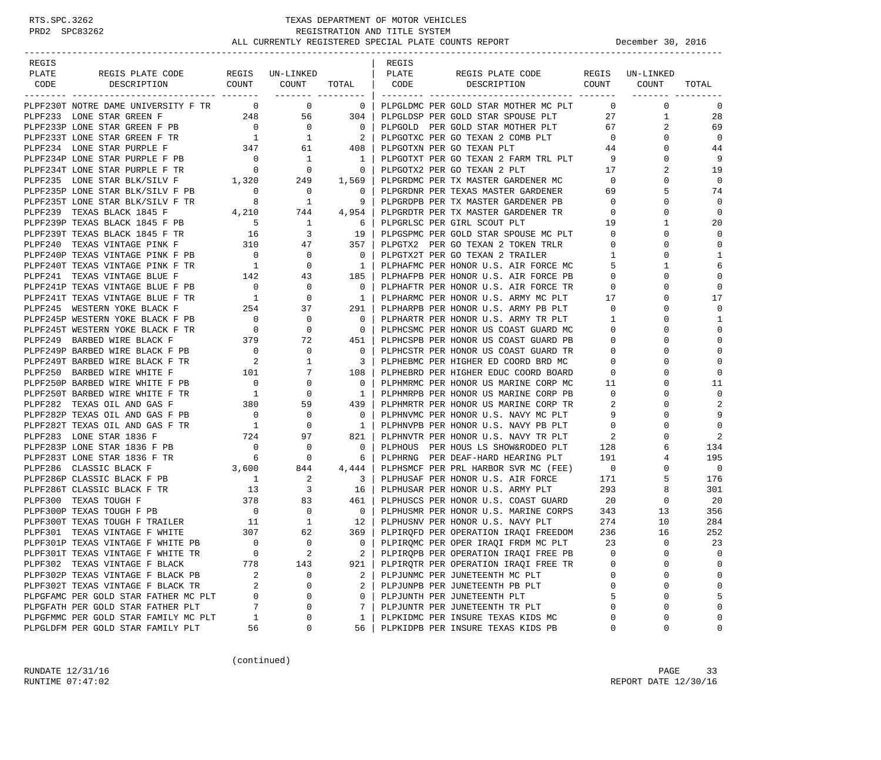# TEXAS DEPARTMENT OF MOTOR VEHICLES
## REGISTRATION AND TITLE SYSTEM
### ALL CURRENTLY REGISTERED SPECIAL PLATE COUNTS REPORT

December 30, 2016

| REGIS PLATE CODE | REGIS PLATE CODE DESCRIPTION | REGIS COUNT | UN-LINKED COUNT | TOTAL |
|---|---|---|---|---|
| PLPF230T | NOTRE DAME UNIVERSITY F TR | 0 | 0 | 0 |
| PLPF233 | LONE STAR GREEN F | 248 | 56 | 304 |
| PLPF233P | LONE STAR GREEN F PB | 0 | 0 | 0 |
| PLPF233T | LONE STAR GREEN F TR | 1 | 1 | 2 |
| PLPF234 | LONE STAR PURPLE F | 347 | 61 | 408 |
| PLPF234P | LONE STAR PURPLE F PB | 0 | 1 | 1 |
| PLPF234T | LONE STAR PURPLE F TR | 0 | 0 | 0 |
| PLPF235 | LONE STAR BLK/SILV F | 1,320 | 249 | 1,569 |
| PLPF235P | LONE STAR BLK/SILV F PB | 0 | 0 | 0 |
| PLPF235T | LONE STAR BLK/SILV F TR | 8 | 1 | 9 |
| PLPF239 | TEXAS BLACK 1845 F | 4,210 | 744 | 4,954 |
| PLPF239P | TEXAS BLACK 1845 F PB | 5 | 1 | 6 |
| PLPF239T | TEXAS BLACK 1845 F TR | 16 | 3 | 19 |
| PLPF240 | TEXAS VINTAGE PINK F | 310 | 47 | 357 |
| PLPF240P | TEXAS VINTAGE PINK F PB | 0 | 0 | 0 |
| PLPF240T | TEXAS VINTAGE PINK F TR | 1 | 0 | 1 |
| PLPF241 | TEXAS VINTAGE BLUE F | 142 | 43 | 185 |
| PLPF241P | TEXAS VINTAGE BLUE F PB | 0 | 0 | 0 |
| PLPF241T | TEXAS VINTAGE BLUE F TR | 1 | 0 | 1 |
| PLPF245 | WESTERN YOKE BLACK F | 254 | 37 | 291 |
| PLPF245P | WESTERN YOKE BLACK F PB | 0 | 0 | 0 |
| PLPF245T | WESTERN YOKE BLACK F TR | 0 | 0 | 0 |
| PLPF249 | BARBED WIRE BLACK F | 379 | 72 | 451 |
| PLPF249P | BARBED WIRE BLACK F PB | 0 | 0 | 0 |
| PLPF249T | BARBED WIRE BLACK F TR | 2 | 1 | 3 |
| PLPF250 | BARBED WIRE WHITE F | 101 | 7 | 108 |
| PLPF250P | BARBED WIRE WHITE F PB | 0 | 0 | 0 |
| PLPF250T | BARBED WIRE WHITE F TR | 1 | 0 | 1 |
| PLPF282 | TEXAS OIL AND GAS F | 380 | 59 | 439 |
| PLPF282P | TEXAS OIL AND GAS F PB | 0 | 0 | 0 |
| PLPF282T | TEXAS OIL AND GAS F TR | 1 | 0 | 1 |
| PLPF283 | LONE STAR 1836 F | 724 | 97 | 821 |
| PLPF283P | LONE STAR 1836 F PB | 0 | 0 | 0 |
| PLPF283T | LONE STAR 1836 F TR | 6 | 0 | 6 |
| PLPF286 | CLASSIC BLACK F | 3,600 | 844 | 4,444 |
| PLPF286P | CLASSIC BLACK F PB | 1 | 2 | 3 |
| PLPF286T | CLASSIC BLACK F TR | 13 | 3 | 16 |
| PLPF300 | TEXAS TOUGH F | 378 | 83 | 461 |
| PLPF300P | TEXAS TOUGH F PB | 0 | 0 | 0 |
| PLPF300T | TEXAS TOUGH F TRAILER | 11 | 1 | 12 |
| PLPF301 | TEXAS VINTAGE F WHITE | 307 | 62 | 369 |
| PLPF301P | TEXAS VINTAGE F WHITE PB | 0 | 0 | 0 |
| PLPF301T | TEXAS VINTAGE F WHITE TR | 0 | 2 | 2 |
| PLPF302 | TEXAS VINTAGE F BLACK | 778 | 143 | 921 |
| PLPF302P | TEXAS VINTAGE F BLACK PB | 2 | 0 | 2 |
| PLPF302T | TEXAS VINTAGE F BLACK TR | 2 | 0 | 2 |
| PLPGFAMC | PER GOLD STAR FATHER MC PLT | 0 | 0 | 0 |
| PLPGFATH | PER GOLD STAR FATHER PLT | 7 | 0 | 7 |
| PLPGFMMC | PER GOLD STAR FAMILY MC PLT | 1 | 0 | 1 |
| PLPGLDFM | PER GOLD STAR FAMILY PLT | 56 | 0 | 56 |
| PLPGLDMC | PER GOLD STAR MOTHER MC PLT | 0 | 0 | 0 |
| PLPGLDSP | PER GOLD STAR SPOUSE PLT | 27 | 1 | 28 |
| PLPGOLD | PER GOLD STAR MOTHER PLT | 67 | 2 | 69 |
| PLPGOTXC | PER GO TEXAN 2 COMB PLT | 0 | 0 | 0 |
| PLPGOTXN | PER GO TEXAN PLT | 44 | 0 | 44 |
| PLPGOTXT | PER GO TEXAN 2 FARM TRL PLT | 9 | 0 | 9 |
| PLPGOTX2 | PER GO TEXAN 2 PLT | 17 | 2 | 19 |
| PLPGRDMC | PER TX MASTER GARDENER MC | 0 | 0 | 0 |
| PLPGRDNR | PER TEXAS MASTER GARDENER | 69 | 5 | 74 |
| PLPGRDPB | PER TX MASTER GARDENER PB | 0 | 0 | 0 |
| PLPGRDTR | PER TX MASTER GARDENER TR | 0 | 0 | 0 |
| PLPGRLSC | PER GIRL SCOUT PLT | 19 | 1 | 20 |
| PLPGSPMC | PER GOLD STAR SPOUSE MC PLT | 0 | 0 | 0 |
| PLPGTX2 | PER GO TEXAN 2 TOKEN TRLR | 0 | 0 | 0 |
| PLPGTX2T | PER GO TEXAN 2 TRAILER | 1 | 0 | 1 |
| PLPHAFMC | PER HONOR U.S. AIR FORCE MC | 5 | 1 | 6 |
| PLPHAFPB | PER HONOR U.S. AIR FORCE PB | 0 | 0 | 0 |
| PLPHAFTR | PER HONOR U.S. AIR FORCE TR | 0 | 0 | 0 |
| PLPHARMC | PER HONOR U.S. ARMY MC PLT | 17 | 0 | 17 |
| PLPHARPB | PER HONOR U.S. ARMY PB PLT | 0 | 0 | 0 |
| PLPHARTR | PER HONOR U.S. ARMY TR PLT | 1 | 0 | 1 |
| PLPHCSMC | PER HONOR US COAST GUARD MC | 0 | 0 | 0 |
| PLPHCSPB | PER HONOR US COAST GUARD PB | 0 | 0 | 0 |
| PLPHCSTR | PER HONOR US COAST GUARD TR | 0 | 0 | 0 |
| PLPHEBMC | PER HIGHER ED COORD BRD MC | 0 | 0 | 0 |
| PLPHEBRD | PER HIGHER EDUC COORD BOARD | 0 | 0 | 0 |
| PLPHMRMC | PER HONOR US MARINE CORP MC | 11 | 0 | 11 |
| PLPHMRPB | PER HONOR US MARINE CORP PB | 0 | 0 | 0 |
| PLPHMRTR | PER HONOR US MARINE CORP TR | 2 | 0 | 2 |
| PLPHNVMC | PER HONOR U.S. NAVY MC PLT | 9 | 0 | 9 |
| PLPHNVPB | PER HONOR U.S. NAVY PB PLT | 0 | 0 | 0 |
| PLPHNVTR | PER HONOR U.S. NAVY TR PLT | 2 | 0 | 2 |
| PLPHOUS | PER HOUS LS SHOW&RODEO PLT | 128 | 6 | 134 |
| PLPHRNG | PER DEAF-HARD HEARING PLT | 191 | 4 | 195 |
| PLPHSMCF | PER PRL HARBOR SVR MC (FEE) | 0 | 0 | 0 |
| PLPHUSAF | PER HONOR U.S. AIR FORCE | 171 | 5 | 176 |
| PLPHUSAR | PER HONOR U.S. ARMY PLT | 293 | 8 | 301 |
| PLPHUSCS | PER HONOR U.S. COAST GUARD | 20 | 0 | 20 |
| PLPHUSMR | PER HONOR U.S. MARINE CORPS | 343 | 13 | 356 |
| PLPHUSNV | PER HONOR U.S. NAVY PLT | 274 | 10 | 284 |
| PLPIRQFD | PER OPERATION IRAQI FREEDOM | 236 | 16 | 252 |
| PLPIRQMC | PER OPER IRAQI FRDM MC PLT | 23 | 0 | 23 |
| PLPIRQPB | PER OPERATION IRAQI FREE PB | 0 | 0 | 0 |
| PLPIRQTR | PER OPERATION IRAQI FREE TR | 0 | 0 | 0 |
| PLPJUNMC | PER JUNETEENTH MC PLT | 0 | 0 | 0 |
| PLPJUNPB | PER JUNETEENTH PB PLT | 0 | 0 | 0 |
| PLPJUNTH | PER JUNETEENTH PLT | 5 | 0 | 5 |
| PLPJUNTR | PER JUNETEENTH TR PLT | 0 | 0 | 0 |
| PLPKIDMC | PER INSURE TEXAS KIDS MC | 0 | 0 | 0 |
| PLPKIDPB | PER INSURE TEXAS KIDS PB | 0 | 0 | 0 |

(continued)

RUNDATE 12/31/16
RUNTIME 07:47:02
REPORT DATE 12/30/16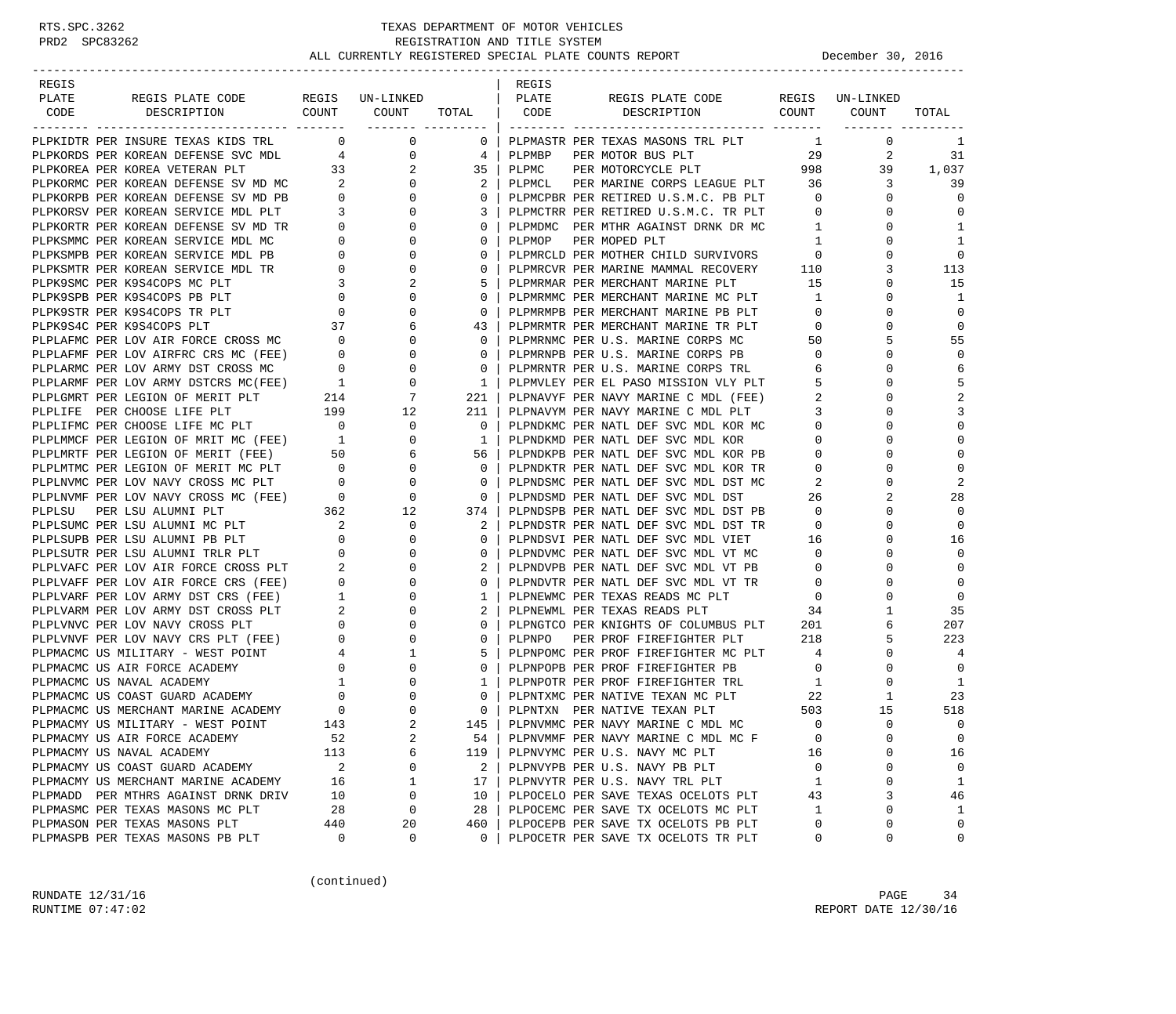RTS.SPC.3262 TEXAS DEPARTMENT OF MOTOR VEHICLES
PRD2 SPC83262 REGISTRATION AND TITLE SYSTEM
ALL CURRENTLY REGISTERED SPECIAL PLATE COUNTS REPORT December 30, 2016

| REGIS PLATE CODE | REGIS PLATE CODE DESCRIPTION | REGIS COUNT | UN-LINKED COUNT | TOTAL |
|---|---|---|---|---|
| PLPKIDTR | PER INSURE TEXAS KIDS TRL | 0 | 0 | 0 |
| PLPKORDS | PER KOREAN DEFENSE SVC MDL | 4 | 0 | 4 |
| PLPKOREA | PER KOREA VETERAN PLT | 33 | 2 | 35 |
| PLPKORMC | PER KOREAN DEFENSE SV MD MC | 2 | 0 | 2 |
| PLPKORPB | PER KOREAN DEFENSE SV MD PB | 0 | 0 | 0 |
| PLPKORSV | PER KOREAN SERVICE MDL PLT | 3 | 0 | 3 |
| PLPKORTR | PER KOREAN DEFENSE SV MD TR | 0 | 0 | 0 |
| PLPKSMMC | PER KOREAN SERVICE MDL MC | 0 | 0 | 0 |
| PLPKSMPB | PER KOREAN SERVICE MDL PB | 0 | 0 | 0 |
| PLPKSMTR | PER KOREAN SERVICE MDL TR | 0 | 0 | 0 |
| PLPK9SMC | PER K9S4COPS MC PLT | 3 | 2 | 5 |
| PLPK9SPB | PER K9S4COPS PB PLT | 0 | 0 | 0 |
| PLPK9STR | PER K9S4COPS TR PLT | 0 | 0 | 0 |
| PLPK9S4C | PER K9S4COPS PLT | 37 | 6 | 43 |
| PLPLAFMC | PER LOV AIR FORCE CROSS MC | 0 | 0 | 0 |
| PLPLAFMF | PER LOV AIRFRC CRS MC (FEE) | 0 | 0 | 0 |
| PLPLARMC | PER LOV ARMY DST CROSS MC | 0 | 0 | 0 |
| PLPLARMF | PER LOV ARMY DSTCRS MC(FEE) | 1 | 0 | 1 |
| PLPLGMRT | PER LEGION OF MERIT PLT | 214 | 7 | 221 |
| PLPLIFE | PER CHOOSE LIFE PLT | 199 | 12 | 211 |
| PLPLIFMC | PER CHOOSE LIFE MC PLT | 0 | 0 | 0 |
| PLPLMMCF | PER LEGION OF MRIT MC (FEE) | 1 | 0 | 1 |
| PLPLMRTF | PER LEGION OF MERIT (FEE) | 50 | 6 | 56 |
| PLPLMTMC | PER LEGION OF MERIT MC PLT | 0 | 0 | 0 |
| PLPLNVMC | PER LOV NAVY CROSS MC PLT | 0 | 0 | 0 |
| PLPLNVMF | PER LOV NAVY CROSS MC (FEE) | 0 | 0 | 0 |
| PLPLSU | PER LSU ALUMNI PLT | 362 | 12 | 374 |
| PLPLSUMC | PER LSU ALUMNI MC PLT | 2 | 0 | 2 |
| PLPLSUPB | PER LSU ALUMNI PB PLT | 0 | 0 | 0 |
| PLPLSUTR | PER LSU ALUMNI TRLR PLT | 0 | 0 | 0 |
| PLPLVAFC | PER LOV AIR FORCE CROSS PLT | 2 | 0 | 2 |
| PLPLVAFF | PER LOV AIR FORCE CRS (FEE) | 0 | 0 | 0 |
| PLPLVARF | PER LOV ARMY DST CRS (FEE) | 1 | 0 | 1 |
| PLPLVARM | PER LOV ARMY DST CROSS PLT | 2 | 0 | 2 |
| PLPLVNVC | PER LOV NAVY CROSS PLT | 0 | 0 | 0 |
| PLPLVNVF | PER LOV NAVY CRS PLT (FEE) | 0 | 0 | 0 |
| PLPMACMC | US MILITARY - WEST POINT | 4 | 1 | 5 |
| PLPMACMC | US AIR FORCE ACADEMY | 0 | 0 | 0 |
| PLPMACMC | US NAVAL ACADEMY | 1 | 0 | 1 |
| PLPMACMC | US COAST GUARD ACADEMY | 0 | 0 | 0 |
| PLPMACMC | US MERCHANT MARINE ACADEMY | 0 | 0 | 0 |
| PLPMACMY | US MILITARY - WEST POINT | 143 | 2 | 145 |
| PLPMACMY | US AIR FORCE ACADEMY | 52 | 2 | 54 |
| PLPMACMY | US NAVAL ACADEMY | 113 | 6 | 119 |
| PLPMACMY | US COAST GUARD ACADEMY | 2 | 0 | 2 |
| PLPMACMY | US MERCHANT MARINE ACADEMY | 16 | 1 | 17 |
| PLPMADD | PER MTHRS AGAINST DRNK DRIV | 10 | 0 | 10 |
| PLPMASMC | PER TEXAS MASONS MC PLT | 28 | 0 | 28 |
| PLPMASON | PER TEXAS MASONS PLT | 440 | 20 | 460 |
| PLPMASPB | PER TEXAS MASONS PB PLT | 0 | 0 | 0 |
| PLPMASTR | PER TEXAS MASONS TRL PLT | 1 | 0 | 1 |
| PLPMBP | PER MOTOR BUS PLT | 29 | 2 | 31 |
| PLPMC | PER MOTORCYCLE PLT | 998 | 39 | 1,037 |
| PLPMCL | PER MARINE CORPS LEAGUE PLT | 36 | 3 | 39 |
| PLPMCPBR | PER RETIRED U.S.M.C. PB PLT | 0 | 0 | 0 |
| PLPMCTRR | PER RETIRED U.S.M.C. TR PLT | 0 | 0 | 0 |
| PLPMDMC | PER MTHR AGAINST DRNK DR MC | 1 | 0 | 1 |
| PLPMOP | PER MOPED PLT | 1 | 0 | 1 |
| PLPMRCLD | PER MOTHER CHILD SURVIVORS | 0 | 0 | 0 |
| PLPMRCVR | PER MARINE MAMMAL RECOVERY | 110 | 3 | 113 |
| PLPMRMAR | PER MERCHANT MARINE PLT | 15 | 0 | 15 |
| PLPMRMMC | PER MERCHANT MARINE MC PLT | 1 | 0 | 1 |
| PLPMRMPB | PER MERCHANT MARINE PB PLT | 0 | 0 | 0 |
| PLPMRMTR | PER MERCHANT MARINE TR PLT | 0 | 0 | 0 |
| PLPMRNMC | PER U.S. MARINE CORPS MC | 50 | 5 | 55 |
| PLPMRNPB | PER U.S. MARINE CORPS PB | 0 | 0 | 0 |
| PLPMRNTR | PER U.S. MARINE CORPS TRL | 6 | 0 | 6 |
| PLPMVLEY | PER EL PASO MISSION VLY PLT | 5 | 0 | 5 |
| PLPNAVYF | PER NAVY MARINE C MDL (FEE) | 2 | 0 | 2 |
| PLPNAVYM | PER NAVY MARINE C MDL PLT | 3 | 0 | 3 |
| PLPNDKMC | PER NATL DEF SVC MDL KOR MC | 0 | 0 | 0 |
| PLPNDKMD | PER NATL DEF SVC MDL KOR | 0 | 0 | 0 |
| PLPNDKPB | PER NATL DEF SVC MDL KOR PB | 0 | 0 | 0 |
| PLPNDKTR | PER NATL DEF SVC MDL KOR TR | 0 | 0 | 0 |
| PLPNDSMC | PER NATL DEF SVC MDL DST MC | 2 | 0 | 2 |
| PLPNDSMD | PER NATL DEF SVC MDL DST | 26 | 2 | 28 |
| PLPNDSPB | PER NATL DEF SVC MDL DST PB | 0 | 0 | 0 |
| PLPNDSTR | PER NATL DEF SVC MDL DST TR | 0 | 0 | 0 |
| PLPNDSVI | PER NATL DEF SVC MDL VIET | 16 | 0 | 16 |
| PLPNDVMC | PER NATL DEF SVC MDL VT MC | 0 | 0 | 0 |
| PLPNDVPB | PER NATL DEF SVC MDL VT PB | 0 | 0 | 0 |
| PLPNDVTR | PER NATL DEF SVC MDL VT TR | 0 | 0 | 0 |
| PLPNEWMC | PER TEXAS READS MC PLT | 0 | 0 | 0 |
| PLPNEWML | PER TEXAS READS PLT | 34 | 1 | 35 |
| PLPNGTCO | PER KNIGHTS OF COLUMBUS PLT | 201 | 6 | 207 |
| PLPNPO | PER PROF FIREFIGHTER PLT | 218 | 5 | 223 |
| PLPNPOMC | PER PROF FIREFIGHTER MC PLT | 4 | 0 | 4 |
| PLPNPOPB | PER PROF FIREFIGHTER PB | 0 | 0 | 0 |
| PLPNPOTR | PER PROF FIREFIGHTER TRL | 1 | 0 | 1 |
| PLPNTXMC | PER NATIVE TEXAN MC PLT | 22 | 1 | 23 |
| PLPNTXN | PER NATIVE TEXAN PLT | 503 | 15 | 518 |
| PLPNVMMC | PER NAVY MARINE C MDL MC | 0 | 0 | 0 |
| PLPNVMMF | PER NAVY MARINE C MDL MC F | 0 | 0 | 0 |
| PLPNVYMC | PER U.S. NAVY MC PLT | 16 | 0 | 16 |
| PLPNVYPB | PER U.S. NAVY PB PLT | 0 | 0 | 0 |
| PLPNVYTR | PER U.S. NAVY TRL PLT | 1 | 0 | 1 |
| PLPOCELO | PER SAVE TEXAS OCELOTS PLT | 43 | 3 | 46 |
| PLPOCEMC | PER SAVE TX OCELOTS MC PLT | 1 | 0 | 1 |
| PLPOCEPB | PER SAVE TX OCELOTS PB PLT | 0 | 0 | 0 |
| PLPOCETR | PER SAVE TX OCELOTS TR PLT | 0 | 0 | 0 |

(continued)

RUNDATE 12/31/16
RUNTIME 07:47:02
REPORT DATE 12/30/16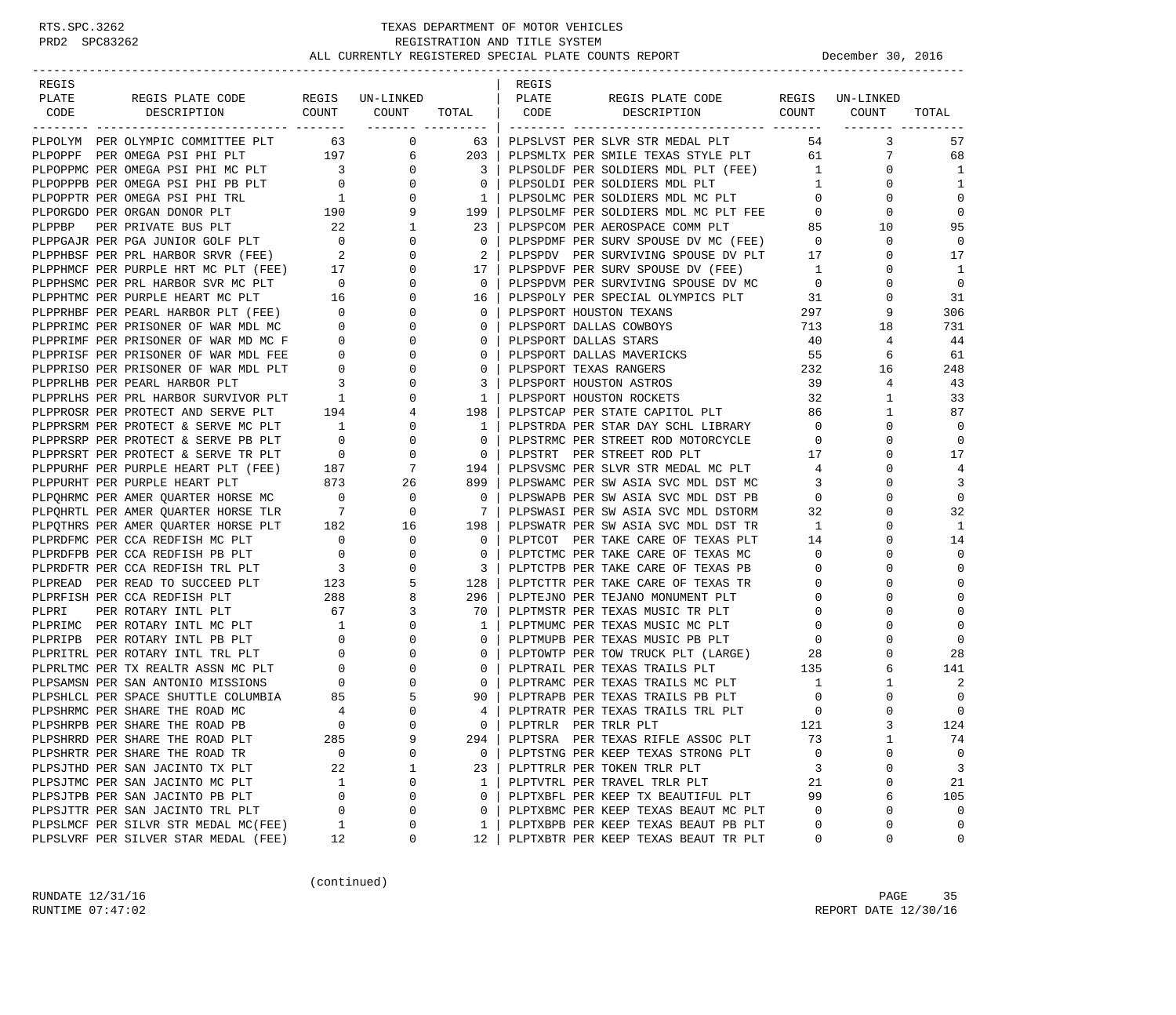TEXAS DEPARTMENT OF MOTOR VEHICLES
REGISTRATION AND TITLE SYSTEM
ALL CURRENTLY REGISTERED SPECIAL PLATE COUNTS REPORT — December 30, 2016

| REGIS PLATE CODE | REGIS PLATE CODE DESCRIPTION | REGIS COUNT | UN-LINKED COUNT | TOTAL |
|---|---|---|---|---|
| PLPOLYM | PER OLYMPIC COMMITTEE PLT | 63 | 0 | 63 |
| PLPOPPF | PER OMEGA PSI PHI PLT | 197 | 6 | 203 |
| PLPOPPMC | PER OMEGA PSI PHI MC PLT | 3 | 0 | 3 |
| PLPOPPPB | PER OMEGA PSI PHI PB PLT | 0 | 0 | 0 |
| PLPOPPTR | PER OMEGA PSI PHI TRL | 1 | 0 | 1 |
| PLPORGDO | PER ORGAN DONOR PLT | 190 | 9 | 199 |
| PLPPBP | PER PRIVATE BUS PLT | 22 | 1 | 23 |
| PLPPGAJR | PER PGA JUNIOR GOLF PLT | 0 | 0 | 0 |
| PLPPHBSF | PER PRL HARBOR SRVR (FEE) | 2 | 0 | 2 |
| PLPPHMCF | PER PURPLE HRT MC PLT (FEE) | 17 | 0 | 17 |
| PLPPHSMC | PER PRL HARBOR SVR MC PLT | 0 | 0 | 0 |
| PLPPHTMC | PER PURPLE HEART MC PLT | 16 | 0 | 16 |
| PLPPRHBF | PER PEARL HARBOR PLT (FEE) | 0 | 0 | 0 |
| PLPPRIMC | PER PRISONER OF WAR MDL MC | 0 | 0 | 0 |
| PLPPRIMF | PER PRISONER OF WAR MD MC F | 0 | 0 | 0 |
| PLPPRISF | PER PRISONER OF WAR MDL FEE | 0 | 0 | 0 |
| PLPPRISO | PER PRISONER OF WAR MDL PLT | 0 | 0 | 0 |
| PLPPRLHB | PER PEARL HARBOR PLT | 3 | 0 | 3 |
| PLPPRLHS | PER PRL HARBOR SURVIVOR PLT | 1 | 0 | 1 |
| PLPPROSR | PER PROTECT AND SERVE PLT | 194 | 4 | 198 |
| PLPPRSRM | PER PROTECT & SERVE MC PLT | 1 | 0 | 1 |
| PLPPRSRP | PER PROTECT & SERVE PB PLT | 0 | 0 | 0 |
| PLPPRSRT | PER PROTECT & SERVE TR PLT | 0 | 0 | 0 |
| PLPPURHF | PER PURPLE HEART PLT (FEE) | 187 | 7 | 194 |
| PLPPURHT | PER PURPLE HEART PLT | 873 | 26 | 899 |
| PLPQHRMC | PER AMER QUARTER HORSE MC | 0 | 0 | 0 |
| PLPQHRTL | PER AMER QUARTER HORSE TLR | 7 | 0 | 7 |
| PLPQTHRS | PER AMER QUARTER HORSE PLT | 182 | 16 | 198 |
| PLPRDFMC | PER CCA REDFISH MC PLT | 0 | 0 | 0 |
| PLPRDFPB | PER CCA REDFISH PB PLT | 0 | 0 | 0 |
| PLPRDFTR | PER CCA REDFISH TRL PLT | 3 | 0 | 3 |
| PLPREAD | PER READ TO SUCCEED PLT | 123 | 5 | 128 |
| PLPRFISH | PER CCA REDFISH PLT | 288 | 8 | 296 |
| PLPRI | PER ROTARY INTL PLT | 67 | 3 | 70 |
| PLPRIMC | PER ROTARY INTL MC PLT | 1 | 0 | 1 |
| PLPRIPB | PER ROTARY INTL PB PLT | 0 | 0 | 0 |
| PLPRITRL | PER ROTARY INTL TRL PLT | 0 | 0 | 0 |
| PLPRLTMC | PER TX REALTR ASSN MC PLT | 0 | 0 | 0 |
| PLPSAMSN | PER SAN ANTONIO MISSIONS | 0 | 0 | 0 |
| PLPSHLCL | PER SPACE SHUTTLE COLUMBIA | 85 | 5 | 90 |
| PLPSHRMC | PER SHARE THE ROAD MC | 4 | 0 | 4 |
| PLPSHRPB | PER SHARE THE ROAD PB | 0 | 0 | 0 |
| PLPSHRRD | PER SHARE THE ROAD PLT | 285 | 9 | 294 |
| PLPSHRTR | PER SHARE THE ROAD TR | 0 | 0 | 0 |
| PLPSJTHD | PER SAN JACINTO TX PLT | 22 | 1 | 23 |
| PLPSJTMC | PER SAN JACINTO MC PLT | 1 | 0 | 1 |
| PLPSJTPB | PER SAN JACINTO PB PLT | 0 | 0 | 0 |
| PLPSJTTR | PER SAN JACINTO TRL PLT | 0 | 0 | 0 |
| PLPSLMCF | PER SILVR STR MEDAL MC(FEE) | 1 | 0 | 1 |
| PLPSLVRF | PER SILVER STAR MEDAL (FEE) | 12 | 0 | 12 |
| PLPSLVST | PER SLVR STR MEDAL PLT | 54 | 3 | 57 |
| PLPSMLTX | PER SMILE TEXAS STYLE PLT | 61 | 7 | 68 |
| PLPSOLDF | PER SOLDIERS MDL PLT (FEE) | 1 | 0 | 1 |
| PLPSOLDI | PER SOLDIERS MDL PLT | 1 | 0 | 1 |
| PLPSOLMC | PER SOLDIERS MDL MC PLT | 0 | 0 | 0 |
| PLPSOLMF | PER SOLDIERS MDL MC PLT FEE | 0 | 0 | 0 |
| PLPSPCOM | PER AEROSPACE COMM PLT | 85 | 10 | 95 |
| PLPSPDMF | PER SURV SPOUSE DV MC (FEE) | 0 | 0 | 0 |
| PLPSPDV | PER SURVIVING SPOUSE DV PLT | 17 | 0 | 17 |
| PLPSPDVF | PER SURV SPOUSE DV (FEE) | 1 | 0 | 1 |
| PLPSPDVM | PER SURVIVING SPOUSE DV MC | 0 | 0 | 0 |
| PLPSPOLY | PER SPECIAL OLYMPICS PLT | 31 | 0 | 31 |
| PLPSPORT | HOUSTON TEXANS | 297 | 9 | 306 |
| PLPSPORT | DALLAS COWBOYS | 713 | 18 | 731 |
| PLPSPORT | DALLAS STARS | 40 | 4 | 44 |
| PLPSPORT | DALLAS MAVERICKS | 55 | 6 | 61 |
| PLPSPORT | TEXAS RANGERS | 232 | 16 | 248 |
| PLPSPORT | HOUSTON ASTROS | 39 | 4 | 43 |
| PLPSPORT | HOUSTON ROCKETS | 32 | 1 | 33 |
| PLPSTCAP | PER STATE CAPITOL PLT | 86 | 1 | 87 |
| PLPSTRDA | PER STAR DAY SCHL LIBRARY | 0 | 0 | 0 |
| PLPSTRMC | PER STREET ROD MOTORCYCLE | 0 | 0 | 0 |
| PLPSTRT | PER STREET ROD PLT | 17 | 0 | 17 |
| PLPSVSMC | PER SLVR STR MEDAL MC PLT | 4 | 0 | 4 |
| PLPSWAMC | PER SW ASIA SVC MDL DST MC | 3 | 0 | 3 |
| PLPSWAPB | PER SW ASIA SVC MDL DST PB | 0 | 0 | 0 |
| PLPSWASI | PER SW ASIA SVC MDL DSTORM | 32 | 0 | 32 |
| PLPSWATR | PER SW ASIA SVC MDL DST TR | 1 | 0 | 1 |
| PLPTCOT | PER TAKE CARE OF TEXAS PLT | 14 | 0 | 14 |
| PLPTCTMC | PER TAKE CARE OF TEXAS MC | 0 | 0 | 0 |
| PLPTCTPB | PER TAKE CARE OF TEXAS PB | 0 | 0 | 0 |
| PLPTCTTR | PER TAKE CARE OF TEXAS TR | 0 | 0 | 0 |
| PLPTEJNO | PER TEJANO MONUMENT PLT | 0 | 0 | 0 |
| PLPTMSTR | PER TEXAS MUSIC TR PLT | 0 | 0 | 0 |
| PLPTMUMC | PER TEXAS MUSIC MC PLT | 0 | 0 | 0 |
| PLPTMUPB | PER TEXAS MUSIC PB PLT | 0 | 0 | 0 |
| PLPTOWTP | PER TOW TRUCK PLT (LARGE) | 28 | 0 | 28 |
| PLPTRAIL | PER TEXAS TRAILS PLT | 135 | 6 | 141 |
| PLPTRAMC | PER TEXAS TRAILS MC PLT | 1 | 1 | 2 |
| PLPTRAPB | PER TEXAS TRAILS PB PLT | 0 | 0 | 0 |
| PLPTRATR | PER TEXAS TRAILS TRL PLT | 0 | 0 | 0 |
| PLPTRLR | PER TRLR PLT | 121 | 3 | 124 |
| PLPTSRA | PER TEXAS RIFLE ASSOC PLT | 73 | 1 | 74 |
| PLPTSTNG | PER KEEP TEXAS STRONG PLT | 0 | 0 | 0 |
| PLPTTRLR | PER TOKEN TRLR PLT | 3 | 0 | 3 |
| PLPTVTRL | PER TRAVEL TRLR PLT | 21 | 0 | 21 |
| PLPTXBFL | PER KEEP TX BEAUTIFUL PLT | 99 | 6 | 105 |
| PLPTXBMC | PER KEEP TEXAS BEAUT MC PLT | 0 | 0 | 0 |
| PLPTXBPB | PER KEEP TEXAS BEAUT PB PLT | 0 | 0 | 0 |
| PLPTXBTR | PER KEEP TEXAS BEAUT TR PLT | 0 | 0 | 0 |

(continued)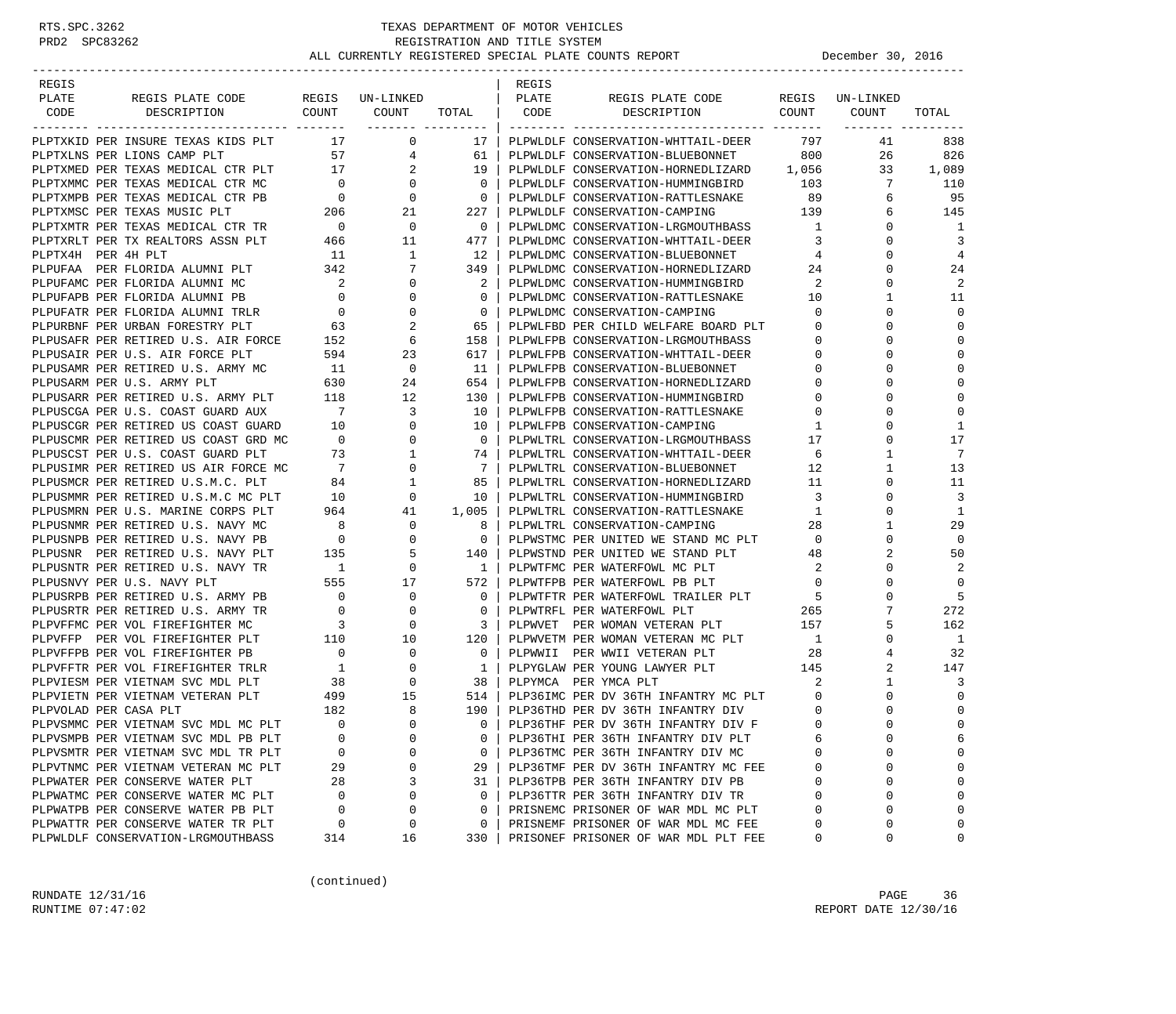TEXAS DEPARTMENT OF MOTOR VEHICLES
REGISTRATION AND TITLE SYSTEM
ALL CURRENTLY REGISTERED SPECIAL PLATE COUNTS REPORT — December 30, 2016

| REGIS PLATE CODE | REGIS PLATE CODE DESCRIPTION | REGIS COUNT | UN-LINKED COUNT | TOTAL |
|---|---|---|---|---|
| PLPTXKID | PER INSURE TEXAS KIDS PLT | 17 | 0 | 17 |
| PLPTXLNS | PER LIONS CAMP PLT | 57 | 4 | 61 |
| PLPTXMED | PER TEXAS MEDICAL CTR PLT | 17 | 2 | 19 |
| PLPTXMMC | PER TEXAS MEDICAL CTR MC | 0 | 0 | 0 |
| PLPTXMPB | PER TEXAS MEDICAL CTR PB | 0 | 0 | 0 |
| PLPTXMSC | PER TEXAS MUSIC PLT | 206 | 21 | 227 |
| PLPTXMTR | PER TEXAS MEDICAL CTR TR | 0 | 0 | 0 |
| PLPTXRLT | PER TX REALTORS ASSN PLT | 466 | 11 | 477 |
| PLPTX4H | PER 4H PLT | 11 | 1 | 12 |
| PLPUFAA | PER FLORIDA ALUMNI PLT | 342 | 7 | 349 |
| PLPUFAMC | PER FLORIDA ALUMNI MC | 2 | 0 | 2 |
| PLPUFAPB | PER FLORIDA ALUMNI PB | 0 | 0 | 0 |
| PLPUFATR | PER FLORIDA ALUMNI TRLR | 0 | 0 | 0 |
| PLPURBNF | PER URBAN FORESTRY PLT | 63 | 2 | 65 |
| PLPUSAFR | PER RETIRED U.S. AIR FORCE | 152 | 6 | 158 |
| PLPUSAIR | PER U.S. AIR FORCE PLT | 594 | 23 | 617 |
| PLPUSAMR | PER RETIRED U.S. ARMY MC | 11 | 0 | 11 |
| PLPUSARM | PER U.S. ARMY PLT | 630 | 24 | 654 |
| PLPUSARR | PER RETIRED U.S. ARMY PLT | 118 | 12 | 130 |
| PLPUSCGA | PER U.S. COAST GUARD AUX | 7 | 3 | 10 |
| PLPUSCGR | PER RETIRED US COAST GUARD | 10 | 0 | 10 |
| PLPUSCMR | PER RETIRED US COAST GRD MC | 0 | 0 | 0 |
| PLPUSCST | PER U.S. COAST GUARD PLT | 73 | 1 | 74 |
| PLPUSIMR | PER RETIRED US AIR FORCE MC | 7 | 0 | 7 |
| PLPUSMCR | PER RETIRED U.S.M.C. PLT | 84 | 1 | 85 |
| PLPUSMMR | PER RETIRED U.S.M.C MC PLT | 10 | 0 | 10 |
| PLPUSMRN | PER U.S. MARINE CORPS PLT | 964 | 41 | 1,005 |
| PLPUSNMR | PER RETIRED U.S. NAVY MC | 8 | 0 | 8 |
| PLPUSNPB | PER RETIRED U.S. NAVY PB | 0 | 0 | 0 |
| PLPUSNR | PER RETIRED U.S. NAVY PLT | 135 | 5 | 140 |
| PLPUSNTR | PER RETIRED U.S. NAVY TR | 1 | 0 | 1 |
| PLPUSNVY | PER U.S. NAVY PLT | 555 | 17 | 572 |
| PLPUSRPB | PER RETIRED U.S. ARMY PB | 0 | 0 | 0 |
| PLPUSRTR | PER RETIRED U.S. ARMY TR | 0 | 0 | 0 |
| PLPVFFMC | PER VOL FIREFIGHTER MC | 3 | 0 | 3 |
| PLPVFFP | PER VOL FIREFIGHTER PLT | 110 | 10 | 120 |
| PLPVFFPB | PER VOL FIREFIGHTER PB | 0 | 0 | 0 |
| PLPVFFTR | PER VOL FIREFIGHTER TRLR | 1 | 0 | 1 |
| PLPVIESM | PER VIETNAM SVC MDL PLT | 38 | 0 | 38 |
| PLPVIETN | PER VIETNAM VETERAN PLT | 499 | 15 | 514 |
| PLPVOLAD | PER CASA PLT | 182 | 8 | 190 |
| PLPVSMMC | PER VIETNAM SVC MDL MC PLT | 0 | 0 | 0 |
| PLPVSMPB | PER VIETNAM SVC MDL PB PLT | 0 | 0 | 0 |
| PLPVSMTR | PER VIETNAM SVC MDL TR PLT | 0 | 0 | 0 |
| PLPVTNMC | PER VIETNAM VETERAN MC PLT | 29 | 0 | 29 |
| PLPWATER | PER CONSERVE WATER PLT | 28 | 3 | 31 |
| PLPWATMC | PER CONSERVE WATER MC PLT | 0 | 0 | 0 |
| PLPWATPB | PER CONSERVE WATER PB PLT | 0 | 0 | 0 |
| PLPWATTR | PER CONSERVE WATER TR PLT | 0 | 0 | 0 |
| PLPWLDLF | CONSERVATION-LRGMOUTHBASS | 314 | 16 | 330 |
| PLPWLDLF | CONSERVATION-WHTTAIL-DEER | 797 | 41 | 838 |
| PLPWLDLF | CONSERVATION-BLUEBONNET | 800 | 26 | 826 |
| PLPWLDLF | CONSERVATION-HORNEDLIZARD | 1,056 | 33 | 1,089 |
| PLPWLDLF | CONSERVATION-HUMMINGBIRD | 103 | 7 | 110 |
| PLPWLDLF | CONSERVATION-RATTLESNAKE | 89 | 6 | 95 |
| PLPWLDLF | CONSERVATION-CAMPING | 139 | 6 | 145 |
| PLPWLDMC | CONSERVATION-LRGMOUTHBASS | 1 | 0 | 1 |
| PLPWLDMC | CONSERVATION-WHTTAIL-DEER | 3 | 0 | 3 |
| PLPWLDMC | CONSERVATION-BLUEBONNET | 4 | 0 | 4 |
| PLPWLDMC | CONSERVATION-HORNEDLIZARD | 24 | 0 | 24 |
| PLPWLDMC | CONSERVATION-HUMMINGBIRD | 2 | 0 | 2 |
| PLPWLDMC | CONSERVATION-RATTLESNAKE | 10 | 1 | 11 |
| PLPWLDMC | CONSERVATION-CAMPING | 0 | 0 | 0 |
| PLPWLFBD | PER CHILD WELFARE BOARD PLT | 0 | 0 | 0 |
| PLPWLFPB | CONSERVATION-LRGMOUTHBASS | 0 | 0 | 0 |
| PLPWLFPB | CONSERVATION-WHTTAIL-DEER | 0 | 0 | 0 |
| PLPWLFPB | CONSERVATION-BLUEBONNET | 0 | 0 | 0 |
| PLPWLFPB | CONSERVATION-HORNEDLIZARD | 0 | 0 | 0 |
| PLPWLFPB | CONSERVATION-HUMMINGBIRD | 0 | 0 | 0 |
| PLPWLFPB | CONSERVATION-RATTLESNAKE | 0 | 0 | 0 |
| PLPWLFPB | CONSERVATION-CAMPING | 1 | 0 | 1 |
| PLPWLTRL | CONSERVATION-LRGMOUTHBASS | 17 | 0 | 17 |
| PLPWLTRL | CONSERVATION-WHTTAIL-DEER | 6 | 1 | 7 |
| PLPWLTRL | CONSERVATION-BLUEBONNET | 12 | 1 | 13 |
| PLPWLTRL | CONSERVATION-HORNEDLIZARD | 11 | 0 | 11 |
| PLPWLTRL | CONSERVATION-HUMMINGBIRD | 3 | 0 | 3 |
| PLPWLTRL | CONSERVATION-RATTLESNAKE | 1 | 0 | 1 |
| PLPWLTRL | CONSERVATION-CAMPING | 28 | 1 | 29 |
| PLPWSTMC | PER UNITED WE STAND MC PLT | 0 | 0 | 0 |
| PLPWSTND | PER UNITED WE STAND PLT | 48 | 2 | 50 |
| PLPWTFMC | PER WATERFOWL MC PLT | 2 | 0 | 2 |
| PLPWTFPB | PER WATERFOWL PB PLT | 0 | 0 | 0 |
| PLPWTFTR | PER WATERFOWL TRAILER PLT | 5 | 0 | 5 |
| PLPWTRFL | PER WATERFOWL PLT | 265 | 7 | 272 |
| PLPWVET | PER WOMAN VETERAN PLT | 157 | 5 | 162 |
| PLPWVETM | PER WOMAN VETERAN MC PLT | 1 | 0 | 1 |
| PLPWWII | PER WWII VETERAN PLT | 28 | 4 | 32 |
| PLPYGLAW | PER YOUNG LAWYER PLT | 145 | 2 | 147 |
| PLPYMCA | PER YMCA PLT | 2 | 1 | 3 |
| PLP36IMC | PER DV 36TH INFANTRY MC PLT | 0 | 0 | 0 |
| PLP36THD | PER DV 36TH INFANTRY DIV | 0 | 0 | 0 |
| PLP36THF | PER DV 36TH INFANTRY DIV F | 0 | 0 | 0 |
| PLP36THI | PER 36TH INFANTRY DIV PLT | 6 | 0 | 6 |
| PLP36TMC | PER 36TH INFANTRY DIV MC | 0 | 0 | 0 |
| PLP36TMF | PER DV 36TH INFANTRY MC FEE | 0 | 0 | 0 |
| PLP36TPB | PER 36TH INFANTRY DIV PB | 0 | 0 | 0 |
| PLP36TTR | PER 36TH INFANTRY DIV TR | 0 | 0 | 0 |
| PRISNEMC | PRISONER OF WAR MDL MC PLT | 0 | 0 | 0 |
| PRISNEMF | PRISONER OF WAR MDL MC FEE | 0 | 0 | 0 |
| PRISONEF | PRISONER OF WAR MDL PLT FEE | 0 | 0 | 0 |

(continued)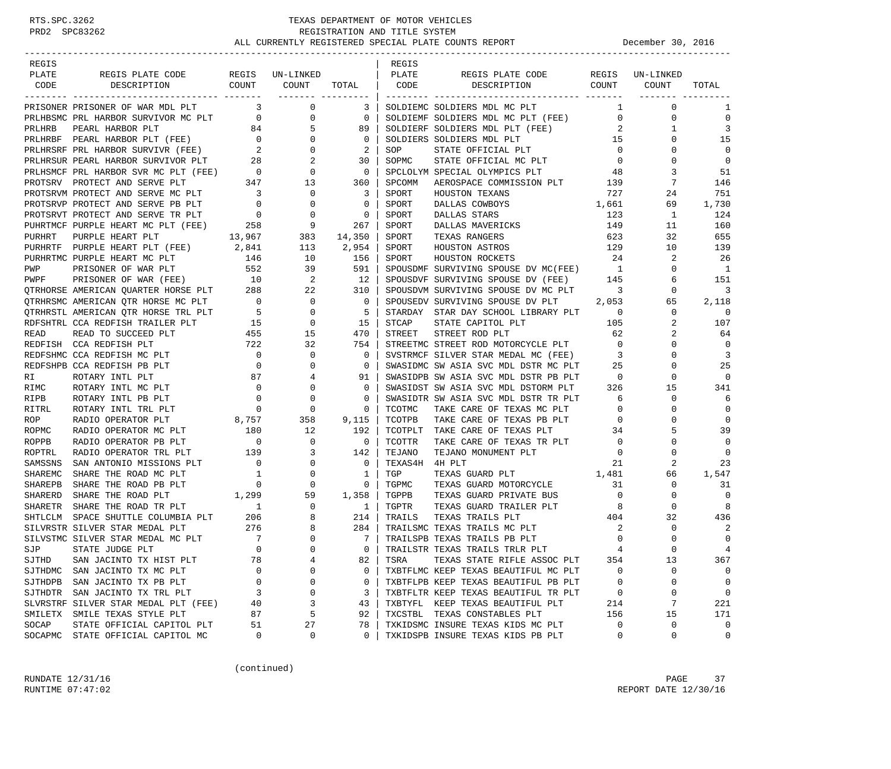RTS.SPC.3262 PRD2 SPC83262

# TEXAS DEPARTMENT OF MOTOR VEHICLES
## REGISTRATION AND TITLE SYSTEM
## ALL CURRENTLY REGISTERED SPECIAL PLATE COUNTS REPORT

December 30, 2016

| REGIS PLATE CODE | REGIS PLATE CODE DESCRIPTION | REGIS COUNT | UN-LINKED COUNT | TOTAL |
|---|---|---|---|---|
| PRISONER | PRISONER OF WAR MDL PLT | 3 | 0 | 3 |
| PRLHBSMC | PRL HARBOR SURVIVOR MC PLT | 0 | 0 | 0 |
| PRLHRB | PEARL HARBOR PLT | 84 | 5 | 89 |
| PRLHRBF | PEARL HARBOR PLT (FEE) | 0 | 0 | 0 |
| PRLHRSRF | PRL HARBOR SURVIVR (FEE) | 2 | 0 | 2 |
| PRLHRSUR | PEARL HARBOR SURVIVOR PLT | 28 | 2 | 30 |
| PRLHSMCF | PRL HARBOR SVR MC PLT (FEE) | 0 | 0 | 0 |
| PROTSRV | PROTECT AND SERVE PLT | 347 | 13 | 360 |
| PROTSRVM | PROTECT AND SERVE MC PLT | 3 | 0 | 3 |
| PROTSRVP | PROTECT AND SERVE PB PLT | 0 | 0 | 0 |
| PROTSRVT | PROTECT AND SERVE TR PLT | 0 | 0 | 0 |
| PUHRTMCF | PURPLE HEART MC PLT (FEE) | 258 | 9 | 267 |
| PURHRT | PURPLE HEART PLT | 13,967 | 383 | 14,350 |
| PURHRTF | PURPLE HEART PLT (FEE) | 2,841 | 113 | 2,954 |
| PURHRTMC | PURPLE HEART MC PLT | 146 | 10 | 156 |
| PWP | PRISONER OF WAR PLT | 552 | 39 | 591 |
| PWPF | PRISONER OF WAR (FEE) | 10 | 2 | 12 |
| QTRHORSE | AMERICAN QUARTER HORSE PLT | 288 | 22 | 310 |
| QTRHRSMC | AMERICAN QTR HORSE MC PLT | 0 | 0 | 0 |
| QTRHRSTL | AMERICAN QTR HORSE TRL PLT | 5 | 0 | 5 |
| RDFSHTRL | CCA REDFISH TRAILER PLT | 15 | 0 | 15 |
| READ | READ TO SUCCEED PLT | 455 | 15 | 470 |
| REDFISH | CCA REDFISH PLT | 722 | 32 | 754 |
| REDFSHMC | CCA REDFISH MC PLT | 0 | 0 | 0 |
| REDFSHPB | CCA REDFISH PB PLT | 0 | 0 | 0 |
| RI | ROTARY INTL PLT | 87 | 4 | 91 |
| RIMC | ROTARY INTL MC PLT | 0 | 0 | 0 |
| RIPB | ROTARY INTL PB PLT | 0 | 0 | 0 |
| RITRL | ROTARY INTL TRL PLT | 0 | 0 | 0 |
| ROP | RADIO OPERATOR PLT | 8,757 | 358 | 9,115 |
| ROPMC | RADIO OPERATOR MC PLT | 180 | 12 | 192 |
| ROPPB | RADIO OPERATOR PB PLT | 0 | 0 | 0 |
| ROPTRL | RADIO OPERATOR TRL PLT | 139 | 3 | 142 |
| SAMSSNS | SAN ANTONIO MISSIONS PLT | 0 | 0 | 0 |
| SHAREMC | SHARE THE ROAD MC PLT | 1 | 0 | 1 |
| SHAREPB | SHARE THE ROAD PB PLT | 0 | 0 | 0 |
| SHARERD | SHARE THE ROAD PLT | 1,299 | 59 | 1,358 |
| SHARETR | SHARE THE ROAD TR PLT | 1 | 0 | 1 |
| SHTLCLM | SPACE SHUTTLE COLUMBIA PLT | 206 | 8 | 214 |
| SILVRSTR | SILVER STAR MEDAL PLT | 276 | 8 | 284 |
| SILVSTMC | SILVER STAR MEDAL MC PLT | 7 | 0 | 7 |
| SJP | STATE JUDGE PLT | 0 | 0 | 0 |
| SJTHD | SAN JACINTO TX HIST PLT | 78 | 4 | 82 |
| SJTHDMC | SAN JACINTO TX MC PLT | 0 | 0 | 0 |
| SJTHDPB | SAN JACINTO TX PB PLT | 0 | 0 | 0 |
| SJTHDTR | SAN JACINTO TX TRL PLT | 3 | 0 | 3 |
| SLVRSTRF | SILVER STAR MEDAL PLT (FEE) | 40 | 3 | 43 |
| SMILETX | SMILE TEXAS STYLE PLT | 87 | 5 | 92 |
| SOCAP | STATE OFFICIAL CAPITOL PLT | 51 | 27 | 78 |
| SOCAPMC | STATE OFFICIAL CAPITOL MC | 0 | 0 | 0 |
| SOLDIEMC | SOLDIERS MDL MC PLT | 1 | 0 | 1 |
| SOLDIEMF | SOLDIERS MDL MC PLT (FEE) | 0 | 0 | 0 |
| SOLDIERF | SOLDIERS MDL PLT (FEE) | 2 | 1 | 3 |
| SOLDIERS | SOLDIERS MDL PLT | 15 | 0 | 15 |
| SOP | STATE OFFICIAL PLT | 0 | 0 | 0 |
| SOPMC | STATE OFFICIAL MC PLT | 0 | 0 | 0 |
| SPCLOLYM | SPECIAL OLYMPICS PLT | 48 | 3 | 51 |
| SPCOMM | AEROSPACE COMMISSION PLT | 139 | 7 | 146 |
| SPORT | HOUSTON TEXANS | 727 | 24 | 751 |
| SPORT | DALLAS COWBOYS | 1,661 | 69 | 1,730 |
| SPORT | DALLAS STARS | 123 | 1 | 124 |
| SPORT | DALLAS MAVERICKS | 149 | 11 | 160 |
| SPORT | TEXAS RANGERS | 623 | 32 | 655 |
| SPORT | HOUSTON ASTROS | 129 | 10 | 139 |
| SPORT | HOUSTON ROCKETS | 24 | 2 | 26 |
| SPOUSDMF | SURVIVING SPOUSE DV MC(FEE) | 1 | 0 | 1 |
| SPOUSDVF | SURVIVING SPOUSE DV (FEE) | 145 | 6 | 151 |
| SPOUSDVM | SURVIVING SPOUSE DV MC PLT | 3 | 0 | 3 |
| SPOUSEDV | SURVIVING SPOUSE DV PLT | 2,053 | 65 | 2,118 |
| STARDAY | STAR DAY SCHOOL LIBRARY PLT | 0 | 0 | 0 |
| STCAP | STATE CAPITOL PLT | 105 | 2 | 107 |
| STREET | STREET ROD PLT | 62 | 2 | 64 |
| STREETMC | STREET ROD MOTORCYCLE PLT | 0 | 0 | 0 |
| SVSTRMCF | SILVER STAR MEDAL MC (FEE) | 3 | 0 | 3 |
| SWASIDMC | SW ASIA SVC MDL DSTR MC PLT | 25 | 0 | 25 |
| SWASIDPB | SW ASIA SVC MDL DSTR PB PLT | 0 | 0 | 0 |
| SWASIDST | SW ASIA SVC MDL DSTORM PLT | 326 | 15 | 341 |
| SWASIDTR | SW ASIA SVC MDL DSTR TR PLT | 6 | 0 | 6 |
| TCOTMC | TAKE CARE OF TEXAS MC PLT | 0 | 0 | 0 |
| TCOTPB | TAKE CARE OF TEXAS PB PLT | 0 | 0 | 0 |
| TCOTPLT | TAKE CARE OF TEXAS PLT | 34 | 5 | 39 |
| TCOTTR | TAKE CARE OF TEXAS TR PLT | 0 | 0 | 0 |
| TEJANO | TEJANO MONUMENT PLT | 0 | 0 | 0 |
| TEXAS4H | 4H PLT | 21 | 2 | 23 |
| TGP | TEXAS GUARD PLT | 1,481 | 66 | 1,547 |
| TGPMC | TEXAS GUARD MOTORCYCLE | 31 | 0 | 31 |
| TGPPB | TEXAS GUARD PRIVATE BUS | 0 | 0 | 0 |
| TGPTR | TEXAS GUARD TRAILER PLT | 8 | 0 | 8 |
| TRAILS | TEXAS TRAILS PLT | 404 | 32 | 436 |
| TRAILSMC | TEXAS TRAILS MC PLT | 2 | 0 | 2 |
| TRAILSPB | TEXAS TRAILS PB PLT | 0 | 0 | 0 |
| TRAILSTR | TEXAS TRAILS TRLR PLT | 4 | 0 | 4 |
| TSRA | TEXAS STATE RIFLE ASSOC PLT | 354 | 13 | 367 |
| TXBTFLMC | KEEP TEXAS BEAUTIFUL MC PLT | 0 | 0 | 0 |
| TXBTFLPB | KEEP TEXAS BEAUTIFUL PB PLT | 0 | 0 | 0 |
| TXBTFLTR | KEEP TEXAS BEAUTIFUL TR PLT | 0 | 0 | 0 |
| TXBTYFL | KEEP TEXAS BEAUTIFUL PLT | 214 | 7 | 221 |
| TXCSTBL | TEXAS CONSTABLES PLT | 156 | 15 | 171 |
| TXKIDSMC | INSURE TEXAS KIDS MC PLT | 0 | 0 | 0 |
| TXKIDSPB | INSURE TEXAS KIDS PB PLT | 0 | 0 | 0 |

(continued)

RUNDATE 12/31/16
RUNTIME 07:47:02
REPORT DATE 12/30/16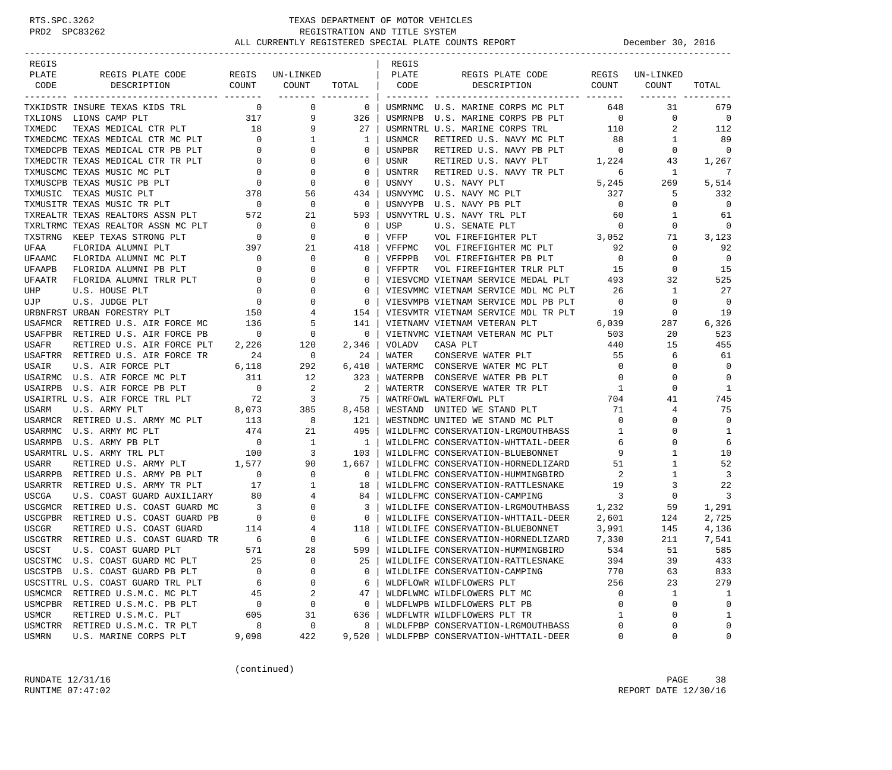TEXAS DEPARTMENT OF MOTOR VEHICLES
REGISTRATION AND TITLE SYSTEM
ALL CURRENTLY REGISTERED SPECIAL PLATE COUNTS REPORT — December 30, 2016

| REGIS PLATE CODE | REGIS PLATE CODE DESCRIPTION | REGIS COUNT | UN-LINKED COUNT | TOTAL |
|---|---|---|---|---|
| TXKIDSTR | INSURE TEXAS KIDS TRL | 0 | 0 | 0 |
| TXLIONS | LIONS CAMP PLT | 317 | 9 | 326 |
| TXMEDC | TEXAS MEDICAL CTR PLT | 18 | 9 | 27 |
| TXMEDCMC | TEXAS MEDICAL CTR MC PLT | 0 | 1 | 1 |
| TXMEDCPB | TEXAS MEDICAL CTR PB PLT | 0 | 0 | 0 |
| TXMEDCTR | TEXAS MEDICAL CTR TR PLT | 0 | 0 | 0 |
| TXMUSCMC | TEXAS MUSIC MC PLT | 0 | 0 | 0 |
| TXMUSCPB | TEXAS MUSIC PB PLT | 0 | 0 | 0 |
| TXMUSIC | TEXAS MUSIC PLT | 378 | 56 | 434 |
| TXMUSITR | TEXAS MUSIC TR PLT | 0 | 0 | 0 |
| TXREALTR | TEXAS REALTORS ASSN PLT | 572 | 21 | 593 |
| TXRLTRMC | TEXAS REALTOR ASSN MC PLT | 0 | 0 | 0 |
| TXSTRNG | KEEP TEXAS STRONG PLT | 0 | 0 | 0 |
| UFAA | FLORIDA ALUMNI PLT | 397 | 21 | 418 |
| UFAAMC | FLORIDA ALUMNI MC PLT | 0 | 0 | 0 |
| UFAAPB | FLORIDA ALUMNI PB PLT | 0 | 0 | 0 |
| UFAATR | FLORIDA ALUMNI TRLR PLT | 0 | 0 | 0 |
| UHP | U.S. HOUSE PLT | 0 | 0 | 0 |
| UJP | U.S. JUDGE PLT | 0 | 0 | 0 |
| URBNFRST | URBAN FORESTRY PLT | 150 | 4 | 154 |
| USAFMCR | RETIRED U.S. AIR FORCE MC | 136 | 5 | 141 |
| USAFPBR | RETIRED U.S. AIR FORCE PB | 0 | 0 | 0 |
| USAFR | RETIRED U.S. AIR FORCE PLT | 2,226 | 120 | 2,346 |
| USAFTRR | RETIRED U.S. AIR FORCE TR | 24 | 0 | 24 |
| USAIR | U.S. AIR FORCE PLT | 6,118 | 292 | 6,410 |
| USAIRMC | U.S. AIR FORCE MC PLT | 311 | 12 | 323 |
| USAIRPB | U.S. AIR FORCE PB PLT | 0 | 2 | 2 |
| USAIRTRL | U.S. AIR FORCE TRL PLT | 72 | 3 | 75 |
| USARM | U.S. ARMY PLT | 8,073 | 385 | 8,458 |
| USARMCR | RETIRED U.S. ARMY MC PLT | 113 | 8 | 121 |
| USARMMC | U.S. ARMY MC PLT | 474 | 21 | 495 |
| USARMPB | U.S. ARMY PB PLT | 0 | 1 | 1 |
| USARMTRL | U.S. ARMY TRL PLT | 100 | 3 | 103 |
| USARR | RETIRED U.S. ARMY PLT | 1,577 | 90 | 1,667 |
| USARRPB | RETIRED U.S. ARMY PB PLT | 0 | 0 | 0 |
| USARRTR | RETIRED U.S. ARMY TR PLT | 17 | 1 | 18 |
| USCGA | U.S. COAST GUARD AUXILIARY | 80 | 4 | 84 |
| USCGMCR | RETIRED U.S. COAST GUARD MC | 3 | 0 | 3 |
| USCGPBR | RETIRED U.S. COAST GUARD PB | 0 | 0 | 0 |
| USCGR | RETIRED U.S. COAST GUARD | 114 | 4 | 118 |
| USCGTRR | RETIRED U.S. COAST GUARD TR | 6 | 0 | 6 |
| USCST | U.S. COAST GUARD PLT | 571 | 28 | 599 |
| USCSTMC | U.S. COAST GUARD MC PLT | 25 | 0 | 25 |
| USCSTPB | U.S. COAST GUARD PB PLT | 0 | 0 | 0 |
| USCSTTRL | U.S. COAST GUARD TRL PLT | 6 | 0 | 6 |
| USMCMCR | RETIRED U.S.M.C. MC PLT | 45 | 2 | 47 |
| USMCPBR | RETIRED U.S.M.C. PB PLT | 0 | 0 | 0 |
| USMCR | RETIRED U.S.M.C. PLT | 605 | 31 | 636 |
| USMCTRR | RETIRED U.S.M.C. TR PLT | 8 | 0 | 8 |
| USMRN | U.S. MARINE CORPS PLT | 9,098 | 422 | 9,520 |
| USMRNMC | U.S. MARINE CORPS MC PLT | 648 | 31 | 679 |
| USMRNPB | U.S. MARINE CORPS PB PLT | 0 | 0 | 0 |
| USMRNTRL | U.S. MARINE CORPS TRL | 110 | 2 | 112 |
| USNMCR | RETIRED U.S. NAVY MC PLT | 88 | 1 | 89 |
| USNPBR | RETIRED U.S. NAVY PB PLT | 0 | 0 | 0 |
| USNR | RETIRED U.S. NAVY PLT | 1,224 | 43 | 1,267 |
| USNTRR | RETIRED U.S. NAVY TR PLT | 6 | 1 | 7 |
| USNVY | U.S. NAVY PLT | 5,245 | 269 | 5,514 |
| USNVYMC | U.S. NAVY MC PLT | 327 | 5 | 332 |
| USNVYPB | U.S. NAVY PB PLT | 0 | 0 | 0 |
| USNVYTRL | U.S. NAVY TRL PLT | 60 | 1 | 61 |
| USP | U.S. SENATE PLT | 0 | 0 | 0 |
| VFFP | VOL FIREFIGHTER PLT | 3,052 | 71 | 3,123 |
| VFFPMC | VOL FIREFIGHTER MC PLT | 92 | 0 | 92 |
| VFFPPB | VOL FIREFIGHTER PB PLT | 0 | 0 | 0 |
| VFFPTR | VOL FIREFIGHTER TRLR PLT | 15 | 0 | 15 |
| VIESVCMD | VIETNAM SERVICE MEDAL PLT | 493 | 32 | 525 |
| VIESVMMC | VIETNAM SERVICE MDL MC PLT | 26 | 1 | 27 |
| VIESVMPB | VIETNAM SERVICE MDL PB PLT | 0 | 0 | 0 |
| VIESVMTR | VIETNAM SERVICE MDL TR PLT | 19 | 0 | 19 |
| VIETNAMV | VIETNAM VETERAN PLT | 6,039 | 287 | 6,326 |
| VIETNVMC | VIETNAM VETERAN MC PLT | 503 | 20 | 523 |
| VOLADV | CASA PLT | 440 | 15 | 455 |
| WATER | CONSERVE WATER PLT | 55 | 6 | 61 |
| WATERMC | CONSERVE WATER MC PLT | 0 | 0 | 0 |
| WATERPB | CONSERVE WATER PB PLT | 0 | 0 | 0 |
| WATERTR | CONSERVE WATER TR PLT | 1 | 0 | 1 |
| WATRFOWL | WATERFOWL PLT | 704 | 41 | 745 |
| WESTAND | UNITED WE STAND PLT | 71 | 4 | 75 |
| WESTNDMC | UNITED WE STAND MC PLT | 0 | 0 | 0 |
| WILDLFMC | CONSERVATION-LRGMOUTHBASS | 1 | 0 | 1 |
| WILDLFMC | CONSERVATION-WHTTAIL-DEER | 6 | 0 | 6 |
| WILDLFMC | CONSERVATION-BLUEBONNET | 9 | 1 | 10 |
| WILDLFMC | CONSERVATION-HORNEDLIZARD | 51 | 1 | 52 |
| WILDLFMC | CONSERVATION-HUMMINGBIRD | 2 | 1 | 3 |
| WILDLFMC | CONSERVATION-RATTLESNAKE | 19 | 3 | 22 |
| WILDLFMC | CONSERVATION-CAMPING | 3 | 0 | 3 |
| WILDLIFE | CONSERVATION-LRGMOUTHBASS | 1,232 | 59 | 1,291 |
| WILDLIFE | CONSERVATION-WHTTAIL-DEER | 2,601 | 124 | 2,725 |
| WILDLIFE | CONSERVATION-BLUEBONNET | 3,991 | 145 | 4,136 |
| WILDLIFE | CONSERVATION-HORNEDLIZARD | 7,330 | 211 | 7,541 |
| WILDLIFE | CONSERVATION-HUMMINGBIRD | 534 | 51 | 585 |
| WILDLIFE | CONSERVATION-RATTLESNAKE | 394 | 39 | 433 |
| WILDLIFE | CONSERVATION-CAMPING | 770 | 63 | 833 |
| WLDFLOWR | WILDFLOWERS PLT | 256 | 23 | 279 |
| WLDFLWMC | WILDFLOWERS PLT MC | 0 | 1 | 1 |
| WLDFLWPB | WILDFLOWERS PLT PB | 0 | 0 | 0 |
| WLDFLWTR | WILDFLOWERS PLT TR | 1 | 0 | 1 |
| WLDLFPBP | CONSERVATION-LRGMOUTHBASS | 0 | 0 | 0 |
| WLDLFPBP | CONSERVATION-WHTTAIL-DEER | 0 | 0 | 0 |

(continued)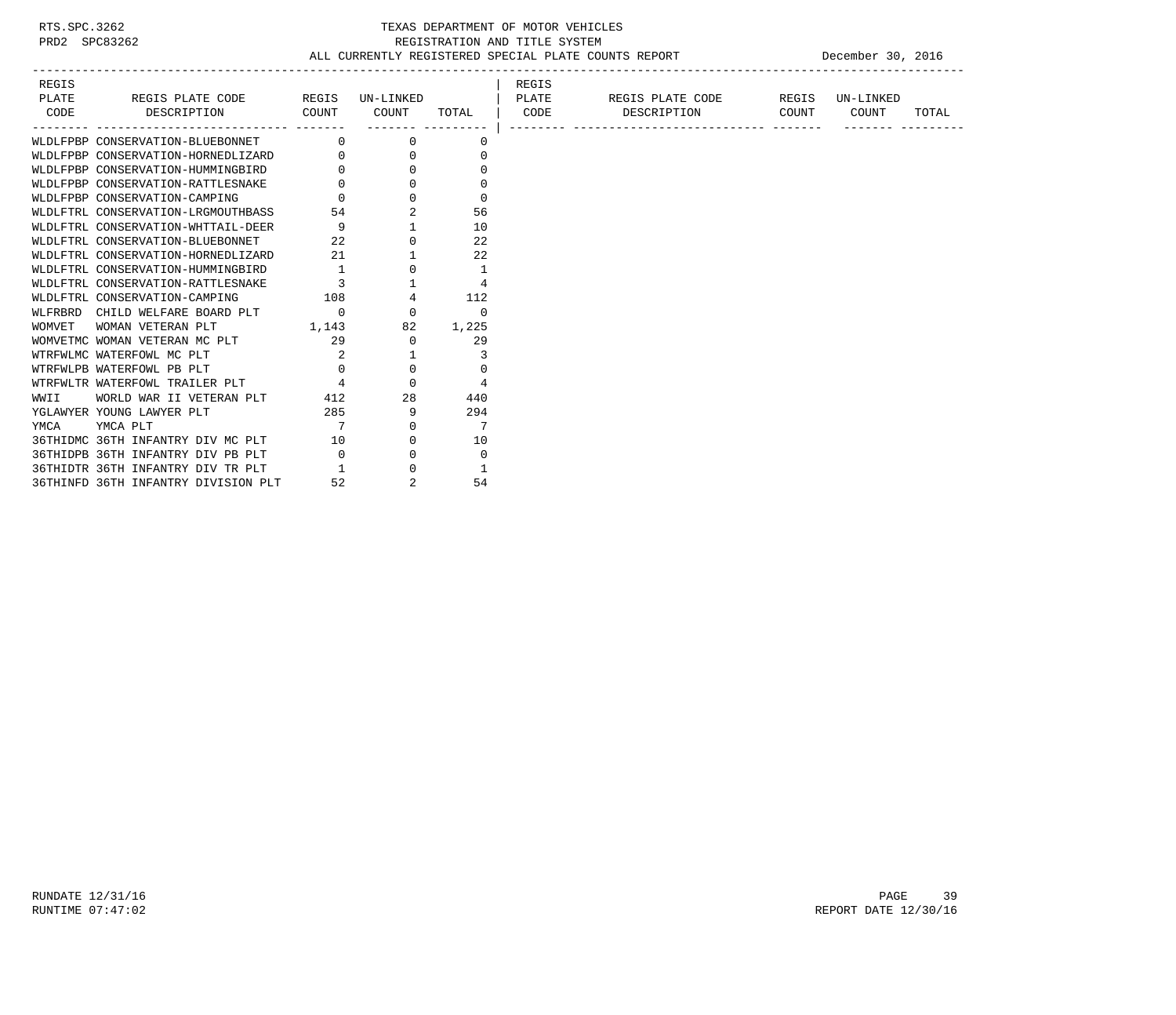RTS.SPC.3262
PRD2 SPC83262

# TEXAS DEPARTMENT OF MOTOR VEHICLES
## REGISTRATION AND TITLE SYSTEM
### ALL CURRENTLY REGISTERED SPECIAL PLATE COUNTS REPORT

December 30, 2016

| REGIS PLATE CODE | REGIS PLATE CODE DESCRIPTION | REGIS COUNT | UN-LINKED COUNT | TOTAL |
|---|---|---|---|---|
| WLDLFPBP | CONSERVATION-BLUEBONNET | 0 | 0 | 0 |
| WLDLFPBP | CONSERVATION-HORNEDLIZARD | 0 | 0 | 0 |
| WLDLFPBP | CONSERVATION-HUMMINGBIRD | 0 | 0 | 0 |
| WLDLFPBP | CONSERVATION-RATTLESNAKE | 0 | 0 | 0 |
| WLDLFPBP | CONSERVATION-CAMPING | 0 | 0 | 0 |
| WLDLFTRL | CONSERVATION-LRGMOUTHBASS | 54 | 2 | 56 |
| WLDLFTRL | CONSERVATION-WHTTAIL-DEER | 9 | 1 | 10 |
| WLDLFTRL | CONSERVATION-BLUEBONNET | 22 | 0 | 22 |
| WLDLFTRL | CONSERVATION-HORNEDLIZARD | 21 | 1 | 22 |
| WLDLFTRL | CONSERVATION-HUMMINGBIRD | 1 | 0 | 1 |
| WLDLFTRL | CONSERVATION-RATTLESNAKE | 3 | 1 | 4 |
| WLDLFTRL | CONSERVATION-CAMPING | 108 | 4 | 112 |
| WLFRBRD | CHILD WELFARE BOARD PLT | 0 | 0 | 0 |
| WOMVET | WOMAN VETERAN PLT | 1,143 | 82 | 1,225 |
| WOMVETMC | WOMAN VETERAN MC PLT | 29 | 0 | 29 |
| WTRFWLMC | WATERFOWL MC PLT | 2 | 1 | 3 |
| WTRFWLPB | WATERFOWL PB PLT | 0 | 0 | 0 |
| WTRFWLTR | WATERFOWL TRAILER PLT | 4 | 0 | 4 |
| WWII | WORLD WAR II VETERAN PLT | 412 | 28 | 440 |
| YGLAWYER | YOUNG LAWYER PLT | 285 | 9 | 294 |
| YMCA | YMCA PLT | 7 | 0 | 7 |
| 36THIDMC | 36TH INFANTRY DIV MC PLT | 10 | 0 | 10 |
| 36THIDPB | 36TH INFANTRY DIV PB PLT | 0 | 0 | 0 |
| 36THIDTR | 36TH INFANTRY DIV TR PLT | 1 | 0 | 1 |
| 36THINFD | 36TH INFANTRY DIVISION PLT | 52 | 2 | 54 |

RUNDATE 12/31/16
RUNTIME 07:47:02

REPORT DATE 12/30/16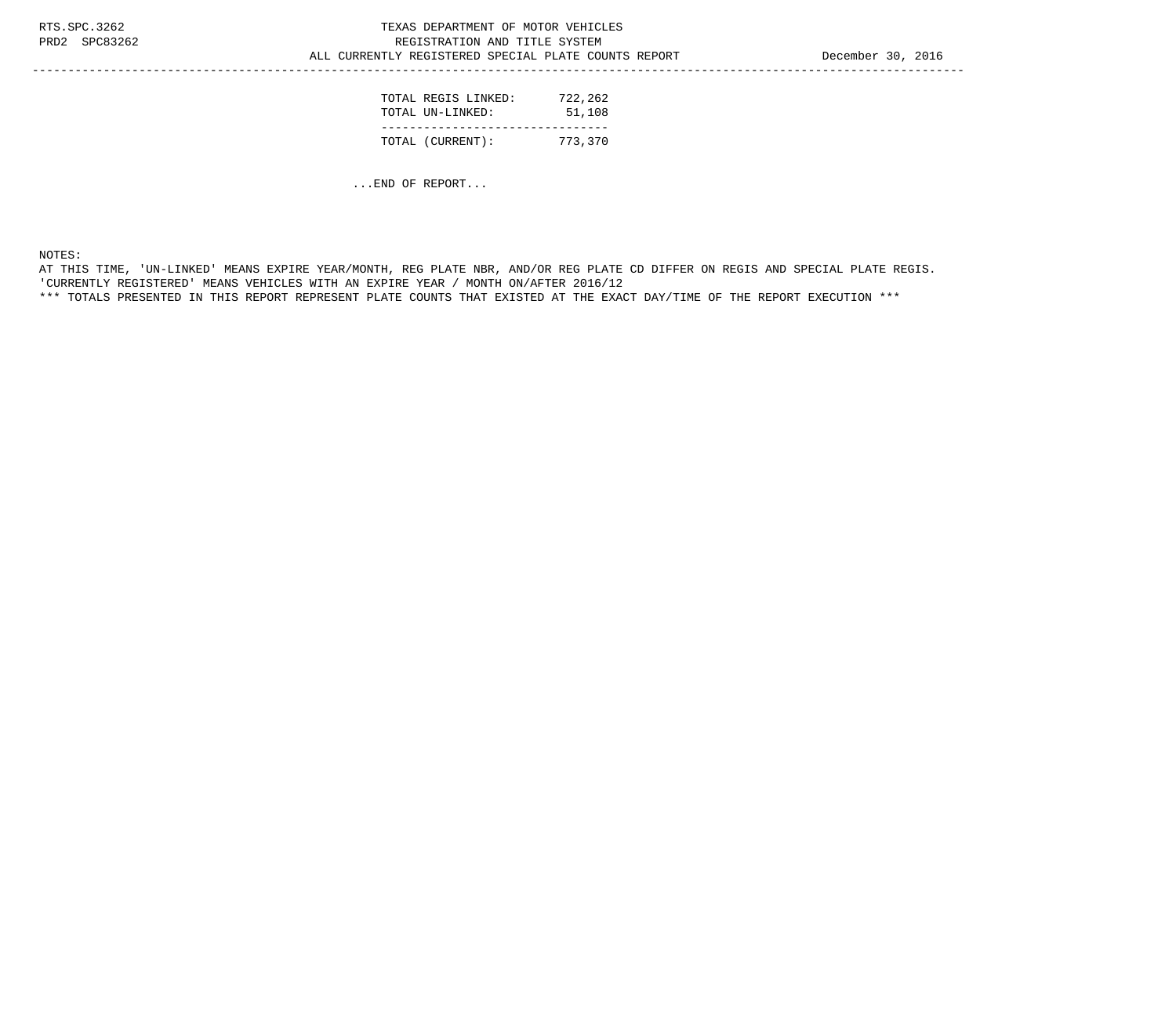RTS.SPC.3262
PRD2 SPC83262

TEXAS DEPARTMENT OF MOTOR VEHICLES
REGISTRATION AND TITLE SYSTEM
ALL CURRENTLY REGISTERED SPECIAL PLATE COUNTS REPORT

December 30, 2016

| | |
|---|---|
| TOTAL REGIS LINKED: | 722,262 |
| TOTAL UN-LINKED: | 51,108 |
| TOTAL (CURRENT): | 773,370 |

...END OF REPORT...

NOTES:
AT THIS TIME, 'UN-LINKED' MEANS EXPIRE YEAR/MONTH, REG PLATE NBR, AND/OR REG PLATE CD DIFFER ON REGIS AND SPECIAL PLATE REGIS.
'CURRENTLY REGISTERED' MEANS VEHICLES WITH AN EXPIRE YEAR / MONTH ON/AFTER 2016/12
*** TOTALS PRESENTED IN THIS REPORT REPRESENT PLATE COUNTS THAT EXISTED AT THE EXACT DAY/TIME OF THE REPORT EXECUTION ***